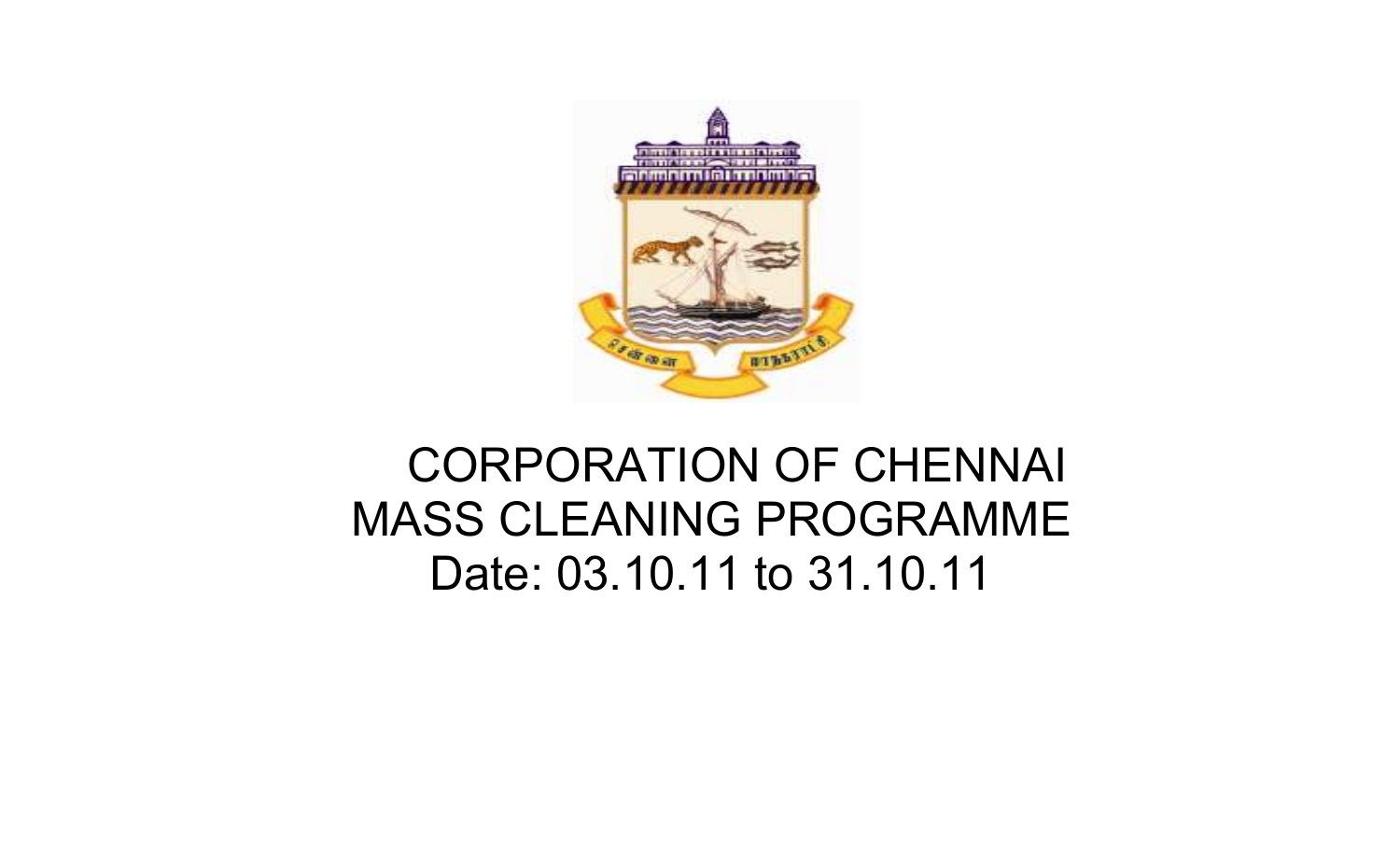# CORPORATION OF CHENNAI

## MASS CLEANING PROGRAMME

Date: 03.10.11 to 31.10.11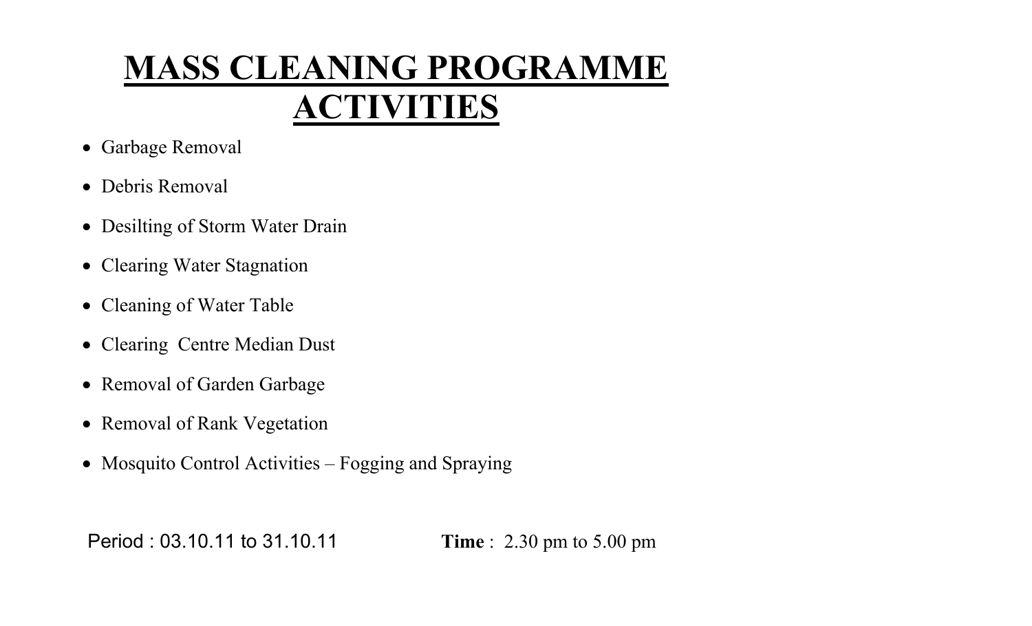# MASS CLEANING PROGRAMME ACTIVITIES

- Garbage Removal
- Debris Removal
- Desilting of Storm Water Drain
- Clearing Water Stagnation
- Cleaning of Water Table
- Clearing Centre Median Dust
- Removal of Garden Garbage
- Removal of Rank Vegetation
- Mosquito Control Activities – Fogging and Spraying

Period : 03.10.11 to 31.10.11 **Time** : 2.30 pm to 5.00 pm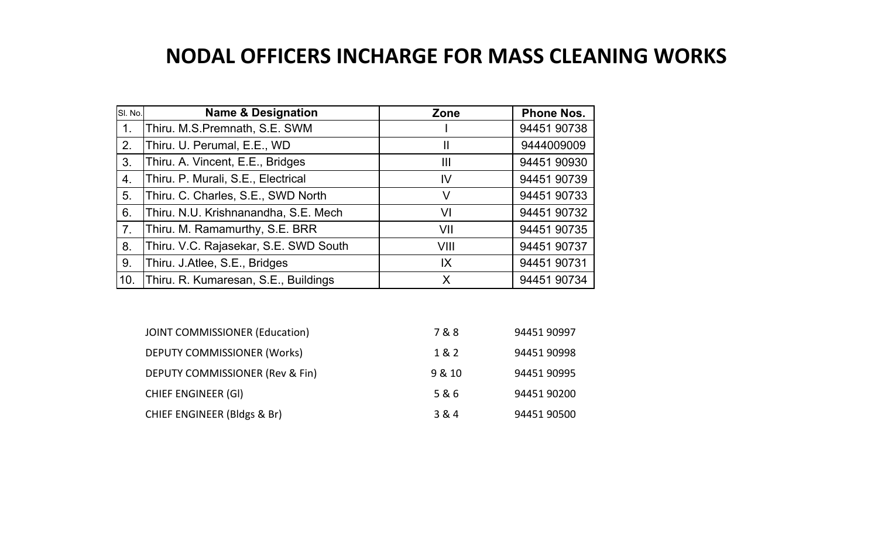# NODAL OFFICERS INCHARGE FOR MASS CLEANING WORKS

| Sl. No. | Name & Designation | Zone | Phone Nos. |
|---|---|---|---|
| 1. | Thiru. M.S.Premnath, S.E. SWM | I | 94451 90738 |
| 2. | Thiru. U. Perumal, E.E., WD | II | 9444009009 |
| 3. | Thiru. A. Vincent, E.E., Bridges | III | 94451 90930 |
| 4. | Thiru. P. Murali, S.E., Electrical | IV | 94451 90739 |
| 5. | Thiru. C. Charles, S.E., SWD North | V | 94451 90733 |
| 6. | Thiru. N.U. Krishnanandha, S.E. Mech | VI | 94451 90732 |
| 7. | Thiru. M. Ramamurthy, S.E. BRR | VII | 94451 90735 |
| 8. | Thiru. V.C. Rajasekar, S.E. SWD South | VIII | 94451 90737 |
| 9. | Thiru. J.Atlee, S.E., Bridges | IX | 94451 90731 |
| 10. | Thiru. R. Kumaresan, S.E., Buildings | X | 94451 90734 |

| | | |
|---|---|---|
| JOINT COMMISSIONER (Education) | 7 & 8 | 94451 90997 |
| DEPUTY COMMISSIONER (Works) | 1 & 2 | 94451 90998 |
| DEPUTY COMMISSIONER (Rev & Fin) | 9 & 10 | 94451 90995 |
| CHIEF ENGINEER (Gl) | 5 & 6 | 94451 90200 |
| CHIEF ENGINEER (Bldgs & Br) | 3 & 4 | 94451 90500 |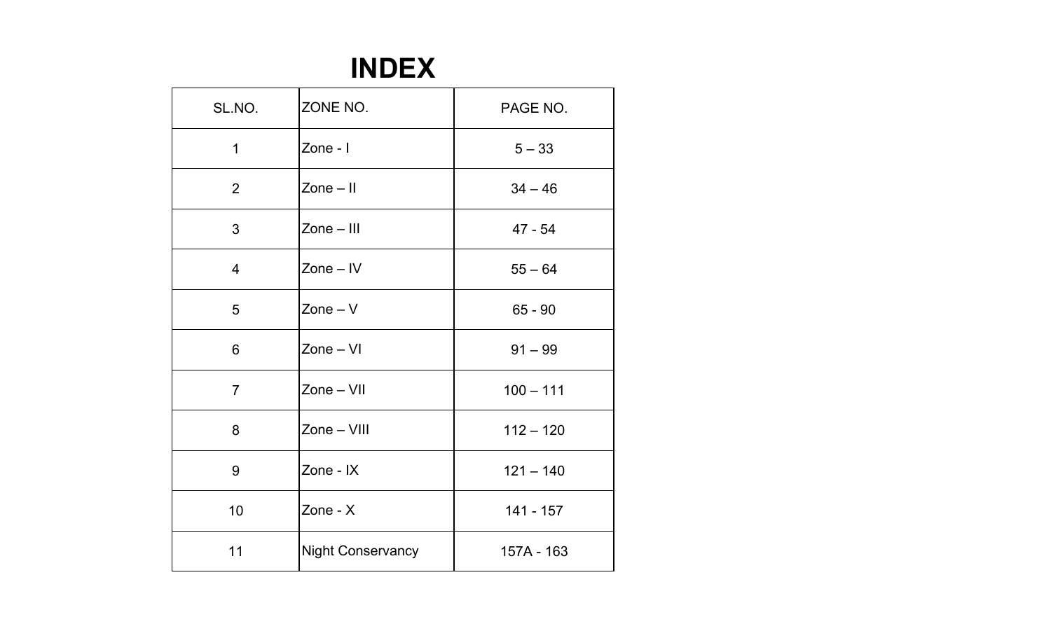# INDEX

| SL.NO. | ZONE NO. | PAGE NO. |
|---|---|---|
| 1 | Zone - I | 5 – 33 |
| 2 | Zone – II | 34 – 46 |
| 3 | Zone – III | 47 - 54 |
| 4 | Zone – IV | 55 – 64 |
| 5 | Zone – V | 65 - 90 |
| 6 | Zone – VI | 91 – 99 |
| 7 | Zone – VII | 100 – 111 |
| 8 | Zone – VIII | 112 – 120 |
| 9 | Zone - IX | 121 – 140 |
| 10 | Zone - X | 141 - 157 |
| 11 | Night Conservancy | 157A - 163 |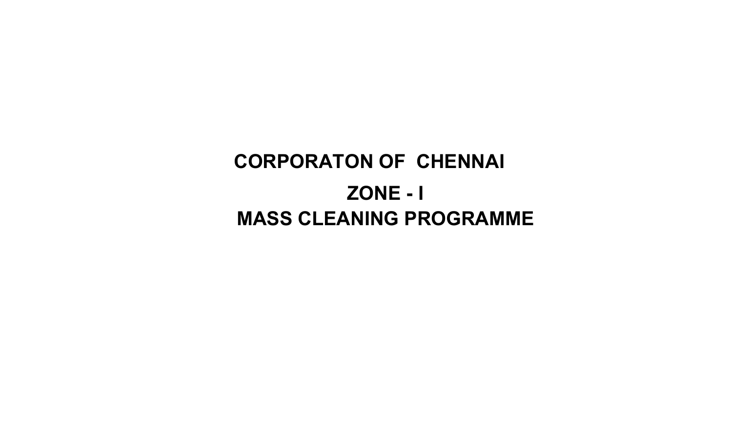# CORPORATON OF CHENNAI

## ZONE - I

## MASS CLEANING PROGRAMME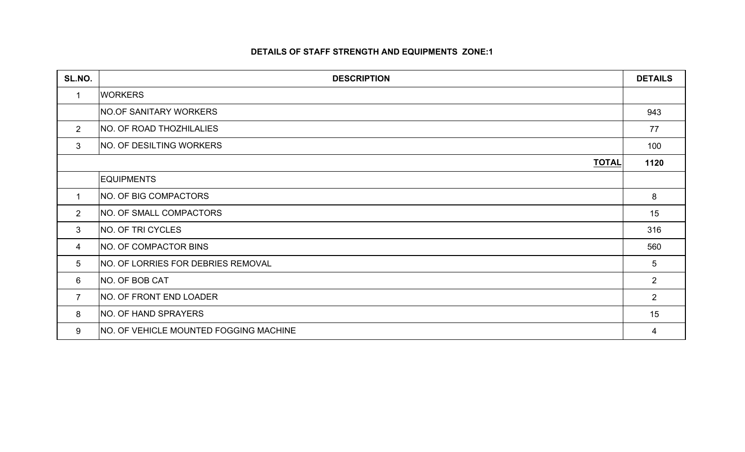## DETAILS OF STAFF STRENGTH AND EQUIPMENTS ZONE:1

| SL.NO. | DESCRIPTION | DETAILS |
|---|---|---|
| 1 | WORKERS | |
| | NO.OF SANITARY WORKERS | 943 |
| 2 | NO. OF ROAD THOZHILALIES | 77 |
| 3 | NO. OF DESILTING WORKERS | 100 |
| | **TOTAL** | **1120** |
| | EQUIPMENTS | |
| 1 | NO. OF BIG COMPACTORS | 8 |
| 2 | NO. OF SMALL COMPACTORS | 15 |
| 3 | NO. OF TRI CYCLES | 316 |
| 4 | NO. OF COMPACTOR BINS | 560 |
| 5 | NO. OF LORRIES FOR DEBRIES REMOVAL | 5 |
| 6 | NO. OF BOB CAT | 2 |
| 7 | NO. OF FRONT END LOADER | 2 |
| 8 | NO. OF HAND SPRAYERS | 15 |
| 9 | NO. OF VEHICLE MOUNTED FOGGING MACHINE | 4 |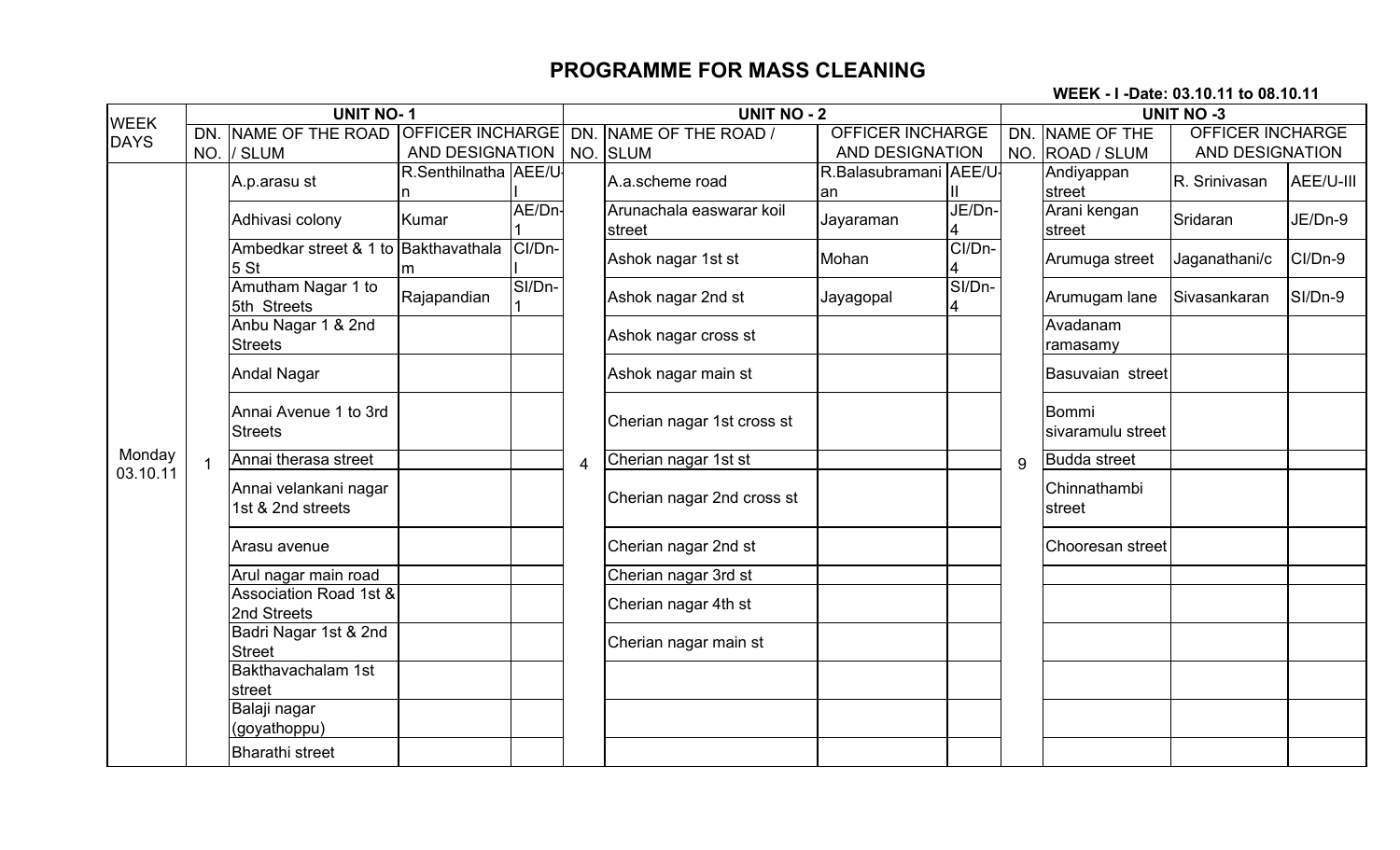# PROGRAMME FOR MASS CLEANING

**WEEK - I -Date: 03.10.11 to 08.10.11**

| WEEK DAYS | UNIT NO- 1 | | | | UNIT NO - 2 | | | | UNIT NO -3 | | | |
|---|---|---|---|---|---|---|---|---|---|---|---|---|
| | DN. NO. | NAME OF THE ROAD / SLUM | OFFICER INCHARGE AND DESIGNATION | | DN. NO. | NAME OF THE ROAD / SLUM | OFFICER INCHARGE AND DESIGNATION | | DN. NO. | NAME OF THE ROAD / SLUM | OFFICER INCHARGE AND DESIGNATION | |
| Monday 03.10.11 | 1 | A.p.arasu st | R.Senthilnathan | AEE/U-I | 4 | A.a.scheme road | R.Balasubramanian | AEE/U-II | 9 | Andiyappan street | R. Srinivasan | AEE/U-III |
| | | Adhivasi colony | Kumar | AE/Dn-1 | | Arunachala easwarar koil street | Jayaraman | JE/Dn-4 | | Arani kengan street | Sridaran | JE/Dn-9 |
| | | Ambedkar street & 1 to 5 St | Bakthavathalam | CI/Dn-I | | Ashok nagar 1st st | Mohan | CI/Dn-4 | | Arumuga street | Jaganathani/c | CI/Dn-9 |
| | | Amutham Nagar 1 to 5th Streets | Rajapandian | SI/Dn-1 | | Ashok nagar 2nd st | Jayagopal | SI/Dn-4 | | Arumugam lane | Sivasankaran | SI/Dn-9 |
| | | Anbu Nagar 1 & 2nd Streets | | | | Ashok nagar cross st | | | | Avadanam ramasamy | | |
| | | Andal Nagar | | | | Ashok nagar main st | | | | Basuvaian street | | |
| | | Annai Avenue 1 to 3rd Streets | | | | Cherian nagar 1st cross st | | | | Bommi sivaramulu street | | |
| | | Annai therasa street | | | | Cherian nagar 1st st | | | | Budda street | | |
| | | Annai velankani nagar 1st & 2nd streets | | | | Cherian nagar 2nd cross st | | | | Chinnathambi street | | |
| | | Arasu avenue | | | | Cherian nagar 2nd st | | | | Chooresan street | | |
| | | Arul nagar main road | | | | Cherian nagar 3rd st | | | | | | |
| | | Association Road 1st & 2nd Streets | | | | Cherian nagar 4th st | | | | | | |
| | | Badri Nagar 1st & 2nd Street | | | | Cherian nagar main st | | | | | | |
| | | Bakthavachalam 1st street | | | | | | | | | | |
| | | Balaji nagar (goyathoppu) | | | | | | | | | | |
| | | Bharathi street | | | | | | | | | | |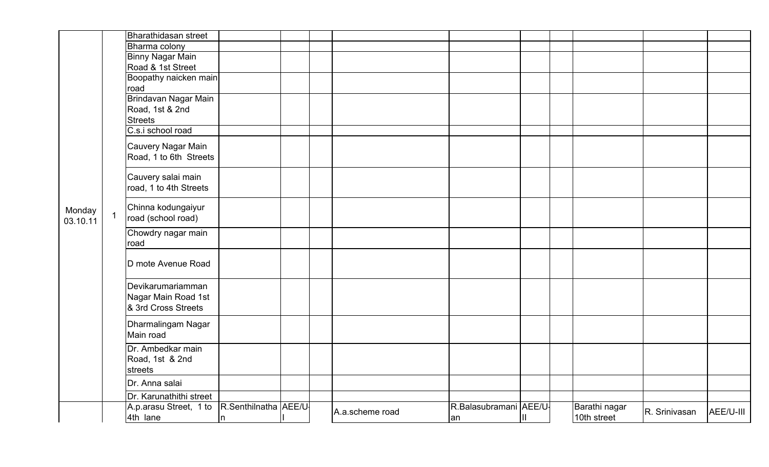| | | | | | | | | | | | | |
|---|---|---|---|---|---|---|---|---|---|---|---|---|
| Monday 03.10.11 | 1 | Bharathidasan street | | | | | | | | | | |
| | | Bharma colony | | | | | | | | | | |
| | | Binny Nagar Main Road & 1st Street | | | | | | | | | | |
| | | Boopathy naicken main road | | | | | | | | | | |
| | | Brindavan Nagar Main Road, 1st & 2nd Streets | | | | | | | | | | |
| | | C.s.i school road | | | | | | | | | | |
| | | Cauvery Nagar Main Road, 1 to 6th Streets | | | | | | | | | | |
| | | Cauvery salai main road, 1 to 4th Streets | | | | | | | | | | |
| | | Chinna kodungaiyur road (school road) | | | | | | | | | | |
| | | Chowdry nagar main road | | | | | | | | | | |
| | | D mote Avenue Road | | | | | | | | | | |
| | | Devikarumariamman Nagar Main Road 1st & 3rd Cross Streets | | | | | | | | | | |
| | | Dharmalingam Nagar Main road | | | | | | | | | | |
| | | Dr. Ambedkar main Road, 1st & 2nd streets | | | | | | | | | | |
| | | Dr. Anna salai | | | | | | | | | | |
| | | Dr. Karunathithi street | | | | | | | | | | |
| | | A.p.arasu Street, 1 to 4th lane | R.Senthilnathan | AEE/U-I | | A.a.scheme road | R.Balasubramanian | AEE/U-II | | Barathi nagar 10th street | R. Srinivasan | AEE/U-III |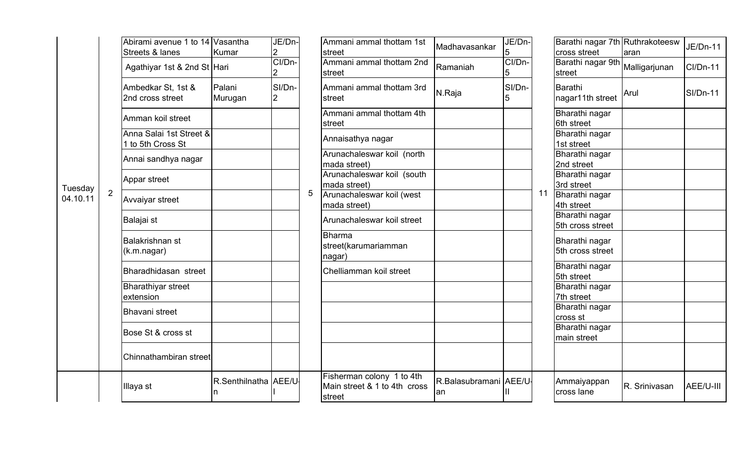| | | | | | | | | | | | | | |
|---|---|---|---|---|---|---|---|---|---|---|---|---|---|
| Tuesday 04.10.11 | 2 | Abirami avenue 1 to 14 Streets & lanes | Vasantha Kumar | JE/Dn-2 | 5 | Ammani ammal thottam 1st street | Madhavasankar | JE/Dn-5 | 11 | Barathi nagar 7th cross street | Ruthrakoteeswaran | JE/Dn-11 |
| | | Agathiyar 1st & 2nd St | Hari | CI/Dn-2 | | Ammani ammal thottam 2nd street | Ramaniah | CI/Dn-5 | | Barathi nagar 9th street | Malligarjunan | CI/Dn-11 |
| | | Ambedkar St, 1st & 2nd cross street | Palani Murugan | SI/Dn-2 | | Ammani ammal thottam 3rd street | N.Raja | SI/Dn-5 | | Barathi nagar11th street | Arul | SI/Dn-11 |
| | | Amman koil street | | | | Ammani ammal thottam 4th street | | | | Bharathi nagar 6th street | | |
| | | Anna Salai 1st Street & 1 to 5th Cross St | | | | Annaisathya nagar | | | | Bharathi nagar 1st street | | |
| | | Annai sandhya nagar | | | | Arunachaleswar koil (north mada street) | | | | Bharathi nagar 2nd street | | |
| | | Appar street | | | | Arunachaleswar koil (south mada street) | | | | Bharathi nagar 3rd street | | |
| | | Avvaiyar street | | | | Arunachaleswar koil (west mada street) | | | | Bharathi nagar 4th street | | |
| | | Balajai st | | | | Arunachaleswar koil street | | | | Bharathi nagar 5th cross street | | |
| | | Balakrishnan st (k.m.nagar) | | | | Bharma street(karumariamman nagar) | | | | Bharathi nagar 5th cross street | | |
| | | Bharadhidasan street | | | | Chelliamman koil street | | | | Bharathi nagar 5th street | | |
| | | Bharathiyar street extension | | | | | | | | Bharathi nagar 7th street | | |
| | | Bhavani street | | | | | | | | Bharathi nagar cross st | | |
| | | Bose St & cross st | | | | | | | | Bharathi nagar main street | | |
| | | Chinnathambiran street | | | | | | | | | | |
| | | Illaya st | R.Senthilnathan | AEE/U-I | | Fisherman colony 1 to 4th Main street & 1 to 4th cross street | R.Balasubramanian | AEE/U-II | | Ammaiyappan cross lane | R. Srinivasan | AEE/U-III |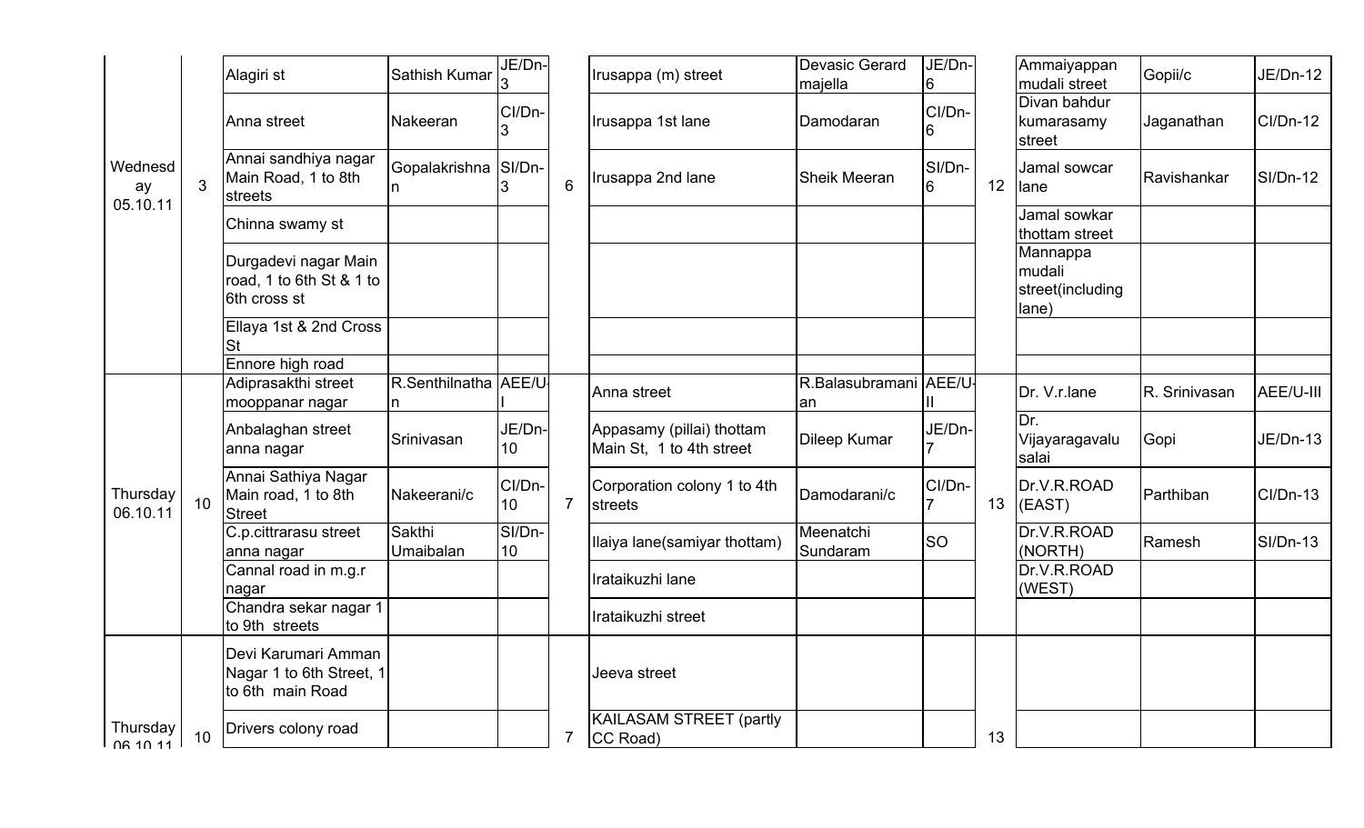| | | | | | | | | | | | | |
|---|---|---|---|---|---|---|---|---|---|---|---|---|
| Wednesday 05.10.11 | 3 | Alagiri st | Sathish Kumar | JE/Dn-3 | 6 | Irusappa (m) street | Devasic Gerard majella | JE/Dn-6 | 12 | Ammaiyappan mudali street | Gopii/c | JE/Dn-12 |
| | | Anna street | Nakeeran | CI/Dn-3 | | Irusappa 1st lane | Damodaran | CI/Dn-6 | | Divan bahdur kumarasamy street | Jaganathan | CI/Dn-12 |
| | | Annai sandhiya nagar Main Road, 1 to 8th streets | Gopalakrishnan | SI/Dn-3 | | Irusappa 2nd lane | Sheik Meeran | SI/Dn-6 | | Jamal sowcar lane | Ravishankar | SI/Dn-12 |
| | | Chinna swamy st | | | | | | | | Jamal sowkar thottam street | | |
| | | Durgadevi nagar Main road, 1 to 6th St & 1 to 6th cross st | | | | | | | | Mannappa mudali street(including lane) | | |
| | | Ellaya 1st & 2nd Cross St | | | | | | | | | | |
| | | Ennore high road | | | | | | | | | | |
| Thursday 06.10.11 | 10 | Adiprasakthi street mooppanar nagar | R.Senthilnathan | AEE/U-I | 7 | Anna street | R.Balasubramanian | AEE/U-II | 13 | Dr. V.r.lane | R. Srinivasan | AEE/U-III |
| | | Anbalaghan street anna nagar | Srinivasan | JE/Dn-10 | | Appasamy (pillai) thottam Main St, 1 to 4th street | Dileep Kumar | JE/Dn-7 | | Dr. Vijayaragavalu salai | Gopi | JE/Dn-13 |
| | | Annai Sathiya Nagar Main road, 1 to 8th Street | Nakeerani/c | CI/Dn-10 | | Corporation colony 1 to 4th streets | Damodarani/c | CI/Dn-7 | | Dr.V.R.ROAD (EAST) | Parthiban | CI/Dn-13 |
| | | C.p.cittrarasu street anna nagar | Sakthi Umaibalan | SI/Dn-10 | | Ilaiya lane(samiyar thottam) | Meenatchi Sundaram | SO | | Dr.V.R.ROAD (NORTH) | Ramesh | SI/Dn-13 |
| | | Cannal road in m.g.r nagar | | | | Irataikuzhi lane | | | | Dr.V.R.ROAD (WEST) | | |
| | | Chandra sekar nagar 1 to 9th streets | | | | Irataikuzhi street | | | | | | |
| Thursday 06.10.11 | 10 | Devi Karumari Amman Nagar 1 to 6th Street, 1 to 6th main Road | | | 7 | Jeeva street | | | 13 | | | |
| | | Drivers colony road | | | | KAILASAM STREET (partly CC Road) | | | | | | |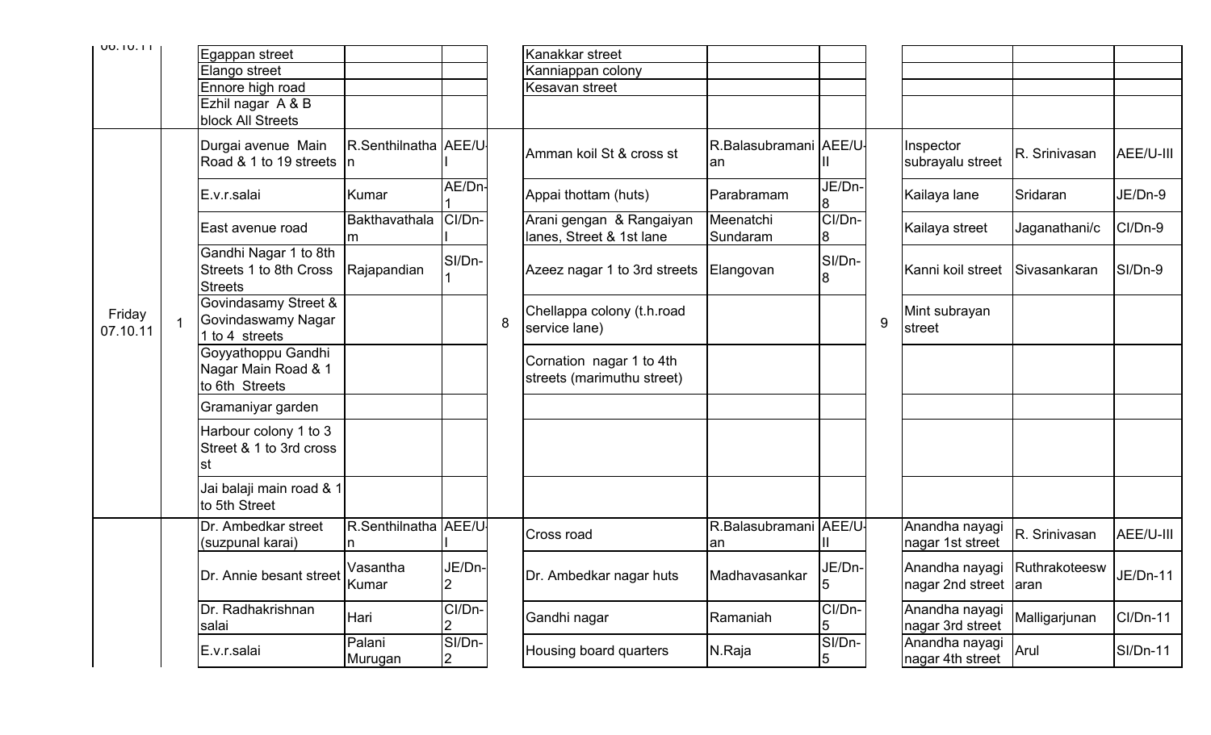| | | | | | | | | | | | | |
|---|---|---|---|---|---|---|---|---|---|---|---|---|
| 06.10.11 | | Egappan street | | | | Kanakkar street | | | | | | |
| | | Elango street | | | | Kanniappan colony | | | | | | |
| | | Ennore high road | | | | Kesavan street | | | | | | |
| | | Ezhil nagar A & B block All Streets | | | | | | | | | | |
| Friday 07.10.11 | 1 | Durgai avenue Main Road & 1 to 19 streets | R.Senthilnathan | AEE/U-I | 8 | Amman koil St & cross st | R.Balasubramanian | AEE/U-II | 9 | Inspector subrayalu street | R. Srinivasan | AEE/U-III |
| | | E.v.r.salai | Kumar | AE/Dn-1 | | Appai thottam (huts) | Parabramam | JE/Dn-8 | | Kailaya lane | Sridaran | JE/Dn-9 |
| | | East avenue road | Bakthavathalam | CI/Dn-I | | Arani gengan & Rangaiyan lanes, Street & 1st lane | Meenatchi Sundaram | CI/Dn-8 | | Kailaya street | Jaganathani/c | CI/Dn-9 |
| | | Gandhi Nagar 1 to 8th Streets 1 to 8th Cross Streets | Rajapandian | SI/Dn-1 | | Azeez nagar 1 to 3rd streets | Elangovan | SI/Dn-8 | | Kanni koil street | Sivasankaran | SI/Dn-9 |
| | | Govindasamy Street & Govindaswamy Nagar 1 to 4 streets | | | | Chellappa colony (t.h.road service lane) | | | | Mint subrayan street | | |
| | | Goyyathoppu Gandhi Nagar Main Road & 1 to 6th Streets | | | | Cornation nagar 1 to 4th streets (marimuthu street) | | | | | | |
| | | Gramaniyar garden | | | | | | | | | | |
| | | Harbour colony 1 to 3 Street & 1 to 3rd cross st | | | | | | | | | | |
| | | Jai balaji main road & 1 to 5th Street | | | | | | | | | | |
| | | Dr. Ambedkar street (suzpunal karai) | R.Senthilnathan | AEE/U-I | | Cross road | R.Balasubramanian | AEE/U-II | | Anandha nayagi nagar 1st street | R. Srinivasan | AEE/U-III |
| | | Dr. Annie besant street | Vasantha Kumar | JE/Dn-2 | | Dr. Ambedkar nagar huts | Madhavasankar | JE/Dn-5 | | Anandha nayagi nagar 2nd street | Ruthrakoteeswaran | JE/Dn-11 |
| | | Dr. Radhakrishnan salai | Hari | CI/Dn-2 | | Gandhi nagar | Ramaniah | CI/Dn-5 | | Anandha nayagi nagar 3rd street | Malligarjunan | CI/Dn-11 |
| | | E.v.r.salai | Palani Murugan | SI/Dn-2 | | Housing board quarters | N.Raja | SI/Dn-5 | | Anandha nayagi nagar 4th street | Arul | SI/Dn-11 |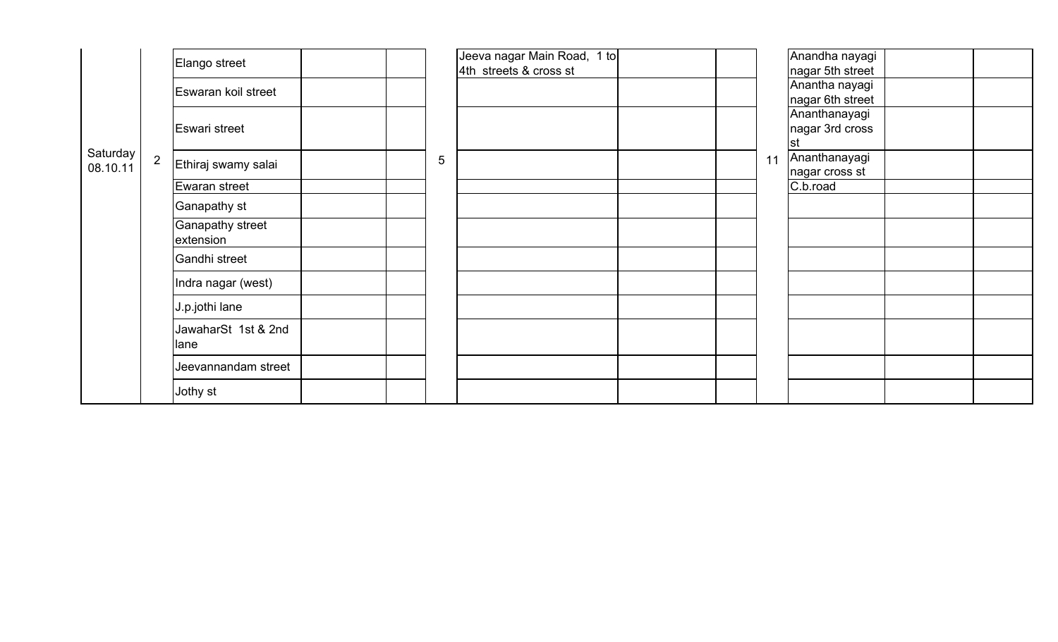| | | | | | | | | | | | | |
|---|---|---|---|---|---|---|---|---|---|---|---|---|
| Saturday 08.10.11 | 2 | Elango street | | | 5 | Jeeva nagar Main Road, 1 to 4th streets & cross st | | | 11 | Anandha nayagi nagar 5th street | | |
| | | Eswaran koil street | | | | | | | | Anantha nayagi nagar 6th street | | |
| | | Eswari street | | | | | | | | Ananthanayagi nagar 3rd cross st | | |
| | | Ethiraj swamy salai | | | | | | | | Ananthanayagi nagar cross st | | |
| | | Ewaran street | | | | | | | | C.b.road | | |
| | | Ganapathy st | | | | | | | | | | |
| | | Ganapathy street extension | | | | | | | | | | |
| | | Gandhi street | | | | | | | | | | |
| | | Indra nagar (west) | | | | | | | | | | |
| | | J.p.jothi lane | | | | | | | | | | |
| | | JawaharSt 1st & 2nd lane | | | | | | | | | | |
| | | Jeevannandam street | | | | | | | | | | |
| | | Jothy st | | | | | | | | | | |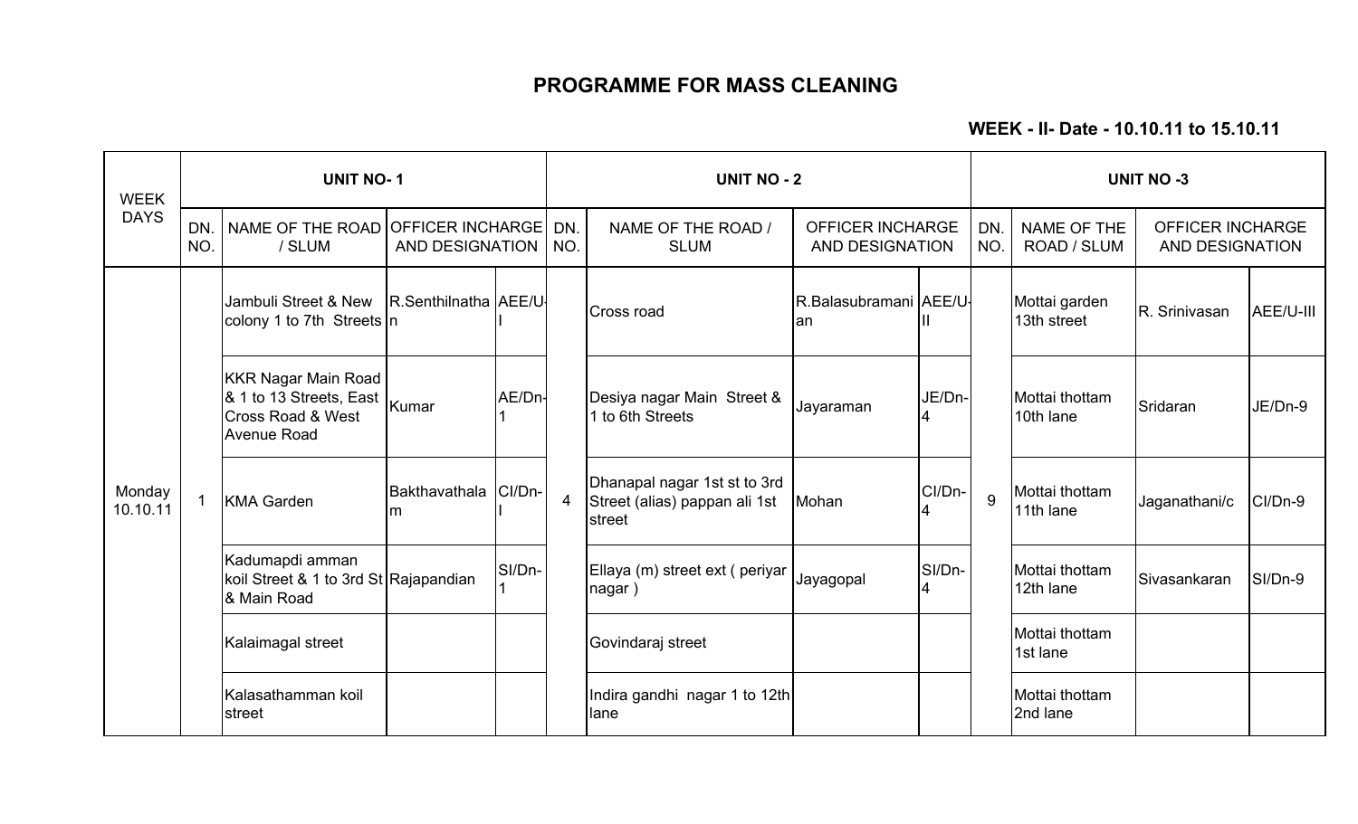# PROGRAMME FOR MASS CLEANING

**WEEK - II- Date - 10.10.11 to 15.10.11**

| WEEK DAYS | UNIT NO- 1 | | | | UNIT NO - 2 | | | | UNIT NO -3 | | | |
|---|---|---|---|---|---|---|---|---|---|---|---|---|
| | DN. NO. | NAME OF THE ROAD / SLUM | OFFICER INCHARGE AND DESIGNATION | | DN. NO. | NAME OF THE ROAD / SLUM | OFFICER INCHARGE AND DESIGNATION | | DN. NO. | NAME OF THE ROAD / SLUM | OFFICER INCHARGE AND DESIGNATION | |
| Monday 10.10.11 | 1 | Jambuli Street & New colony 1 to 7th Streets | R.Senthilnathan | AEE/U-I | 4 | Cross road | R.Balasubramanian | AEE/U-II | 9 | Mottai garden 13th street | R. Srinivasan | AEE/U-III |
| | | KKR Nagar Main Road & 1 to 13 Streets, East Cross Road & West Avenue Road | Kumar | AE/Dn-1 | | Desiya nagar Main Street & 1 to 6th Streets | Jayaraman | JE/Dn-4 | | Mottai thottam 10th lane | Sridaran | JE/Dn-9 |
| | | KMA Garden | Bakthavathalam | CI/Dn-I | | Dhanapal nagar 1st st to 3rd Street (alias) pappan ali 1st street | Mohan | CI/Dn-4 | | Mottai thottam 11th lane | Jaganathani/c | CI/Dn-9 |
| | | Kadumapdi amman koil Street & 1 to 3rd St & Main Road | Rajapandian | SI/Dn-1 | | Ellaya (m) street ext ( periyar nagar ) | Jayagopal | SI/Dn-4 | | Mottai thottam 12th lane | Sivasankaran | SI/Dn-9 |
| | | Kalaimagal street | | | | Govindaraj street | | | | Mottai thottam 1st lane | | |
| | | Kalasathamman koil street | | | | Indira gandhi nagar 1 to 12th lane | | | | Mottai thottam 2nd lane | | |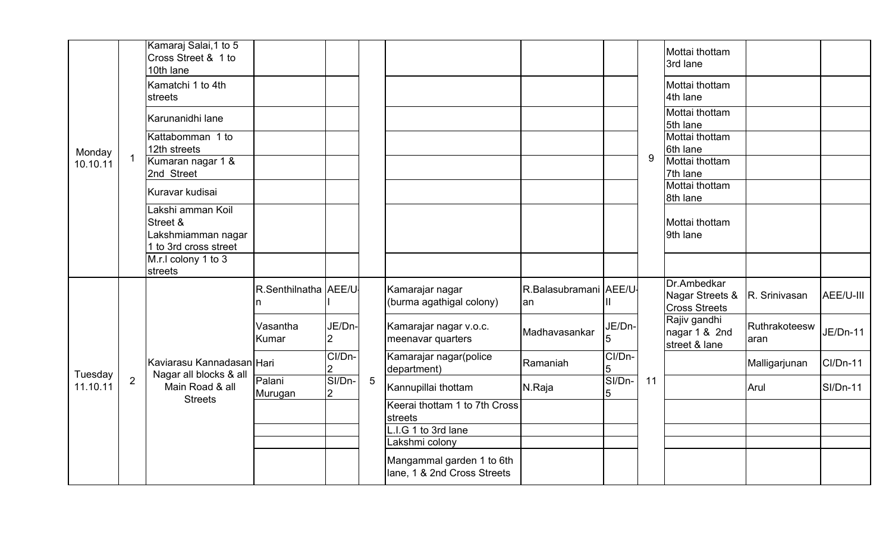| | | | | | | | | | | | | | |
|---|---|---|---|---|---|---|---|---|---|---|---|---|---|
| Monday 10.10.11 | 1 | Kamaraj Salai,1 to 5 Cross Street & 1 to 10th lane | | | | | | | 9 | Mottai thottam 3rd lane | | |
| | | Kamatchi 1 to 4th streets | | | | | | | | Mottai thottam 4th lane | | |
| | | Karunanidhi lane | | | | | | | | Mottai thottam 5th lane | | |
| | | Kattabomman 1 to 12th streets | | | | | | | | Mottai thottam 6th lane | | |
| | | Kumaran nagar 1 & 2nd Street | | | | | | | | Mottai thottam 7th lane | | |
| | | Kuravar kudisai | | | | | | | | Mottai thottam 8th lane | | |
| | | Lakshi amman Koil Street & Lakshmiamman nagar 1 to 3rd cross street | | | | | | | | Mottai thottam 9th lane | | |
| | | M.r.l colony 1 to 3 streets | | | | | | | | | | |
| Tuesday 11.10.11 | 2 | Kaviarasu Kannadasan Nagar all blocks & all Main Road & all Streets | R.Senthilnathan | AEE/U-I | 5 | Kamarajar nagar (burma agathigal colony) | R.Balasubramanian | AEE/U-II | 11 | Dr.Ambedkar Nagar Streets & Cross Streets | R. Srinivasan | AEE/U-III |
| | | | Vasantha Kumar | JE/Dn-2 | | Kamarajar nagar v.o.c. meenavar quarters | Madhavasankar | JE/Dn-5 | | Rajiv gandhi nagar 1 & 2nd street & lane | Ruthrakoteeswaran | JE/Dn-11 |
| | | | Hari | CI/Dn-2 | | Kamarajar nagar(police department) | Ramaniah | CI/Dn-5 | | | Malligarjunan | CI/Dn-11 |
| | | | Palani Murugan | SI/Dn-2 | | Kannupillai thottam | N.Raja | SI/Dn-5 | | | Arul | SI/Dn-11 |
| | | | | | | Keerai thottam 1 to 7th Cross streets | | | | | | |
| | | | | | | L.I.G 1 to 3rd lane | | | | | | |
| | | | | | | Lakshmi colony | | | | | | |
| | | | | | | Mangammal garden 1 to 6th lane, 1 & 2nd Cross Streets | | | | | | |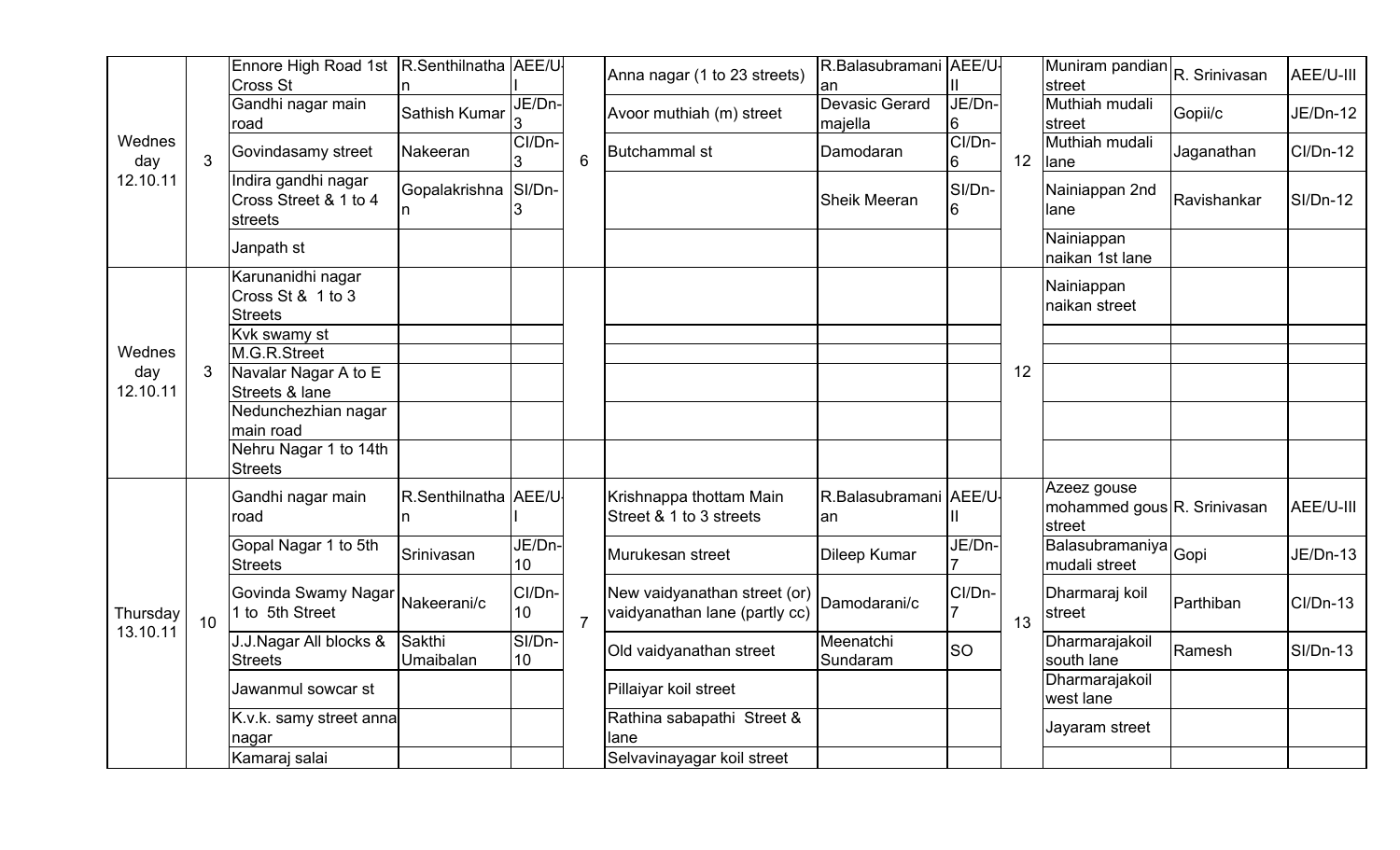| | | | | | | | | | | | | |
|---|---|---|---|---|---|---|---|---|---|---|---|---|
| Wednes day 12.10.11 | 3 | Ennore High Road 1st Cross St | R.Senthilnathan | AEE/U-I | 6 | Anna nagar (1 to 23 streets) | R.Balasubramanian | AEE/U-II | 12 | Muniram pandian street | R. Srinivasan | AEE/U-III |
| | | Gandhi nagar main road | Sathish Kumar | JE/Dn-3 | | Avoor muthiah (m) street | Devasic Gerard majella | JE/Dn-6 | | Muthiah mudali street | Gopii/c | JE/Dn-12 |
| | | Govindasamy street | Nakeeran | CI/Dn-3 | | Butchammal st | Damodaran | CI/Dn-6 | | Muthiah mudali lane | Jaganathan | CI/Dn-12 |
| | | Indira gandhi nagar Cross Street & 1 to 4 streets | Gopalakrishnan | SI/Dn-3 | | | Sheik Meeran | SI/Dn-6 | | Nainiappan 2nd lane | Ravishankar | SI/Dn-12 |
| | | Janpath st | | | | | | | | Nainiappan naikan 1st lane | | |
| Wednes day 12.10.11 | 3 | Karunanidhi nagar Cross St & 1 to 3 Streets | | | | | | | 12 | Nainiappan naikan street | | |
| | | Kvk swamy st | | | | | | | | | | |
| | | M.G.R.Street | | | | | | | | | | |
| | | Navalar Nagar A to E Streets & lane | | | | | | | | | | |
| | | Nedunchezhian nagar main road | | | | | | | | | | |
| | | Nehru Nagar 1 to 14th Streets | | | | | | | | | | |
| Thursday 13.10.11 | 10 | Gandhi nagar main road | R.Senthilnathan | AEE/U-I | 7 | Krishnappa thottam Main Street & 1 to 3 streets | R.Balasubramanian | AEE/U-II | 13 | Azeez gouse mohammed gous street | R. Srinivasan | AEE/U-III |
| | | Gopal Nagar 1 to 5th Streets | Srinivasan | JE/Dn-10 | | Murukesan street | Dileep Kumar | JE/Dn-7 | | Balasubramaniya mudali street | Gopi | JE/Dn-13 |
| | | Govinda Swamy Nagar 1 to 5th Street | Nakeerani/c | CI/Dn-10 | | New vaidyanathan street (or) vaidyanathan lane (partly cc) | Damodarani/c | CI/Dn-7 | | Dharmaraj koil street | Parthiban | CI/Dn-13 |
| | | J.J.Nagar All blocks & Streets | Sakthi Umaibalan | SI/Dn-10 | | Old vaidyanathan street | Meenatchi Sundaram | SO | | Dharmarajakoil south lane | Ramesh | SI/Dn-13 |
| | | Jawanmul sowcar st | | | | Pillaiyar koil street | | | | Dharmarajakoil west lane | | |
| | | K.v.k. samy street anna nagar | | | | Rathina sabapathi Street & lane | | | | Jayaram street | | |
| | | Kamaraj salai | | | | Selvavinayagar koil street | | | | | | |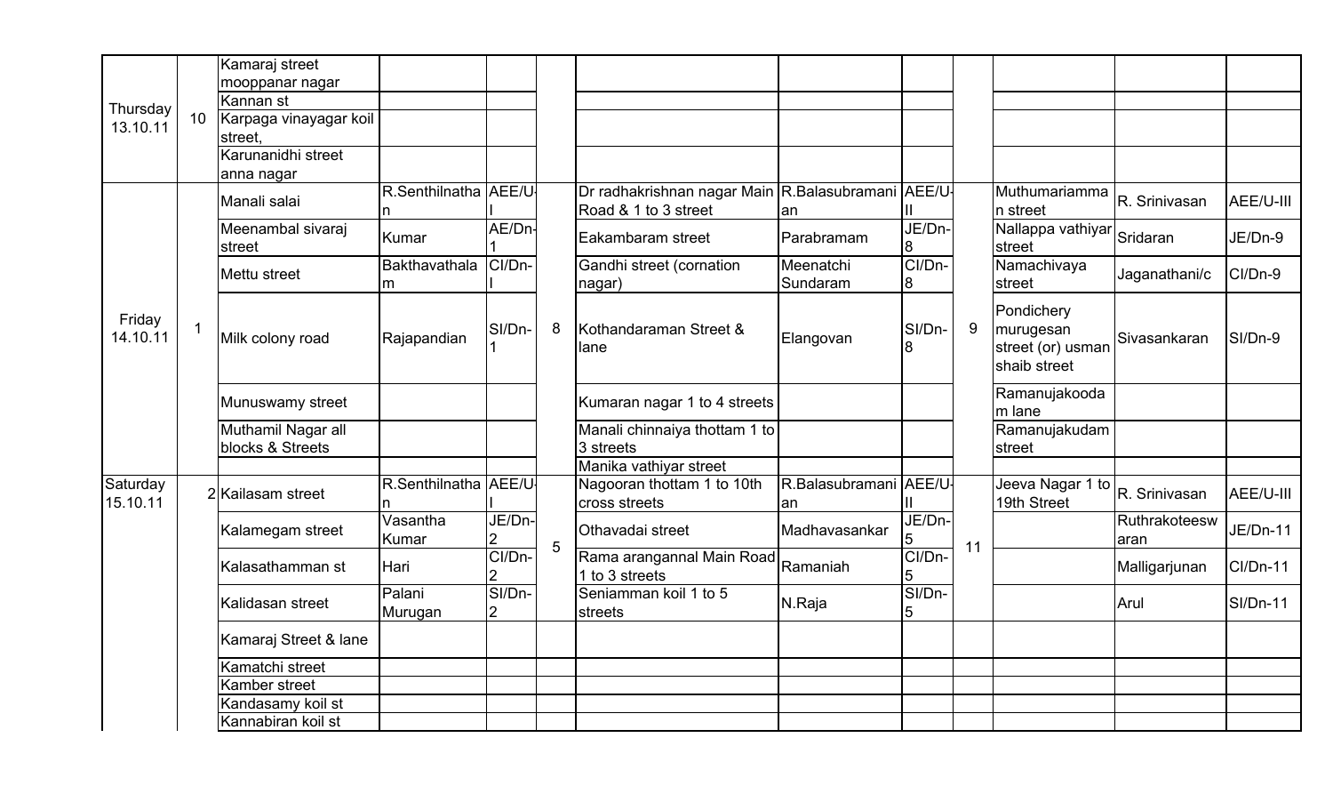| | | | | | | | | | | | |
|---|---|---|---|---|---|---|---|---|---|---|---|
| Thursday 13.10.11 | 10 | Kamaraj street mooppanar nagar | | | | | | | | | | |
| | | Kannan st | | | | | | | | | | |
| | | Karpaga vinayagar koil street, | | | | | | | | | | |
| | | Karunanidhi street anna nagar | | | | | | | | | | |
| Friday 14.10.11 | 1 | Manali salai | R.Senthilnathan | AEE/U-I | 8 | Dr radhakrishnan nagar Main Road & 1 to 3 street | R.Balasubramanian | AEE/U-II | 9 | Muthumariamman street | R. Srinivasan | AEE/U-III |
| | | Meenambal sivaraj street | Kumar | AE/Dn-1 | | Eakambaram street | Parabramam | JE/Dn-8 | | Nallappa vathiyar street | Sridaran | JE/Dn-9 |
| | | Mettu street | Bakthavathalam | CI/Dn-I | | Gandhi street (cornation nagar) | Meenatchi Sundaram | CI/Dn-8 | | Namachivaya street | Jaganathani/c | CI/Dn-9 |
| | | Milk colony road | Rajapandian | SI/Dn-1 | | Kothandaraman Street & lane | Elangovan | SI/Dn-8 | | Pondichery murugesan street (or) usman shaib street | Sivasankaran | SI/Dn-9 |
| | | Munuswamy street | | | | Kumaran nagar 1 to 4 streets | | | | Ramanujakoodam lane | | |
| | | Muthamil Nagar all blocks & Streets | | | | Manali chinnaiya thottam 1 to 3 streets | | | | Ramanujakudam street | | |
| | | | | | | Manika vathiyar street | | | | | | |
| Saturday 15.10.11 | 2 | Kailasam street | R.Senthilnathan | AEE/U-I | 5 | Nagooran thottam 1 to 10th cross streets | R.Balasubramanian | AEE/U-II | 11 | Jeeva Nagar 1 to 19th Street | R. Srinivasan | AEE/U-III |
| | | Kalamegam street | Vasantha Kumar | JE/Dn-2 | | Othavadai street | Madhavasankar | JE/Dn-5 | | | Ruthrakoteeswaran | JE/Dn-11 |
| | | Kalasathamman st | Hari | CI/Dn-2 | | Rama arangannal Main Road 1 to 3 streets | Ramaniah | CI/Dn-5 | | | Malligarjunan | CI/Dn-11 |
| | | Kalidasan street | Palani Murugan | SI/Dn-2 | | Seniamman koil 1 to 5 streets | N.Raja | SI/Dn-5 | | | Arul | SI/Dn-11 |
| | | Kamaraj Street & lane | | | | | | | | | | |
| | | Kamatchi street | | | | | | | | | | |
| | | Kamber street | | | | | | | | | | |
| | | Kandasamy koil st | | | | | | | | | | |
| | | Kannabiran koil st | | | | | | | | | | |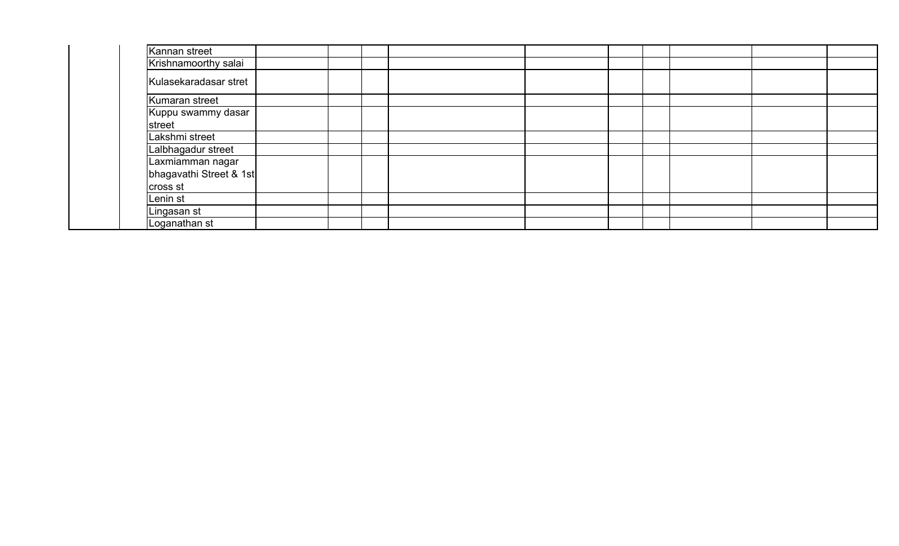| | | | | | | | | | | | | |
|---|---|---|---|---|---|---|---|---|---|---|---|---|
| | | Kannan street | | | | | | | | | | |
| | | Krishnamoorthy salai | | | | | | | | | | |
| | | Kulasekaradasar stret | | | | | | | | | | |
| | | Kumaran street | | | | | | | | | | |
| | | Kuppu swammy dasar street | | | | | | | | | | |
| | | Lakshmi street | | | | | | | | | | |
| | | Lalbhagadur street | | | | | | | | | | |
| | | Laxmiamman nagar bhagavathi Street & 1st cross st | | | | | | | | | | |
| | | Lenin st | | | | | | | | | | |
| | | Lingasan st | | | | | | | | | | |
| | | Loganathan st | | | | | | | | | | |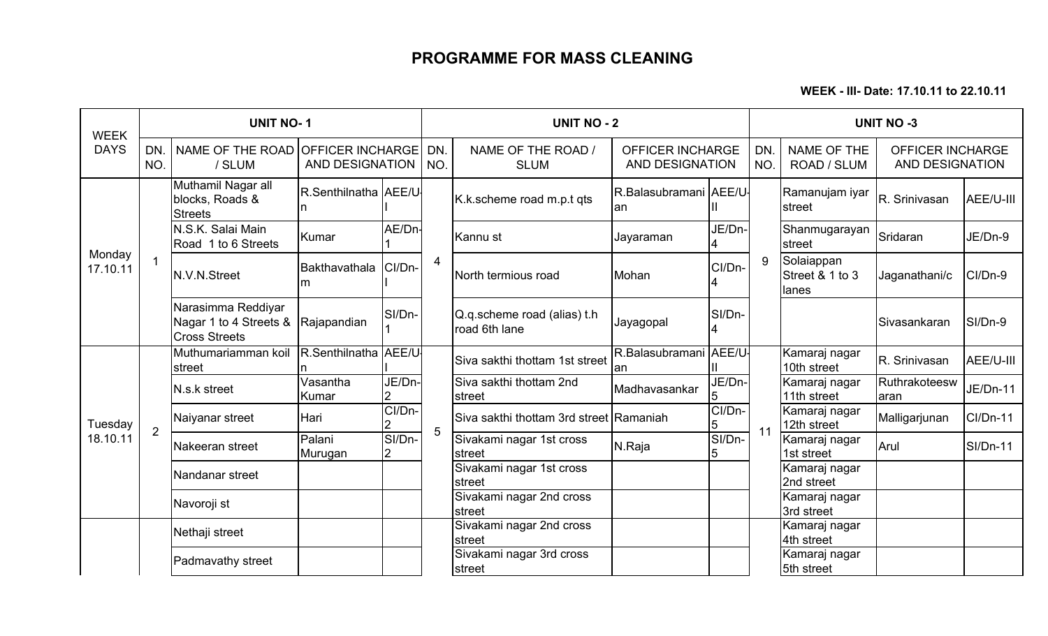# PROGRAMME FOR MASS CLEANING

**WEEK - III- Date: 17.10.11 to 22.10.11**

| WEEK DAYS | UNIT NO- 1 | | | | UNIT NO - 2 | | | | UNIT NO -3 | | | |
|---|---|---|---|---|---|---|---|---|---|---|---|---|
| | DN. NO. | NAME OF THE ROAD / SLUM | OFFICER INCHARGE AND DESIGNATION | | DN. NO. | NAME OF THE ROAD / SLUM | OFFICER INCHARGE AND DESIGNATION | | DN. NO. | NAME OF THE ROAD / SLUM | OFFICER INCHARGE AND DESIGNATION | |
| Monday 17.10.11 | 1 | Muthamil Nagar all blocks, Roads & Streets | R.Senthilnathan | AEE/U-I | 4 | K.k.scheme road m.p.t qts | R.Balasubramanian | AEE/U-II | 9 | Ramanujam iyar street | R. Srinivasan | AEE/U-III |
| | | N.S.K. Salai Main Road 1 to 6 Streets | Kumar | AE/Dn-1 | | Kannu st | Jayaraman | JE/Dn-4 | | Shanmugarayan street | Sridaran | JE/Dn-9 |
| | | N.V.N.Street | Bakthavathalam | CI/Dn-I | | North termious road | Mohan | CI/Dn-4 | | Solaiappan Street & 1 to 3 lanes | Jaganathani/c | CI/Dn-9 |
| | | Narasimma Reddiyar Nagar 1 to 4 Streets & Cross Streets | Rajapandian | SI/Dn-1 | | Q.q.scheme road (alias) t.h road 6th lane | Jayagopal | SI/Dn-4 | | | Sivasankaran | SI/Dn-9 |
| Tuesday 18.10.11 | 2 | Muthumariamman koil street | R.Senthilnathan | AEE/U-I | 5 | Siva sakthi thottam 1st street | R.Balasubramanian | AEE/U-II | 11 | Kamaraj nagar 10th street | R. Srinivasan | AEE/U-III |
| | | N.s.k street | Vasantha Kumar | JE/Dn-2 | | Siva sakthi thottam 2nd street | Madhavasankar | JE/Dn-5 | | Kamaraj nagar 11th street | Ruthrakoteeswaran | JE/Dn-11 |
| | | Naiyanar street | Hari | CI/Dn-2 | | Siva sakthi thottam 3rd street | Ramaniah | CI/Dn-5 | | Kamaraj nagar 12th street | Malligarjunan | CI/Dn-11 |
| | | Nakeeran street | Palani Murugan | SI/Dn-2 | | Sivakami nagar 1st cross street | N.Raja | SI/Dn-5 | | Kamaraj nagar 1st street | Arul | SI/Dn-11 |
| | | Nandanar street | | | | Sivakami nagar 1st cross street | | | | Kamaraj nagar 2nd street | | |
| | | Navoroji st | | | | Sivakami nagar 2nd cross street | | | | Kamaraj nagar 3rd street | | |
| | | Nethaji street | | | | Sivakami nagar 2nd cross street | | | | Kamaraj nagar 4th street | | |
| | | Padmavathy street | | | | Sivakami nagar 3rd cross street | | | | Kamaraj nagar 5th street | | |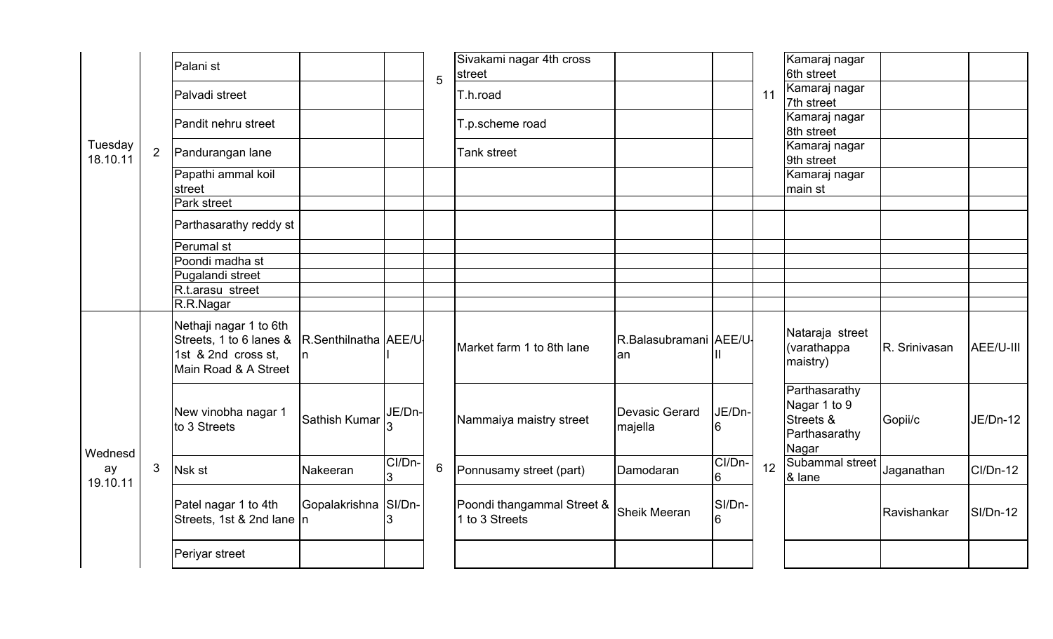|  |  |  |  |  |  |  |  |  |  |  |  |  |
|---|---|---|---|---|---|---|---|---|---|---|---|---|
| Tuesday 18.10.11 | 2 | Palani st |  |  | 5 | Sivakami nagar 4th cross street |  |  | 11 | Kamaraj nagar 6th street |  |  |
|  |  | Palvadi street |  |  |  | T.h.road |  |  |  | Kamaraj nagar 7th street |  |  |
|  |  | Pandit nehru street |  |  |  | T.p.scheme road |  |  |  | Kamaraj nagar 8th street |  |  |
|  |  | Pandurangan lane |  |  |  | Tank street |  |  |  | Kamaraj nagar 9th street |  |  |
|  |  | Papathi ammal koil street |  |  |  |  |  |  |  | Kamaraj nagar main st |  |  |
|  |  | Park street |  |  |  |  |  |  |  |  |  |  |
|  |  | Parthasarathy reddy st |  |  |  |  |  |  |  |  |  |  |
|  |  | Perumal st |  |  |  |  |  |  |  |  |  |  |
|  |  | Poondi madha st |  |  |  |  |  |  |  |  |  |  |
|  |  | Pugalandi street |  |  |  |  |  |  |  |  |  |  |
|  |  | R.t.arasu street |  |  |  |  |  |  |  |  |  |  |
|  |  | R.R.Nagar |  |  |  |  |  |  |  |  |  |  |
| Wednesday 19.10.11 | 3 | Nethaji nagar 1 to 6th Streets, 1 to 6 lanes & 1st & 2nd cross st, Main Road & A Street | R.Senthilnathan | AEE/U-I | 6 | Market farm 1 to 8th lane | R.Balasubramanian | AEE/U-II | 12 | Nataraja street (varathappa maistry) | R. Srinivasan | AEE/U-III |
|  |  | New vinobha nagar 1 to 3 Streets | Sathish Kumar | JE/Dn-3 |  | Nammaiya maistry street | Devasic Gerard majella | JE/Dn-6 |  | Parthasarathy Nagar 1 to 9 Streets & Parthasarathy Nagar | Gopii/c | JE/Dn-12 |
|  |  | Nsk st | Nakeeran | CI/Dn-3 |  | Ponnusamy street (part) | Damodaran | CI/Dn-6 |  | Subammal street & lane | Jaganathan | CI/Dn-12 |
|  |  | Patel nagar 1 to 4th Streets, 1st & 2nd lane | Gopalakrishnan | SI/Dn-3 |  | Poondi thangammal Street & 1 to 3 Streets | Sheik Meeran | SI/Dn-6 |  |  | Ravishankar | SI/Dn-12 |
|  |  | Periyar street |  |  |  |  |  |  |  |  |  |  |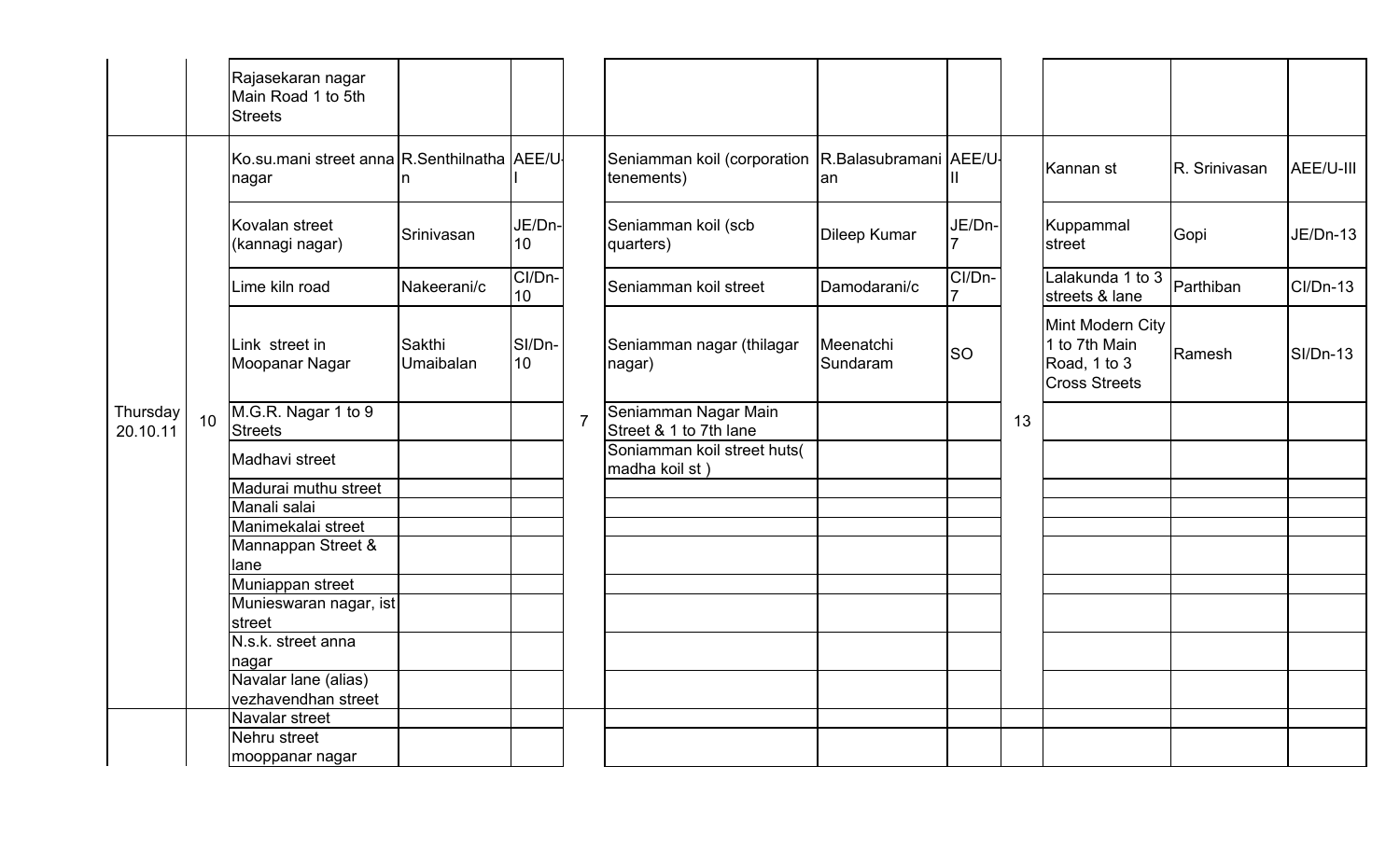| | | | | | | | | | | | |
|---|---|---|---|---|---|---|---|---|---|---|---|
| | | Rajasekaran nagar Main Road 1 to 5th Streets | | | | | | | | | | |
| Thursday 20.10.11 | 10 | Ko.su.mani street anna nagar | R.Senthilnathan | AEE/U-I | 7 | Seniamman koil (corporation tenements) | R.Balasubramanian | AEE/U-II | 13 | Kannan st | R. Srinivasan | AEE/U-III |
| | | Kovalan street (kannagi nagar) | Srinivasan | JE/Dn-10 | | Seniamman koil (scb quarters) | Dileep Kumar | JE/Dn-7 | | Kuppammal street | Gopi | JE/Dn-13 |
| | | Lime kiln road | Nakeerani/c | CI/Dn-10 | | Seniamman koil street | Damodarani/c | CI/Dn-7 | | Lalakunda 1 to 3 streets & lane | Parthiban | CI/Dn-13 |
| | | Link street in Moopanar Nagar | Sakthi Umaibalan | SI/Dn-10 | | Seniamman nagar (thilagar nagar) | Meenatchi Sundaram | SO | | Mint Modern City 1 to 7th Main Road, 1 to 3 Cross Streets | Ramesh | SI/Dn-13 |
| | | M.G.R. Nagar 1 to 9 Streets | | | | Seniamman Nagar Main Street & 1 to 7th lane | | | | | | |
| | | Madhavi street | | | | Soniamman koil street huts( madha koil st ) | | | | | | |
| | | Madurai muthu street | | | | | | | | | | |
| | | Manali salai | | | | | | | | | | |
| | | Manimekalai street | | | | | | | | | | |
| | | Mannappan Street & lane | | | | | | | | | | |
| | | Muniappan street | | | | | | | | | | |
| | | Munieswaran nagar, ist street | | | | | | | | | | |
| | | N.s.k. street anna nagar | | | | | | | | | | |
| | | Navalar lane (alias) vezhavendhan street | | | | | | | | | | |
| | | Navalar street | | | | | | | | | | |
| | | Nehru street mooppanar nagar | | | | | | | | | | |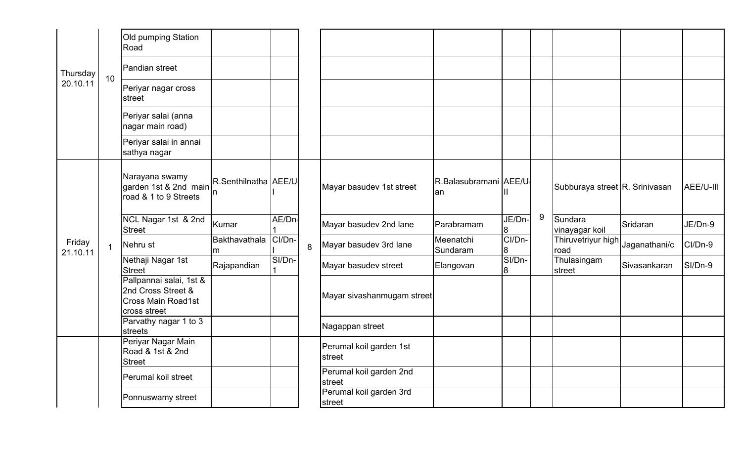| | | | | | | | | | | | | | |
|---|---|---|---|---|---|---|---|---|---|---|---|---|---|
| Thursday 20.10.11 | 10 | Old pumping Station Road | | | | | | | | | | | |
| | | Pandian street | | | | | | | | | | | |
| | | Periyar nagar cross street | | | | | | | | | | | |
| | | Periyar salai (anna nagar main road) | | | | | | | | | | | |
| | | Periyar salai in annai sathya nagar | | | | | | | | | | | |
| Friday 21.10.11 | 1 | Narayana swamy garden 1st & 2nd main road & 1 to 9 Streets | R.Senthilnathan | AEE/U-I | 8 | Mayar basudev 1st street | R.Balasubramanian | AEE/U-II | 9 | Subburaya street | R. Srinivasan | AEE/U-III |
| | | NCL Nagar 1st & 2nd Street | Kumar | AE/Dn-1 | | Mayar basudev 2nd lane | Parabramam | JE/Dn-8 | | Sundara vinayagar koil | Sridaran | JE/Dn-9 |
| | | Nehru st | Bakthavathalam | CI/Dn-I | | Mayar basudev 3rd lane | Meenatchi Sundaram | CI/Dn-8 | | Thiruvetriyur high road | Jaganathani/c | CI/Dn-9 |
| | | Nethaji Nagar 1st Street | Rajapandian | SI/Dn-1 | | Mayar basudev street | Elangovan | SI/Dn-8 | | Thulasingam street | Sivasankaran | SI/Dn-9 |
| | | Pallpannai salai, 1st & 2nd Cross Street & Cross Main Road1st cross street | | | | Mayar sivashanmugam street | | | | | | |
| | | Parvathy nagar 1 to 3 streets | | | | Nagappan street | | | | | | |
| | | Periyar Nagar Main Road & 1st & 2nd Street | | | | Perumal koil garden 1st street | | | | | | |
| | | Perumal koil street | | | | Perumal koil garden 2nd street | | | | | | |
| | | Ponnuswamy street | | | | Perumal koil garden 3rd street | | | | | | |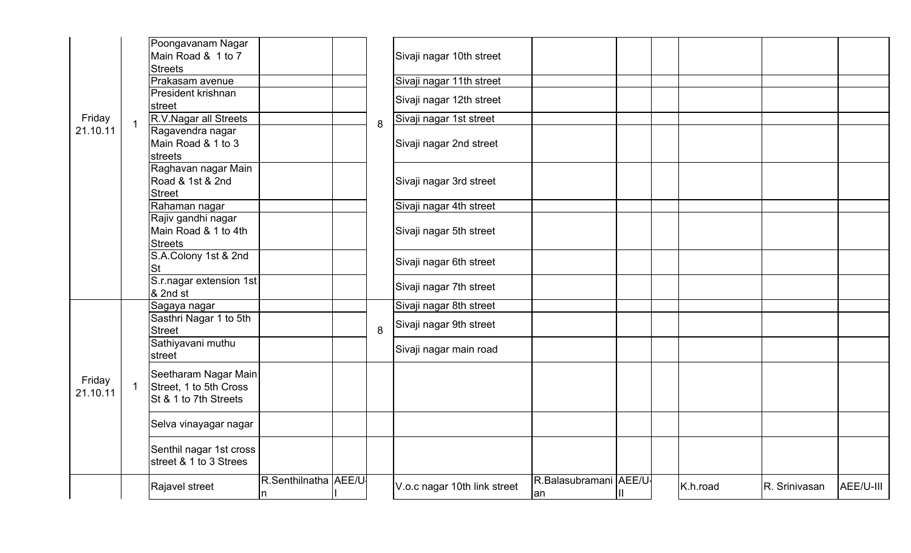| | | | | | | | | | | | | |
|---|---|---|---|---|---|---|---|---|---|---|---|---|
| Friday 21.10.11 | 1 | Poongavanam Nagar Main Road & 1 to 7 Streets | | | 8 | Sivaji nagar 10th street | | | | | | |
| | | Prakasam avenue | | | | Sivaji nagar 11th street | | | | | | |
| | | President krishnan street | | | | Sivaji nagar 12th street | | | | | | |
| | | R.V.Nagar all Streets | | | | Sivaji nagar 1st street | | | | | | |
| | | Ragavendra nagar Main Road & 1 to 3 streets | | | | Sivaji nagar 2nd street | | | | | | |
| | | Raghavan nagar Main Road & 1st & 2nd Street | | | | Sivaji nagar 3rd street | | | | | | |
| | | Rahaman nagar | | | | Sivaji nagar 4th street | | | | | | |
| | | Rajiv gandhi nagar Main Road & 1 to 4th Streets | | | | Sivaji nagar 5th street | | | | | | |
| | | S.A.Colony 1st & 2nd St | | | | Sivaji nagar 6th street | | | | | | |
| | | S.r.nagar extension 1st & 2nd st | | | | Sivaji nagar 7th street | | | | | | |
| Friday 21.10.11 | 1 | Sagaya nagar | | | 8 | Sivaji nagar 8th street | | | | | | |
| | | Sasthri Nagar 1 to 5th Street | | | | Sivaji nagar 9th street | | | | | | |
| | | Sathiyavani muthu street | | | | Sivaji nagar main road | | | | | | |
| | | Seetharam Nagar Main Street, 1 to 5th Cross St & 1 to 7th Streets | | | | | | | | | | |
| | | Selva vinayagar nagar | | | | | | | | | | |
| | | Senthil nagar 1st cross street & 1 to 3 Strees | | | | | | | | | | |
| | | Rajavel street | R.Senthilnathan | AEE/U-I | | V.o.c nagar 10th link street | R.Balasubramanian | AEE/U-II | | K.h.road | R. Srinivasan | AEE/U-III |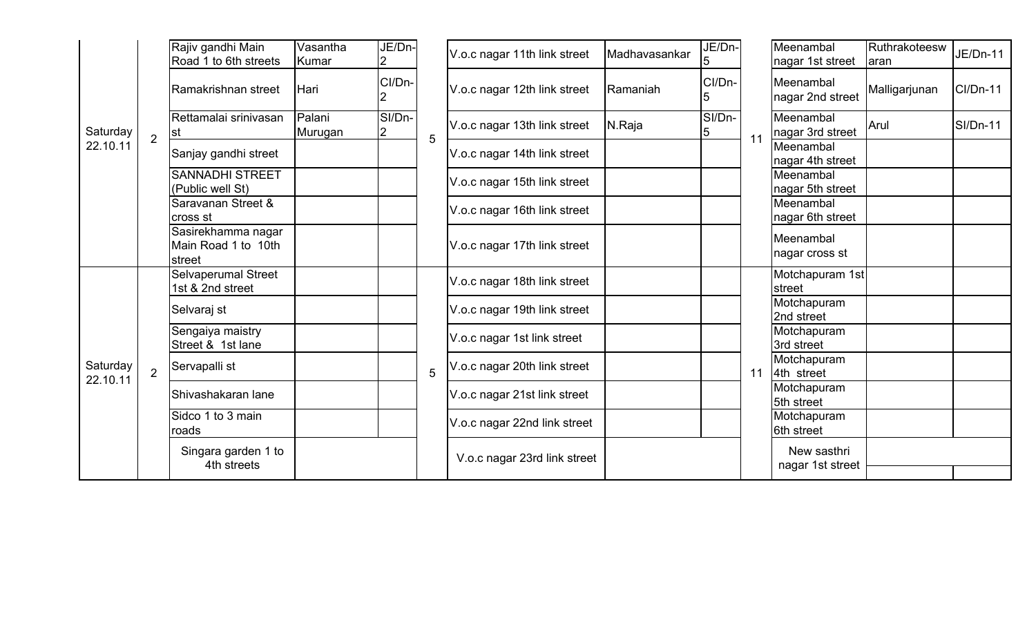| Saturday 22.10.11 | 2 | Rajiv gandhi Main Road 1 to 6th streets | Vasantha Kumar | JE/Dn-2 | 5 | V.o.c nagar 11th link street | Madhavasankar | JE/Dn-5 | 11 | Meenambal nagar 1st street | Ruthrakoteeswaran | JE/Dn-11 |
|---|---|---|---|---|---|---|---|---|---|---|---|---|
| | | Ramakrishnan street | Hari | CI/Dn-2 | | V.o.c nagar 12th link street | Ramaniah | CI/Dn-5 | | Meenambal nagar 2nd street | Malligarjunan | CI/Dn-11 |
| | | Rettamalai srinivasan st | Palani Murugan | SI/Dn-2 | | V.o.c nagar 13th link street | N.Raja | SI/Dn-5 | | Meenambal nagar 3rd street | Arul | SI/Dn-11 |
| | | Sanjay gandhi street | | | | V.o.c nagar 14th link street | | | | Meenambal nagar 4th street | | |
| | | SANNADHI STREET (Public well St) | | | | V.o.c nagar 15th link street | | | | Meenambal nagar 5th street | | |
| | | Saravanan Street & cross st | | | | V.o.c nagar 16th link street | | | | Meenambal nagar 6th street | | |
| | | Sasirekhamma nagar Main Road 1 to 10th street | | | | V.o.c nagar 17th link street | | | | Meenambal nagar cross st | | |
| Saturday 22.10.11 | 2 | Selvaperumal Street 1st & 2nd street | | | 5 | V.o.c nagar 18th link street | | | 11 | Motchapuram 1st street | | |
| | | Selvaraj st | | | | V.o.c nagar 19th link street | | | | Motchapuram 2nd street | | |
| | | Sengaiya maistry Street & 1st lane | | | | V.o.c nagar 1st link street | | | | Motchapuram 3rd street | | |
| | | Servapalli st | | | | V.o.c nagar 20th link street | | | | Motchapuram 4th street | | |
| | | Shivashakaran lane | | | | V.o.c nagar 21st link street | | | | Motchapuram 5th street | | |
| | | Sidco 1 to 3 main roads | | | | V.o.c nagar 22nd link street | | | | Motchapuram 6th street | | |
| | | Singara garden 1 to 4th streets | | | | V.o.c nagar 23rd link street | | | | New sasthri nagar 1st street | | |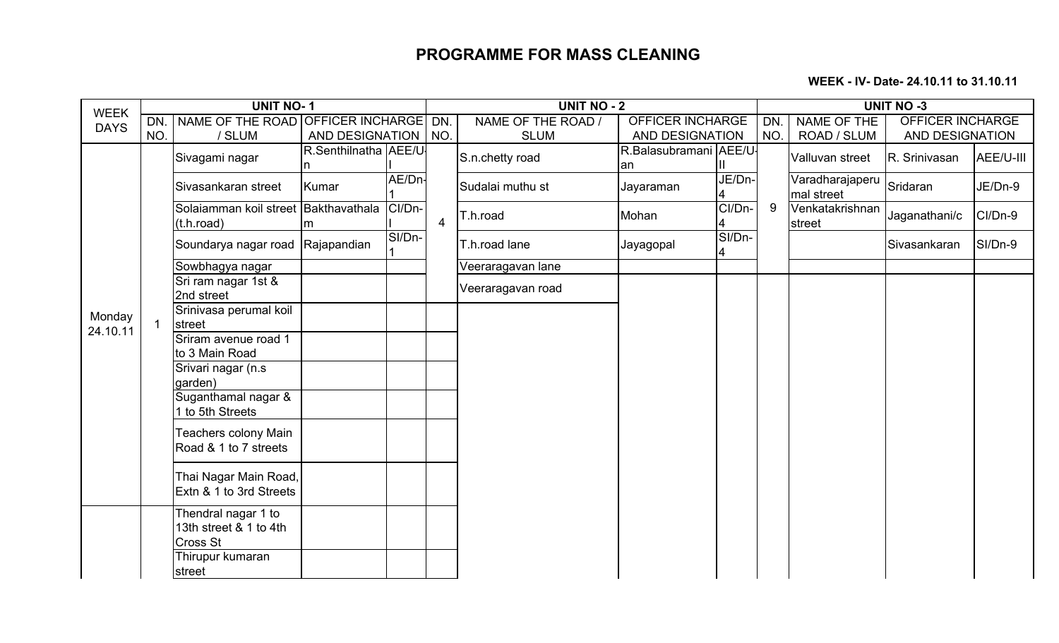# PROGRAMME FOR MASS CLEANING

**WEEK - IV- Date- 24.10.11 to 31.10.11**

| WEEK DAYS | UNIT NO- 1 | | | | UNIT NO - 2 | | | | UNIT NO -3 | | | |
|---|---|---|---|---|---|---|---|---|---|---|---|---|
| | DN. NO. | NAME OF THE ROAD / SLUM | OFFICER INCHARGE AND DESIGNATION | | DN. NO. | NAME OF THE ROAD / SLUM | OFFICER INCHARGE AND DESIGNATION | | DN. NO. | NAME OF THE ROAD / SLUM | OFFICER INCHARGE AND DESIGNATION | |
| Monday 24.10.11 | 1 | Sivagami nagar | R.Senthilnathan | AEE/U-I | 4 | S.n.chetty road | R.Balasubramanian | AEE/U-II | 9 | Valluvan street | R. Srinivasan | AEE/U-III |
| | | Sivasankaran street | Kumar | AE/Dn-1 | | Sudalai muthu st | Jayaraman | JE/Dn-4 | | Varadharajaperumal street | Sridaran | JE/Dn-9 |
| | | Solaiamman koil street (t.h.road) | Bakthavathalam | CI/Dn-I | | T.h.road | Mohan | CI/Dn-4 | | Venkatakrishnan street | Jaganathani/c | CI/Dn-9 |
| | | Soundarya nagar road | Rajapandian | SI/Dn-1 | | T.h.road lane | Jayagopal | SI/Dn-4 | | | Sivasankaran | SI/Dn-9 |
| | | Sowbhagya nagar | | | | Veeraragavan lane | | | | | | |
| | | Sri ram nagar 1st & 2nd street | | | | Veeraragavan road | | | | | | |
| | | Srinivasa perumal koil street | | | | | | | | | | |
| | | Sriram avenue road 1 to 3 Main Road | | | | | | | | | | |
| | | Srivari nagar (n.s garden) | | | | | | | | | | |
| | | Suganthamal nagar & 1 to 5th Streets | | | | | | | | | | |
| | | Teachers colony Main Road & 1 to 7 streets | | | | | | | | | | |
| | | Thai Nagar Main Road, Extn & 1 to 3rd Streets | | | | | | | | | | |
| | | Thendral nagar 1 to 13th street & 1 to 4th Cross St | | | | | | | | | | |
| | | Thirupur kumaran street | | | | | | | | | | |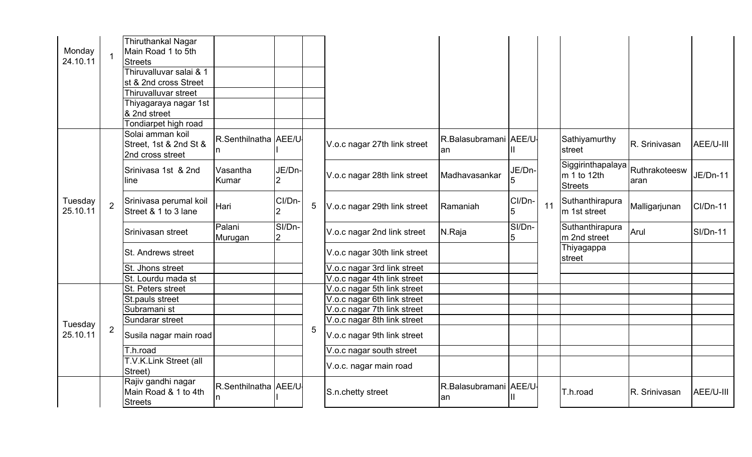| | | | | | | | | | | | | | |
|---|---|---|---|---|---|---|---|---|---|---|---|---|---|
| Monday 24.10.11 | 1 | Thiruthankal Nagar Main Road 1 to 5th Streets | | | | | | | | | | | |
| | | Thiruvalluvar salai & 1 st & 2nd cross Street | | | | | | | | | | | |
| | | Thiruvalluvar street | | | | | | | | | | | |
| | | Thiyagaraya nagar 1st & 2nd street | | | | | | | | | | | |
| | | Tondiarpet high road | | | | | | | | | | | |
| Tuesday 25.10.11 | 2 | Solai amman koil Street, 1st & 2nd St & 2nd cross street | R.Senthilnathan | AEE/U-I | 5 | V.o.c nagar 27th link street | R.Balasubramanian | AEE/U-II | 11 | Sathiyamurthy street | R. Srinivasan | AEE/U-III |
| | | Srinivasa 1st & 2nd line | Vasantha Kumar | JE/Dn-2 | | V.o.c nagar 28th link street | Madhavasankar | JE/Dn-5 | | Siggirinthapalayam 1 to 12th Streets | Ruthrakoteeswaran | JE/Dn-11 |
| | | Srinivasa perumal koil Street & 1 to 3 lane | Hari | CI/Dn-2 | | V.o.c nagar 29th link street | Ramaniah | CI/Dn-5 | | Suthanthirapuram 1st street | Malligarjunan | CI/Dn-11 |
| | | Srinivasan street | Palani Murugan | SI/Dn-2 | | V.o.c nagar 2nd link street | N.Raja | SI/Dn-5 | | Suthanthirapuram 2nd street | Arul | SI/Dn-11 |
| | | St. Andrews street | | | | V.o.c nagar 30th link street | | | | Thiyagappa street | | |
| | | St. Jhons street | | | | V.o.c nagar 3rd link street | | | | | | |
| | | St. Lourdu mada st | | | | V.o.c nagar 4th link street | | | | | | |
| Tuesday 25.10.11 | 2 | St. Peters street | | | 5 | V.o.c nagar 5th link street | | | | | | |
| | | St.pauls street | | | | V.o.c nagar 6th link street | | | | | | |
| | | Subramani st | | | | V.o.c nagar 7th link street | | | | | | |
| | | Sundarar street | | | | V.o.c nagar 8th link street | | | | | | |
| | | Susila nagar main road | | | | V.o.c nagar 9th link street | | | | | | |
| | | T.h.road | | | | V.o.c nagar south street | | | | | | |
| | | T.V.K.Link Street (all Street) | | | | V.o.c. nagar main road | | | | | | |
| | | Rajiv gandhi nagar Main Road & 1 to 4th Streets | R.Senthilnathan | AEE/U-I | | S.n.chetty street | R.Balasubramanian | AEE/U-II | | T.h.road | R. Srinivasan | AEE/U-III |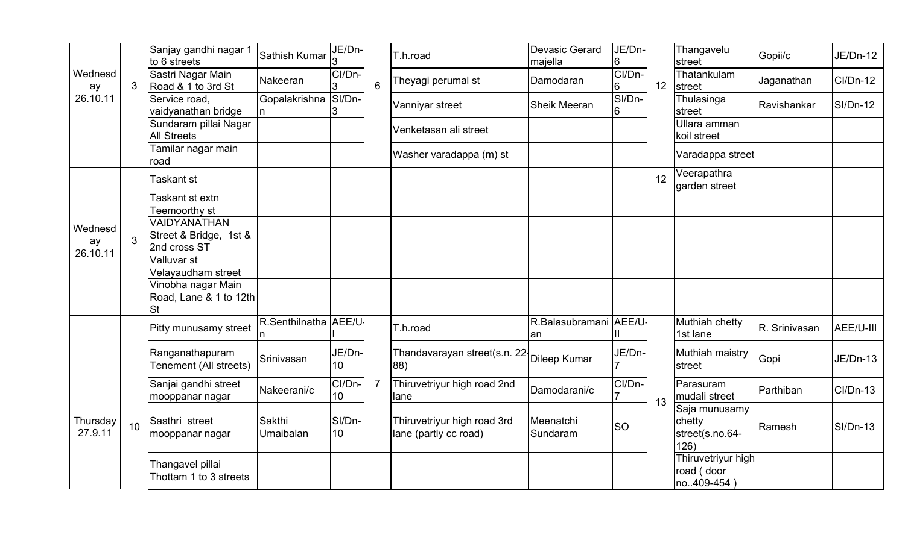| | | | | | | | | | | | | |
|---|---|---|---|---|---|---|---|---|---|---|---|---|
| Wednesday 26.10.11 | 3 | Sanjay gandhi nagar 1 to 6 streets | Sathish Kumar | JE/Dn-3 | 6 | T.h.road | Devasic Gerard majella | JE/Dn-6 | 12 | Thangavelu street | Gopii/c | JE/Dn-12 |
| | | Sastri Nagar Main Road & 1 to 3rd St | Nakeeran | CI/Dn-3 | | Theyagi perumal st | Damodaran | CI/Dn-6 | | Thatankulam street | Jaganathan | CI/Dn-12 |
| | | Service road, vaidyanathan bridge | Gopalakrishnan | SI/Dn-3 | | Vanniyar street | Sheik Meeran | SI/Dn-6 | | Thulasinga street | Ravishankar | SI/Dn-12 |
| | | Sundaram pillai Nagar All Streets | | | | Venketasan ali street | | | | Ullara amman koil street | | |
| | | Tamilar nagar main road | | | | Washer varadappa (m) st | | | | Varadappa street | | |
| Wednesday 26.10.11 | 3 | Taskant st | | | | | | | 12 | Veerapathra garden street | | |
| | | Taskant st extn | | | | | | | | | | |
| | | Teemoorthy st | | | | | | | | | | |
| | | VAIDYANATHAN Street & Bridge, 1st & 2nd cross ST | | | | | | | | | | |
| | | Valluvar st | | | | | | | | | | |
| | | Velayaudham street | | | | | | | | | | |
| | | Vinobha nagar Main Road, Lane & 1 to 12th St | | | | | | | | | | |
| Thursday 27.9.11 | 10 | Pitty munusamy street | R.Senthilnathan | AEE/U-I | 7 | T.h.road | R.Balasubramanian | AEE/U-II | 13 | Muthiah chetty 1st lane | R. Srinivasan | AEE/U-III |
| | | Ranganathapuram Tenement (All streets) | Srinivasan | JE/Dn-10 | | Thandavarayan street(s.n. 22-88) | Dileep Kumar | JE/Dn-7 | | Muthiah maistry street | Gopi | JE/Dn-13 |
| | | Sanjai gandhi street mooppanar nagar | Nakeerani/c | CI/Dn-10 | | Thiruvetriyur high road 2nd lane | Damodarani/c | CI/Dn-7 | | Parasuram mudali street | Parthiban | CI/Dn-13 |
| | | Sasthri street mooppanar nagar | Sakthi Umaibalan | SI/Dn-10 | | Thiruvetriyur high road 3rd lane (partly cc road) | Meenatchi Sundaram | SO | | Saja munusamy chetty street(s.no.64-126) | Ramesh | SI/Dn-13 |
| | | Thangavel pillai Thottam 1 to 3 streets | | | | | | | | Thiruvetriyur high road ( door no..409-454 ) | | |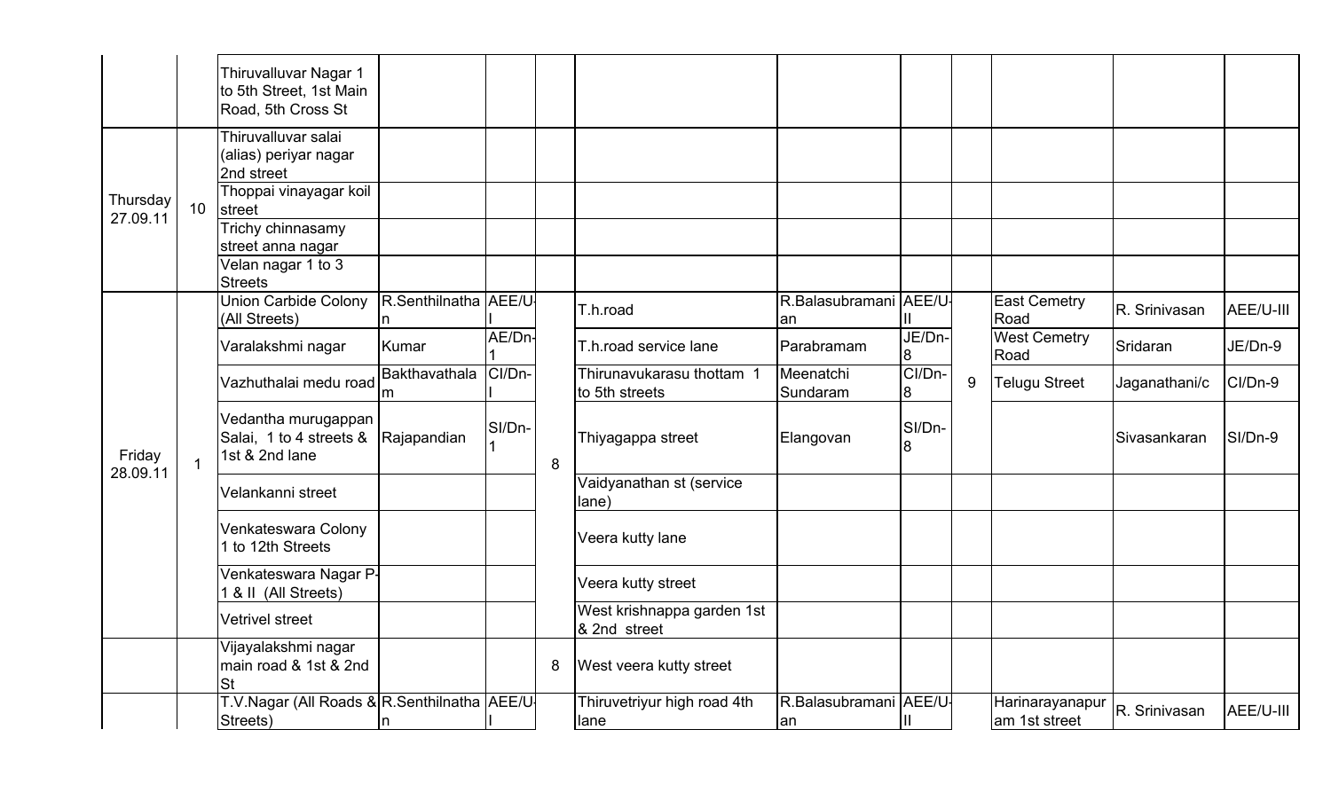| | | | | | | | | | | | | |
|---|---|---|---|---|---|---|---|---|---|---|---|---|
| | | Thiruvalluvar Nagar 1 to 5th Street, 1st Main Road, 5th Cross St | | | | | | | | | | |
| Thursday 27.09.11 | 10 | Thiruvalluvar salai (alias) periyar nagar 2nd street | | | | | | | | | | |
| | | Thoppai vinayagar koil street | | | | | | | | | | |
| | | Trichy chinnasamy street anna nagar | | | | | | | | | | |
| | | Velan nagar 1 to 3 Streets | | | | | | | | | | |
| Friday 28.09.11 | 1 | Union Carbide Colony (All Streets) | R.Senthilnathan | AEE/U-I | 8 | T.h.road | R.Balasubramanian | AEE/U-II | 9 | East Cemetry Road | R. Srinivasan | AEE/U-III |
| | | Varalakshmi nagar | Kumar | AE/Dn-1 | | T.h.road service lane | Parabramam | JE/Dn-8 | | West Cemetry Road | Sridaran | JE/Dn-9 |
| | | Vazhuthalai medu road | Bakthavathalam | CI/Dn-I | | Thirunavukarasu thottam 1 to 5th streets | Meenatchi Sundaram | CI/Dn-8 | | Telugu Street | Jaganathani/c | CI/Dn-9 |
| | | Vedantha murugappan Salai, 1 to 4 streets & 1st & 2nd lane | Rajapandian | SI/Dn-1 | | Thiyagappa street | Elangovan | SI/Dn-8 | | | Sivasankaran | SI/Dn-9 |
| | | Velankanni street | | | | Vaidyanathan st (service lane) | | | | | | |
| | | Venkateswara Colony 1 to 12th Streets | | | | Veera kutty lane | | | | | | |
| | | Venkateswara Nagar P-1 & II (All Streets) | | | | Veera kutty street | | | | | | |
| | | Vetrivel street | | | | West krishnappa garden 1st & 2nd street | | | | | | |
| | | Vijayalakshmi nagar main road & 1st & 2nd St | | | 8 | West veera kutty street | | | | | | |
| | | T.V.Nagar (All Roads & Streets) | R.Senthilnathan | AEE/U-I | | Thiruvetriyur high road 4th lane | R.Balasubramanian | AEE/U-II | | Harinarayanapuram 1st street | R. Srinivasan | AEE/U-III |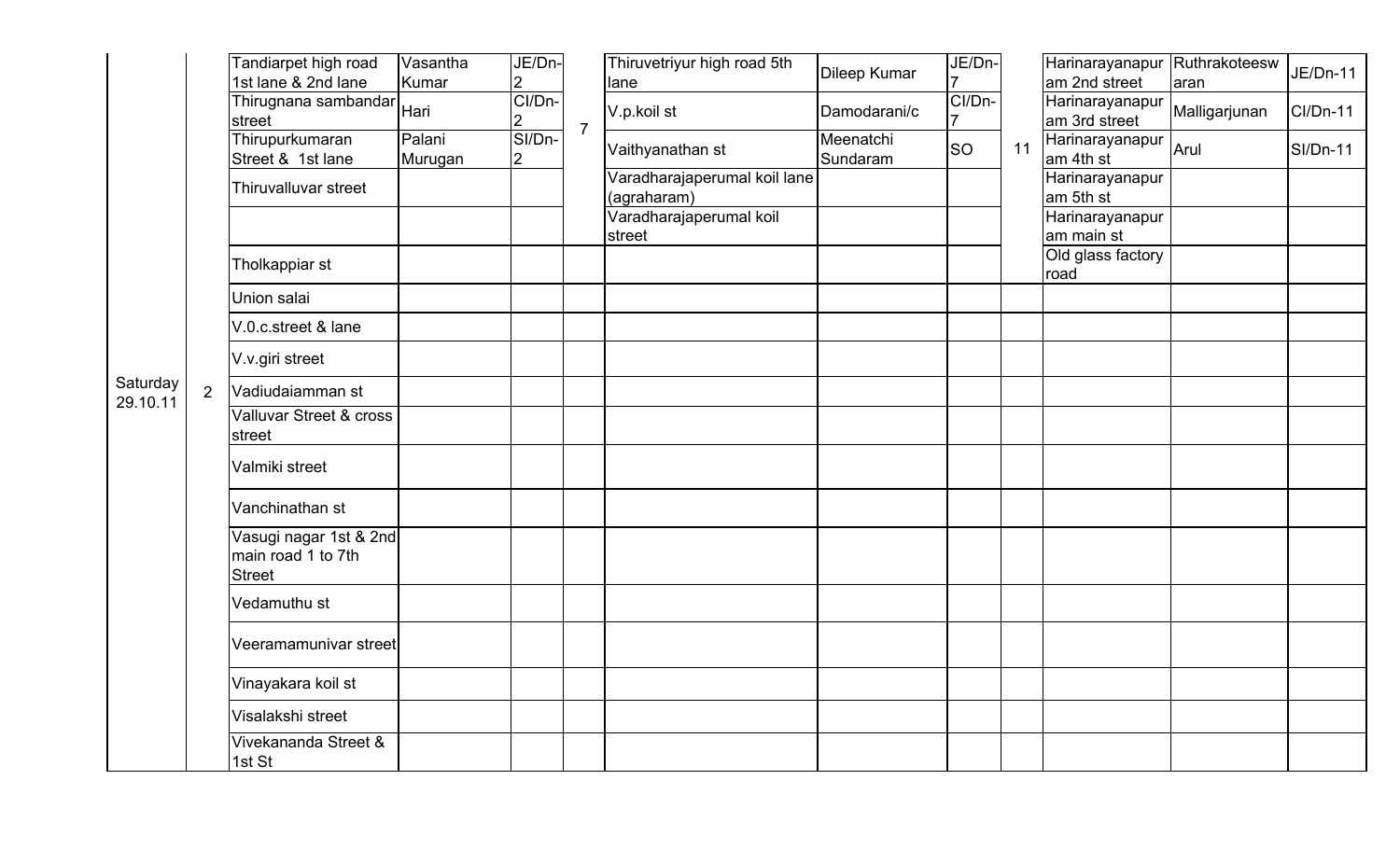| | | | | | | | | | | | | | |
|---|---|---|---|---|---|---|---|---|---|---|---|---|---|
| Saturday 29.10.11 | 2 | Tandiarpet high road 1st lane & 2nd lane | Vasantha Kumar | JE/Dn-2 | 7 | Thiruvetriyur high road 5th lane | Dileep Kumar | JE/Dn-7 | 11 | Harinarayanapuram 2nd street | Ruthrakoteeswaran | JE/Dn-11 |
| | | Thirugnana sambandar street | Hari | CI/Dn-2 | | V.p.koil st | Damodarani/c | CI/Dn-7 | | Harinarayanapuram 3rd street | Malligarjunan | CI/Dn-11 |
| | | Thirupurkumaran Street & 1st lane | Palani Murugan | SI/Dn-2 | | Vaithyanathan st | Meenatchi Sundaram | SO | | Harinarayanapuram 4th st | Arul | SI/Dn-11 |
| | | Thiruvalluvar street | | | | Varadharajaperumal koil lane (agraharam) | | | | Harinarayanapuram 5th st | | |
| | | | | | | Varadharajaperumal koil street | | | | Harinarayanapuram main st | | |
| | | Tholkappiar st | | | | | | | | Old glass factory road | | |
| | | Union salai | | | | | | | | | | |
| | | V.0.c.street & lane | | | | | | | | | | |
| | | V.v.giri street | | | | | | | | | | |
| | | Vadiudaiamman st | | | | | | | | | | |
| | | Valluvar Street & cross street | | | | | | | | | | |
| | | Valmiki street | | | | | | | | | | |
| | | Vanchinathan st | | | | | | | | | | |
| | | Vasugi nagar 1st & 2nd main road 1 to 7th Street | | | | | | | | | | |
| | | Vedamuthu st | | | | | | | | | | |
| | | Veeramamunivar street | | | | | | | | | | |
| | | Vinayakara koil st | | | | | | | | | | |
| | | Visalakshi street | | | | | | | | | | |
| | | Vivekananda Street & 1st St | | | | | | | | | | |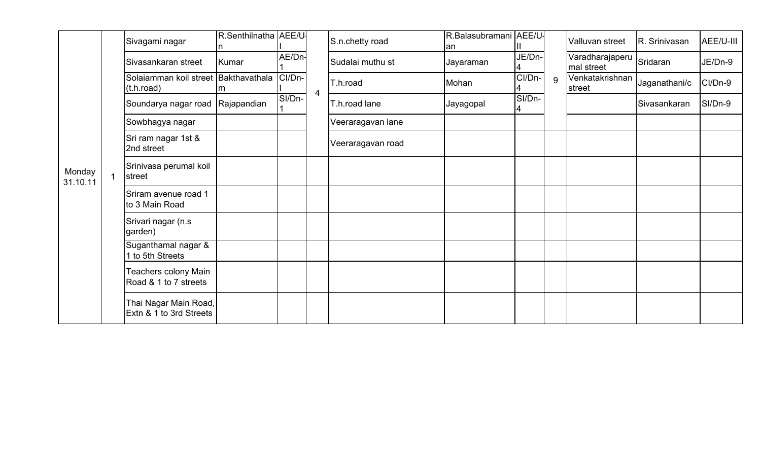| | | | | | | | | | | | | |
|---|---|---|---|---|---|---|---|---|---|---|---|---|
| Monday 31.10.11 | 1 | Sivagami nagar | R.Senthilnathan | AEE/U-I | 4 | S.n.chetty road | R.Balasubramanian | AEE/U-II | 9 | Valluvan street | R. Srinivasan | AEE/U-III |
| | | Sivasankaran street | Kumar | AE/Dn-1 | | Sudalai muthu st | Jayaraman | JE/Dn-4 | | Varadharajaperumal street | Sridaran | JE/Dn-9 |
| | | Solaiamman koil street (t.h.road) | Bakthavathalam | CI/Dn-I | | T.h.road | Mohan | CI/Dn-4 | | Venkatakrishnan street | Jaganathani/c | CI/Dn-9 |
| | | Soundarya nagar road | Rajapandian | SI/Dn-1 | | T.h.road lane | Jayagopal | SI/Dn-4 | | | Sivasankaran | SI/Dn-9 |
| | | Sowbhagya nagar | | | | Veeraragavan lane | | | | | | |
| | | Sri ram nagar 1st & 2nd street | | | | Veeraragavan road | | | | | | |
| | | Srinivasa perumal koil street | | | | | | | | | | |
| | | Sriram avenue road 1 to 3 Main Road | | | | | | | | | | |
| | | Srivari nagar (n.s garden) | | | | | | | | | | |
| | | Suganthamal nagar & 1 to 5th Streets | | | | | | | | | | |
| | | Teachers colony Main Road & 1 to 7 streets | | | | | | | | | | |
| | | Thai Nagar Main Road, Extn & 1 to 3rd Streets | | | | | | | | | | |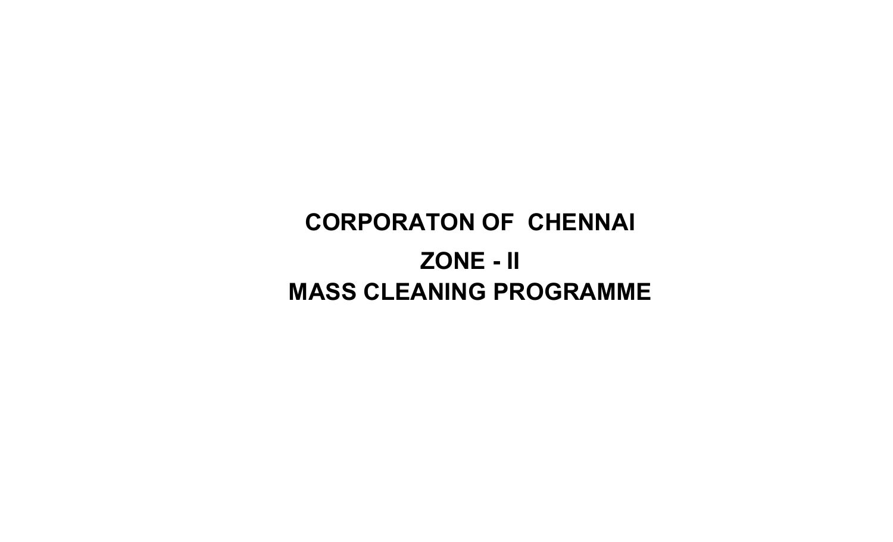# CORPORATON OF CHENNAI

## ZONE - II

## MASS CLEANING PROGRAMME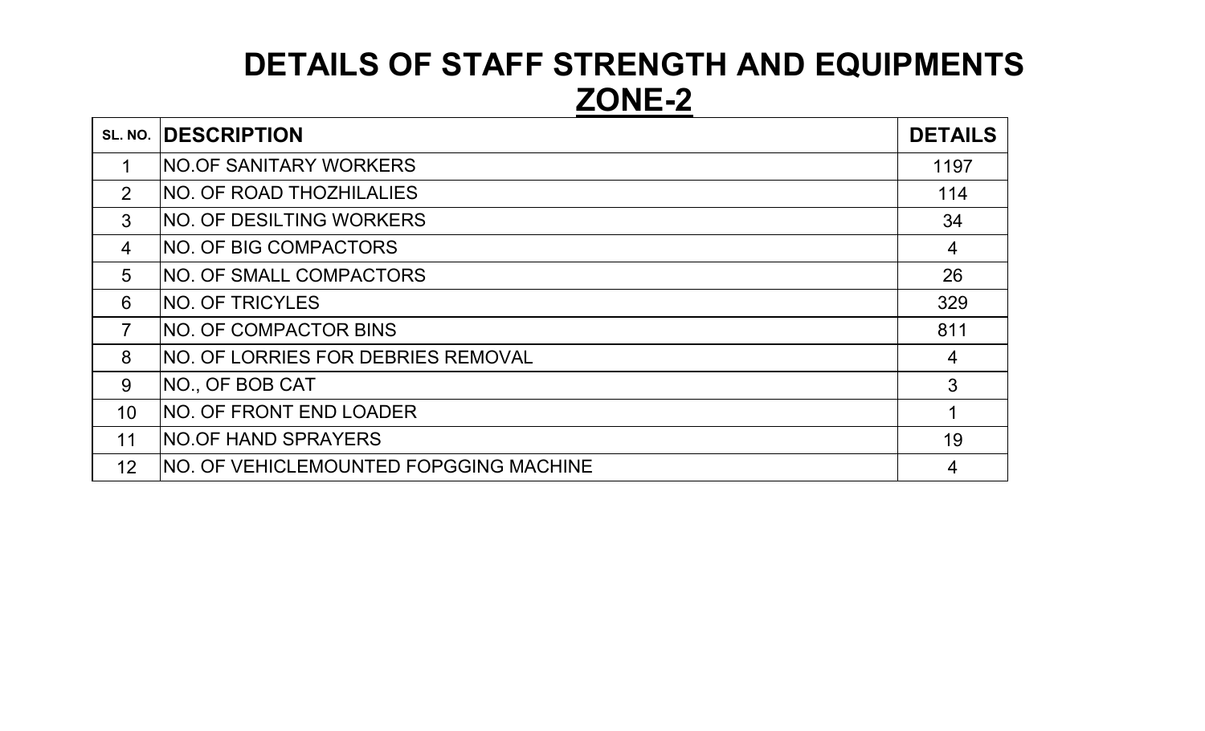# DETAILS OF STAFF STRENGTH AND EQUIPMENTS

## ZONE-2

| SL. NO. | DESCRIPTION | DETAILS |
|---|---|---|
| 1 | NO.OF SANITARY WORKERS | 1197 |
| 2 | NO. OF ROAD THOZHILALIES | 114 |
| 3 | NO. OF DESILTING WORKERS | 34 |
| 4 | NO. OF BIG COMPACTORS | 4 |
| 5 | NO. OF SMALL COMPACTORS | 26 |
| 6 | NO. OF TRICYLES | 329 |
| 7 | NO. OF COMPACTOR BINS | 811 |
| 8 | NO. OF LORRIES FOR DEBRIES REMOVAL | 4 |
| 9 | NO., OF BOB CAT | 3 |
| 10 | NO. OF FRONT END LOADER | 1 |
| 11 | NO.OF HAND SPRAYERS | 19 |
| 12 | NO. OF VEHICLEMOUNTED FOPGGING MACHINE | 4 |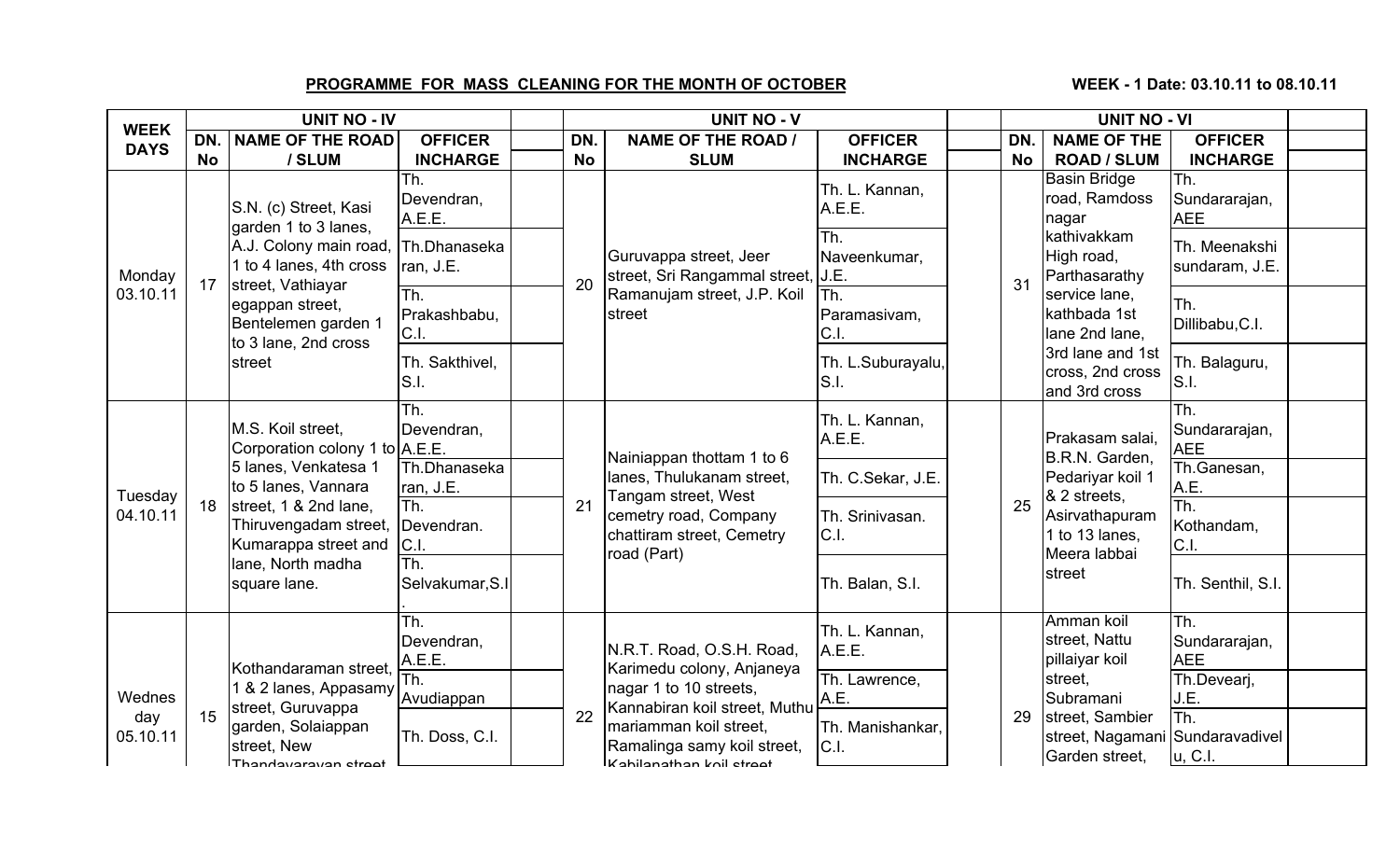**PROGRAMME FOR MASS CLEANING FOR THE MONTH OF OCTOBER** **WEEK - 1 Date: 03.10.11 to 08.10.11**

| WEEK DAYS | UNIT NO - IV | | | | UNIT NO - V | | | | UNIT NO - VI | | | |
|---|---|---|---|---|---|---|---|---|---|---|---|---|
| | DN. No | NAME OF THE ROAD / SLUM | OFFICER INCHARGE | | DN. No | NAME OF THE ROAD / SLUM | OFFICER INCHARGE | | DN. No | NAME OF THE ROAD / SLUM | OFFICER INCHARGE | |
| Monday 03.10.11 | 17 | S.N. (c) Street, Kasi garden 1 to 3 lanes, A.J. Colony main road, 1 to 4 lanes, 4th cross street, Vathiayar egappan street, Bentelemen garden 1 to 3 lane, 2nd cross street | Th. Devendran, A.E.E. | | 20 | Guruvappa street, Jeer street, Sri Rangammal street, Ramanujam street, J.P. Koil street | Th. L. Kannan, A.E.E. | | 31 | Basin Bridge road, Ramdoss nagar kathivakkam High road, Parthasarathy service lane, kathbada 1st lane 2nd lane, 3rd lane and 1st cross, 2nd cross and 3rd cross | Th. Sundararajan, AEE | |
| | | | Th.Dhanasekaran, J.E. | | | | Th. Naveenkumar, J.E. | | | | Th. Meenakshi sundaram, J.E. | |
| | | | Th. Prakashbabu, C.I. | | | | Th. Paramasivam, C.I. | | | | Th. Dillibabu,C.I. | |
| | | | Th. Sakthivel, S.I. | | | | Th. L.Suburayalu, S.I. | | | | Th. Balaguru, S.I. | |
| Tuesday 04.10.11 | 18 | M.S. Koil street, Corporation colony 1 to 5 lanes, Venkatesa 1 to 5 lanes, Vannara street, 1 & 2nd lane, Thiruvengadam street, Kumarappa street and lane, North madha square lane. | Th. Devendran, A.E.E. | | 21 | Nainiappan thottam 1 to 6 lanes, Thulukanam street, Tangam street, West cemetry road, Company chattiram street, Cemetry road (Part) | Th. L. Kannan, A.E.E. | | 25 | Prakasam salai, B.R.N. Garden, Pedariyar koil 1 & 2 streets, Asirvathapuram 1 to 13 lanes, Meera labbai street | Th. Sundararajan, AEE | |
| | | | Th.Dhanasekaran, J.E. | | | | Th. C.Sekar, J.E. | | | | Th.Ganesan, A.E. | |
| | | | Th. Devendran. C.I. | | | | Th. Srinivasan. C.I. | | | | Th. Kothandam, C.I. | |
| | | | Th. Selvakumar,S.I. | | | | Th. Balan, S.I. | | | | Th. Senthil, S.I. | |
| Wednes day 05.10.11 | 15 | Kothandaraman street, 1 & 2 lanes, Appasamy street, Guruvappa garden, Solaiappan street, New Thandavarayan street | Th. Devendran, A.E.E. | | 22 | N.R.T. Road, O.S.H. Road, Karimedu colony, Anjaneya nagar 1 to 10 streets, Kannabiran koil street, Muthu mariamman koil street, Ramalinga samy koil street, Kabilanathan koil street | Th. L. Kannan, A.E.E. | | 29 | Amman koil street, Nattu pillaiyar koil street, Subramani street, Sambier street, Nagamani Garden street, | Th. Sundararajan, AEE | |
| | | | Th. Avudiappan | | | | Th. Lawrence, A.E. | | | | Th.Devearj, J.E. | |
| | | | Th. Doss, C.I. | | | | Th. Manishankar, C.I. | | | | Th. Sundaravadivelu, C.I. | |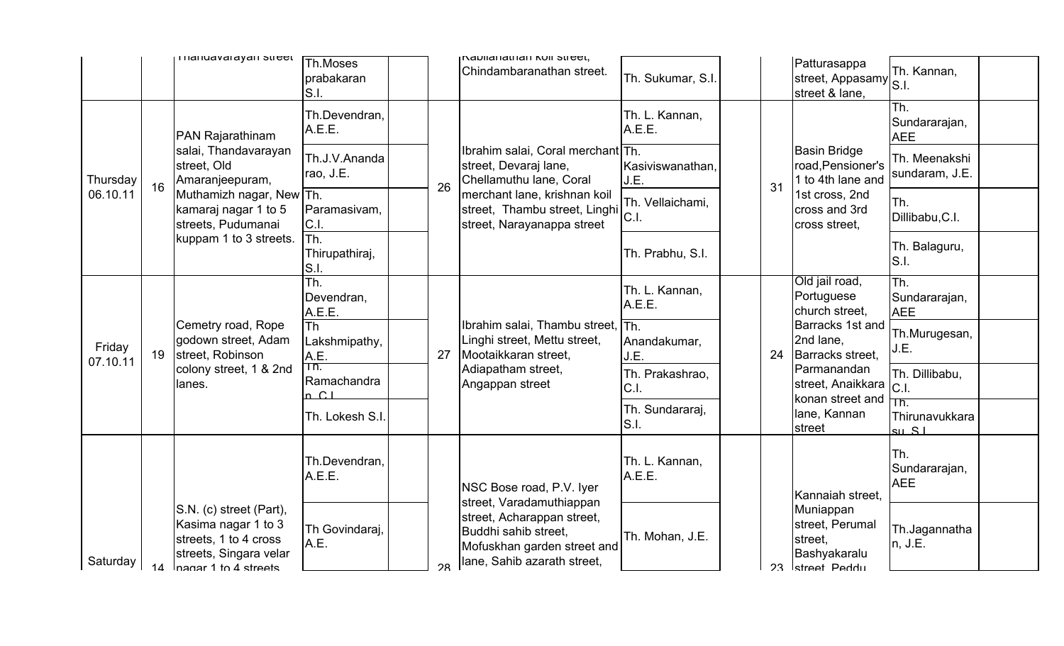| | | | | | | | | | | | | | |
|---|---|---|---|---|---|---|---|---|---|---|---|---|---|
| | | Thandavarayan street | Th.Moses prabakaran S.I. | | | Kabilanathan koil street, Chindambaranathan street. | Th. Sukumar, S.I. | | | Patturasappa street, Appasamy street & lane, | Th. Kannan, S.I. | |
| Thursday 06.10.11 | 16 | PAN Rajarathinam salai, Thandavarayan street, Old Amaranjeepuram, Muthamizh nagar, New kamaraj nagar 1 to 5 streets, Pudumanai kuppam 1 to 3 streets. | Th.Devendran, A.E.E. | | 26 | Ibrahim salai, Coral merchant street, Devaraj lane, Chellamuthu lane, Coral merchant lane, krishnan koil street, Thambu street, Linghi street, Narayanappa street | Th. L. Kannan, A.E.E. | | 31 | Basin Bridge road,Pensioner's 1 to 4th lane and 1st cross, 2nd cross and 3rd cross street, | Th. Sundararajan, AEE | |
| | | | Th.J.V.Anandarao, J.E. | | | | Th. Kasiviswanathan, J.E. | | | | Th. Meenakshi sundaram, J.E. | |
| | | | Th. Paramasivam, C.I. | | | | Th. Vellaichami, C.I. | | | | Th. Dillibabu,C.I. | |
| | | | Th. Thirupathiraj, S.I. | | | | Th. Prabhu, S.I. | | | | Th. Balaguru, S.I. | |
| Friday 07.10.11 | 19 | Cemetry road, Rope godown street, Adam street, Robinson colony street, 1 & 2nd lanes. | Th. Devendran, A.E.E. | | 27 | Ibrahim salai, Thambu street, Linghi street, Mettu street, Mootaikkaran street, Adiapatham street, Angappan street | Th. L. Kannan, A.E.E. | | 24 | Old jail road, Portuguese church street, Barracks 1st and 2nd lane, Barracks street, Parmanandan street, Anaikkara konan street and lane, Kannan street | Th. Sundararajan, AEE | |
| | | | Th Lakshmipathy, A.E. | | | | Th. Anandakumar, J.E. | | | | Th.Murugesan, J.E. | |
| | | | Th. Ramachandran, C.I. | | | | Th. Prakashrao, C.I. | | | | Th. Dillibabu, C.I. | |
| | | | Th. Lokesh S.I. | | | | Th. Sundararaj, S.I. | | | | Th. Thirunavukkarasu, S.I. | |
| Saturday | 14 | S.N. (c) street (Part), Kasima nagar 1 to 3 streets, 1 to 4 cross streets, Singara velar nagar 1 to 4 streets | Th.Devendran, A.E.E. | | 28 | NSC Bose road, P.V. Iyer street, Varadamuthiappan street, Acharappan street, Buddhi sahib street, Mofuskhan garden street and lane, Sahib azarath street, | Th. L. Kannan, A.E.E. | | 23 | Kannaiah street, Muniappan street, Perumal street, Bashyakaralu street, Peddu | Th. Sundararajan, AEE | |
| | | | Th Govindaraj, A.E. | | | | Th. Mohan, J.E. | | | | Th.Jagannathan, J.E. | |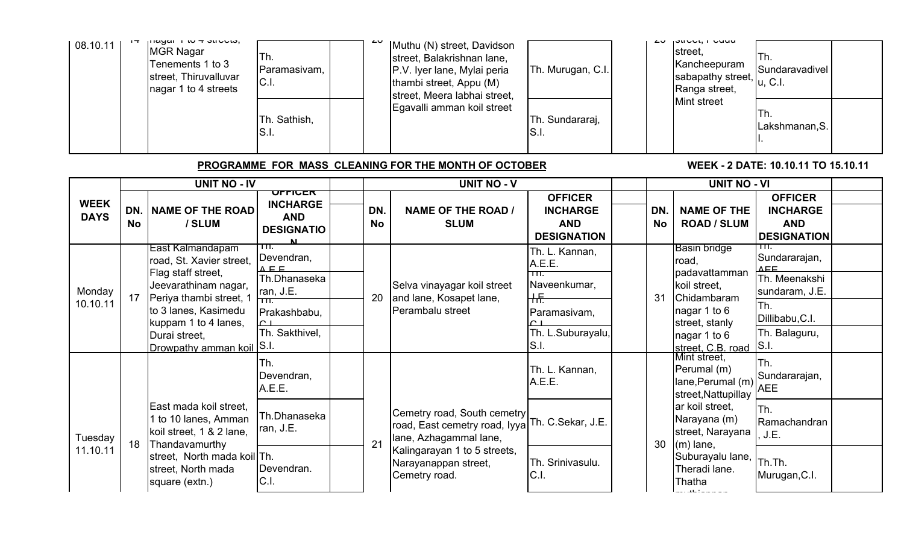| 08.10.11 | 14 | nagar 1 to 4 streets, MGR Nagar Tenements 1 to 3 street, Thiruvalluvar nagar 1 to 4 streets | Th. Paramasivam, C.I. | | 28 | Muthu (N) street, Davidson street, Balakrishnan lane, P.V. Iyer lane, Mylai peria thambi street, Appu (M) street, Meera labhai street, Egavalli amman koil street | Th. Murugan, C.I. | | 25 | street, Pedda street, Kancheepuram sabapathy street, Ranga street, Mint street | Th. Sundaravadivelu, C.I. | |
|---|---|---|---|---|---|---|---|---|---|---|---|---|
| | | | Th. Sathish, S.I. | | | | Th. Sundararaj, S.I. | | | | Th. Lakshmanan,S.I. | |

**PROGRAMME FOR MASS CLEANING FOR THE MONTH OF OCTOBER**

**WEEK - 2 DATE: 10.10.11 TO 15.10.11**

| WEEK DAYS | UNIT NO - IV | | | | UNIT NO - V | | | | UNIT NO - VI | | | |
|---|---|---|---|---|---|---|---|---|---|---|---|---|
| | DN. No | NAME OF THE ROAD / SLUM | OFFICER INCHARGE AND DESIGNATION | | DN. No | NAME OF THE ROAD / SLUM | OFFICER INCHARGE AND DESIGNATION | | DN. No | NAME OF THE ROAD / SLUM | OFFICER INCHARGE AND DESIGNATION | |
| Monday 10.10.11 | 17 | East Kalmandapam road, St. Xavier street, Flag staff street, Jeevarathinam nagar, Periya thambi street, 1 to 3 lanes, Kasimedu kuppam 1 to 4 lanes, Durai street, Drowpathy amman koil | Th. Devendran, A.E.E. | | 20 | Selva vinayagar koil street and lane, Kosapet lane, Perambalu street | Th. L. Kannan, A.E.E. | | 31 | Basin bridge road, padavattamman koil street, Chidambaram nagar 1 to 6 street, stanly nagar 1 to 6 street, C.B. road | Th. Sundararajan, AEE | |
| | | | Th.Dhanasekaran, J.E. | | | | Th. Naveenkumar, J.E. | | | | Th. Meenakshi sundaram, J.E. | |
| | | | Th. Prakashbabu, C.I. | | | | Th. Paramasivam, C.I. | | | | Th. Dillibabu,C.I. | |
| | | | Th. Sakthivel, S.I. | | | | Th. L.Suburayalu, S.I. | | | | Th. Balaguru, S.I. | |
| Tuesday 11.10.11 | 18 | East mada koil street, 1 to 10 lanes, Amman koil street, 1 & 2 lane, Thandavamurthy street, North mada koil street, North mada square (extn.) | Th. Devendran, A.E.E. | | 21 | Cemetry road, South cemetry road, East cemetry road, Iyya lane, Azhagammal lane, Kalingarayan 1 to 5 streets, Narayanappan street, Cemetry road. | Th. L. Kannan, A.E.E. | | 30 | Mint street, Perumal (m) lane,Perumal (m) street,Nattupillayar koil street, Narayana (m) street, Narayana (m) lane, Suburayalu lane, Theradi lane. Thatha muthiappan | Th. Sundararajan, AEE | |
| | | | Th.Dhanasekaran, J.E. | | | | Th. C.Sekar, J.E. | | | | Th. Ramachandran, J.E. | |
| | | | Th. Devendran. C.I. | | | | Th. Srinivasulu. C.I. | | | | Th.Th. Murugan,C.I. | |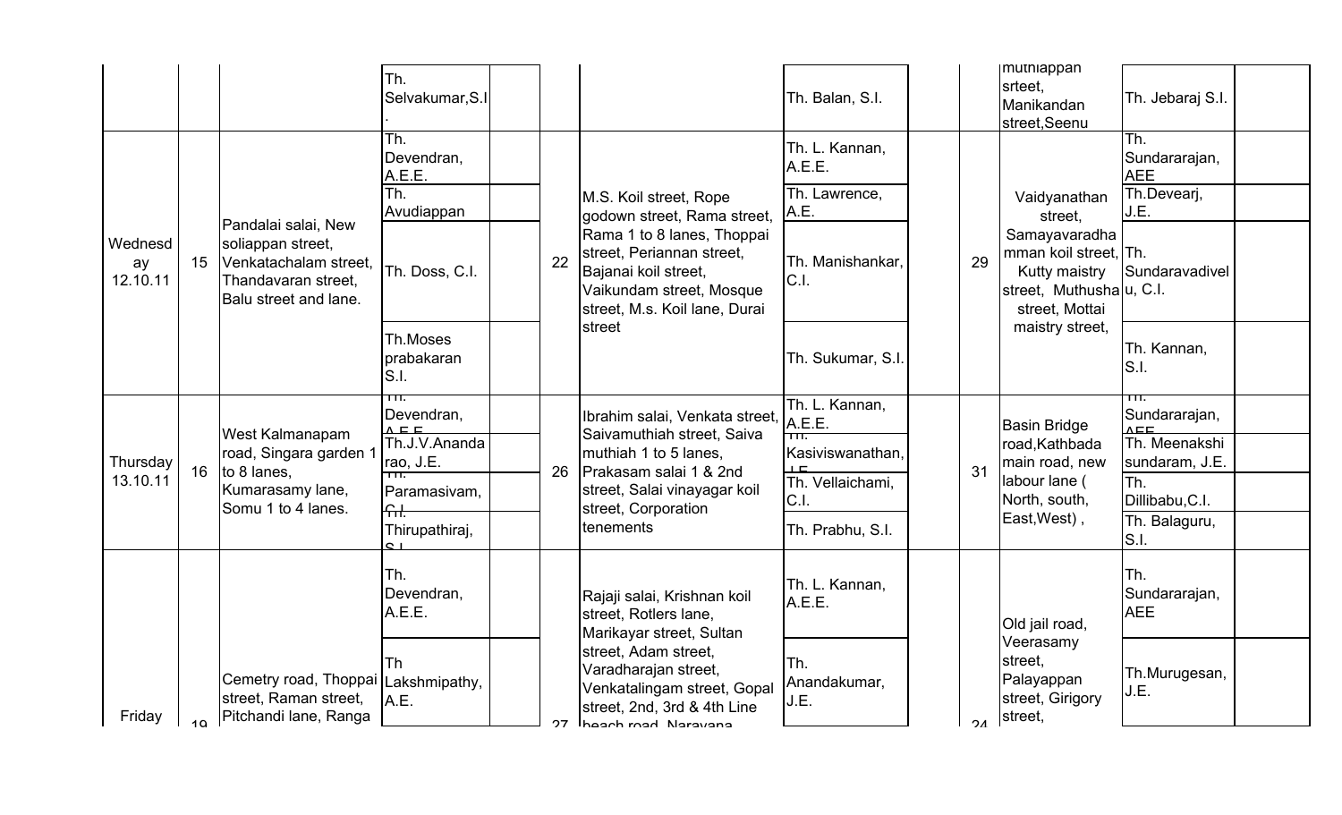| | | | | | | | | | | | | |
|---|---|---|---|---|---|---|---|---|---|---|---|---|
| | | | Th. Selvakumar,S.I. | | | | Th. Balan, S.I. | | | muthiappan srteet, Manikandan street,Seenu | Th. Jebaraj S.I. | |
| Wednesday 12.10.11 | 15 | Pandalai salai, New soliappan street, Venkatachalam street, Thandavaran street, Balu street and lane. | Th. Devendran, A.E.E. | | 22 | M.S. Koil street, Rope godown street, Rama street, Rama 1 to 8 lanes, Thoppai street, Periannan street, Bajanai koil street, Vaikundam street, Mosque street, M.s. Koil lane, Durai street | Th. L. Kannan, A.E.E. | | 29 | Vaidyanathan street, Samayavaradha mman koil street, Kutty maistry street, Muthusha street, Mottai maistry street, | Th. Sundararajan, AEE | |
| | | | Th. Avudiappan | | | | Th. Lawrence, A.E. | | | | Th.Devearj, J.E. | |
| | | | Th. Doss, C.I. | | | | Th. Manishankar, C.I. | | | | Th. Sundaravadivelu, C.I. | |
| | | | Th.Moses prabakaran S.I. | | | | Th. Sukumar, S.I. | | | | Th. Kannan, S.I. | |
| Thursday 13.10.11 | 16 | West Kalmanapam road, Singara garden 1 to 8 lanes, Kumarasamy lane, Somu 1 to 4 lanes. | Th. Devendran, A.E.E. | | 26 | Ibrahim salai, Venkata street, Saivamuthiah street, Saiva muthiah 1 to 5 lanes, Prakasam salai 1 & 2nd street, Salai vinayagar koil street, Corporation tenements | Th. L. Kannan, A.E.E. | | 31 | Basin Bridge road,Kathbada main road, new labour lane ( North, south, East,West) , | Th. Sundararajan, AEE | |
| | | | Th.J.V.Anandarao, J.E. | | | | Th. Kasiviswanathan, J.E. | | | | Th. Meenakshi sundaram, J.E. | |
| | | | Th. Paramasivam, C.I. | | | | Th. Vellaichami, C.I. | | | | Th. Dillibabu,C.I. | |
| | | | Th. Thirupathiraj, S.I. | | | | Th. Prabhu, S.I. | | | | Th. Balaguru, S.I. | |
| Friday | 19 | Cemetry road, Thoppai street, Raman street, Pitchandi lane, Ranga | Th. Devendran, A.E.E. | | 27 | Rajaji salai, Krishnan koil street, Rotlers lane, Marikayar street, Sultan street, Adam street, Varadharajan street, Venkatalingam street, Gopal street, 2nd, 3rd & 4th Line beach road, Narayana | Th. L. Kannan, A.E.E. | | 24 | Old jail road, Veerasamy street, Palayappan street, Girigory street, | Th. Sundararajan, AEE | |
| | | | Th Lakshmipathy, A.E. | | | | Th. Anandakumar, J.E. | | | | Th.Murugesan, J.E. | |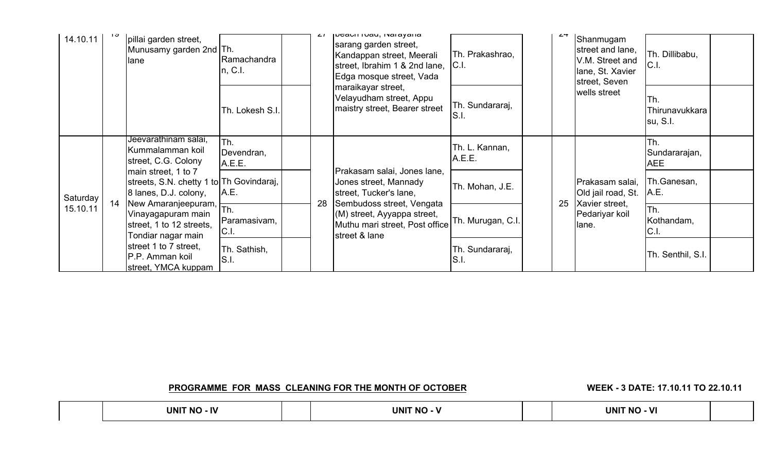| 14.10.11 | 19 | pillai garden street, Munusamy garden 2nd lane | Th. Ramachandran, C.I. | | 27 | beach road, Narayana sarang garden street, Kandappan street, Meerali street, Ibrahim 1 & 2nd lane, Edga mosque street, Vada maraikayar street, Velayudham street, Appu maistry street, Bearer street | Th. Prakashrao, C.I. | | 24 | Shanmugam street and lane, V.M. Street and lane, St. Xavier street, Seven wells street | Th. Dillibabu, C.I. | |
|---|---|---|---|---|---|---|---|---|---|---|---|---|
| | | | Th. Lokesh S.I. | | | | Th. Sundararaj, S.I. | | | | Th. Thirunavukkarasu, S.I. | |
| Saturday 15.10.11 | 14 | Jeevarathinam salai, Kummalamman koil street, C.G. Colony main street, 1 to 7 streets, S.N. chetty 1 to 8 lanes, D.J. colony, New Amaranjeepuram, Vinayagapuram main street, 1 to 12 streets, Tondiar nagar main street 1 to 7 street, P.P. Amman koil street, YMCA kuppam | Th. Devendran, A.E.E. | | 28 | Prakasam salai, Jones lane, Jones street, Mannady street, Tucker's lane, Sembudoss street, Vengata (M) street, Ayyappa street, Muthu mari street, Post office street & lane | Th. L. Kannan, A.E.E. | | 25 | Prakasam salai, Old jail road, St. Xavier street, Pedariyar koil lane. | Th. Sundararajan, AEE | |
| | | | Th Govindaraj, A.E. | | | | Th. Mohan, J.E. | | | | Th.Ganesan, A.E. | |
| | | | Th. Paramasivam, C.I. | | | | Th. Murugan, C.I. | | | | Th. Kothandam, C.I. | |
| | | | Th. Sathish, S.I. | | | | Th. Sundararaj, S.I. | | | | Th. Senthil, S.I. | |

**PROGRAMME FOR MASS CLEANING FOR THE MONTH OF OCTOBER** **WEEK - 3 DATE: 17.10.11 TO 22.10.11**

| | UNIT NO - IV | | UNIT NO - V | | UNIT NO - VI | |
|---|---|---|---|---|---|---|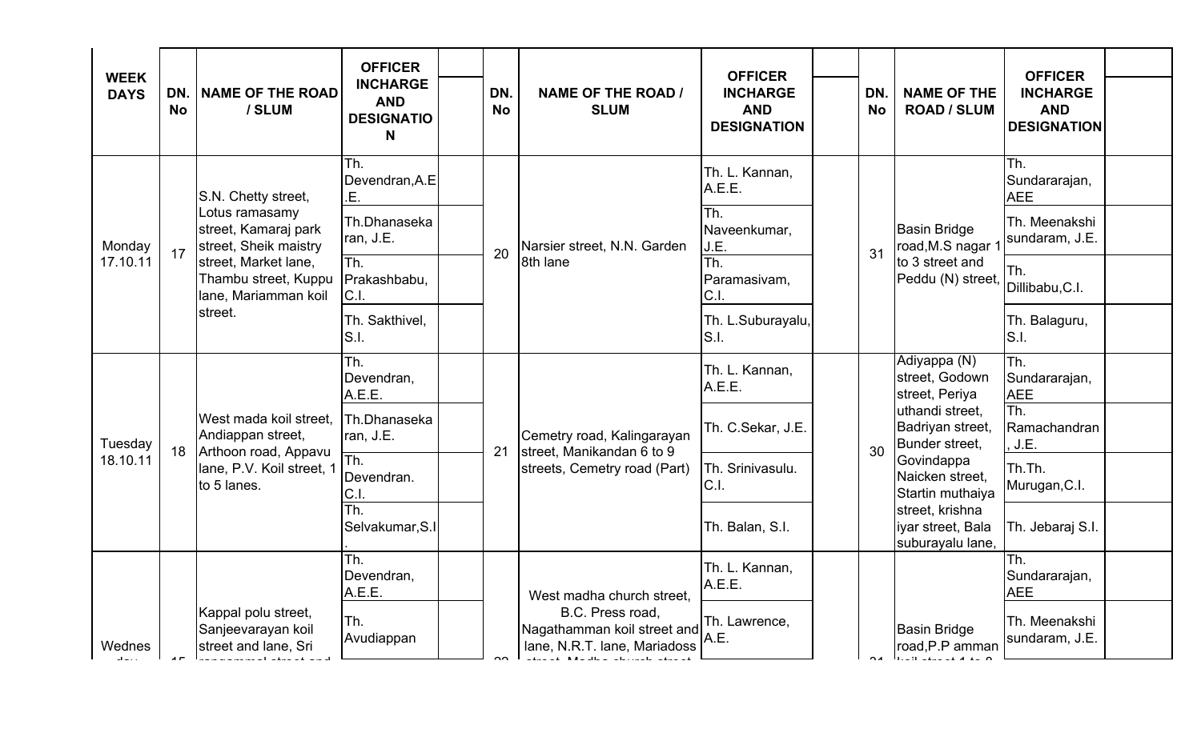| WEEK DAYS | DN. No | NAME OF THE ROAD / SLUM | OFFICER INCHARGE AND DESIGNATION | | DN. No | NAME OF THE ROAD / SLUM | OFFICER INCHARGE AND DESIGNATION | | DN. No | NAME OF THE ROAD / SLUM | OFFICER INCHARGE AND DESIGNATION | |
|---|---|---|---|---|---|---|---|---|---|---|---|---|
| Monday 17.10.11 | 17 | S.N. Chetty street, Lotus ramasamy street, Kamaraj park street, Sheik maistry street, Market lane, Thambu street, Kuppu lane, Mariamman koil street. | Th. Devendran,A.E.E. | | 20 | Narsier street, N.N. Garden 8th lane | Th. L. Kannan, A.E.E. | | 31 | Basin Bridge road,M.S nagar 1 to 3 street and Peddu (N) street, | Th. Sundararajan, AEE | |
| | | | Th.Dhanasekaran, J.E. | | | | Th. Naveenkumar, J.E. | | | | Th. Meenakshi sundaram, J.E. | |
| | | | Th. Prakashbabu, C.I. | | | | Th. Paramasivam, C.I. | | | | Th. Dillibabu,C.I. | |
| | | | Th. Sakthivel, S.I. | | | | Th. L.Suburayalu, S.I. | | | | Th. Balaguru, S.I. | |
| Tuesday 18.10.11 | 18 | West mada koil street, Andiappan street, Arthoon road, Appavu lane, P.V. Koil street, 1 to 5 lanes. | Th. Devendran, A.E.E. | | 21 | Cemetry road, Kalingarayan street, Manikandan 6 to 9 streets, Cemetry road (Part) | Th. L. Kannan, A.E.E. | | 30 | Adiyappa (N) street, Godown street, Periya uthandi street, Badriyan street, Bunder street, Govindappa Naicken street, Startin muthaiya street, krishna iyar street, Bala suburayalu lane, | Th. Sundararajan, AEE | |
| | | | Th.Dhanasekaran, J.E. | | | | Th. C.Sekar, J.E. | | | | Th. Ramachandran, J.E. | |
| | | | Th. Devendran. C.I. | | | | Th. Srinivasulu. C.I. | | | | Th.Th. Murugan,C.I. | |
| | | | Th. Selvakumar,S.I. | | | | Th. Balan, S.I. | | | | Th. Jebaraj S.I. | |
| Wednes | | Kappal polu street, Sanjeevarayan koil street and lane, Sri | Th. Devendran, A.E.E. | | | West madha church street, B.C. Press road, Nagathamman koil street and lane, N.R.T. lane, Mariadoss | Th. L. Kannan, A.E.E. | | | Basin Bridge road,P.P amman | Th. Sundararajan, AEE | |
| | | | Th. Avudiappan | | | | Th. Lawrence, A.E. | | | | Th. Meenakshi sundaram, J.E. | |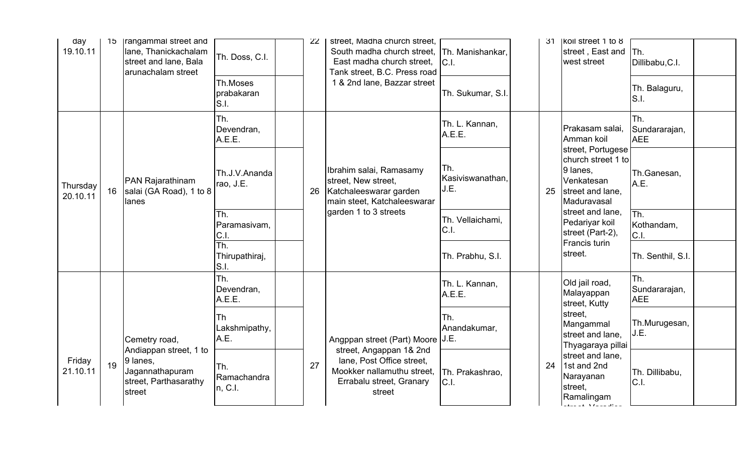| day 19.10.11 | 15 | rangammal street and lane, Thanickachalam street and lane, Bala arunachalam street | Th. Doss, C.I. | | 22 | street, Madha church street, South madha church street, East madha church street, Tank street, B.C. Press road 1 & 2nd lane, Bazzar street | Th. Manishankar, C.I. | | 31 | koil street 1 to 8 street , East and west street | Th. Dillibabu,C.I. | |
|---|---|---|---|---|---|---|---|---|---|---|---|---|
| | | | Th.Moses prabakaran S.I. | | | | Th. Sukumar, S.I. | | | | Th. Balaguru, S.I. | |
| Thursday 20.10.11 | 16 | PAN Rajarathinam salai (GA Road), 1 to 8 lanes | Th. Devendran, A.E.E. | | 26 | Ibrahim salai, Ramasamy street, New street, Katchaleeswarar garden main steet, Katchaleeswarar garden 1 to 3 streets | Th. L. Kannan, A.E.E. | | 25 | Prakasam salai, Amman koil street, Portugese church street 1 to 9 lanes, Venkatesan street and lane, Maduravasal street and lane, Pedariyar koil street (Part-2), Francis turin street. | Th. Sundararajan, AEE | |
| | | | Th.J.V.Ananda rao, J.E. | | | | Th. Kasiviswanathan, J.E. | | | | Th.Ganesan, A.E. | |
| | | | Th. Paramasivam, C.I. | | | | Th. Vellaichami, C.I. | | | | Th. Kothandam, C.I. | |
| | | | Th. Thirupathiraj, S.I. | | | | Th. Prabhu, S.I. | | | | Th. Senthil, S.I. | |
| Friday 21.10.11 | 19 | Cemetry road, Andiappan street, 1 to 9 lanes, Jagannathapuram street, Parthasarathy street | Th. Devendran, A.E.E. | | 27 | Angppan street (Part) Moore street, Angappan 1& 2nd lane, Post Office street, Mookker nallamuthu street, Errabalu street, Granary street | Th. L. Kannan, A.E.E. | | 24 | Old jail road, Malayappan street, Kutty street, Mangammal street and lane, Thyagaraya pillai street and lane, 1st and 2nd Narayanan street, Ramalingam | Th. Sundararajan, AEE | |
| | | | Th Lakshmipathy, A.E. | | | | Th. Anandakumar, J.E. | | | | Th.Murugesan, J.E. | |
| | | | Th. Ramachandran, C.I. | | | | Th. Prakashrao, C.I. | | | | Th. Dillibabu, C.I. | |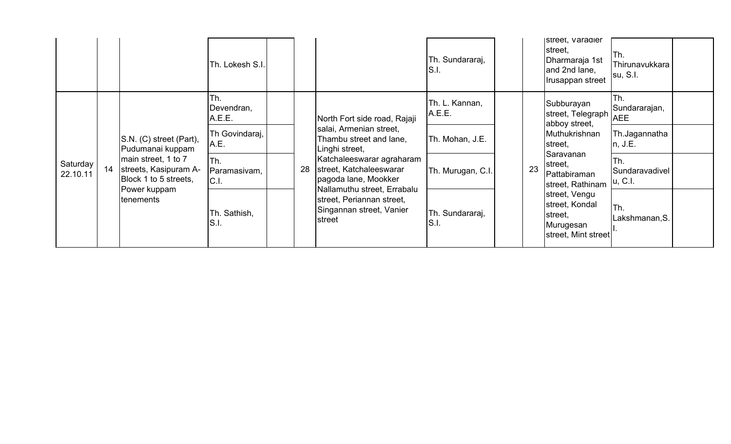| | | | | | | | | | | | |
|---|---|---|---|---|---|---|---|---|---|---|---|
| | | | Th. Lokesh S.I. | | | | Th. Sundararaj, S.I. | | | street, Varadier street, Dharmaraja 1st and 2nd lane, Irusappan street | Th. Thirunavukkarasu, S.I. | |
| Saturday 22.10.11 | 14 | S.N. (C) street (Part), Pudumanai kuppam main street, 1 to 7 streets, Kasipuram A-Block 1 to 5 streets, Power kuppam tenements | Th. Devendran, A.E.E. | | 28 | North Fort side road, Rajaji salai, Armenian street, Thambu street and lane, Linghi street, Katchaleeswarar agraharam street, Katchaleeswarar pagoda lane, Mookker Nallamuthu street, Errabalu street, Periannan street, Singannan street, Vanier street | Th. L. Kannan, A.E.E. | | 23 | Subburayan street, Telegraph abboy street, Muthukrishnan street, Saravanan street, Pattabiraman street, Rathinam street, Vengu street, Kondal street, Murugesan street, Mint street | Th. Sundararajan, AEE | |
| | | | Th Govindaraj, A.E. | | | | Th. Mohan, J.E. | | | | Th.Jagannathan, J.E. | |
| | | | Th. Paramasivam, C.I. | | | | Th. Murugan, C.I. | | | | Th. Sundaravadivelu, C.I. | |
| | | | Th. Sathish, S.I. | | | | Th. Sundararaj, S.I. | | | | Th. Lakshmanan,S.I. | |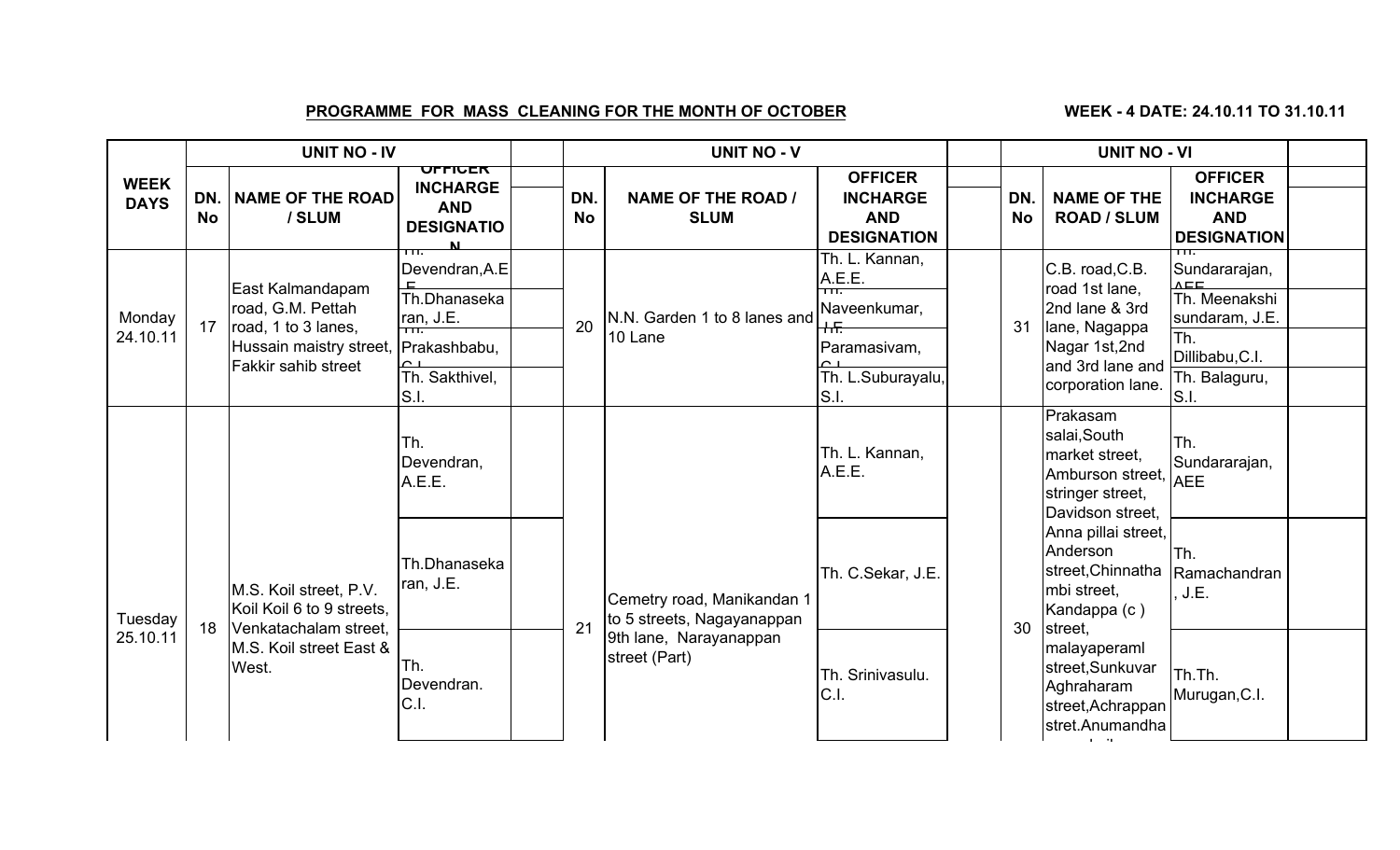**PROGRAMME FOR MASS CLEANING FOR THE MONTH OF OCTOBER** **WEEK - 4 DATE: 24.10.11 TO 31.10.11**

| WEEK DAYS | UNIT NO - IV | | | | UNIT NO - V | | | | UNIT NO - VI | | | |
|---|---|---|---|---|---|---|---|---|---|---|---|---|
| | DN. No | NAME OF THE ROAD / SLUM | OFFICER INCHARGE AND DESIGNATION | | DN. No | NAME OF THE ROAD / SLUM | OFFICER INCHARGE AND DESIGNATION | | DN. No | NAME OF THE ROAD / SLUM | OFFICER INCHARGE AND DESIGNATION | |
| Monday 24.10.11 | 17 | East Kalmandapam road, G.M. Pettah road, 1 to 3 lanes, Hussain maistry street, Fakkir sahib street | Th. Devendran,A.E.E. | | 20 | N.N. Garden 1 to 8 lanes and 10 Lane | Th. L. Kannan, A.E.E. | | 31 | C.B. road,C.B. road 1st lane, 2nd lane & 3rd lane, Nagappa Nagar 1st,2nd and 3rd lane and corporation lane. | Th. Sundararajan, AEE | |
| | | | Th.Dhanasekaran, J.E. | | | | Th. Naveenkumar, J.E. | | | | Th. Meenakshi sundaram, J.E. | |
| | | | Th. Prakashbabu, C.I. | | | | Th. Paramasivam, C.I. | | | | Th. Dillibabu,C.I. | |
| | | | Th. Sakthivel, S.I. | | | | Th. L.Suburayalu, S.I. | | | | Th. Balaguru, S.I. | |
| Tuesday 25.10.11 | 18 | M.S. Koil street, P.V. Koil Koil 6 to 9 streets, Venkatachalam street, M.S. Koil street East & West. | Th. Devendran, A.E.E. | | 21 | Cemetry road, Manikandan 1 to 5 streets, Nagayanappan 9th lane, Narayanappan street (Part) | Th. L. Kannan, A.E.E. | | 30 | Prakasam salai,South market street, Amburson street, stringer street, Davidson street, Anna pillai street, Anderson street,Chinnathambi street, Kandappa (c ) street, malayaperaml street,Sunkuvar Aghraharam street,Achrappan stret.Anumandha | Th. Sundararajan, AEE | |
| | | | Th.Dhanasekaran, J.E. | | | | Th. C.Sekar, J.E. | | | | Th. Ramachandran, J.E. | |
| | | | Th. Devendran. C.I. | | | | Th. Srinivasulu. C.I. | | | | Th.Th. Murugan,C.I. | |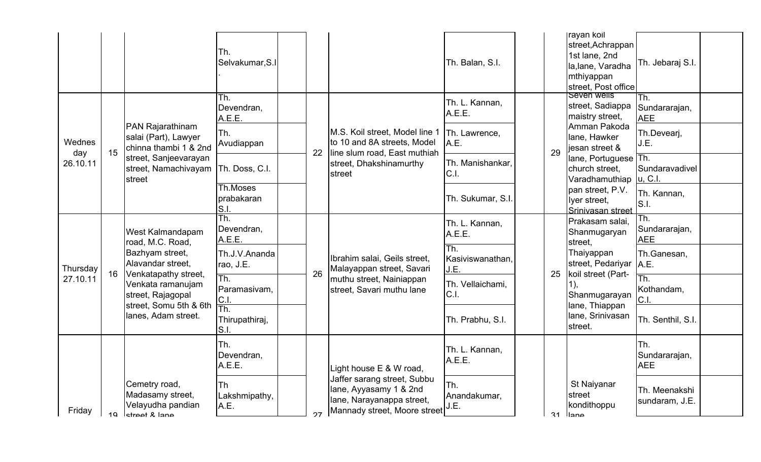| | | | | | | | | | | | |
|---|---|---|---|---|---|---|---|---|---|---|---|
| | | | Th. Selvakumar,S.I. | | | | Th. Balan, S.I. | | | rayan koil street,Achrappan 1st lane, 2nd la,lane, Varadha mthiyappan street, Post office | Th. Jebaraj S.I. |
| Wednes day 26.10.11 | 15 | PAN Rajarathinam salai (Part), Lawyer chinna thambi 1 & 2nd street, Sanjeevarayan street, Namachivayam street | Th. Devendran, A.E.E. | | 22 | M.S. Koil street, Model line 1 to 10 and 8A streets, Model line slum road, East muthiah street, Dhakshinamurthy street | Th. L. Kannan, A.E.E. | | 29 | Seven wells street, Sadiappa maistry street, Amman Pakoda lane, Hawker jesan street & lane, Portuguese church street, Varadhamuthiap pan street, P.V. Iyer street, Srinivasan street | Th. Sundararajan, AEE |
| | | | Th. Avudiappan | | | | Th. Lawrence, A.E. | | | | Th.Devearj, J.E. |
| | | | Th. Doss, C.I. | | | | Th. Manishankar, C.I. | | | | Th. Sundaravadivelu, C.I. |
| | | | Th.Moses prabakaran S.I. | | | | Th. Sukumar, S.I. | | | | Th. Kannan, S.I. |
| Thursday 27.10.11 | 16 | West Kalmandapam road, M.C. Road, Bazhyam street, Alavandar street, Venkatapathy street, Venkata ramanujam street, Rajagopal street, Somu 5th & 6th lanes, Adam street. | Th. Devendran, A.E.E. | | 26 | Ibrahim salai, Geils street, Malayappan street, Savari muthu street, Nainiappan street, Savari muthu lane | Th. L. Kannan, A.E.E. | | 25 | Prakasam salai, Shanmugaryan street, Thaiyappan street, Pedariyar koil street (Part-1), Shanmugarayan lane, Thiappan lane, Srinivasan street. | Th. Sundararajan, AEE |
| | | | Th.J.V.Anandarao, J.E. | | | | Th. Kasiviswanathan, J.E. | | | | Th.Ganesan, A.E. |
| | | | Th. Paramasivam, C.I. | | | | Th. Vellaichami, C.I. | | | | Th. Kothandam, C.I. |
| | | | Th. Thirupathiraj, S.I. | | | | Th. Prabhu, S.I. | | | | Th. Senthil, S.I. |
| Friday | 19 | Cemetry road, Madasamy street, Velayudha pandian street & lane | Th. Devendran, A.E.E. | | 27 | Light house E & W road, Jaffer sarang street, Subbu lane, Ayyasamy 1 & 2nd lane, Narayanappa street, Mannady street, Moore street | Th. L. Kannan, A.E.E. | | 31 | St Naiyanar street kondithoppu lane | Th. Sundararajan, AEE |
| | | | Th Lakshmipathy, A.E. | | | | Th. Anandakumar, J.E. | | | | Th. Meenakshi sundaram, J.E. |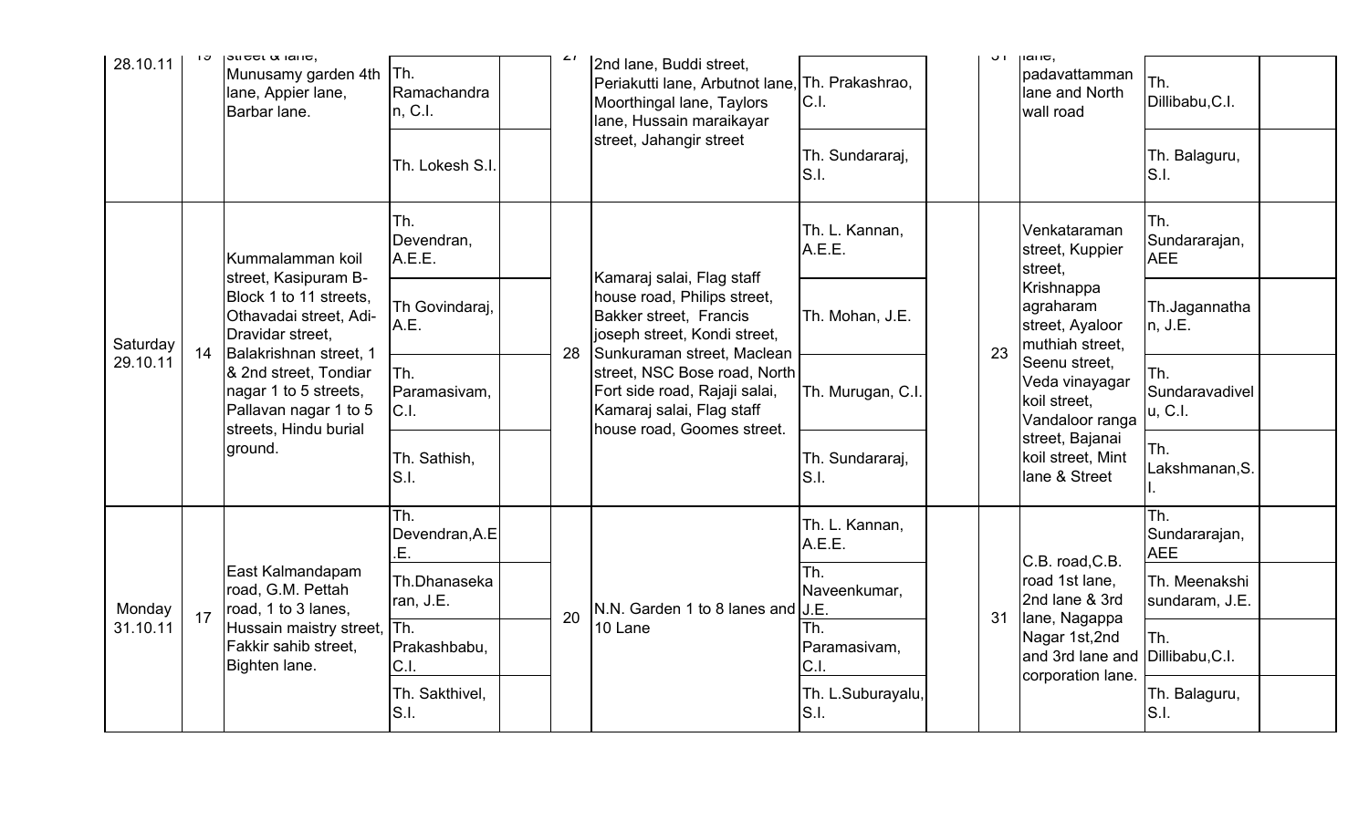| 28.10.11 | 19 | street & lane, Munusamy garden 4th lane, Appier lane, Barbar lane. | Th. Ramachandran, C.I. | | 27 | 2nd lane, Buddi street, Periakutti lane, Arbutnot lane, Moorthingal lane, Taylors lane, Hussain maraikayar street, Jahangir street | Th. Prakashrao, C.I. | | 31 | lane, padavattamman lane and North wall road | Th. Dillibabu,C.I. | |
|---|---|---|---|---|---|---|---|---|---|---|---|---|
| | | | Th. Lokesh S.I. | | | | Th. Sundararaj, S.I. | | | | Th. Balaguru, S.I. | |
| Saturday 29.10.11 | 14 | Kummalamman koil street, Kasipuram B-Block 1 to 11 streets, Othavadai street, Adi-Dravidar street, Balakrishnan street, 1 & 2nd street, Tondiar nagar 1 to 5 streets, Pallavan nagar 1 to 5 streets, Hindu burial ground. | Th. Devendran, A.E.E. | | 28 | Kamaraj salai, Flag staff house road, Philips street, Bakker street, Francis joseph street, Kondi street, Sunkuraman street, Maclean street, NSC Bose road, North Fort side road, Rajaji salai, Kamaraj salai, Flag staff house road, Goomes street. | Th. L. Kannan, A.E.E. | | 23 | Venkataraman street, Kuppier street, Krishnappa agraharam street, Ayaloor muthiah street, Seenu street, Veda vinayagar koil street, Vandaloor ranga street, Bajanai koil street, Mint lane & Street | Th. Sundararajan, AEE | |
| | | | Th Govindaraj, A.E. | | | | Th. Mohan, J.E. | | | | Th.Jagannathan, J.E. | |
| | | | Th. Paramasivam, C.I. | | | | Th. Murugan, C.I. | | | | Th. Sundaravadivelu, C.I. | |
| | | | Th. Sathish, S.I. | | | | Th. Sundararaj, S.I. | | | | Th. Lakshmanan,S.I. | |
| Monday 31.10.11 | 17 | East Kalmandapam road, G.M. Pettah road, 1 to 3 lanes, Hussain maistry street, Fakkir sahib street, Bighten lane. | Th. Devendran,A.E.E. | | 20 | N.N. Garden 1 to 8 lanes and 10 Lane | Th. L. Kannan, A.E.E. | | 31 | C.B. road,C.B. road 1st lane, 2nd lane & 3rd lane, Nagappa Nagar 1st,2nd and 3rd lane and corporation lane. | Th. Sundararajan, AEE | |
| | | | Th.Dhanasekaran, J.E. | | | | Th. Naveenkumar, J.E. | | | | Th. Meenakshi sundaram, J.E. | |
| | | | Th. Prakashbabu, C.I. | | | | Th. Paramasivam, C.I. | | | | Th. Dillibabu,C.I. | |
| | | | Th. Sakthivel, S.I. | | | | Th. L.Suburayalu, S.I. | | | | Th. Balaguru, S.I. | |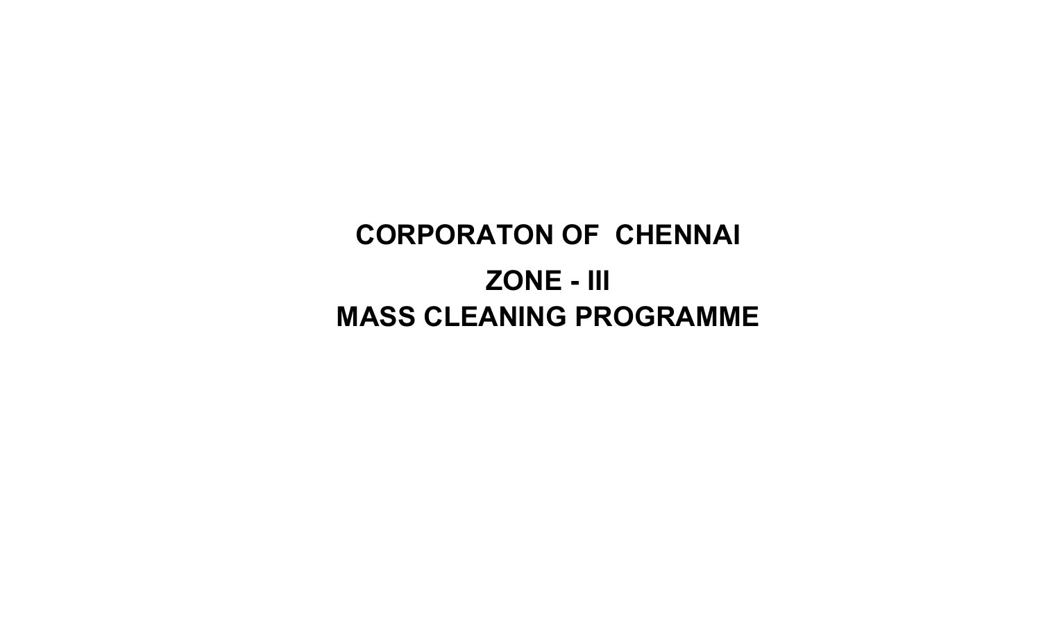# CORPORATON OF CHENNAI

## ZONE - III

## MASS CLEANING PROGRAMME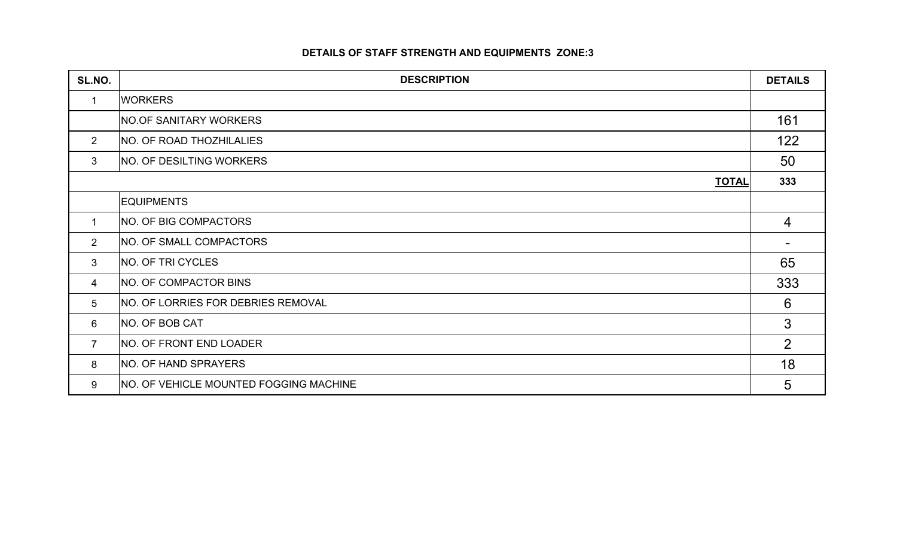**DETAILS OF STAFF STRENGTH AND EQUIPMENTS ZONE:3**

| SL.NO. | DESCRIPTION | DETAILS |
|---|---|---|
| 1 | WORKERS | |
| | NO.OF SANITARY WORKERS | 161 |
| 2 | NO. OF ROAD THOZHILALIES | 122 |
| 3 | NO. OF DESILTING WORKERS | 50 |
| | **TOTAL** | **333** |
| | EQUIPMENTS | |
| 1 | NO. OF BIG COMPACTORS | 4 |
| 2 | NO. OF SMALL COMPACTORS | - |
| 3 | NO. OF TRI CYCLES | 65 |
| 4 | NO. OF COMPACTOR BINS | 333 |
| 5 | NO. OF LORRIES FOR DEBRIES REMOVAL | 6 |
| 6 | NO. OF BOB CAT | 3 |
| 7 | NO. OF FRONT END LOADER | 2 |
| 8 | NO. OF HAND SPRAYERS | 18 |
| 9 | NO. OF VEHICLE MOUNTED FOGGING MACHINE | 5 |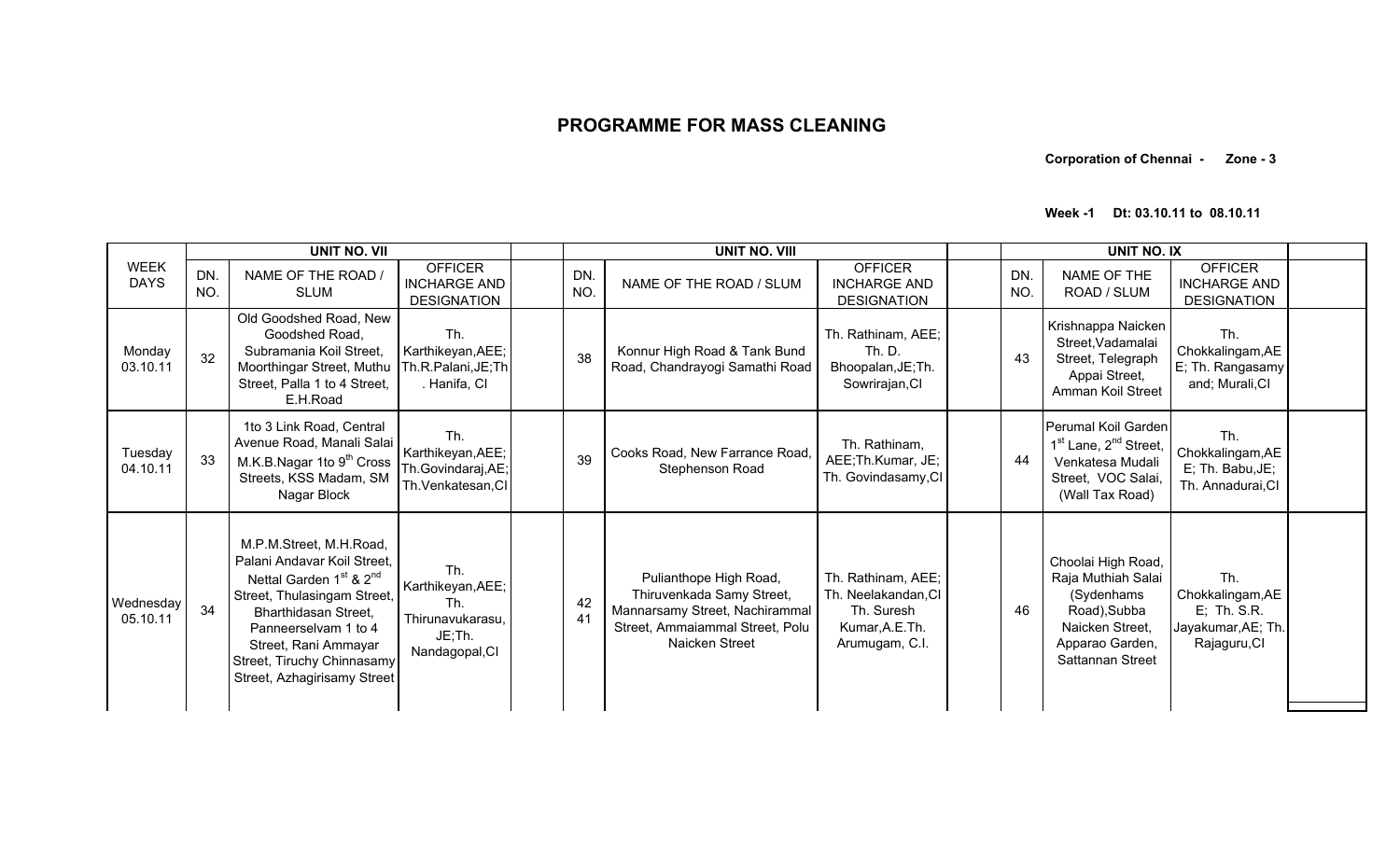# PROGRAMME FOR MASS CLEANING

**Corporation of Chennai - Zone - 3**

**Week -1 Dt: 03.10.11 to 08.10.11**

| WEEK DAYS | UNIT NO. VII | | | | UNIT NO. VIII | | | | UNIT NO. IX | | | |
|---|---|---|---|---|---|---|---|---|---|---|---|---|
| | DN. NO. | NAME OF THE ROAD / SLUM | OFFICER INCHARGE AND DESIGNATION | | DN. NO. | NAME OF THE ROAD / SLUM | OFFICER INCHARGE AND DESIGNATION | | DN. NO. | NAME OF THE ROAD / SLUM | OFFICER INCHARGE AND DESIGNATION | |
| Monday 03.10.11 | 32 | Old Goodshed Road, New Goodshed Road, Subramania Koil Street, Moorthingar Street, Muthu Street, Palla 1 to 4 Street, E.H.Road | Th. Karthikeyan,AEE; Th.R.Palani,JE;Th. Hanifa, CI | | 38 | Konnur High Road & Tank Bund Road, Chandrayogi Samathi Road | Th. Rathinam, AEE; Th. D. Bhoopalan,JE;Th. Sowrirajan,CI | | 43 | Krishnappa Naicken Street,Vadamalai Street, Telegraph Appai Street, Amman Koil Street | Th. Chokkalingam,AEE; Th. Rangasamy and; Murali,CI | |
| Tuesday 04.10.11 | 33 | 1to 3 Link Road, Central Avenue Road, Manali Salai M.K.B.Nagar 1to 9th Cross Streets, KSS Madam, SM Nagar Block | Th. Karthikeyan,AEE; Th.Govindaraj,AE; Th.Venkatesan,CI | | 39 | Cooks Road, New Farrance Road, Stephenson Road | Th. Rathinam, AEE;Th.Kumar, JE; Th. Govindasamy,CI | | 44 | Perumal Koil Garden 1st Lane, 2nd Street, Venkatesa Mudali Street, VOC Salai, (Wall Tax Road) | Th. Chokkalingam,AEE; Th. Babu,JE; Th. Annadurai,CI | |
| Wednesday 05.10.11 | 34 | M.P.M.Street, M.H.Road, Palani Andavar Koil Street, Nettal Garden 1st & 2nd Street, Thulasingam Street, Bharthidasan Street, Panneerselvam 1 to 4 Street, Rani Ammayar Street, Tiruchy Chinnasamy Street, Azhagirisamy Street | Th. Karthikeyan,AEE; Th. Thirunavukarasu, JE;Th. Nandagopal,CI | | 42 41 | Pulianthope High Road, Thiruvenkada Samy Street, Mannarsamy Street, Nachirammal Street, Ammaiammal Street, Polu Naicken Street | Th. Rathinam, AEE; Th. Neelakandan,CI Th. Suresh Kumar,A.E.Th. Arumugam, C.I. | | 46 | Choolai High Road, Raja Muthiah Salai (Sydenhams Road),Subba Naicken Street, Apparao Garden, Sattannan Street | Th. Chokkalingam,AEE; Th. S.R. Jayakumar,AE; Th. Rajaguru,CI | |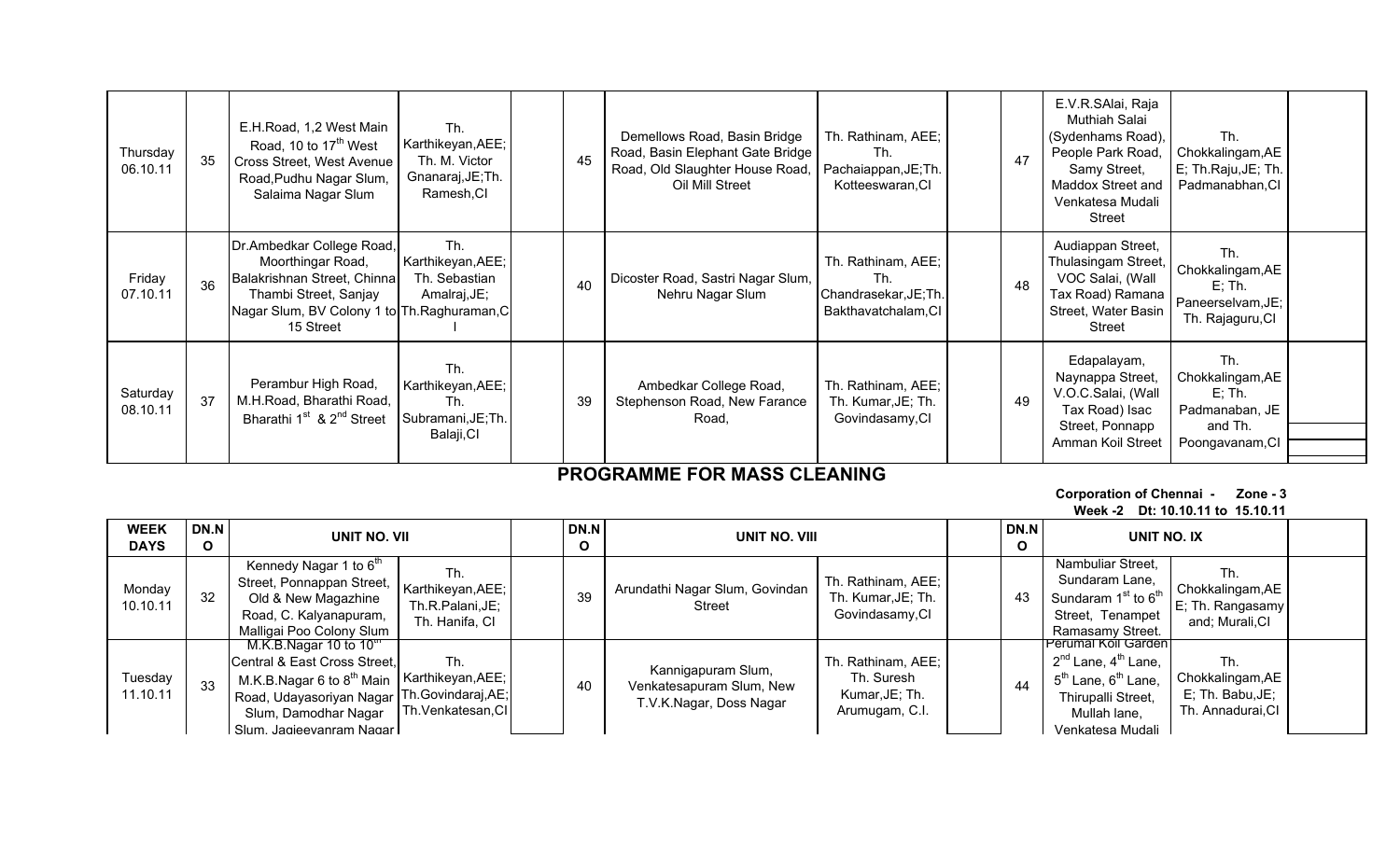| | | | | | | | | | | | | |
|---|---|---|---|---|---|---|---|---|---|---|---|---|
| Thursday 06.10.11 | 35 | E.H.Road, 1,2 West Main Road, 10 to 17th West Cross Street, West Avenue Road,Pudhu Nagar Slum, Salaima Nagar Slum | Th. Karthikeyan,AEE; Th. M. Victor Gnanaraj,JE;Th. Ramesh,CI | | 45 | Demellows Road, Basin Bridge Road, Basin Elephant Gate Bridge Road, Old Slaughter House Road, Oil Mill Street | Th. Rathinam, AEE; Th. Pachaiappan,JE;Th. Kotteeswaran,CI | | 47 | E.V.R.SAlai, Raja Muthiah Salai (Sydenhams Road), People Park Road, Samy Street, Maddox Street and Venkatesa Mudali Street | Th. Chokkalingam,AEE; Th.Raju,JE; Th. Padmanabhan,CI | |
| Friday 07.10.11 | 36 | Dr.Ambedkar College Road, Moorthingar Road, Balakrishnan Street, Chinna Thambi Street, Sanjay Nagar Slum, BV Colony 1 to 15 Street | Th. Karthikeyan,AEE; Th. Sebastian Amalraj,JE; Th.Raghuraman,CI | | 40 | Dicoster Road, Sastri Nagar Slum, Nehru Nagar Slum | Th. Rathinam, AEE; Th. Chandrasekar,JE;Th. Bakthavatchalam,CI | | 48 | Audiappan Street, Thulasingam Street, VOC Salai, (Wall Tax Road) Ramana Street, Water Basin Street | Th. Chokkalingam,AEE; Th. Paneerselvam,JE; Th. Rajaguru,CI | |
| Saturday 08.10.11 | 37 | Perambur High Road, M.H.Road, Bharathi Road, Bharathi 1st & 2nd Street | Th. Karthikeyan,AEE; Th. Subramani,JE;Th. Balaji,CI | | 39 | Ambedkar College Road, Stephenson Road, New Farance Road, | Th. Rathinam, AEE; Th. Kumar,JE; Th. Govindasamy,CI | | 49 | Edapalayam, Naynappa Street, V.O.C.Salai, (Wall Tax Road) Isac Street, Ponnapp Amman Koil Street | Th. Chokkalingam,AEE; Th. Padmanaban, JE and Th. Poongavanam,CI | |

## PROGRAMME FOR MASS CLEANING

**Corporation of Chennai - Zone - 3**

**Week -2 Dt: 10.10.11 to 15.10.11**

| WEEK DAYS | DN.NO | UNIT NO. VII | | | DN.NO | UNIT NO. VIII | | | DN.NO | UNIT NO. IX | | |
|---|---|---|---|---|---|---|---|---|---|---|---|---|
| Monday 10.10.11 | 32 | Kennedy Nagar 1 to 6th Street, Ponnappan Street, Old & New Magazhine Road, C. Kalyanapuram, Malligai Poo Colony Slum | Th. Karthikeyan,AEE; Th.R.Palani,JE; Th. Hanifa, CI | | 39 | Arundathi Nagar Slum, Govindan Street | Th. Rathinam, AEE; Th. Kumar,JE; Th. Govindasamy,CI | | 43 | Nambuliar Street, Sundaram Lane, Sundaram 1st to 6th Street, Tenampet Ramasamy Street. | Th. Chokkalingam,AEE; Th. Rangasamy and; Murali,CI | |
| Tuesday 11.10.11 | 33 | M.K.B.Nagar 10 to 10th Central & East Cross Street, M.K.B.Nagar 6 to 8th Main Road, Udayasoriyan Nagar Slum, Damodhar Nagar Slum, Jagjeevanram Nagar | Th. Karthikeyan,AEE; Th.Govindaraj,AEE; Th.Venkatesan,CI | | 40 | Kannigapuram Slum, Venkatesapuram Slum, New T.V.K.Nagar, Doss Nagar | Th. Rathinam, AEE; Th. Suresh Kumar,JE; Th. Arumugam, C.I. | | 44 | Perumal Koil Garden 2nd Lane, 4th Lane, 5th Lane, 6th Lane, Thirupalli Street, Mullah lane, Venkatesa Mudali | Th. Chokkalingam,AEE; Th. Babu,JE; Th. Annadurai,CI | |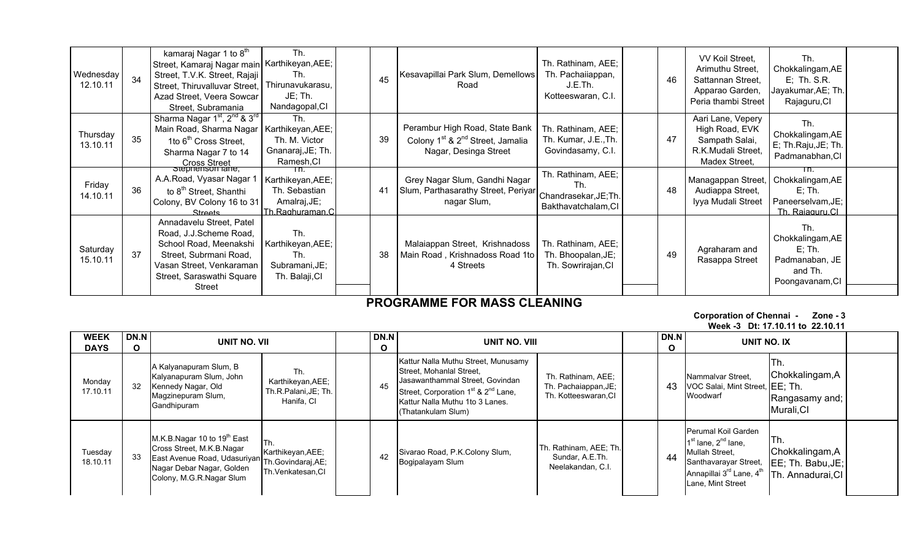| | | | | | | | | | | | | |
|---|---|---|---|---|---|---|---|---|---|---|---|---|
| Wednesday 12.10.11 | 34 | kamaraj Nagar 1 to 8th Street, Kamaraj Nagar main Street, T.V.K. Street, Rajaji Street, Thiruvalluvar Street, Azad Street, Veera Sowcar Street, Subramania | Th. Karthikeyan,AEE; Th. Thirunavukarasu, JE; Th. Nandagopal,CI | | 45 | Kesavapillai Park Slum, Demellows Road | Th. Rathinam, AEE; Th. Pachaiiappan, J.E.Th. Kotteeswaran, C.I. | | 46 | VV Koil Street, Arimuthu Street, Sattannan Street, Apparao Garden, Peria thambi Street | Th. Chokkalingam,AEE; Th. S.R. Jayakumar,AE; Th. Rajaguru,CI | |
| Thursday 13.10.11 | 35 | Sharma Nagar 1st, 2nd & 3rd Main Road, Sharma Nagar 1to 6th Cross Street, Sharma Nagar 7 to 14 Cross Street | Th. Karthikeyan,AEE; Th. M. Victor Gnanaraj,JE; Th. Ramesh,CI | | 39 | Perambur High Road, State Bank Colony 1st & 2nd Street, Jamalia Nagar, Desinga Street | Th. Rathinam, AEE; Th. Kumar, J.E.,Th. Govindasamy, C.I. | | 47 | Aari Lane, Vepery High Road, EVK Sampath Salai, R.K.Mudali Street, Madex Street, | Th. Chokkalingam,AEE; Th.Raju,JE; Th. Padmanabhan,CI | |
| Friday 14.10.11 | 36 | Stephenson lane, A.A.Road, Vyasar Nagar 1 to 8th Street, Shanthi Colony, BV Colony 16 to 31 Streets | Th. Karthikeyan,AEE; Th. Sebastian Amalraj,JE; Th.Raghuraman.C | | 41 | Grey Nagar Slum, Gandhi Nagar Slum, Parthasarathy Street, Periyar nagar Slum, | Th. Rathinam, AEE; Th. Chandrasekar,JE;Th. Bakthavatchalam,CI | | 48 | Managappan Street, Audiappa Street, Iyya Mudali Street | Th. Chokkalingam,AEE; Th. Paneerselvam,JE; Th. Rajaguru,CI | |
| Saturday 15.10.11 | 37 | Annadavelu Street, Patel Road, J.J.Scheme Road, School Road, Meenakshi Street, Submani Road, Vasan Street, Venkaraman Street, Saraswathi Square Street | Th. Karthikeyan,AEE; Th. Subramani,JE; Th. Balaji,CI | | 38 | Malaiappan Street, Krishnadoss Main Road , Krishnadoss Road 1to 4 Streets | Th. Rathinam, AEE; Th. Bhoopalan,JE; Th. Sowrirajan,CI | | 49 | Agraharam and Rasappa Street | Th. Chokkalingam,AEE; Th. Padmanaban, JE and Th. Poongavanam,CI | |

## PROGRAMME FOR MASS CLEANING

**Corporation of Chennai - Zone - 3**

**Week -3 Dt: 17.10.11 to 22.10.11**

| WEEK DAYS | DN.NO | UNIT NO. VII | | | DN.NO | UNIT NO. VIII | | | DN.NO | UNIT NO. IX | | |
|---|---|---|---|---|---|---|---|---|---|---|---|---|
| Monday 17.10.11 | 32 | A Kalyanapuram Slum, B Kalyanapuram Slum, John Kennedy Nagar, Old Magzinepuram Slum, Gandhipuram | Th. Karthikeyan,AEE; Th.R.Palani,JE; Th. Hanifa, CI | | 45 | Kattur Nalla Muthu Street, Munusamy Street, Mohanlal Street, Jasawanthammal Street, Govindan Street, Corporation 1st & 2nd Lane, Kattur Nalla Muthu 1to 3 Lanes. (Thatankulam Slum) | Th. Rathinam, AEE; Th. Pachaiappan,JE; Th. Kotteeswaran,CI | | 43 | Nammalvar Street, VOC Salai, Mint Street, Woodwarf | Th. Chokkalingam,AEE; Th. Rangasamy and; Murali,CI | |
| Tuesday 18.10.11 | 33 | M.K.B.Nagar 10 to 19th East Cross Street, M.K.B.Nagar East Avenue Road, Udasuriyan Nagar Debar Nagar, Golden Colony, M.G.R.Nagar Slum | Th. Karthikeyan,AEE; Th.Govindaraj,AE; Th.Venkatesan,CI | | 42 | Sivarao Road, P.K.Colony Slum, Bogipalayam Slum | Th. Rathinam, AEE; Th. Sundar, A.E.Th. Neelakandan, C.I. | | 44 | Perumal Koil Garden 1st lane, 2nd lane, Mullah Street, Santhavarayar Street, Annapillai 3rd Lane, 4th Lane, Mint Street | Th. Chokkalingam,AEE; Th. Babu,JE; Th. Annadurai,CI | |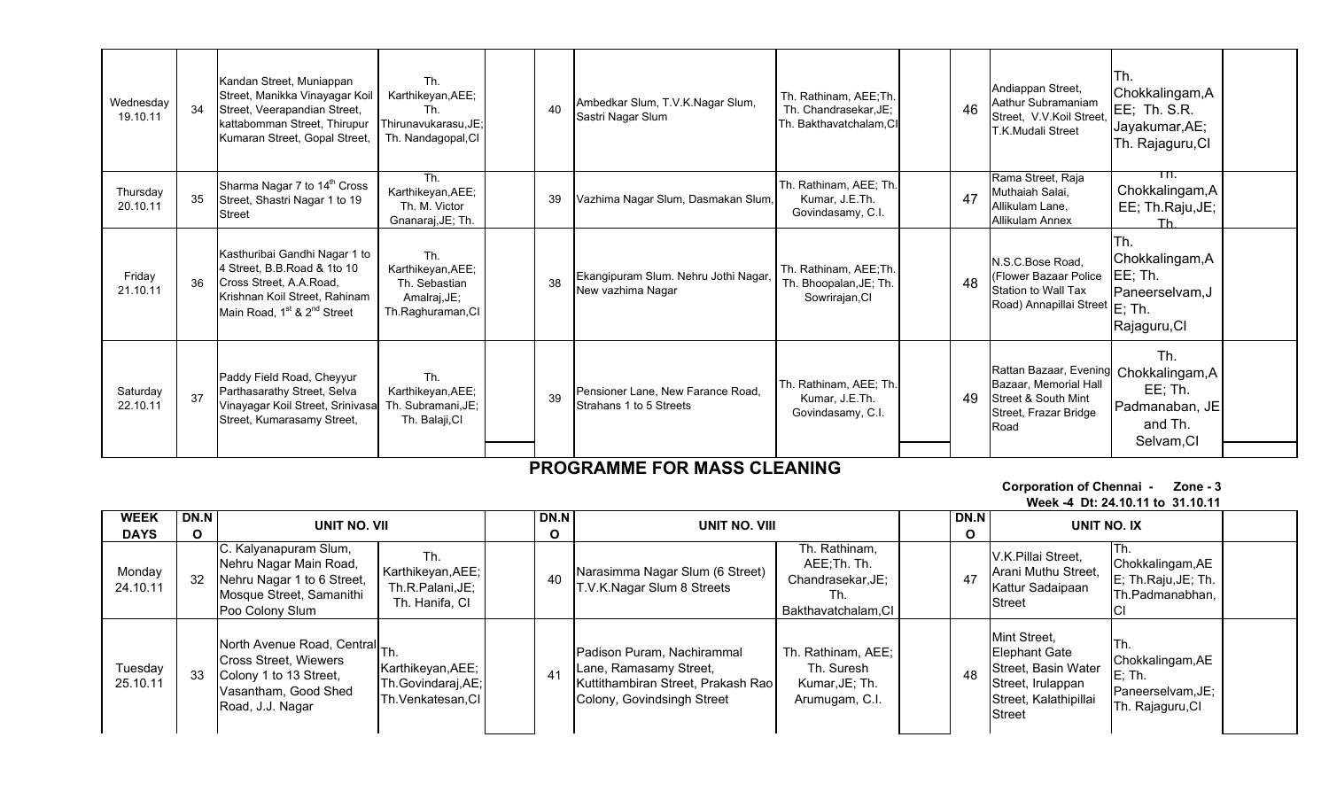| Wednesday 19.10.11 | 34 | Kandan Street, Muniappan Street, Manikka Vinayagar Koil Street, Veerapandian Street, kattabomman Street, Thirupur Kumaran Street, Gopal Street, | Th. Karthikeyan,AEE; Th. Thirunavukarasu,JE; Th. Nandagopal,CI | | 40 | Ambedkar Slum, T.V.K.Nagar Slum, Sastri Nagar Slum | Th. Rathinam, AEE;Th. Th. Chandrasekar,JE; Th. Bakthavatchalam,CI | | 46 | Andiappan Street, Aathur Subramaniam Street, V.V.Koil Street, T.K.Mudali Street | Th. Chokkalingam,AEE; Th. S.R. Jayakumar,AE; Th. Rajaguru,CI | |
|---|---|---|---|---|---|---|---|---|---|---|---|---|
| Thursday 20.10.11 | 35 | Sharma Nagar 7 to 14th Cross Street, Shastri Nagar 1 to 19 Street | Th. Karthikeyan,AEE; Th. M. Victor Gnanaraj,JE; Th. | | 39 | Vazhima Nagar Slum, Dasmakan Slum, | Th. Rathinam, AEE; Th. Kumar, J.E.Th. Govindasamy, C.I. | | 47 | Rama Street, Raja Muthaiah Salai, Allikulam Lane, Allikulam Annex | Th. Chokkalingam,AEE; Th.Raju,JE; Th. | |
| Friday 21.10.11 | 36 | Kasthuribai Gandhi Nagar 1 to 4 Street, B.B.Road & 1to 10 Cross Street, A.A.Road, Krishnan Koil Street, Rahinam Main Road, 1st & 2nd Street | Th. Karthikeyan,AEE; Th. Sebastian Amalraj,JE; Th.Raghuraman,CI | | 38 | Ekangipuram Slum. Nehru Jothi Nagar, New vazhima Nagar | Th. Rathinam, AEE;Th. Th. Bhoopalan,JE; Th. Sowrirajan,CI | | 48 | N.S.C.Bose Road, (Flower Bazaar Police Station to Wall Tax Road) Annapillai Street | Th. Chokkalingam,AEE; Th. Paneerselvam,JE; Th. Rajaguru,CI | |
| Saturday 22.10.11 | 37 | Paddy Field Road, Cheyyur Parthasarathy Street, Selva Vinayagar Koil Street, Srinivasa Street, Kumarasamy Street, | Th. Karthikeyan,AEE; Th. Subramani,JE; Th. Balaji,CI | | 39 | Pensioner Lane, New Farance Road, Strahans 1 to 5 Streets | Th. Rathinam, AEE; Th. Kumar, J.E.Th. Govindasamy, C.I. | | 49 | Rattan Bazaar, Evening Bazaar, Memorial Hall Street & South Mint Street, Frazar Bridge Road | Th. Chokkalingam,AEE; Th. Padmanaban, JE and Th. Selvam,CI | |

## PROGRAMME FOR MASS CLEANING

**Corporation of Chennai - Zone - 3**

**Week -4 Dt: 24.10.11 to 31.10.11**

| WEEK DAYS | DN.NO | UNIT NO. VII | | | DN.NO | UNIT NO. VIII | | | DN.NO | UNIT NO. IX | | |
|---|---|---|---|---|---|---|---|---|---|---|---|---|
| Monday 24.10.11 | 32 | C. Kalyanapuram Slum, Nehru Nagar Main Road, Nehru Nagar 1 to 6 Street, Mosque Street, Samanithi Poo Colony Slum | Th. Karthikeyan,AEE; Th.R.Palani,JE; Th. Hanifa, CI | | 40 | Narasimma Nagar Slum (6 Street) T.V.K.Nagar Slum 8 Streets | Th. Rathinam, AEE;Th. Th. Chandrasekar,JE; Th. Bakthavatchalam,CI | | 47 | V.K.Pillai Street, Arani Muthu Street, Kattur Sadaipaan Street | Th. Chokkalingam,AEE; Th.Raju,JE; Th. Th.Padmanabhan,CI | |
| Tuesday 25.10.11 | 33 | North Avenue Road, Central Cross Street, Wiewers Colony 1 to 13 Street, Vasantham, Good Shed Road, J.J. Nagar | Th. Karthikeyan,AEE; Th.Govindaraj,AE; Th.Venkatesan,CI | | 41 | Padison Puram, Nachirammal Lane, Ramasamy Street, Kuttithambiran Street, Prakash Rao Colony, Govindsingh Street | Th. Rathinam, AEE; Th. Suresh Kumar,JE; Th. Arumugam, C.I. | | 48 | Mint Street, Elephant Gate Street, Basin Water Street, Irulappan Street, Kalathipillai Street | Th. Chokkalingam,AEE; Th. Paneerselvam,JE; Th. Rajaguru,CI | |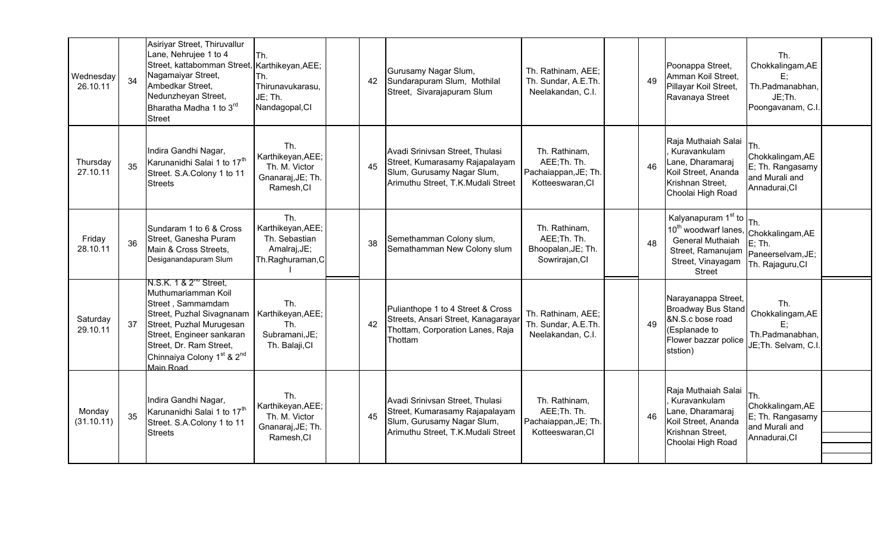| | | | | | | | | | | | | |
|---|---|---|---|---|---|---|---|---|---|---|---|---|
| Wednesday 26.10.11 | 34 | Asiriyar Street, Thiruvallur Lane, Nehrujee 1 to 4 Street, kattabomman Street, Nagamaiyar Street, Ambedkar Street, Nedunzheyan Street, Bharatha Madha 1 to 3rd Street | Th. Karthikeyan,AEE; Th. Thirunavukarasu, JE; Th. Nandagopal,CI | | 42 | Gurusamy Nagar Slum, Sundarapuram Slum, Mothilal Street, Sivarajapuram Slum | Th. Rathinam, AEE; Th. Sundar, A.E.Th. Neelakandan, C.I. | | 49 | Poonappa Street, Amman Koil Street, Pillayar Koil Street, Ravanaya Street | Th. Chokkalingam,AEE; Th.Padmanabhan, JE;Th. Poongavanam, C.I. | |
| Thursday 27.10.11 | 35 | Indira Gandhi Nagar, Karunanidhi Salai 1 to 17th Street. S.A.Colony 1 to 11 Streets | Th. Karthikeyan,AEE; Th. M. Victor Gnanaraj,JE; Th. Ramesh,CI | | 45 | Avadi Srinivsan Street, Thulasi Street, Kumarasamy Rajapalayam Slum, Gurusamy Nagar Slum, Arimuthu Street, T.K.Mudali Street | Th. Rathinam, AEE;Th. Th. Pachaiappan,JE; Th. Kotteeswaran,CI | | 46 | Raja Muthaiah Salai , Kuravankulam Lane, Dharamaraj Koil Street, Ananda Krishnan Street, Choolai High Road | Th. Chokkalingam,AEE; Th. Rangasamy and Murali and Annadurai,CI | |
| Friday 28.10.11 | 36 | Sundaram 1 to 6 & Cross Street, Ganesha Puram Main & Cross Streets, Desiganandapuram Slum | Th. Karthikeyan,AEE; Th. Sebastian Amalraj,JE; Th.Raghuraman,CI | | 38 | Semethamman Colony slum, Semathamman New Colony slum | Th. Rathinam, AEE;Th. Th. Bhoopalan,JE; Th. Sowrirajan,CI | | 48 | Kalyanapuram 1st to 10th woodwarf lanes, General Muthaiah Street, Ramanujam Street, Vinayagam Street | Th. Chokkalingam,AEE; Th. Paneerselvam,JE; Th. Rajaguru,CI | |
| Saturday 29.10.11 | 37 | N.S.K. 1 & 2nd Street, Muthumariamman Koil Street , Sammamdam Street, Puzhal Sivagnanam Street, Puzhal Murugesan Street, Engineer sankaran Street, Dr. Ram Street, Chinnaiya Colony 1st & 2nd Main Road | Th. Karthikeyan,AEE; Th. Subramani,JE; Th. Balaji,CI | | 42 | Pulianthope 1 to 4 Street & Cross Streets, Ansari Street, Kanagarayar Thottam, Corporation Lanes, Raja Thottam | Th. Rathinam, AEE; Th. Sundar, A.E.Th. Neelakandan, C.I. | | 49 | Narayanappa Street, Broadway Bus Stand &N.S.c bose road (Esplanade to Flower bazzar police ststion) | Th. Chokkalingam,AEE; Th.Padmanabhan, JE;Th. Selvam, C.I. | |
| Monday (31.10.11) | 35 | Indira Gandhi Nagar, Karunanidhi Salai 1 to 17th Street. S.A.Colony 1 to 11 Streets | Th. Karthikeyan,AEE; Th. M. Victor Gnanaraj,JE; Th. Ramesh,CI | | 45 | Avadi Srinivsan Street, Thulasi Street, Kumarasamy Rajapalayam Slum, Gurusamy Nagar Slum, Arimuthu Street, T.K.Mudali Street | Th. Rathinam, AEE;Th. Th. Pachaiappan,JE; Th. Kotteeswaran,CI | | 46 | Raja Muthaiah Salai , Kuravankulam Lane, Dharamaraj Koil Street, Ananda Krishnan Street, Choolai High Road | Th. Chokkalingam,AEE; Th. Rangasamy and Murali and Annadurai,CI | |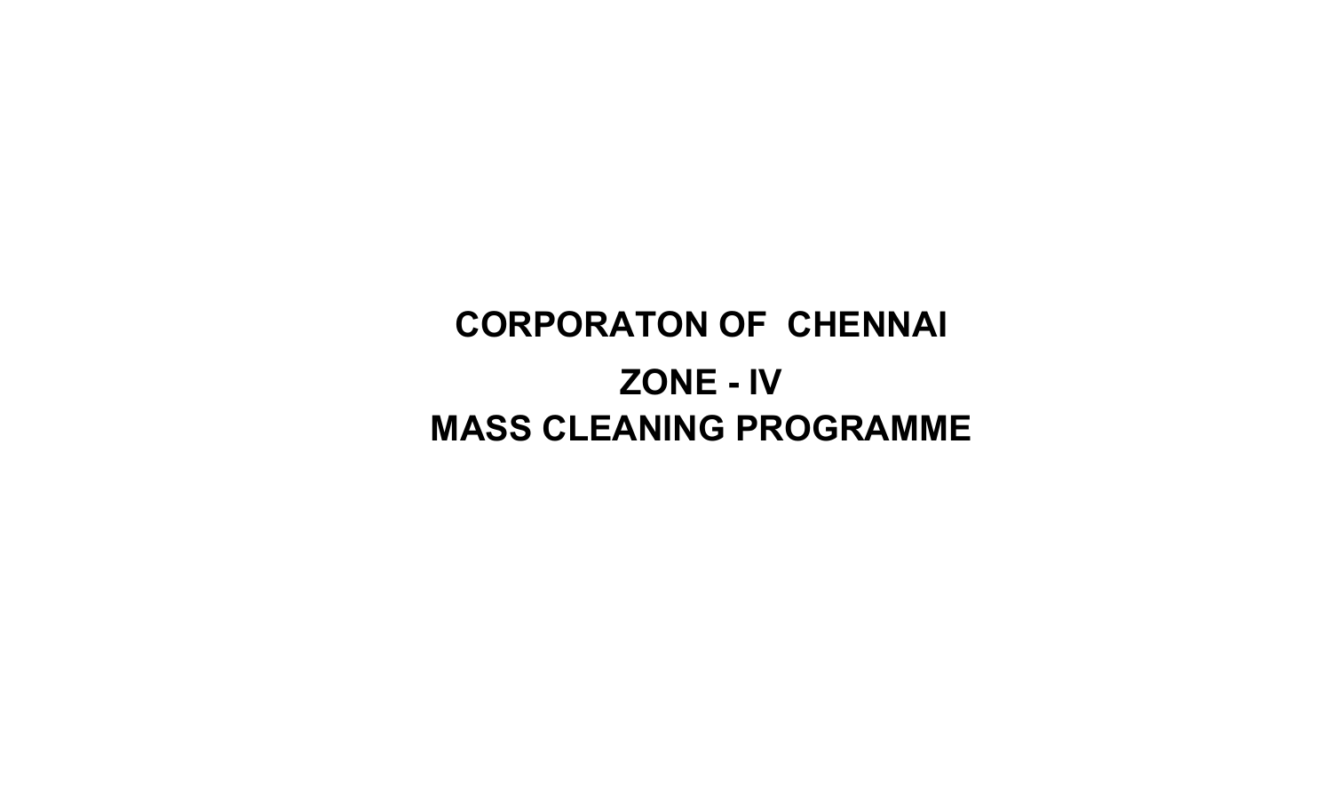# CORPORATON OF CHENNAI

## ZONE - IV

## MASS CLEANING PROGRAMME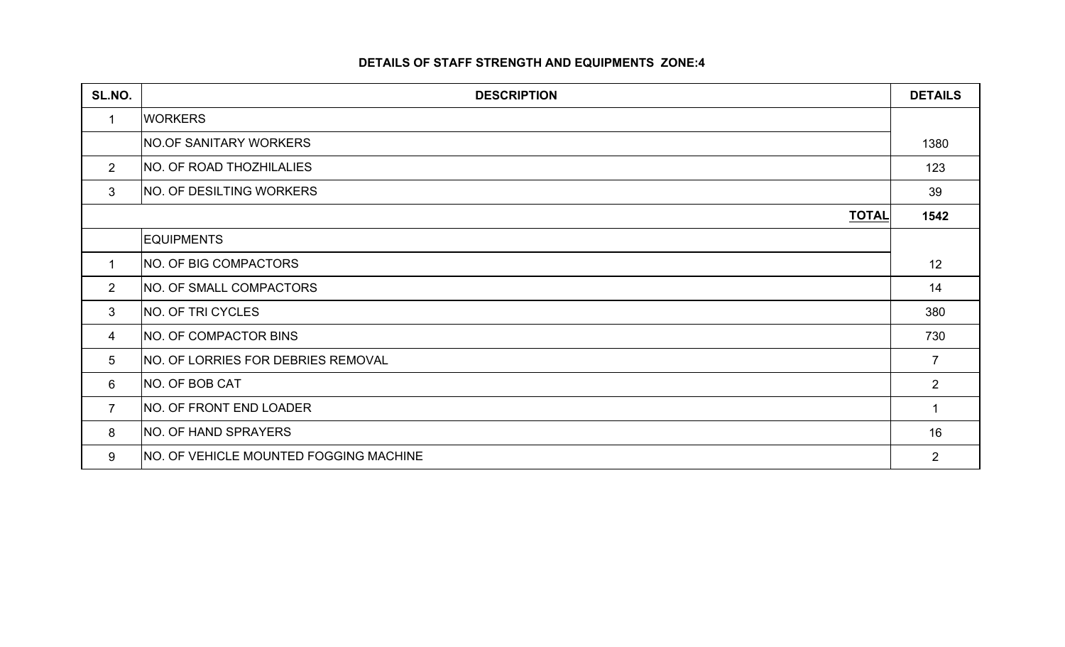## DETAILS OF STAFF STRENGTH AND EQUIPMENTS ZONE:4

| SL.NO. | DESCRIPTION | DETAILS |
|---|---|---|
| 1 | WORKERS | |
| | NO.OF SANITARY WORKERS | 1380 |
| 2 | NO. OF ROAD THOZHILALIES | 123 |
| 3 | NO. OF DESILTING WORKERS | 39 |
| | **TOTAL** | **1542** |
| | EQUIPMENTS | |
| 1 | NO. OF BIG COMPACTORS | 12 |
| 2 | NO. OF SMALL COMPACTORS | 14 |
| 3 | NO. OF TRI CYCLES | 380 |
| 4 | NO. OF COMPACTOR BINS | 730 |
| 5 | NO. OF LORRIES FOR DEBRIES REMOVAL | 7 |
| 6 | NO. OF BOB CAT | 2 |
| 7 | NO. OF FRONT END LOADER | 1 |
| 8 | NO. OF HAND SPRAYERS | 16 |
| 9 | NO. OF VEHICLE MOUNTED FOGGING MACHINE | 2 |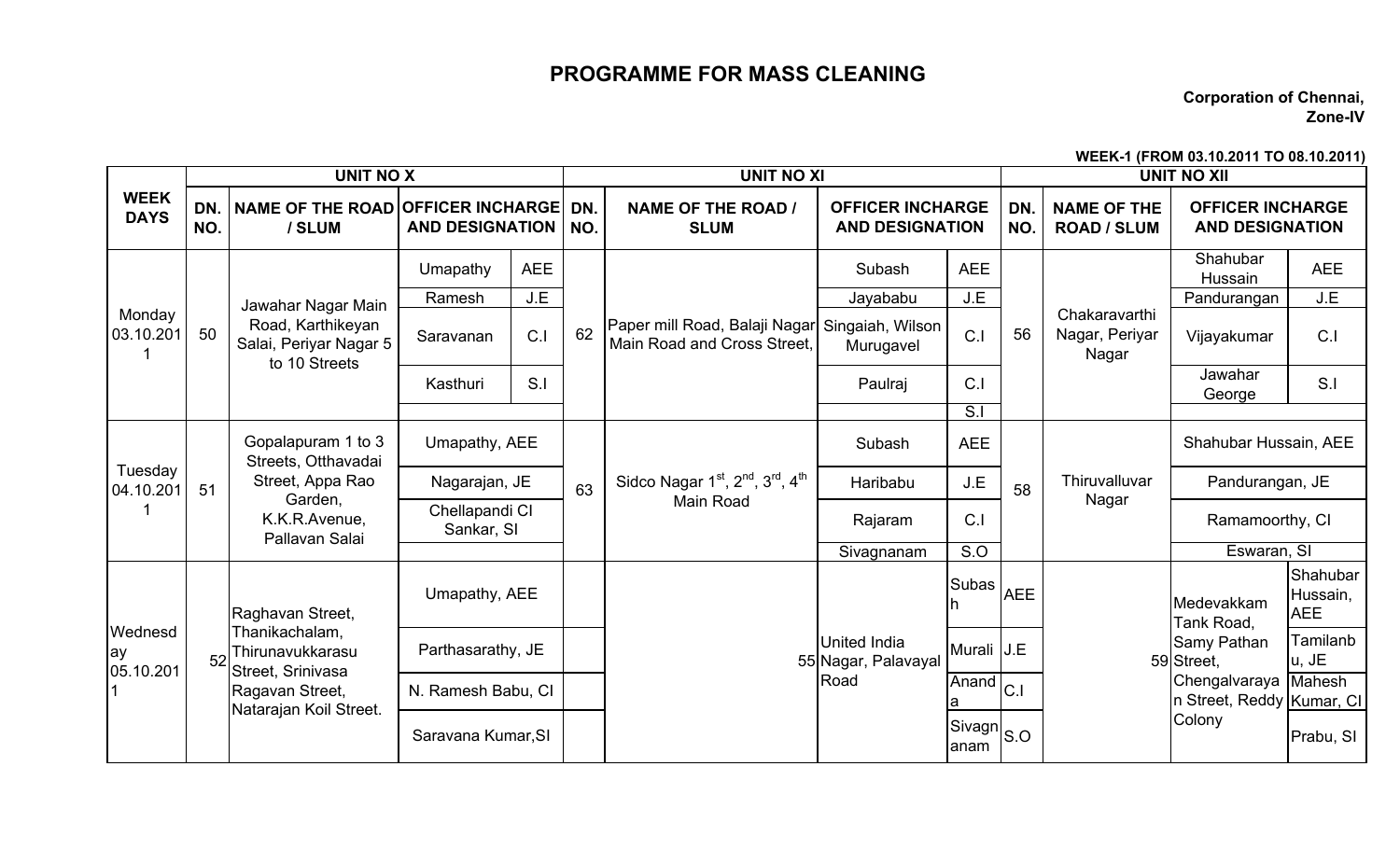# PROGRAMME FOR MASS CLEANING

**Corporation of Chennai, Zone-IV**

**WEEK-1 (FROM 03.10.2011 TO 08.10.2011)**

| WEEK DAYS | UNIT NO X | | | | UNIT NO XI | | | | UNIT NO XII | | | |
|---|---|---|---|---|---|---|---|---|---|---|---|---|
| | DN. NO. | NAME OF THE ROAD / SLUM | OFFICER INCHARGE AND DESIGNATION | | DN. NO. | NAME OF THE ROAD / SLUM | OFFICER INCHARGE AND DESIGNATION | | DN. NO. | NAME OF THE ROAD / SLUM | OFFICER INCHARGE AND DESIGNATION | |
| Monday 03.10.2011 | 50 | Jawahar Nagar Main Road, Karthikeyan Salai, Periyar Nagar 5 to 10 Streets | Umapathy | AEE | 62 | Paper mill Road, Balaji Nagar Main Road and Cross Street, | Subash | AEE | 56 | Chakaravarthi Nagar, Periyar Nagar | Shahubar Hussain | AEE |
| | | | Ramesh | J.E | | | Jayababu | J.E | | | Pandurangan | J.E |
| | | | Saravanan | C.I | | | Singaiah, Wilson Murugavel | C.I | | | Vijayakumar | C.I |
| | | | Kasthuri | S.I | | | Paulraj | C.I | | | Jawahar George | S.I |
| | | | | | | | | S.I | | | | |
| Tuesday 04.10.2011 | 51 | Gopalapuram 1 to 3 Streets, Otthavadai Street, Appa Rao Garden, K.K.R.Avenue, Pallavan Salai | Umapathy, AEE | | 63 | Sidco Nagar 1st, 2nd, 3rd, 4th Main Road | Subash | AEE | 58 | Thiruvalluvar Nagar | Shahubar Hussain, AEE | |
| | | | Nagarajan, JE | | | | Haribabu | J.E | | | Pandurangan, JE | |
| | | | Chellapandi CI Sankar, SI | | | | Rajaram | C.I | | | Ramamoorthy, CI | |
| | | | | | | | Sivagnanam | S.O | | | Eswaran, SI | |
| Wednesday 05.10.2011 | 52 | Raghavan Street, Thanikachalam, Thirunavukkarasu Street, Srinivasa Ragavan Street, Natarajan Koil Street. | Umapathy, AEE | | | | 55 United India Nagar, Palavayal Road | Subash | AEE | | 59 Medevakkam Tank Road, Samy Pathan Street, Chengalvarayan Street, Reddy Colony | Shahubar Hussain, AEE |
| | | | Parthasarathy, JE | | | | | Murali | J.E | | | Tamilanbu, JE |
| | | | N. Ramesh Babu, CI | | | | | Ananda | C.I | | | Mahesh Kumar, CI |
| | | | Saravana Kumar,SI | | | | | Sivagnanam | S.O | | | Prabu, SI |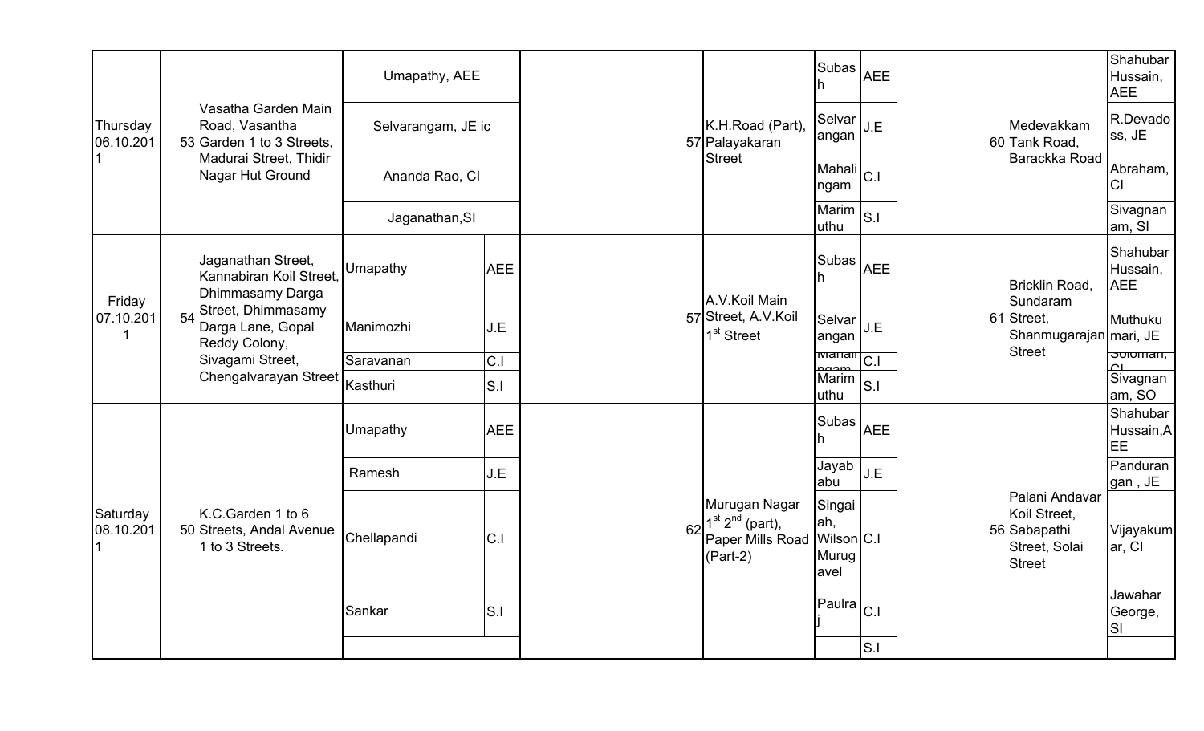| | | | | | | | | | | | | | |
|---|---|---|---|---|---|---|---|---|---|---|---|---|---|
| Thursday 06.10.2011 | | 53 | Vasatha Garden Main Road, Vasantha Garden 1 to 3 Streets, Madurai Street, Thidir Nagar Hut Ground | Umapathy, AEE | | | 57 | K.H.Road (Part), Palayakaran Street | Subash | AEE | | 60 | Medevakkam Tank Road, Barackka Road | Shahubar Hussain, AEE |
| | | | | Selvarangam, JE ic | | | | | Selvarangan | J.E | | | | R.Devadoss, JE |
| | | | | Ananda Rao, CI | | | | | Mahalingam | C.I | | | | Abraham, CI |
| | | | | Jaganathan,SI | | | | | Marimuthu | S.I | | | | Sivagnanam, SI |
| Friday 07.10.2011 | | 54 | Jaganathan Street, Kannabiran Koil Street, Dhimmasamy Darga Street, Dhimmasamy Darga Lane, Gopal Reddy Colony, Sivagami Street, Chengalvarayan Street | Umapathy | AEE | | 57 | A.V.Koil Main Street, A.V.Koil 1st Street | Subash | AEE | | 61 | Bricklin Road, Sundaram Street, Shanmugarajan Street | Shahubar Hussain, AEE |
| | | | | Manimozhi | J.E | | | | Selvarangan | J.E | | | | Muthukumari, JE |
| | | | | Saravanan | C.I | | | | Mahalingam | C.I | | | | Soloman, CI |
| | | | | Kasthuri | S.I | | | | Marimuthu | S.I | | | | Sivagnanam, SO |
| Saturday 08.10.2011 | | 50 | K.C.Garden 1 to 6 Streets, Andal Avenue 1 to 3 Streets. | Umapathy | AEE | | 62 | Murugan Nagar 1st 2nd (part), Paper Mills Road (Part-2) | Subash | AEE | | 56 | Palani Andavar Koil Street, Sabapathi Street, Solai Street | Shahubar Hussain,AEE |
| | | | | Ramesh | J.E | | | | Jayababu | J.E | | | | Pandurangan , JE |
| | | | | Chellapandi | C.I | | | | Singaiah, Wilson Murugavel | C.I | | | | Vijayakumar, CI |
| | | | | Sankar | S.I | | | | Paulraj | C.I | | | | Jawahar George, SI |
| | | | | | | | | | | S.I | | | | |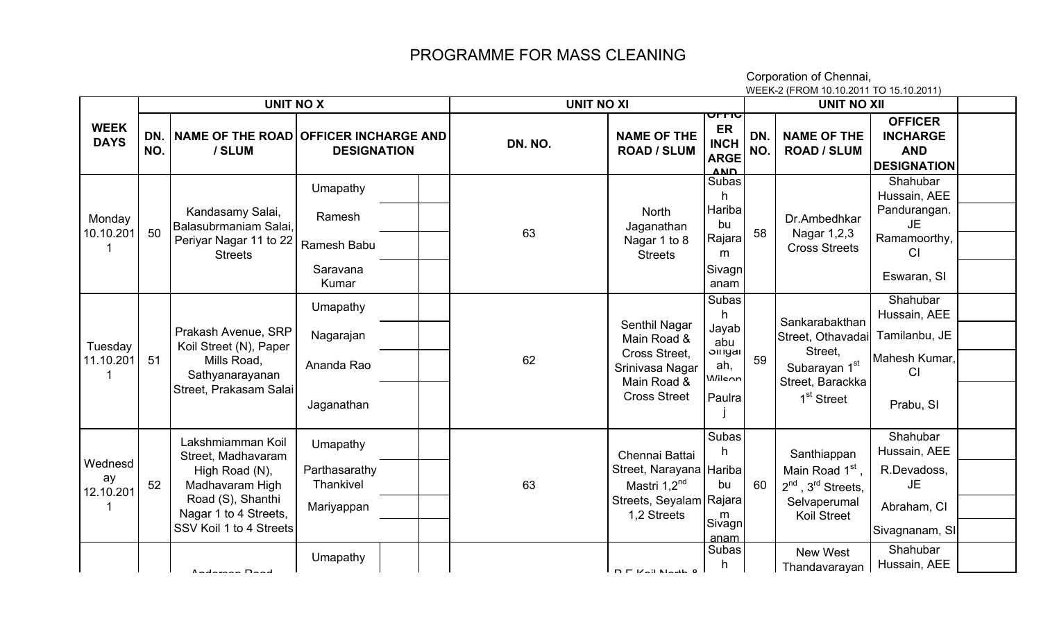# PROGRAMME FOR MASS CLEANING

Corporation of Chennai,
WEEK-2 (FROM 10.10.2011 TO 15.10.2011)

| WEEK DAYS | UNIT NO X | | | | | UNIT NO XI | | | UNIT NO XII | | | |
|---|---|---|---|---|---|---|---|---|---|---|---|---|
| | DN. NO. | NAME OF THE ROAD / SLUM | OFFICER INCHARGE AND DESIGNATION | | | DN. NO. | NAME OF THE ROAD / SLUM | OFFICER INCHARGE AND | DN. NO. | NAME OF THE ROAD / SLUM | OFFICER INCHARGE AND DESIGNATION | |
| Monday 10.10.2011 | 50 | Kandasamy Salai, Balasubrmaniam Salai, Periyar Nagar 11 to 22 Streets | Umapathy | | | 63 | North Jaganathan Nagar 1 to 8 Streets | Subash | 58 | Dr.Ambedhkar Nagar 1,2,3 Cross Streets | Shahubar Hussain, AEE | |
| | | | Ramesh | | | | | Haribabu | | | Pandurangan. JE | |
| | | | Ramesh Babu | | | | | Rajaram | | | Ramamoorthy, CI | |
| | | | Saravana Kumar | | | | | Sivagnanam | | | Eswaran, SI | |
| Tuesday 11.10.2011 | 51 | Prakash Avenue, SRP Koil Street (N), Paper Mills Road, Sathyanarayanan Street, Prakasam Salai | Umapathy | | | 62 | Senthil Nagar Main Road & Cross Street, Srinivasa Nagar Main Road & Cross Street | Subash | 59 | Sankarabakthan Street, Othavadai Street, Subarayan 1st Street, Barackka 1st Street | Shahubar Hussain, AEE | |
| | | | Nagarajan | | | | | Jayababu | | | Tamilanbu, JE | |
| | | | Ananda Rao | | | | | Singaiah, Wilson | | | Mahesh Kumar, CI | |
| | | | Jaganathan | | | | | Paulraj | | | Prabu, SI | |
| Wednesday 12.10.2011 | 52 | Lakshmiamman Koil Street, Madhavaram High Road (N), Madhavaram High Road (S), Shanthi Nagar 1 to 4 Streets, SSV Koil 1 to 4 Streets | Umapathy | | | 63 | Chennai Battai Street, Narayana Mastri 1,2nd Streets, Seyalam 1,2 Streets | Subash | 60 | Santhiappan Main Road 1st, 2nd, 3rd Streets, Selvaperumal Koil Street | Shahubar Hussain, AEE | |
| | | | Parthasarathy Thankivel | | | | | Haribabu | | | R.Devadoss, JE | |
| | | | Mariyappan | | | | | Rajaram | | | Abraham, CI | |
| | | | | | | | | Sivagnanam | | | Sivagnanam, SI | |
| | | Anderson Road | Umapathy | | | | B.E.Koil North & | Subash | | New West Thandavarayan | Shahubar Hussain, AEE | |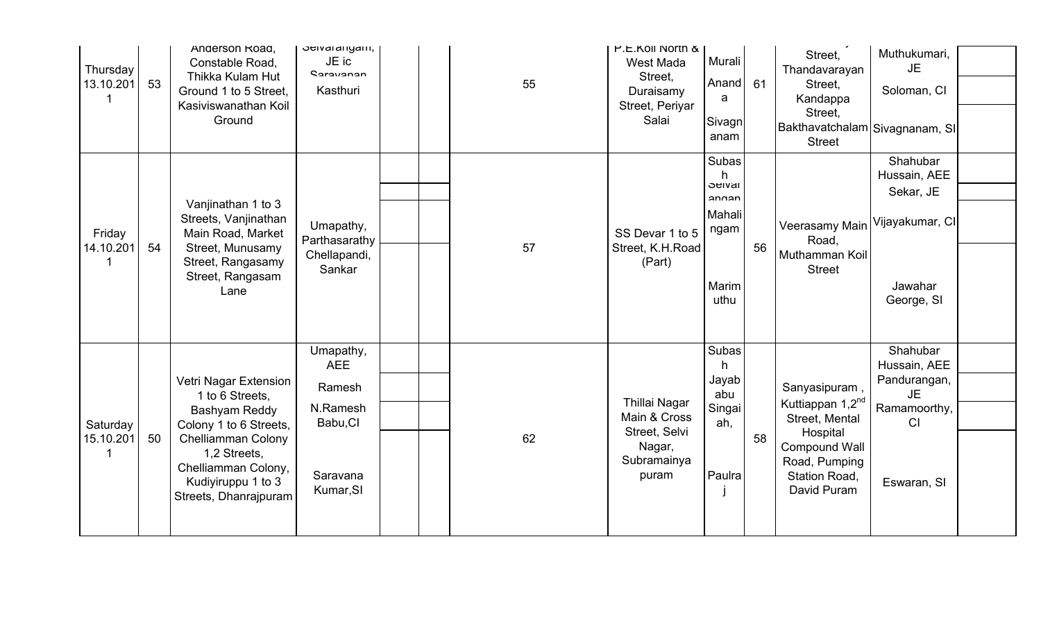| | | | | | | | | | | | | |
|---|---|---|---|---|---|---|---|---|---|---|---|---|
| Thursday 13.10.2011 | 53 | Anderson Road, Constable Road, Thikka Kulam Hut Ground 1 to 5 Street, Kasiviswanathan Koil Ground | Selvarangam, JE ic Saravanan Kasthuri | | | 55 | P.E.Koil North & West Mada Street, Duraisamy Street, Periyar Salai | Murali Ananda Sivagnanam | 61 | Street, Thandavarayan Street, Kandappa Street, Bakthavatchalam Street | Muthukumari, JE Soloman, CI Sivagnanam, SI | |
| Friday 14.10.2011 | 54 | Vanjinathan 1 to 3 Streets, Vanjinathan Main Road, Market Street, Munusamy Street, Rangasamy Street, Rangasam Lane | Umapathy, Parthasarathy Chellapandi, Sankar | | | 57 | SS Devar 1 to 5 Street, K.H.Road (Part) | Subash Selvarangan Mahalingam Marimuthu | 56 | Veerasamy Main Road, Muthamman Koil Street | Shahubar Hussain, AEE Sekar, JE Vijayakumar, CI Jawahar George, SI | |
| Saturday 15.10.2011 | 50 | Vetri Nagar Extension 1 to 6 Streets, Bashyam Reddy Colony 1 to 6 Streets, Chelliamman Colony 1,2 Streets, Chelliamman Colony, Kudiyiruppu 1 to 3 Streets, Dhanrajpuram | Umapathy, AEE Ramesh N.Ramesh Babu,CI Saravana Kumar,SI | | | 62 | Thillai Nagar Main & Cross Street, Selvi Nagar, Subramainya puram | Subash Jayababu Singaiah, Paulraj | 58 | Sanyasipuram , Kuttiappan 1,2nd Street, Mental Hospital Compound Wall Road, Pumping Station Road, David Puram | Shahubar Hussain, AEE Pandurangan, JE Ramamoorthy, CI Eswaran, SI | |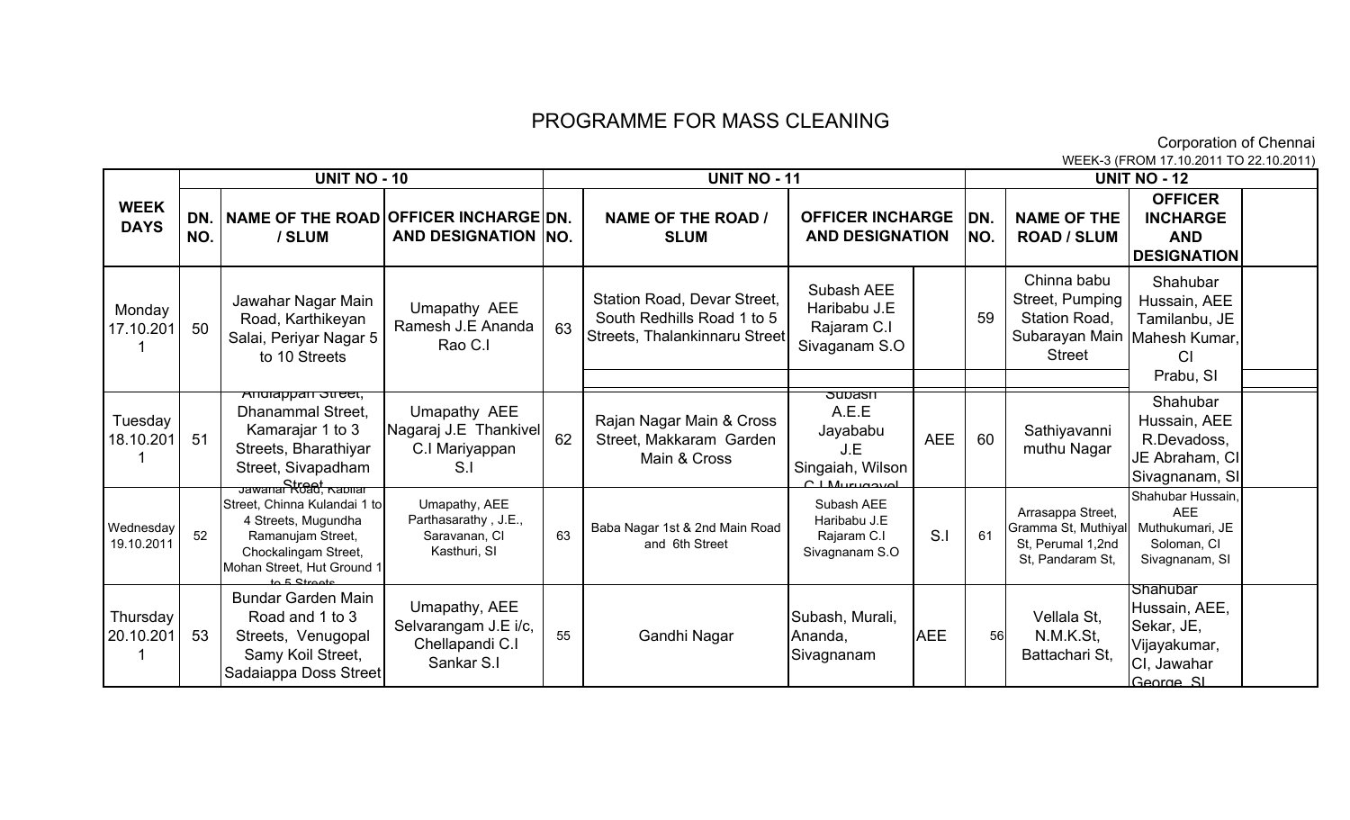# PROGRAMME FOR MASS CLEANING

Corporation of Chennai

WEEK-3 (FROM 17.10.2011 TO 22.10.2011)

| WEEK DAYS | UNIT NO - 10 | | | UNIT NO - 11 | | | | UNIT NO - 12 | | | |
|---|---|---|---|---|---|---|---|---|---|---|---|
| | DN. NO. | NAME OF THE ROAD / SLUM | OFFICER INCHARGE AND DESIGNATION | DN. NO. | NAME OF THE ROAD / SLUM | OFFICER INCHARGE AND DESIGNATION | | DN. NO. | NAME OF THE ROAD / SLUM | OFFICER INCHARGE AND DESIGNATION | |
| Monday 17.10.2011 | 50 | Jawahar Nagar Main Road, Karthikeyan Salai, Periyar Nagar 5 to 10 Streets | Umapathy AEE Ramesh J.E Ananda Rao C.I | 63 | Station Road, Devar Street, South Redhills Road 1 to 5 Streets, Thalankinnaru Street | Subash AEE Haribabu J.E Rajaram C.I Sivaganam S.O | | 59 | Chinna babu Street, Pumping Station Road, Subarayan Main Street | Shahubar Hussain, AEE Tamilanbu, JE Mahesh Kumar, CI Prabu, SI | |
| Tuesday 18.10.2011 | 51 | Andiappan Street, Dhanammal Street, Kamarajar 1 to 3 Streets, Bharathiyar Street, Sivapadham Street | Umapathy AEE Nagaraj J.E Thankivel C.I Mariyappan S.I | 62 | Rajan Nagar Main & Cross Street, Makkaram Garden Main & Cross | Subash A.E.E Jayababu J.E Singaiah, Wilson C.I Murugavel | AEE | 60 | Sathiyavanni muthu Nagar | Shahubar Hussain, AEE R.Devadoss, JE Abraham, CI Sivagnanam, SI | |
| Wednesday 19.10.2011 | 52 | Jawahar Road, Kabilar Street, Chinna Kulandai 1 to 4 Streets, Mugundha Ramanujam Street, Chockalingam Street, Mohan Street, Hut Ground 1 to 5 Streets | Umapathy, AEE Parthasarathy , J.E., Saravanan, CI Kasthuri, SI | 63 | Baba Nagar 1st & 2nd Main Road and 6th Street | Subash AEE Haribabu J.E Rajaram C.I Sivagnanam S.O | S.I | 61 | Arrasappa Street, Gramma St, Muthiyal St, Perumal 1,2nd St, Pandaram St, | Shahubar Hussain, AEE Muthukumari, JE Soloman, CI Sivagnanam, SI | |
| Thursday 20.10.2011 | 53 | Bundar Garden Main Road and 1 to 3 Streets, Venugopal Samy Koil Street, Sadaiappa Doss Street | Umapathy, AEE Selvarangam J.E i/c, Chellapandi C.I Sankar S.I | 55 | Gandhi Nagar | Subash, Murali, Ananda, Sivagnanam | AEE | 56 | Vellala St, N.M.K.St, Battachari St, | Shahubar Hussain, AEE, Sekar, JE, Vijayakumar, CI, Jawahar George, SI | |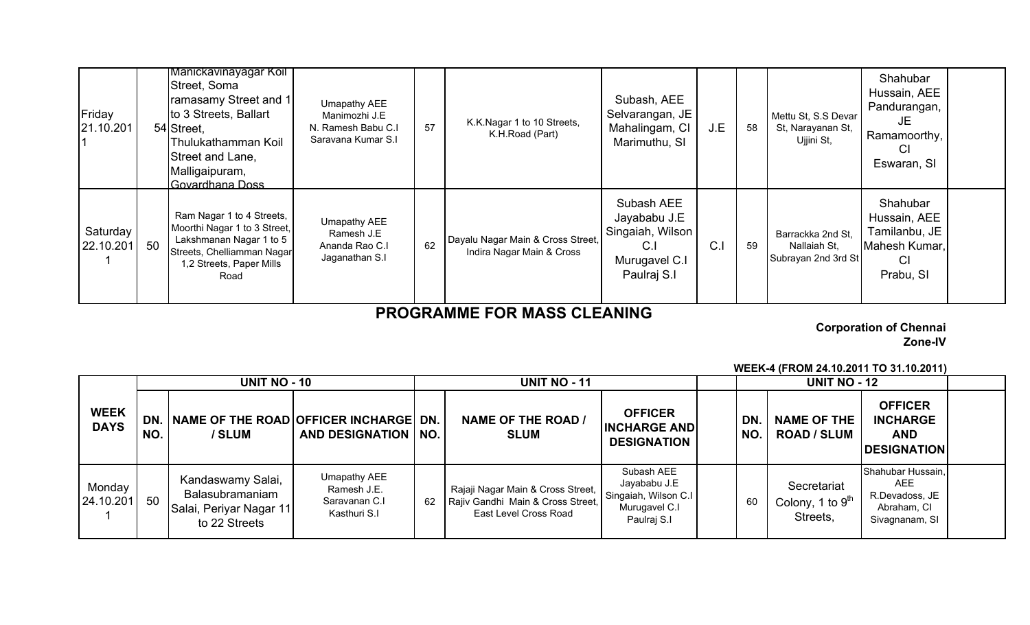| | | | | | | | | | | | |
|---|---|---|---|---|---|---|---|---|---|---|---|
| Friday 21.10.2011 | 54 | Manickavinayagar Koil Street, Soma ramasamy Street and 1 to 3 Streets, Ballart Street, Thulukathamman Koil Street and Lane, Malligaipuram, Govardhana Doss | Umapathy AEE Manimozhi J.E N. Ramesh Babu C.I Saravana Kumar S.I | 57 | K.K.Nagar 1 to 10 Streets, K.H.Road (Part) | Subash, AEE Selvarangan, JE Mahalingam, CI Marimuthu, SI | J.E | 58 | Mettu St, S.S Devar St, Narayanan St, Ujjini St, | Shahubar Hussain, AEE Pandurangan, JE Ramamoorthy, CI Eswaran, SI | |
| Saturday 22.10.2011 | 50 | Ram Nagar 1 to 4 Streets, Moorthi Nagar 1 to 3 Street, Lakshmanan Nagar 1 to 5 Streets, Chelliamman Nagar 1,2 Streets, Paper Mills Road | Umapathy AEE Ramesh J.E Ananda Rao C.I Jaganathan S.I | 62 | Dayalu Nagar Main & Cross Street, Indira Nagar Main & Cross | Subash AEE Jayababu J.E Singaiah, Wilson C.I Murugavel C.I Paulraj S.I | C.I | 59 | Barrackka 2nd St, Nallaiah St, Subrayan 2nd 3rd St | Shahubar Hussain, AEE Tamilanbu, JE Mahesh Kumar, CI Prabu, SI | |

# PROGRAMME FOR MASS CLEANING

**Corporation of Chennai**
**Zone-IV**

**WEEK-4 (FROM 24.10.2011 TO 31.10.2011)**

| WEEK DAYS | UNIT NO - 10 | | | UNIT NO - 11 | | | | UNIT NO - 12 | | | |
|---|---|---|---|---|---|---|---|---|---|---|---|
| | DN. NO. | NAME OF THE ROAD / SLUM | OFFICER INCHARGE AND DESIGNATION | DN. NO. | NAME OF THE ROAD / SLUM | OFFICER INCHARGE AND DESIGNATION | | DN. NO. | NAME OF THE ROAD / SLUM | OFFICER INCHARGE AND DESIGNATION | |
| Monday 24.10.2011 | 50 | Kandaswamy Salai, Balasubramaniam Salai, Periyar Nagar 11 to 22 Streets | Umapathy AEE Ramesh J.E. Saravanan C.I Kasthuri S.I | 62 | Rajaji Nagar Main & Cross Street, Rajiv Gandhi Main & Cross Street, East Level Cross Road | Subash AEE Jayababu J.E Singaiah, Wilson C.I Murugavel C.I Paulraj S.I | | 60 | Secretariat Colony, 1 to 9th Streets, | Shahubar Hussain, AEE R.Devadoss, JE Abraham, CI Sivagnanam, SI | |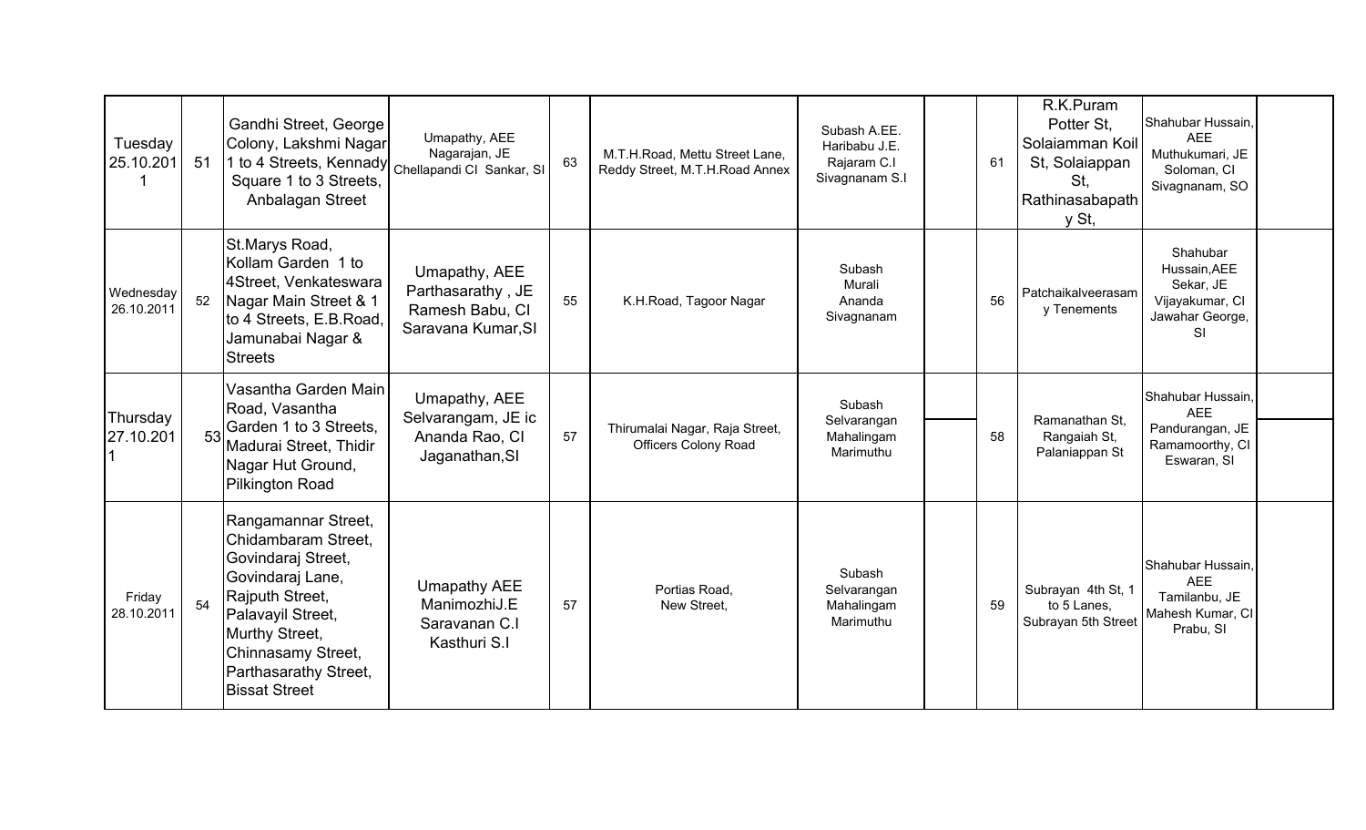| Tuesday 25.10.2011 | 51 | Gandhi Street, George Colony, Lakshmi Nagar 1 to 4 Streets, Kennady Square 1 to 3 Streets, Anbalagan Street | Umapathy, AEE Nagarajan, JE Chellapandi CI Sankar, SI | 63 | M.T.H.Road, Mettu Street Lane, Reddy Street, M.T.H.Road Annex | Subash A.EE. Haribabu J.E. Rajaram C.I Sivagnanam S.I | | 61 | R.K.Puram Potter St, Solaiamman Koil St, Solaiappan St, Rathinasabapathy St, | Shahubar Hussain, AEE Muthukumari, JE Soloman, CI Sivagnanam, SO | |
|---|---|---|---|---|---|---|---|---|---|---|---|
| Wednesday 26.10.2011 | 52 | St.Marys Road, Kollam Garden 1 to 4Street, Venkateswara Nagar Main Street & 1 to 4 Streets, E.B.Road, Jamunabai Nagar & Streets | Umapathy, AEE Parthasarathy , JE Ramesh Babu, CI Saravana Kumar,SI | 55 | K.H.Road, Tagoor Nagar | Subash Murali Ananda Sivagnanam | | 56 | Patchaikalveerasamy Tenements | Shahubar Hussain,AEE Sekar, JE Vijayakumar, CI Jawahar George, SI | |
| Thursday 27.10.2011 | 53 | Vasantha Garden Main Road, Vasantha Garden 1 to 3 Streets, Madurai Street, Thidir Nagar Hut Ground, Pilkington Road | Umapathy, AEE Selvarangam, JE ic Ananda Rao, CI Jaganathan,SI | 57 | Thirumalai Nagar, Raja Street, Officers Colony Road | Subash Selvarangan Mahalingam Marimuthu | | 58 | Ramanathan St, Rangaiah St, Palaniappan St | Shahubar Hussain, AEE Pandurangan, JE Ramamoorthy, CI Eswaran, SI | |
| Friday 28.10.2011 | 54 | Rangamannar Street, Chidambaram Street, Govindaraj Street, Govindaraj Lane, Rajputh Street, Palavayil Street, Murthy Street, Chinnasamy Street, Parthasarathy Street, Bissat Street | Umapathy AEE ManimozhiJ.E Saravanan C.I Kasthuri S.I | 57 | Portias Road, New Street, | Subash Selvarangan Mahalingam Marimuthu | | 59 | Subrayan 4th St, 1 to 5 Lanes, Subrayan 5th Street | Shahubar Hussain, AEE Tamilanbu, JE Mahesh Kumar, CI Prabu, SI | |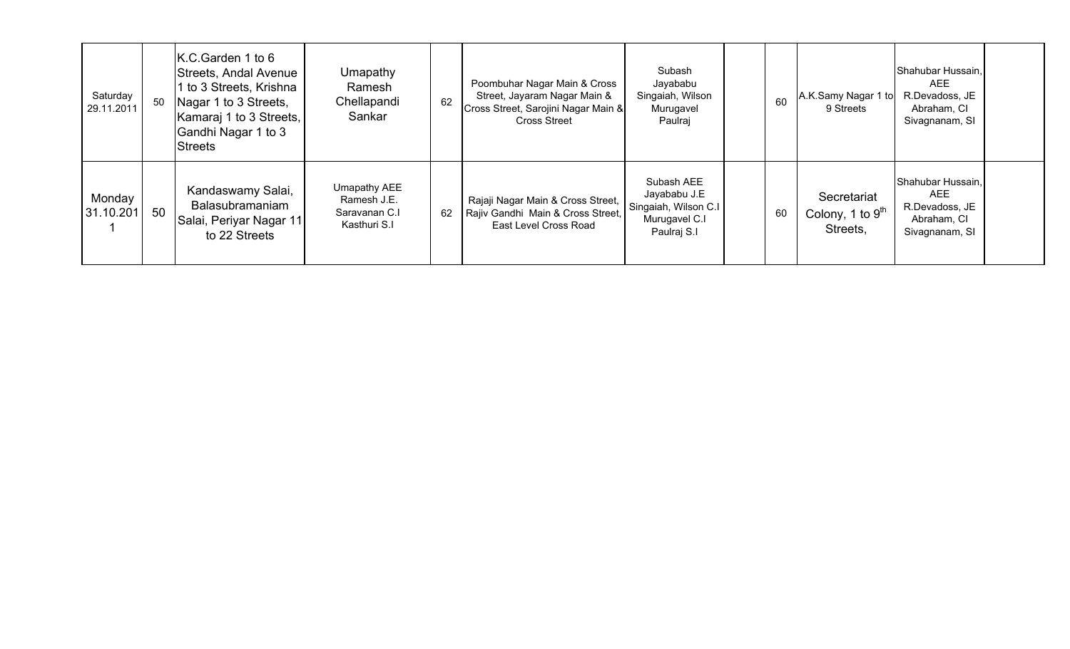| | | | | | | | | | | | |
|---|---|---|---|---|---|---|---|---|---|---|---|
| Saturday 29.11.2011 | 50 | K.C.Garden 1 to 6 Streets, Andal Avenue 1 to 3 Streets, Krishna Nagar 1 to 3 Streets, Kamaraj 1 to 3 Streets, Gandhi Nagar 1 to 3 Streets | Umapathy Ramesh Chellapandi Sankar | 62 | Poombuhar Nagar Main & Cross Street, Jayaram Nagar Main & Cross Street, Sarojini Nagar Main & Cross Street | Subash Jayababu Singaiah, Wilson Murugavel Paulraj | | 60 | A.K.Samy Nagar 1 to 9 Streets | Shahubar Hussain, AEE R.Devadoss, JE Abraham, CI Sivagnanam, SI | |
| Monday 31.10.2011 | 50 | Kandaswamy Salai, Balasubramaniam Salai, Periyar Nagar 11 to 22 Streets | Umapathy AEE Ramesh J.E. Saravanan C.I Kasthuri S.I | 62 | Rajaji Nagar Main & Cross Street, Rajiv Gandhi Main & Cross Street, East Level Cross Road | Subash AEE Jayababu J.E Singaiah, Wilson C.I Murugavel C.I Paulraj S.I | | 60 | Secretariat Colony, 1 to 9th Streets, | Shahubar Hussain, AEE R.Devadoss, JE Abraham, CI Sivagnanam, SI | |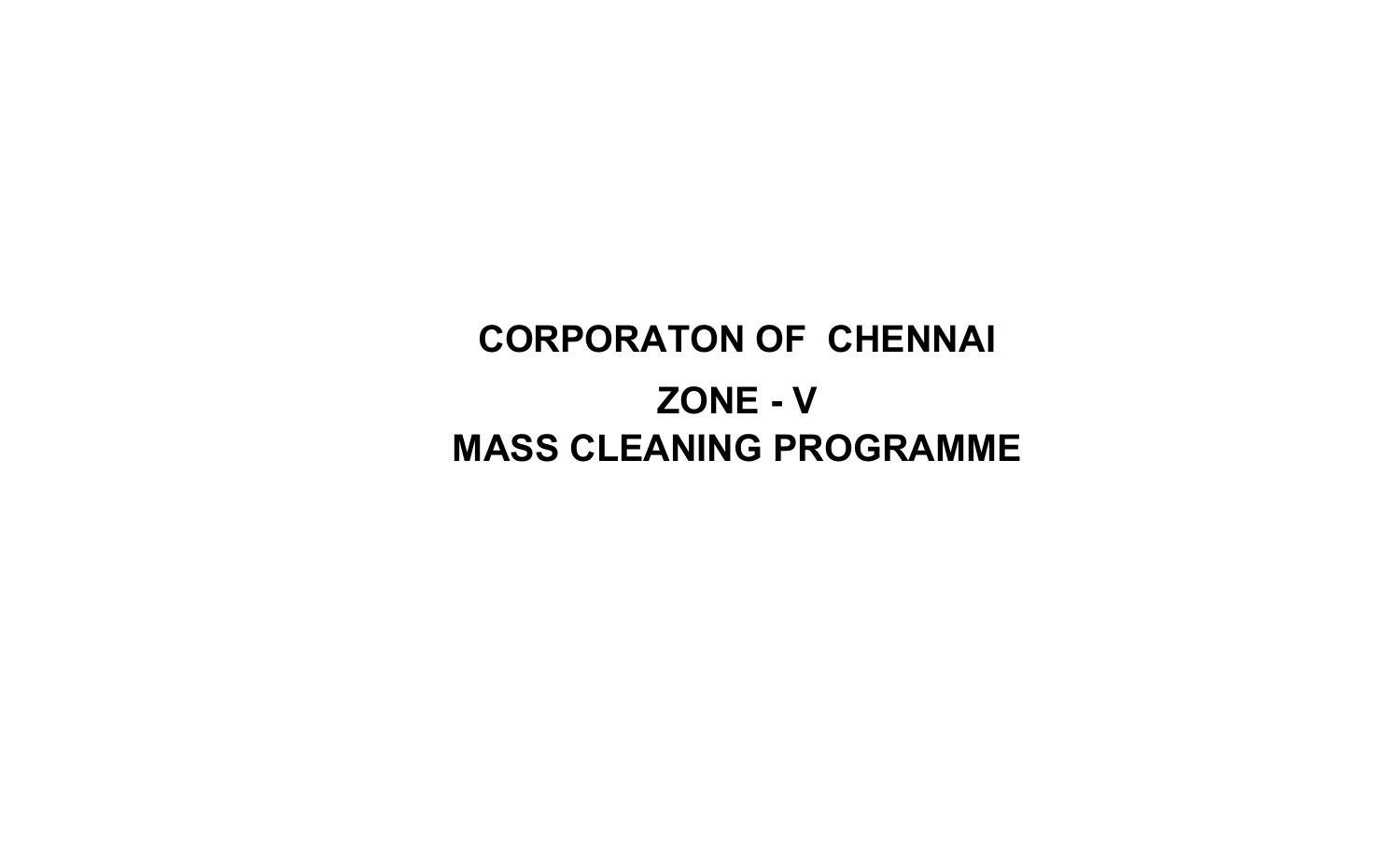# CORPORATON OF CHENNAI

## ZONE - V

## MASS CLEANING PROGRAMME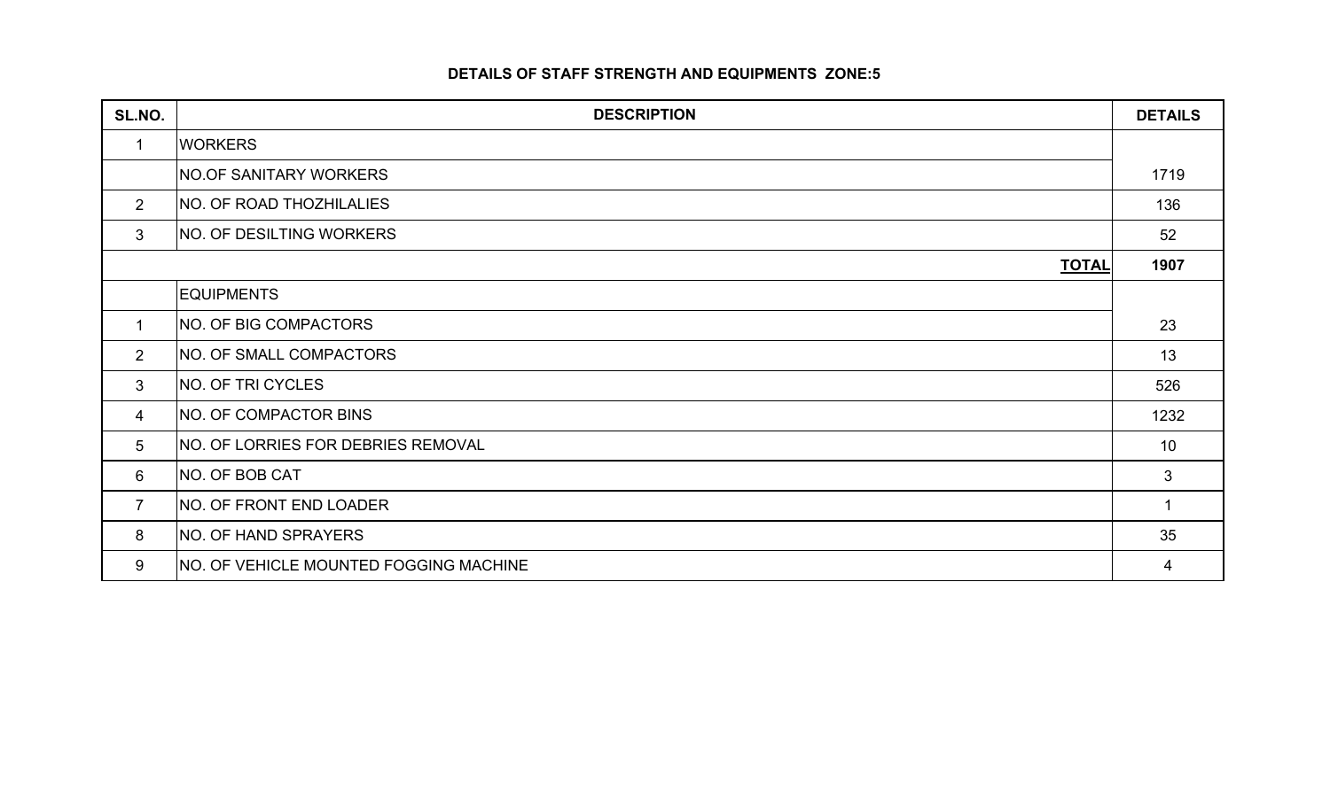**DETAILS OF STAFF STRENGTH AND EQUIPMENTS ZONE:5**

| SL.NO. | DESCRIPTION | DETAILS |
|---|---|---|
| 1 | WORKERS | |
| | NO.OF SANITARY WORKERS | 1719 |
| 2 | NO. OF ROAD THOZHILALIES | 136 |
| 3 | NO. OF DESILTING WORKERS | 52 |
| | **TOTAL** | **1907** |
| | EQUIPMENTS | |
| 1 | NO. OF BIG COMPACTORS | 23 |
| 2 | NO. OF SMALL COMPACTORS | 13 |
| 3 | NO. OF TRI CYCLES | 526 |
| 4 | NO. OF COMPACTOR BINS | 1232 |
| 5 | NO. OF LORRIES FOR DEBRIES REMOVAL | 10 |
| 6 | NO. OF BOB CAT | 3 |
| 7 | NO. OF FRONT END LOADER | 1 |
| 8 | NO. OF HAND SPRAYERS | 35 |
| 9 | NO. OF VEHICLE MOUNTED FOGGING MACHINE | 4 |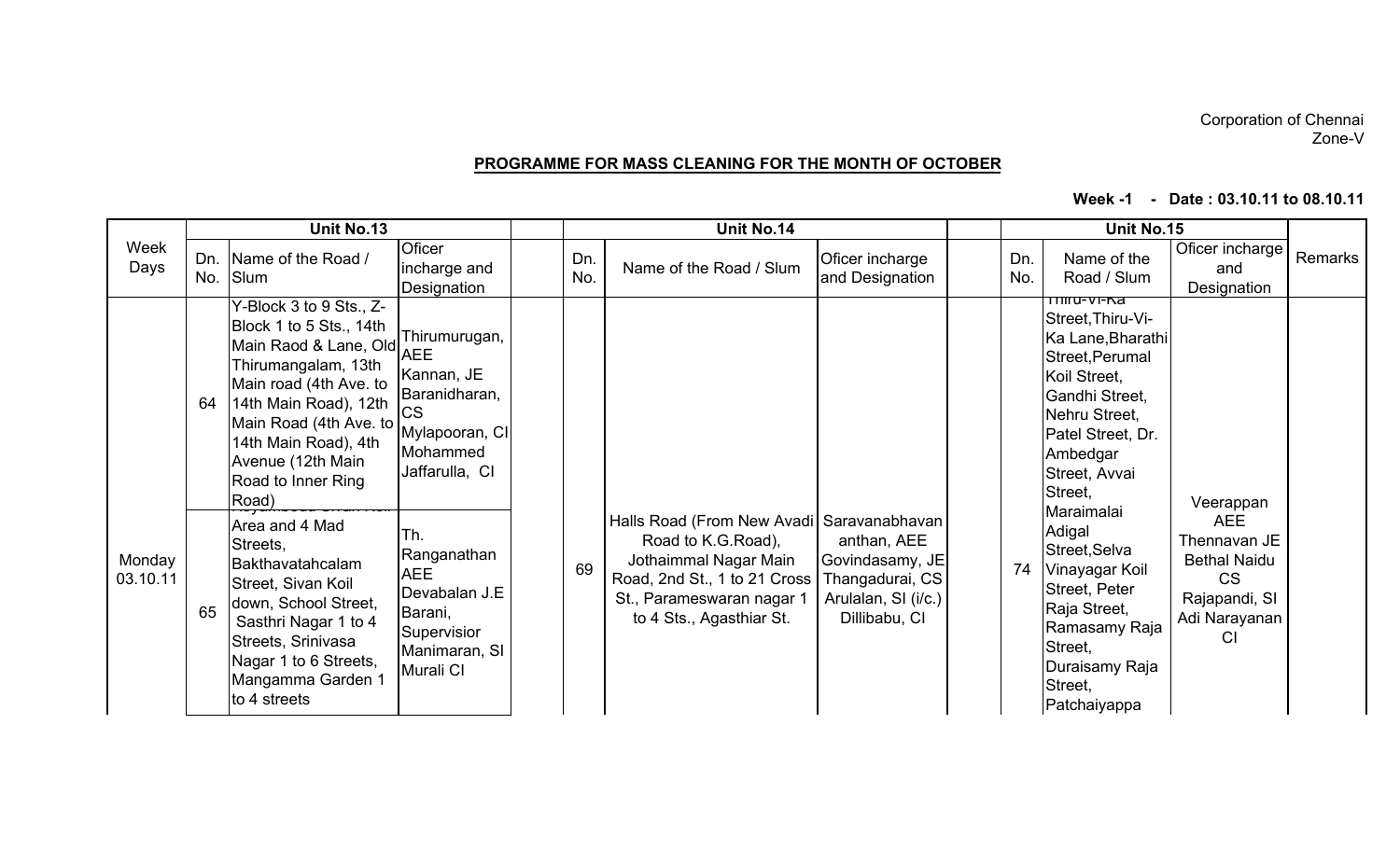Corporation of Chennai
Zone-V

**PROGRAMME FOR MASS CLEANING FOR THE MONTH OF OCTOBER**

**Week -1 - Date : 03.10.11 to 08.10.11**

| Week Days | Unit No.13 | | | | Unit No.14 | | | | Unit No.15 | | | Remarks |
|---|---|---|---|---|---|---|---|---|---|---|---|---|
| | Dn. No. | Name of the Road / Slum | Oficer incharge and Designation | | Dn. No. | Name of the Road / Slum | Oficer incharge and Designation | | Dn. No. | Name of the Road / Slum | Oficer incharge and Designation | |
| Monday 03.10.11 | 64 | Y-Block 3 to 9 Sts., Z-Block 1 to 5 Sts., 14th Main Raod & Lane, Old Thirumangalam, 13th Main road (4th Ave. to 14th Main Road), 12th Main Road (4th Ave. to 14th Main Road), 4th Avenue (12th Main Road to Inner Ring Road) | Thirumurugan, AEE Kannan, JE Baranidharan, CS Mylapooran, CI Mohammed Jaffarulla, CI | | 69 | Halls Road (From New Avadi Road to K.G.Road), Jothiammal Nagar Main Road, 2nd St., 1 to 21 Cross St., Parameswaran nagar 1 to 4 Sts., Agasthiar St. | Saravanabhavananthan, AEE Govindasamy, JE Thangadurai, CS Arulalan, SI (i/c.) Dillibabu, CI | | 74 | Thiru-Vi-Ka Street, Thiru-Vi-Ka Lane, Bharathi Street, Perumal Koil Street, Gandhi Street, Nehru Street, Patel Street, Dr. Ambedgar Street, Avvai Street, Maraimalai Adigal Street, Selva Vinayagar Koil Street, Peter Raja Street, Ramasamy Raja Street, Duraisamy Raja Street, Patchaiyappa | Veerappan AEE Thennavan JE Bethal Naidu CS Rajapandi, SI Adi Narayanan CI | |
| | 65 | Koyambedu Sivan Koil Area and 4 Mad Streets, Bakthavatahcalam Street, Sivan Koil down, School Street, Sasthri Nagar 1 to 4 Streets, Srinivasa Nagar 1 to 6 Streets, Mangamma Garden 1 to 4 streets | Th. Ranganathan AEE Devabalan J.E Barani, Supervision Manimaran, SI Murali CI | | | | | | | | | |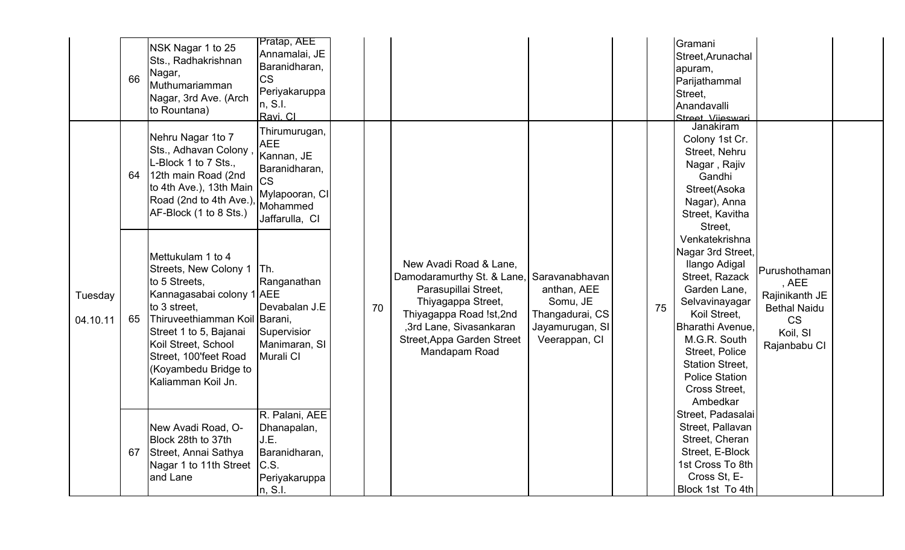| | | | | | | | | | | | | |
|---|---|---|---|---|---|---|---|---|---|---|---|---|
| | 66 | NSK Nagar 1 to 25 Sts., Radhakrishnan Nagar, Muthumariamman Nagar, 3rd Ave. (Arch to Rountana) | Pratap, AEE Annamalai, JE Baranidharan, CS Periyakaruppan, S.I. Ravi, CI | | | | | | | Gramani Street,Arunachalapuram, Parijathammal Street, Anandavalli Street, Vijeswari | | |
| Tuesday 04.10.11 | 64 | Nehru Nagar 1to 7 Sts., Adhavan Colony , L-Block 1 to 7 Sts., 12th main Road (2nd to 4th Ave.), 13th Main Road (2nd to 4th Ave.), AF-Block (1 to 8 Sts.) | Thirumurugan, AEE Kannan, JE Baranidharan, CS Mylapooran, CI Mohammed Jaffarulla, CI | | 70 | New Avadi Road & Lane, Damodaramurthy St. & Lane, Parasupillai Street, Thiyagappa Street, Thiyagappa Road !st,2nd ,3rd Lane, Sivasankaran Street,Appa Garden Street Mandapam Road | Saravanabhavananthan, AEE Somu, JE Thangadurai, CS Jayamurugan, SI Veerappan, CI | | 75 | Janakiram Colony 1st Cr. Street, Nehru Nagar , Rajiv Gandhi Street(Asoka Nagar), Anna Street, Kavitha Street, Venkatekrishna Nagar 3rd Street, Ilango Adigal Street, Razack Garden Lane, Selvavinayagar Koil Street, Bharathi Avenue, M.G.R. South Street, Police Station Street, Police Station Cross Street, Ambedkar Street, Padasalai Street, Pallavan Street, Cheran Street, E-Block 1st Cross To 8th Cross St, E-Block 1st To 4th | Purushothaman , AEE Rajinikanth JE Bethal Naidu CS Koil, SI Rajanbabu CI | |
| | 65 | Mettukulam 1 to 4 Streets, New Colony 1 to 5 Streets, Kannagasabai colony 1 to 3 street, Thiruveethiamman Koil Street 1 to 5, Bajanai Koil Street, School Street, 100'feet Road (Koyambedu Bridge to Kaliamman Koil Jn. | Th. Ranganathan AEE Devabalan J.E Barani, Supervisior Manimaran, SI Murali CI | | | | | | | | | |
| | 67 | New Avadi Road, O-Block 28th to 37th Street, Annai Sathya Nagar 1 to 11th Street and Lane | R. Palani, AEE Dhanapalan, J.E. Baranidharan, C.S. Periyakaruppan, S.I. | | | | | | | | | |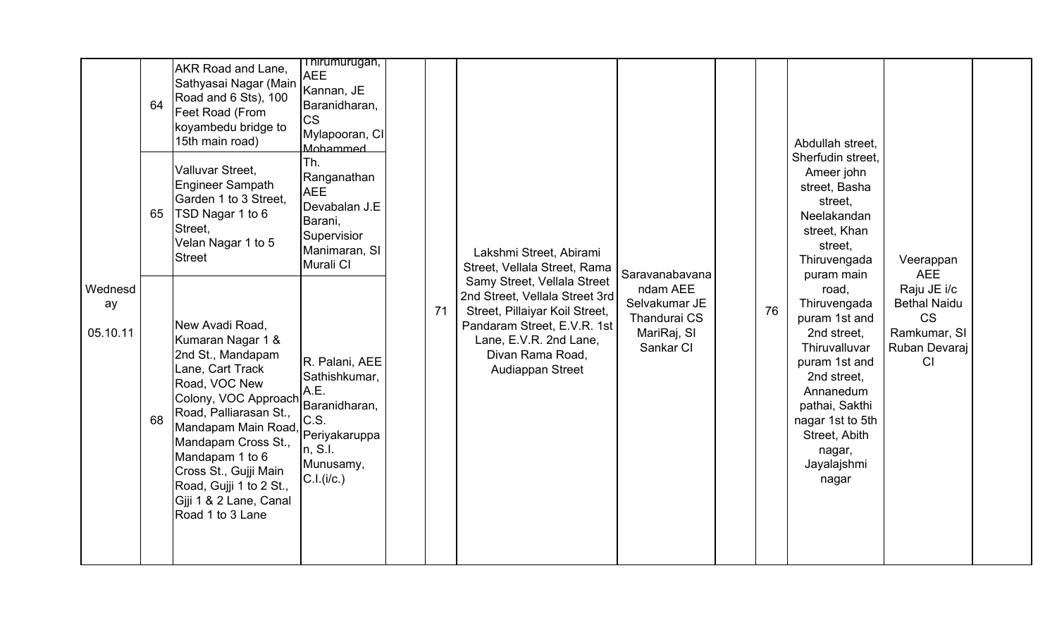| | | | | | | | | | | | | |
|---|---|---|---|---|---|---|---|---|---|---|---|---|
| Wednesday 05.10.11 | 64 | AKR Road and Lane, Sathyasai Nagar (Main Road and 6 Sts), 100 Feet Road (From koyambedu bridge to 15th main road) | Thirumurugan, AEE Kannan, JE Baranidharan, CS Mylapooran, CI Mohammed | | 71 | Lakshmi Street, Abirami Street, Vellala Street, Rama Samy Street, Vellala Street 2nd Street, Vellala Street 3rd Street, Pillaiyar Koil Street, Pandaram Street, E.V.R. 1st Lane, E.V.R. 2nd Lane, Divan Rama Road, Audiappan Street | Saravanabavanandam AEE Selvakumar JE Thandurai CS MariRaj, SI Sankar CI | | 76 | Abdullah street, Sherfudin street, Ameer john street, Basha street, Neelakandan street, Khan street, Thiruvengadapuram main road, Thiruvengadapuram 1st and 2nd street, Thiruvalluvar puram 1st and 2nd street, Annanedum pathai, Sakthi nagar 1st to 5th Street, Abith nagar, Jayalajshmi nagar | Veerappan AEE Raju JE i/c Bethal Naidu CS Ramkumar, SI Ruban Devaraj CI | |
| | 65 | Valluvar Street, Engineer Sampath Garden 1 to 3 Street, TSD Nagar 1 to 6 Street, Velan Nagar 1 to 5 Street | Th. Ranganathan AEE Devabalan J.E Barani, Supervisior Manimaran, SI Murali CI | | | | | | | | | |
| | 68 | New Avadi Road, Kumaran Nagar 1 & 2nd St., Mandapam Lane, Cart Track Road, VOC New Colony, VOC Approach Road, Palliarasan St., Mandapam Main Road, Mandapam Cross St., Mandapam 1 to 6 Cross St., Gujji Main Road, Gujji 1 to 2 St., Gjji 1 & 2 Lane, Canal Road 1 to 3 Lane | R. Palani, AEE Sathishkumar, A.E. Baranidharan, C.S. Periyakaruppan, S.I. Munusamy, C.I.(i/c.) | | | | | | | | | |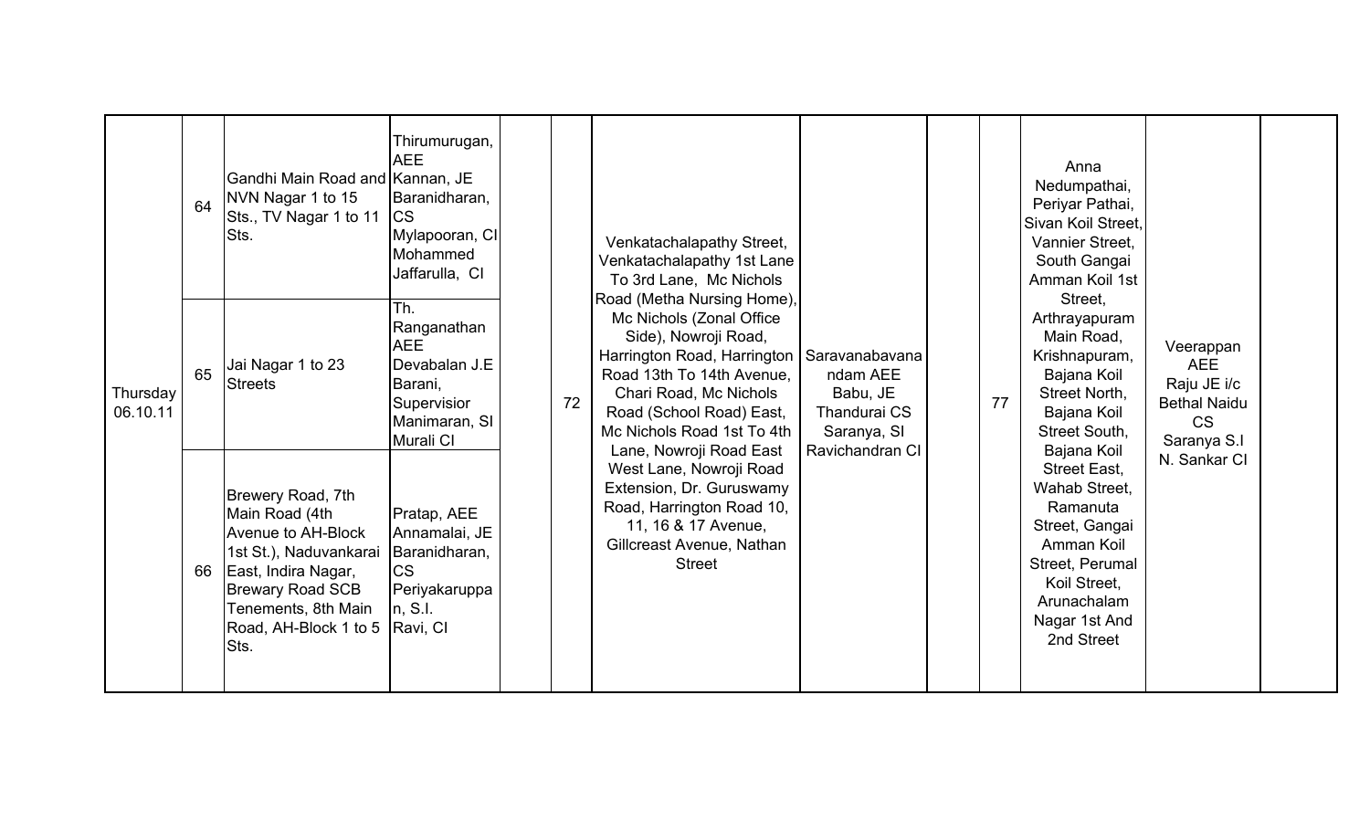| Thursday 06.10.11 | 64 | Gandhi Main Road and NVN Nagar 1 to 15 Sts., TV Nagar 1 to 11 Sts. | Thirumurugan, AEE Kannan, JE Baranidharan, CS Mylapooran, CI Mohammed Jaffarulla, CI | | 72 | Venkatachalapathy Street, Venkatachalapathy 1st Lane To 3rd Lane, Mc Nichols Road (Metha Nursing Home), Mc Nichols (Zonal Office Side), Nowroji Road, Harrington Road, Harrington Road 13th To 14th Avenue, Chari Road, Mc Nichols Road (School Road) East, Mc Nichols Road 1st To 4th Lane, Nowroji Road East West Lane, Nowroji Road Extension, Dr. Guruswamy Road, Harrington Road 10, 11, 16 & 17 Avenue, Gillcreast Avenue, Nathan Street | Saravanabavanandam AEE Babu, JE Thandurai CS Saranya, SI Ravichandran CI | | 77 | Anna Nedumpathai, Periyar Pathai, Sivan Koil Street, Vannier Street, South Gangai Amman Koil 1st Street, Arthrayapuram Main Road, Krishnapuram, Bajana Koil Street North, Bajana Koil Street South, Bajana Koil Street East, Wahab Street, Ramanuta Street, Gangai Amman Koil Street, Perumal Koil Street, Arunachalam Nagar 1st And 2nd Street | Veerappan AEE Raju JE i/c Bethal Naidu CS Saranya S.I N. Sankar CI | |
|---|---|---|---|---|---|---|---|---|---|---|---|---|
| | 65 | Jai Nagar 1 to 23 Streets | Th. Ranganathan AEE Devabalan J.E Barani, Supervisior Manimaran, SI Murali CI | | | | | | | | | |
| | 66 | Brewery Road, 7th Main Road (4th Avenue to AH-Block 1st St.), Naduvankarai East, Indira Nagar, Brewary Road SCB Tenements, 8th Main Road, AH-Block 1 to 5 Sts. | Pratap, AEE Annamalai, JE Baranidharan, CS Periyakaruppan, S.I. Ravi, CI | | | | | | | | | |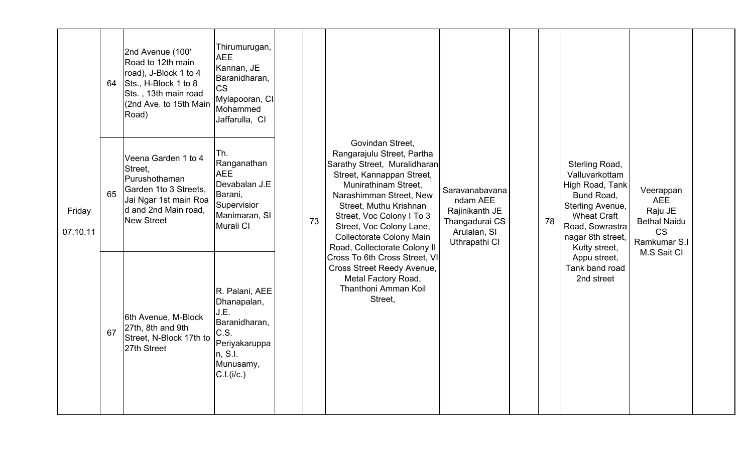| | | | | | | | | | | | | |
|---|---|---|---|---|---|---|---|---|---|---|---|---|
| Friday 07.10.11 | 64 | 2nd Avenue (100' Road to 12th main road), J-Block 1 to 4 Sts., H-Block 1 to 8 Sts. , 13th main road (2nd Ave. to 15th Main Road) | Thirumurugan, AEE Kannan, JE Baranidharan, CS Mylapooran, CI Mohammed Jaffarulla, CI | | 73 | Govindan Street, Rangarajulu Street, Partha Sarathy Street, Muralidharan Street, Kannappan Street, Munirathinam Street, Narashimman Street, New Street, Muthu Krishnan Street, Voc Colony I To 3 Street, Voc Colony Lane, Collectorate Colony Main Road, Collectorate Colony II Cross To 6th Cross Street, VI Cross Street Reedy Avenue, Metal Factory Road, Thanthoni Amman Koil Street, | Saravanabavanandam AEE Rajinikanth JE Thangadurai CS Arulalan, SI Uthrapathi CI | | 78 | Sterling Road, Valluvarkottam High Road, Tank Bund Road, Sterling Avenue, Wheat Craft Road, Sowrastra nagar 8th street, Kutty street, Appu street, Tank band road 2nd street | Veerappan AEE Raju JE Bethal Naidu CS Ramkumar S.I M.S Sait CI | |
| | 65 | Veena Garden 1 to 4 Street, Purushothaman Garden 1to 3 Streets, Jai Ngar 1st main Road and 2nd Main road, New Street | Th. Ranganathan AEE Devabalan J.E Barani, Supervisior Manimaran, SI Murali CI | | | | | | | | | |
| | 67 | 6th Avenue, M-Block 27th, 8th and 9th Street, N-Block 17th to 27th Street | R. Palani, AEE Dhanapalan, J.E. Baranidharan, C.S. Periyakaruppan, S.I. Munusamy, C.I.(i/c.) | | | | | | | | | |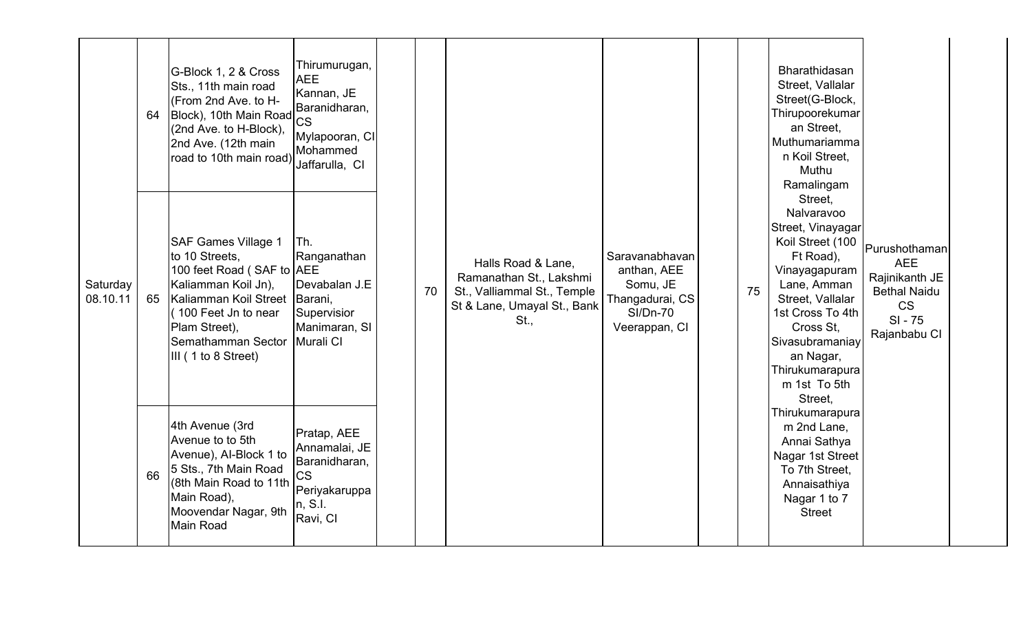| | | | | | | | | | | | | |
|---|---|---|---|---|---|---|---|---|---|---|---|---|
| Saturday 08.10.11 | 64 | G-Block 1, 2 & Cross Sts., 11th main road (From 2nd Ave. to H-Block), 10th Main Road (2nd Ave. to H-Block), 2nd Ave. (12th main road to 10th main road) | Thirumurugan, AEE Kannan, JE Baranidharan, CS Mylapooran, CI Mohammed Jaffarulla, CI | | 70 | Halls Road & Lane, Ramanathan St., Lakshmi St., Valliammal St., Temple St & Lane, Umayal St., Bank St., | Saravanabhavananthan, AEE Somu, JE Thangadurai, CS SI/Dn-70 Veerappan, CI | | 75 | Bharathidasan Street, Vallalar Street(G-Block, Thirupoorekumaran Street, Muthumariamman Koil Street, Muthu Ramalingam Street, Nalvaravoo Street, Vinayagar Koil Street (100 Ft Road), Vinayagapuram Lane, Amman Street, Vallalar 1st Cross To 4th Cross St, Sivasubramaniayan Nagar, Thirukumarapuram 1st To 5th Street, Thirukumarapuram 2nd Lane, Annai Sathya Nagar 1st Street To 7th Street, Annaisathiya Nagar 1 to 7 Street | Purushothaman AEE Rajinikanth JE Bethal Naidu CS SI - 75 Rajanbabu CI | |
| | 65 | SAF Games Village 1 to 10 Streets, 100 feet Road ( SAF to Kaliamman Koil Jn), Kaliamman Koil Street ( 100 Feet Jn to near Plam Street), Semathamman Sector III ( 1 to 8 Street) | Th. Ranganathan AEE Devabalan J.E Barani, Supervisior Manimaran, SI Murali CI | | | | | | | | | |
| | 66 | 4th Avenue (3rd Avenue to to 5th Avenue), AI-Block 1 to 5 Sts., 7th Main Road (8th Main Road to 11th Main Road), Moovendar Nagar, 9th Main Road | Pratap, AEE Annamalai, JE Baranidharan, CS Periyakaruppan, S.I. Ravi, CI | | | | | | | | | |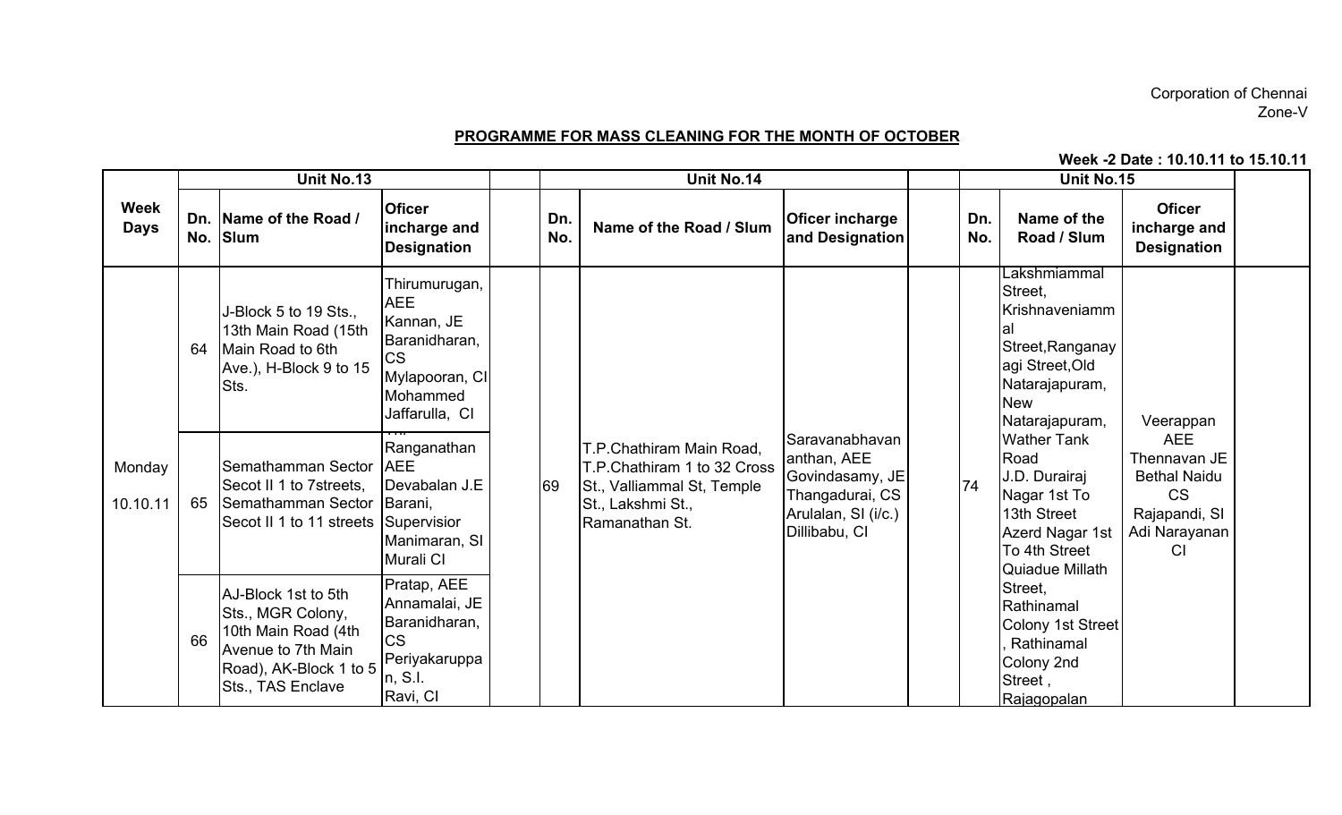Corporation of Chennai
Zone-V

**PROGRAMME FOR MASS CLEANING FOR THE MONTH OF OCTOBER**

**Week -2 Date : 10.10.11 to 15.10.11**

| Week Days | Unit No.13 | | | | Unit No.14 | | | | Unit No.15 | | | |
|---|---|---|---|---|---|---|---|---|---|---|---|---|
| | Dn. No. | Name of the Road / Slum | Oficer incharge and Designation | | Dn. No. | Name of the Road / Slum | Oficer incharge and Designation | | Dn. No. | Name of the Road / Slum | Oficer incharge and Designation | |
| Monday 10.10.11 | 64 | J-Block 5 to 19 Sts., 13th Main Road (15th Main Road to 6th Ave.), H-Block 9 to 15 Sts. | Thirumurugan, AEE Kannan, JE Baranidharan, CS Mylapooran, CI Mohammed Jaffarulla, CI | | 69 | T.P.Chathiram Main Road, T.P.Chathiram 1 to 32 Cross St., Valliammal St, Temple St., Lakshmi St., Ramanathan St. | Saravanabhavananthan, AEE Govindasamy, JE Thangadurai, CS Arulalan, SI (i/c.) Dillibabu, CI | | 74 | Lakshmiammal Street, Krishnaveniammal Street,Ranganayagi Street,Old Natarajapuram, New Natarajapuram, Wather Tank Road J.D. Durairaj Nagar 1st To 13th Street Azerd Nagar 1st To 4th Street Quiadue Millath Street, Rathinamal Colony 1st Street , Rathinamal Colony 2nd Street , Rajagopalan | Veerappan AEE Thennavan JE Bethal Naidu CS Rajapandi, SI Adi Narayanan CI | |
| | 65 | Semathamman Sector Secot II 1 to 7streets, Semathamman Sector Secot II 1 to 11 streets | Ranganathan AEE Devabalan J.E Barani, Supervision Manimaran, SI Murali CI | | | | | | | | | |
| | 66 | AJ-Block 1st to 5th Sts., MGR Colony, 10th Main Road (4th Avenue to 7th Main Road), AK-Block 1 to 5 Sts., TAS Enclave | Pratap, AEE Annamalai, JE Baranidharan, CS Periyakaruppan, S.I. Ravi, CI | | | | | | | | | |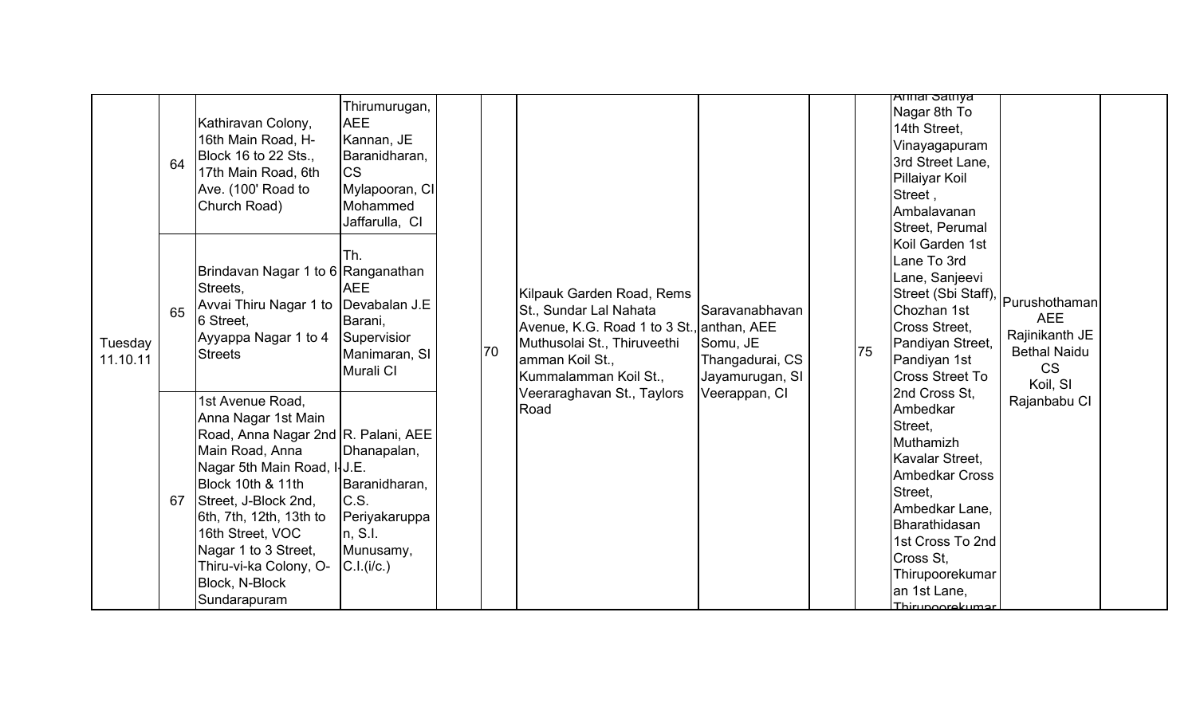| Tuesday 11.10.11 | 64 | Kathiravan Colony, 16th Main Road, H-Block 16 to 22 Sts., 17th Main Road, 6th Ave. (100' Road to Church Road) | Thirumurugan, AEE Kannan, JE Baranidharan, CS Mylapooran, CI Mohammed Jaffarulla, CI | | 70 | Kilpauk Garden Road, Rems St., Sundar Lal Nahata Avenue, K.G. Road 1 to 3 St., Muthusolai St., Thiruveethi amman Koil St., Kummalamman Koil St., Veeraraghavan St., Taylors Road | Saravanabhavananthan, AEE Somu, JE Thangadurai, CS Jayamurugan, SI Veerappan, CI | | 75 | Annai Sathya Nagar 8th To 14th Street, Vinayagapuram 3rd Street Lane, Pillaiyar Koil Street , Ambalavanan Street, Perumal Koil Garden 1st Lane To 3rd Lane, Sanjeevi Street (Sbi Staff), Chozhan 1st Cross Street, Pandiyan Street, Pandiyan 1st Cross Street To 2nd Cross St, Ambedkar Street, Muthamizh Kavalar Street, Ambedkar Cross Street, Ambedkar Lane, Bharathidasan 1st Cross To 2nd Cross St, Thirupoorekumaran 1st Lane, Thirupoorekumar | Purushothaman AEE Rajinikanth JE Bethal Naidu CS Koil, SI Rajanbabu CI | |
|---|---|---|---|---|---|---|---|---|---|---|---|---|
| | 65 | Brindavan Nagar 1 to 6 Streets, Avvai Thiru Nagar 1 to 6 Street, Ayyappa Nagar 1 to 4 Streets | Th. Ranganathan AEE Devabalan J.E Barani, Supervisior Manimaran, SI Murali CI | | | | | | | | | |
| | 67 | 1st Avenue Road, Anna Nagar 1st Main Road, Anna Nagar 2nd Main Road, Anna Nagar 5th Main Road, I-Block 10th & 11th Street, J-Block 2nd, 6th, 7th, 12th, 13th to 16th Street, VOC Nagar 1 to 3 Street, Thiru-vi-ka Colony, O-Block, N-Block Sundarapuram | R. Palani, AEE Dhanapalan, J.E. Baranidharan, C.S. Periyakaruppan, S.I. Munusamy, C.I.(i/c.) | | | | | | | | | |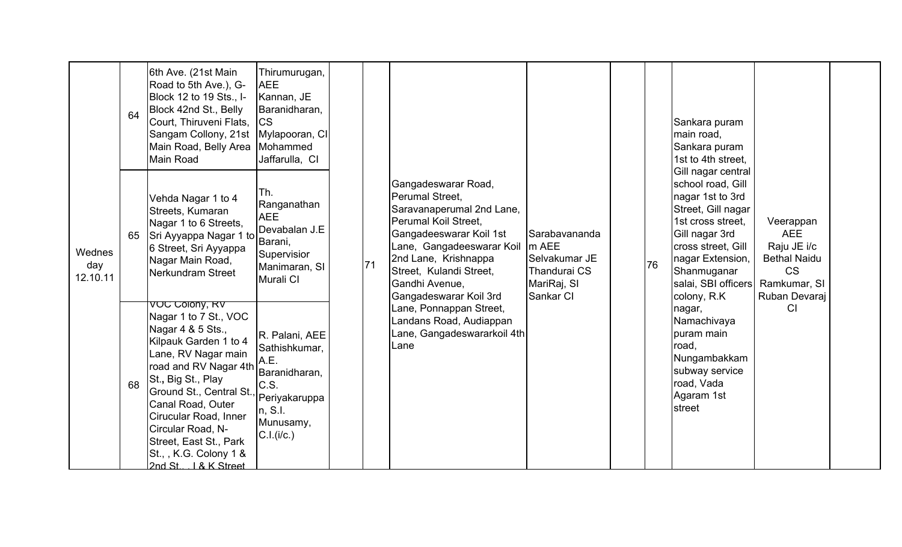| Wednes day 12.10.11 | 64 | 6th Ave. (21st Main Road to 5th Ave.), G-Block 12 to 19 Sts., I-Block 42nd St., Belly Court, Thiruveni Flats, Sangam Collony, 21st Main Road, Belly Area Main Road | Thirumurugan, AEE Kannan, JE Baranidharan, CS Mylapooran, CI Mohammed Jaffarulla, CI | | 71 | Gangadeswarar Road, Perumal Street, Saravanaperumal 2nd Lane, Perumal Koil Street, Gangadeeswarar Koil 1st Lane, Gangadeeswarar Koil 2nd Lane, Krishnappa Street, Kulandi Street, Gandhi Avenue, Gangadeswarar Koil 3rd Lane, Ponnappan Street, Landans Road, Audiappan Lane, Gangadeswararkoil 4th Lane | Sarabavananda m AEE Selvakumar JE Thandurai CS MariRaj, SI Sankar CI | | 76 | Sankara puram main road, Sankara puram 1st to 4th street, Gill nagar central school road, Gill nagar 1st to 3rd Street, Gill nagar 1st cross street, Gill nagar 3rd cross street, Gill nagar Extension, Shanmuganar salai, SBI officers colony, R.K nagar, Namachivaya puram main road, Nungambakkam subway service road, Vada Agaram 1st street | Veerappan AEE Raju JE i/c Bethal Naidu CS Ramkumar, SI Ruban Devaraj CI | |
|---|---|---|---|---|---|---|---|---|---|---|---|---|
| | 65 | Vehda Nagar 1 to 4 Streets, Kumaran Nagar 1 to 6 Streets, Sri Ayyappa Nagar 1 to 6 Street, Sri Ayyappa Nagar Main Road, Nerkundram Street | Th. Ranganathan AEE Devabalan J.E Barani, Supervisior Manimaran, SI Murali CI | | | | | | | | | |
| | 68 | VOC Colony, RV Nagar 1 to 7 St., VOC Nagar 4 & 5 Sts., Kilpauk Garden 1 to 4 Lane, RV Nagar main road and RV Nagar 4th St., Big St., Play Ground St., Central St., Canal Road, Outer Cirucular Road, Inner Circular Road, N-Street, East St., Park St., , K.G. Colony 1 & 2nd St., , I & K Street | R. Palani, AEE Sathishkumar, A.E. Baranidharan, C.S. Periyakaruppan, S.I. Munusamy, C.I.(i/c.) | | | | | | | | | |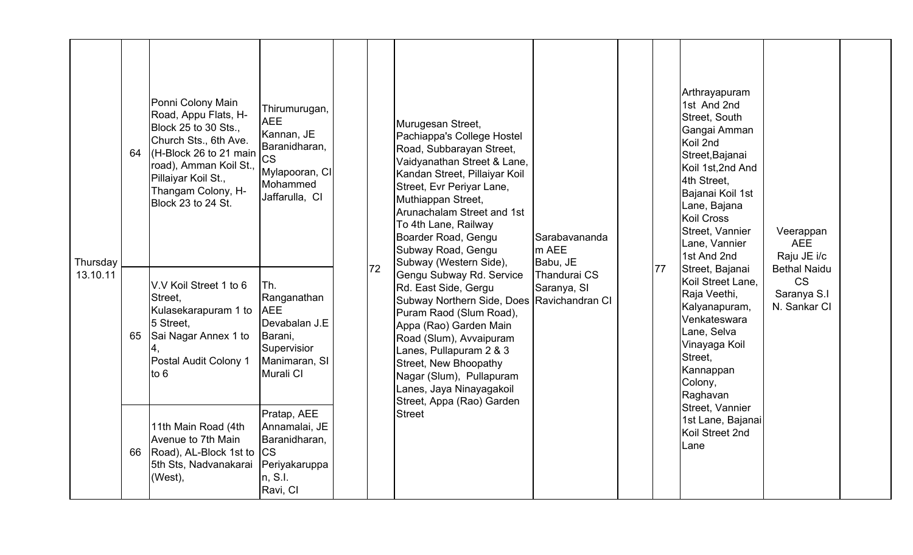| | | | | | | | | | | | | |
|---|---|---|---|---|---|---|---|---|---|---|---|---|
| Thursday 13.10.11 | 64 | Ponni Colony Main Road, Appu Flats, H-Block 25 to 30 Sts., Church Sts., 6th Ave. (H-Block 26 to 21 main road), Amman Koil St., Pillaiyar Koil St., Thangam Colony, H-Block 23 to 24 St. | Thirumurugan, AEE Kannan, JE Baranidharan, CS Mylapooran, CI Mohammed Jaffarulla, CI | | 72 | Murugesan Street, Pachiappa's College Hostel Road, Subbarayan Street, Vaidyanathan Street & Lane, Kandan Street, Pillaiyar Koil Street, Evr Periyar Lane, Muthiappan Street, Arunachalam Street and 1st To 4th Lane, Railway Boarder Road, Gengu Subway Road, Gengu Subway (Western Side), Gengu Subway Rd. Service Rd. East Side, Gergu Subway Northern Side, Does Puram Raod (Slum Road), Appa (Rao) Garden Main Road (Slum), Avvaipuram Lanes, Pullapuram 2 & 3 Street, New Bhoopathy Nagar (Slum), Pullapuram Lanes, Jaya Ninayagakoil Street, Appa (Rao) Garden Street | Sarabavanandam AEE Babu, JE Thandurai CS Saranya, SI Ravichandran CI | | 77 | Arthrayapuram 1st And 2nd Street, South Gangai Amman Koil 2nd Street,Bajanai Koil 1st,2nd And 4th Street, Bajanai Koil 1st Lane, Bajana Koil Cross Street, Vannier Lane, Vannier 1st And 2nd Street, Bajanai Koil Street Lane, Raja Veethi, Kalyanapuram, Venkateswara Lane, Selva Vinayaga Koil Street, Kannappan Colony, Raghavan Street, Vannier 1st Lane, Bajanai Koil Street 2nd Lane | Veerappan AEE Raju JE i/c Bethal Naidu CS Saranya S.I N. Sankar CI | |
| | 65 | V.V Koil Street 1 to 6 Street, Kulasekarapuram 1 to 5 Street, Sai Nagar Annex 1 to 4, Postal Audit Colony 1 to 6 | Th. Ranganathan AEE Devabalan J.E Barani, Supervisior Manimaran, SI Murali CI | | | | | | | | | |
| | 66 | 11th Main Road (4th Avenue to 7th Main Road), AL-Block 1st to 5th Sts, Nadvanakarai (West), | Pratap, AEE Annamalai, JE Baranidharan, CS Periyakaruppan, S.I. Ravi, CI | | | | | | | | | |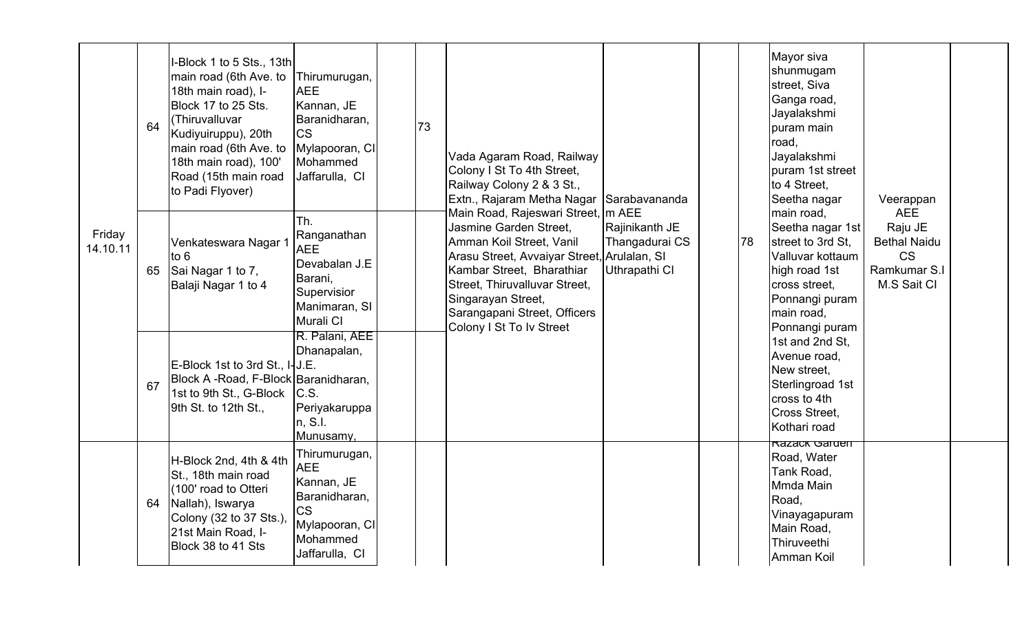| | | | | | | | | | | | | |
|---|---|---|---|---|---|---|---|---|---|---|---|---|
| Friday 14.10.11 | 64 | I-Block 1 to 5 Sts., 13th main road (6th Ave. to 18th main road), I-Block 17 to 25 Sts. (Thiruvalluvar Kudiyuirуppu), 20th main road (6th Ave. to 18th main road), 100' Road (15th main road to Padi Flyover) | Thirumurugan, AEE Kannan, JE Baranidharan, CS Mylapooran, CI Mohammed Jaffarulla, CI | | 73 | Vada Agaram Road, Railway Colony I St To 4th Street, Railway Colony 2 & 3 St., Extn., Rajaram Metha Nagar Main Road, Rajeswari Street, Jasmine Garden Street, Amman Koil Street, Vanil Arasu Street, Avvaiyar Street, Kambar Street, Bharathiar Street, Thiruvalluvar Street, Singarayan Street, Sarangapani Street, Officers Colony I St To Iv Street | Sarabavanandam AEE Rajinikanth JE Thangadurai CS Arulalan, SI Uthrapathi CI | | 78 | Mayor siva shunmugam street, Siva Ganga road, Jayalakshmi puram main road, Jayalakshmi puram 1st street to 4 Street, Seetha nagar main road, Seetha nagar 1st street to 3rd St, Valluvar kottaum high road 1st cross street, Ponnangi puram main road, Ponnangi puram 1st and 2nd St, Avenue road, New street, Sterlingroad 1st cross to 4th Cross Street, Kothari road | Veerappan AEE Raju JE Bethal Naidu CS Ramkumar S.I M.S Sait CI | |
| | 65 | Venkateswara Nagar 1 to 6 Sai Nagar 1 to 7, Balaji Nagar 1 to 4 | Th. Ranganathan AEE Devabalan J.E Barani, Supervisior Manimaran, SI Murali CI | | | | | | | | | |
| | 67 | E-Block 1st to 3rd St., I-Block A -Road, F-Block 1st to 9th St., G-Block 9th St. to 12th St., | R. Palani, AEE Dhanapalan, J.E. Baranidharan, C.S. Periyakaruppan, S.I. Munusamy, | | | | | | | | | |
| | 64 | H-Block 2nd, 4th & 4th St., 18th main road (100' road to Otteri Nallah), Iswarya Colony (32 to 37 Sts.), 21st Main Road, I-Block 38 to 41 Sts | Thirumurugan, AEE Kannan, JE Baranidharan, CS Mylapooran, CI Mohammed Jaffarulla, CI | | | | | | | Razack Garden Road, Water Tank Road, Mmda Main Road, Vinayagapuram Main Road, Thiruveethi Amman Koil | | |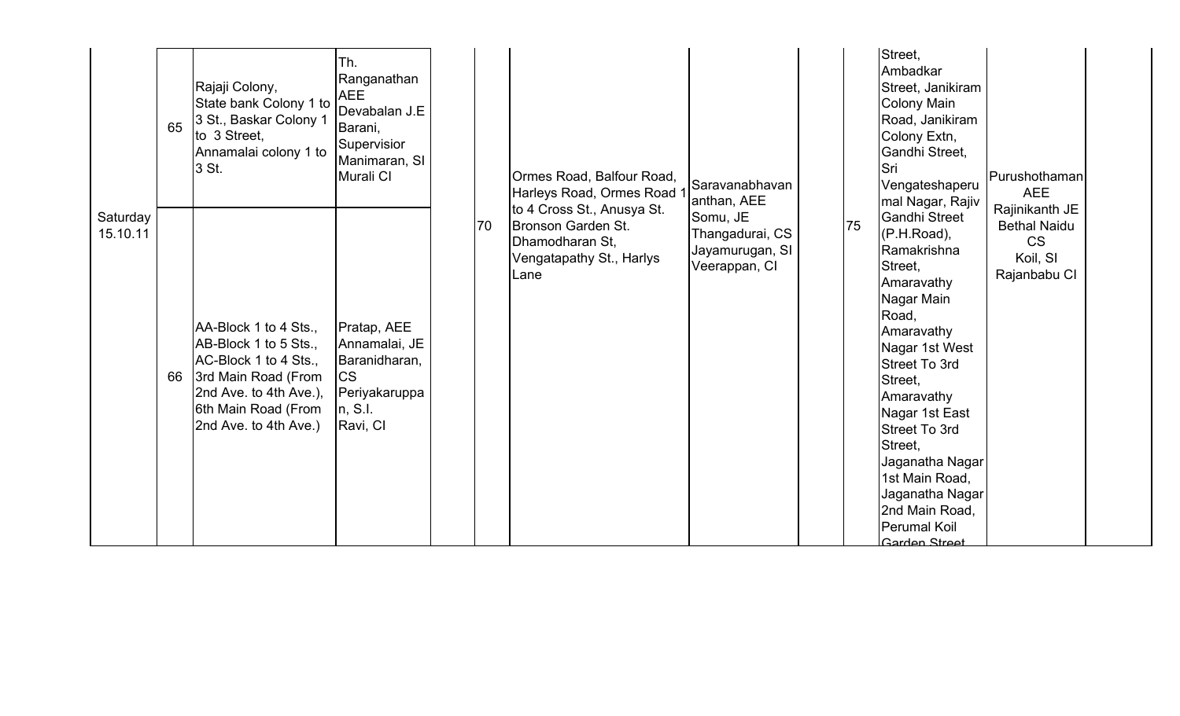| | | | | | | | | | | | | |
|---|---|---|---|---|---|---|---|---|---|---|---|---|
| Saturday 15.10.11 | 65 | Rajaji Colony, State bank Colony 1 to 3 St., Baskar Colony 1 to 3 Street, Annamalai colony 1 to 3 St. | Th. Ranganathan AEE Devabalan J.E Barani, Supervisior Manimaran, SI Murali CI | | 70 | Ormes Road, Balfour Road, Harleys Road, Ormes Road 1 to 4 Cross St., Anusya St. Bronson Garden St. Dhamodharan St, Vengatapathy St., Harlys Lane | Saravanabhavan anthan, AEE Somu, JE Thangadurai, CS Jayamurugan, SI Veerappan, CI | | 75 | Street, Ambadkar Street, Janikiram Colony Main Road, Janikiram Colony Extn, Gandhi Street, Sri Vengateshaperumal Nagar, Rajiv Gandhi Street (P.H.Road), Ramakrishna Street, Amaravathy Nagar Main Road, Amaravathy Nagar 1st West Street To 3rd Street, Amaravathy Nagar 1st East Street To 3rd Street, Jaganatha Nagar 1st Main Road, Jaganatha Nagar 2nd Main Road, Perumal Koil Garden Street | Purushothaman AEE Rajinikanth JE Bethal Naidu CS Koil, SI Rajanbabu CI | |
| | 66 | AA-Block 1 to 4 Sts., AB-Block 1 to 5 Sts., AC-Block 1 to 4 Sts., 3rd Main Road (From 2nd Ave. to 4th Ave.), 6th Main Road (From 2nd Ave. to 4th Ave.) | Pratap, AEE Annamalai, JE Baranidharan, CS Periyakaruppan, S.I. Ravi, CI | | | | | | | | | |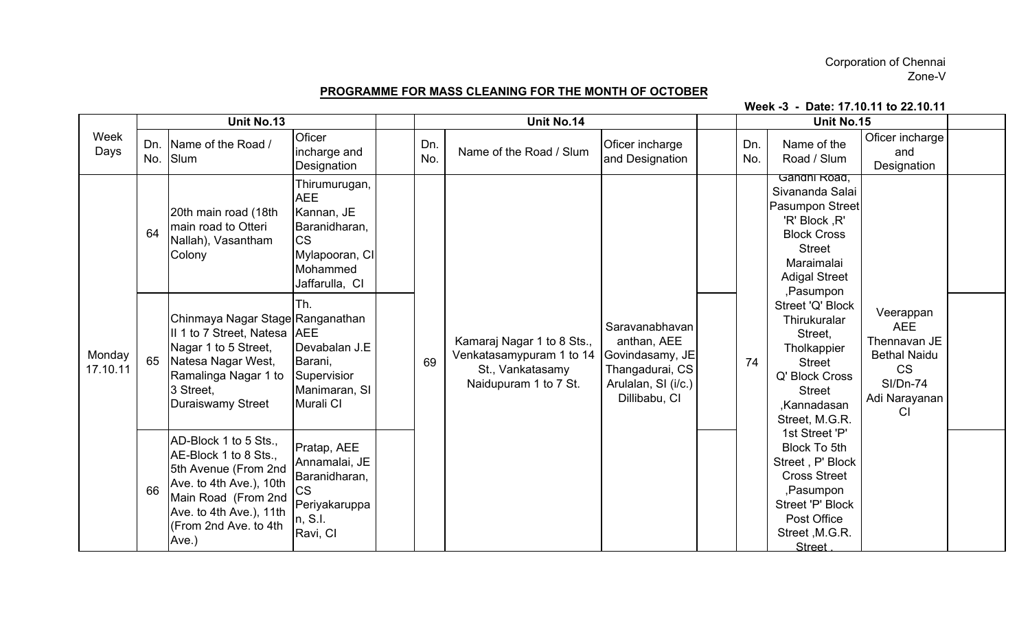Corporation of Chennai
Zone-V

**PROGRAMME FOR MASS CLEANING FOR THE MONTH OF OCTOBER**

**Week -3 - Date: 17.10.11 to 22.10.11**

| Week Days | Unit No.13 | | | | Unit No.14 | | | | Unit No.15 | | | |
|---|---|---|---|---|---|---|---|---|---|---|---|---|
| | Dn. No. | Name of the Road / Slum | Oficer incharge and Designation | | Dn. No. | Name of the Road / Slum | Oficer incharge and Designation | | Dn. No. | Name of the Road / Slum | Oficer incharge and Designation | |
| Monday 17.10.11 | 64 | 20th main road (18th main road to Otteri Nallah), Vasantham Colony | Thirumurugan, AEE Kannan, JE Baranidharan, CS Mylapooran, CI Mohammed Jaffarulla, CI | | 69 | Kamaraj Nagar 1 to 8 Sts., Venkatasamypuram 1 to 14 St., Vankatasamy Naidupuram 1 to 7 St. | Saravanabhavan anthan, AEE Govindasamy, JE Thangadurai, CS Arulalan, SI (i/c.) Dillibabu, CI | | 74 | Gandhi Road, Sivananda Salai Pasumpon Street 'R' Block ,R' Block Cross Street Maraimalai Adigal Street ,Pasumpon Street 'Q' Block Thirukuralar Street, Tholkappier Street Q' Block Cross Street ,Kannadasan Street, M.G.R. 1st Street 'P' Block To 5th Street , P' Block Cross Street ,Pasumpon Street 'P' Block Post Office Street ,M.G.R. Street , | Veerappan AEE Thennavan JE Bethal Naidu CS SI/Dn-74 Adi Narayanan CI | |
| | 65 | Chinmaya Nagar Stage II 1 to 7 Street, Natesa Nagar 1 to 5 Street, Natesa Nagar West, Ramalinga Nagar 1 to 3 Street, Duraiswamy Street | Th. Ranganathan AEE Devabalan J.E Barani, Supervision Manimaran, SI Murali CI | | | | | | | | | |
| | 66 | AD-Block 1 to 5 Sts., AE-Block 1 to 8 Sts., 5th Avenue (From 2nd Ave. to 4th Ave.), 10th Main Road (From 2nd Ave. to 4th Ave.), 11th (From 2nd Ave. to 4th Ave.) | Pratap, AEE Annamalai, JE Baranidharan, CS Periyakaruppan, S.I. Ravi, CI | | | | | | | | | |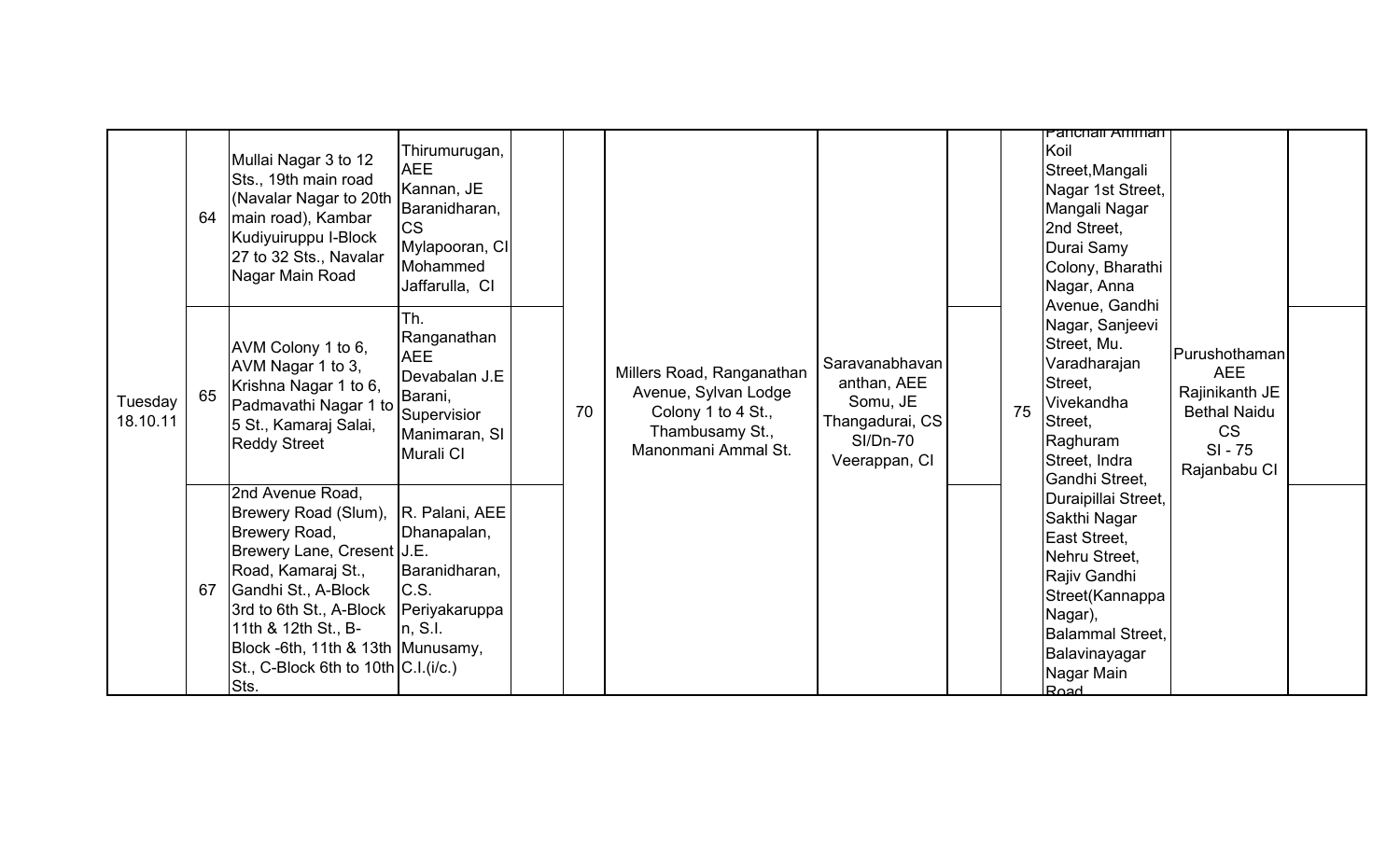| | | | | | | | | | | | | |
|---|---|---|---|---|---|---|---|---|---|---|---|---|
| Tuesday 18.10.11 | 64 | Mullai Nagar 3 to 12 Sts., 19th main road (Navalar Nagar to 20th main road), Kambar Kudiyuiruppu I-Block 27 to 32 Sts., Navalar Nagar Main Road | Thirumurugan, AEE Kannan, JE Baranidharan, CS Mylapooran, CI Mohammed Jaffarulla, CI | | 70 | Millers Road, Ranganathan Avenue, Sylvan Lodge Colony 1 to 4 St., Thambusamy St., Manonmani Ammal St. | Saravanabhavananthan, AEE Somu, JE Thangadurai, CS SI/Dn-70 Veerappan, CI | | 75 | Panchali Amman Koil Street, Mangali Nagar 1st Street, Mangali Nagar 2nd Street, Durai Samy Colony, Bharathi Nagar, Anna Avenue, Gandhi Nagar, Sanjeevi Street, Mu. Varadharajan Street, Vivekandha Street, Raghuram Street, Indra Gandhi Street, Duraipillai Street, Sakthi Nagar East Street, Nehru Street, Rajiv Gandhi Street(Kannappa Nagar), Balammal Street, Balavinayagar Nagar Main Road | Purushothaman AEE Rajinikanth JE Bethal Naidu CS SI - 75 Rajanbabu CI | |
| | 65 | AVM Colony 1 to 6, AVM Nagar 1 to 3, Krishna Nagar 1 to 6, Padmavathi Nagar 1 to 5 St., Kamaraj Salai, Reddy Street | Th. Ranganathan AEE Devabalan J.E Barani, Supervisior Manimaran, SI Murali CI | | | | | | | | | |
| | 67 | 2nd Avenue Road, Brewery Road (Slum), Brewery Road, Brewery Lane, Cresent Road, Kamaraj St., Gandhi St., A-Block 3rd to 6th St., A-Block 11th & 12th St., B-Block -6th, 11th & 13th St., C-Block 6th to 10th Sts. | R. Palani, AEE Dhanapalan, J.E. Baranidharan, C.S. Periyakaruppan, S.I. Munusamy, C.I.(i/c.) | | | | | | | | | |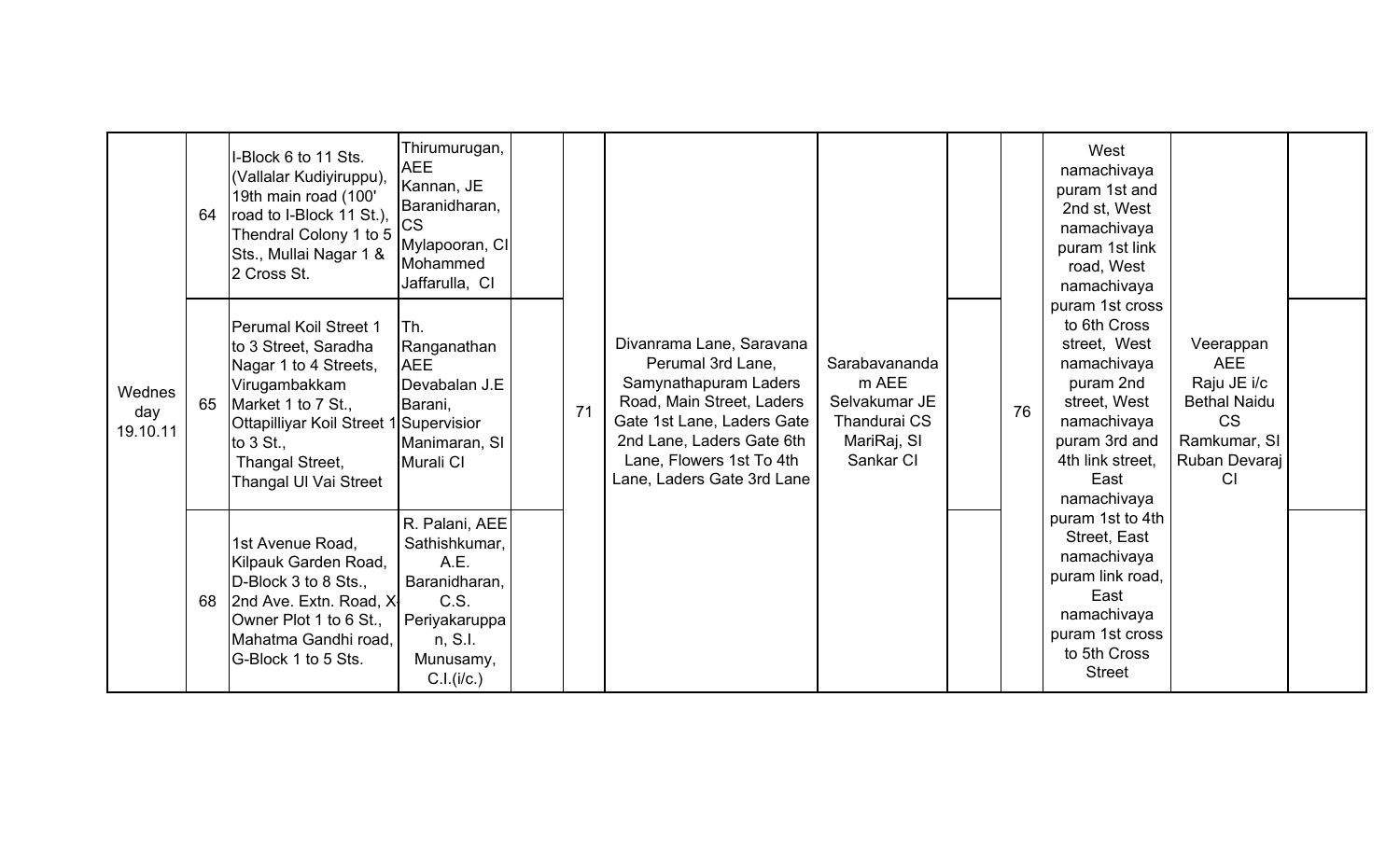| | | | | | | | | | | | | |
|---|---|---|---|---|---|---|---|---|---|---|---|---|
| Wednes day 19.10.11 | 64 | I-Block 6 to 11 Sts. (Vallalar Kudiyiruppu), 19th main road (100' road to I-Block 11 St.), Thendral Colony 1 to 5 Sts., Mullai Nagar 1 & 2 Cross St. | Thirumurugan, AEE Kannan, JE Baranidharan, CS Mylapooran, CI Mohammed Jaffarulla, CI | | 71 | Divanrama Lane, Saravana Perumal 3rd Lane, Samynathapuram Laders Road, Main Street, Laders Gate 1st Lane, Laders Gate 2nd Lane, Laders Gate 6th Lane, Flowers 1st To 4th Lane, Laders Gate 3rd Lane | Sarabavananda m AEE Selvakumar JE Thandurai CS MariRaj, SI Sankar CI | | 76 | West namachivaya puram 1st and 2nd st, West namachivaya puram 1st link road, West namachivaya puram 1st cross to 6th Cross street, West namachivaya puram 2nd street, West namachivaya puram 3rd and 4th link street, East namachivaya puram 1st to 4th Street, East namachivaya puram link road, East namachivaya puram 1st cross to 5th Cross Street | Veerappan AEE Raju JE i/c Bethal Naidu CS Ramkumar, SI Ruban Devaraj CI | |
| | 65 | Perumal Koil Street 1 to 3 Street, Saradha Nagar 1 to 4 Streets, Virugambakkam Market 1 to 7 St., Ottapilliyar Koil Street 1 to 3 St., Thangal Street, Thangal Ul Vai Street | Th. Ranganathan AEE Devabalan J.E Barani, Supervisior Manimaran, SI Murali CI | | | | | | | | | |
| | 68 | 1st Avenue Road, Kilpauk Garden Road, D-Block 3 to 8 Sts., 2nd Ave. Extn. Road, X-Owner Plot 1 to 6 St., Mahatma Gandhi road, G-Block 1 to 5 Sts. | R. Palani, AEE Sathishkumar, A.E. Baranidharan, C.S. Periyakaruppan, S.I. Munusamy, C.I.(i/c.) | | | | | | | | | |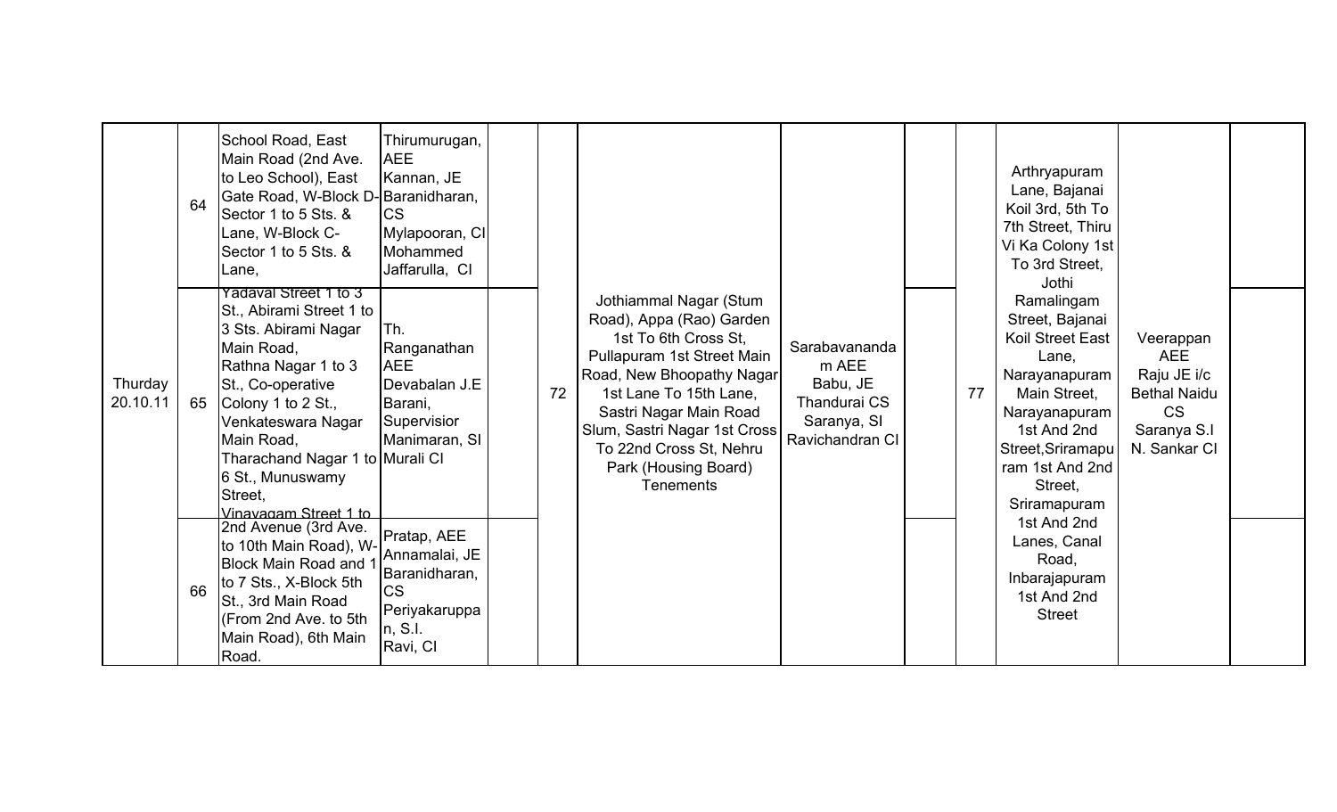| | | | | | | | | | | | | |
|---|---|---|---|---|---|---|---|---|---|---|---|---|
| Thurday 20.10.11 | 64 | School Road, East Main Road (2nd Ave. to Leo School), East Gate Road, W-Block D-Sector 1 to 5 Sts. & Lane, W-Block C-Sector 1 to 5 Sts. & Lane, | Thirumurugan, AEE Kannan, JE Baranidharan, CS Mylapooran, CI Mohammed Jaffarulla, CI | | 72 | Jothiammal Nagar (Stum Road), Appa (Rao) Garden 1st To 6th Cross St, Pullapuram 1st Street Main Road, New Bhoopathy Nagar 1st Lane To 15th Lane, Sastri Nagar Main Road Slum, Sastri Nagar 1st Cross To 22nd Cross St, Nehru Park (Housing Board) Tenements | Sarabavananda m AEE Babu, JE Thandurai CS Saranya, SI Ravichandran CI | | 77 | Arthryapuram Lane, Bajanai Koil 3rd, 5th To 7th Street, Thiru Vi Ka Colony 1st To 3rd Street, Jothi Ramalingam Street, Bajanai Koil Street East Lane, Narayanapuram Main Street, Narayanapuram 1st And 2nd Street,Sriramapuram 1st And 2nd Street, Sriramapuram 1st And 2nd Lanes, Canal Road, Inbarajapuram 1st And 2nd Street | Veerappan AEE Raju JE i/c Bethal Naidu CS Saranya S.I N. Sankar CI | |
| | 65 | Yadaval Street 1 to 3 St., Abirami Street 1 to 3 Sts. Abirami Nagar Main Road, Rathna Nagar 1 to 3 St., Co-operative Colony 1 to 2 St., Venkateswara Nagar Main Road, Tharachand Nagar 1 to 6 St., Munuswamy Street, Vinayagam Street 1 to | Th. Ranganathan AEE Devabalan J.E Barani, Supervisior Manimaran, SI Murali CI | | | | | | | | | |
| | 66 | 2nd Avenue (3rd Ave. to 10th Main Road), W-Block Main Road and 1 to 7 Sts., X-Block 5th St., 3rd Main Road (From 2nd Ave. to 5th Main Road), 6th Main Road. | Pratap, AEE Annamalai, JE Baranidharan, CS Periyakaruppan, S.I. Ravi, CI | | | | | | | | | |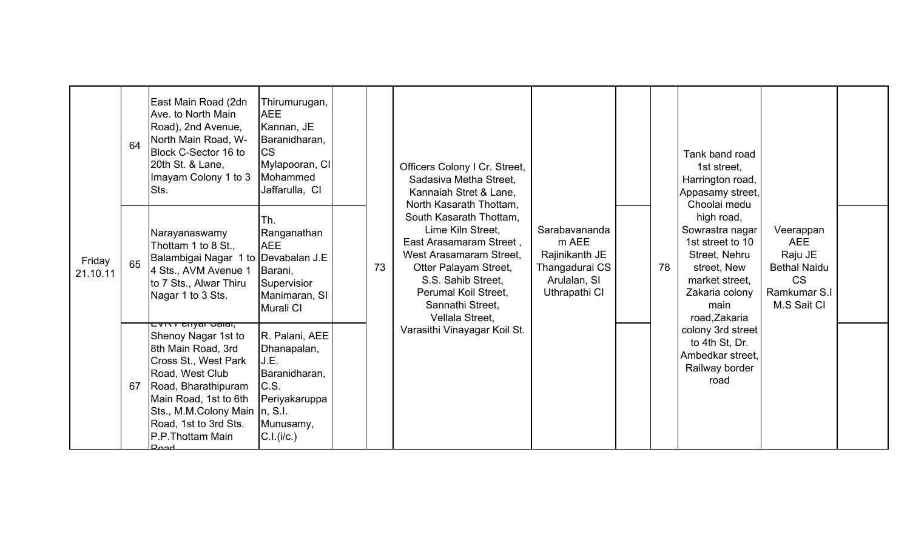| Friday 21.10.11 | 64 | East Main Road (2dn Ave. to North Main Road), 2nd Avenue, North Main Road, W-Block C-Sector 16 to 20th St. & Lane, Imayam Colony 1 to 3 Sts. | Thirumurugan, AEE Kannan, JE Baranidharan, CS Mylapooran, CI Mohammed Jaffarulla, CI | | 73 | Officers Colony I Cr. Street, Sadasiva Metha Street, Kannaiah Stret & Lane, North Kasarath Thottam, South Kasarath Thottam, Lime Kiln Street, East Arasamaram Street , West Arasamaram Street, Otter Palayam Street, S.S. Sahib Street, Perumal Koil Street, Sannathi Street, Vellala Street, Varasithi Vinayagar Koil St. | Sarabavananda m AEE Rajinikanth JE Thangadurai CS Arulalan, SI Uthrapathi CI | | 78 | Tank band road 1st street, Harrington road, Appasamy street, Choolai medu high road, Sowrastra nagar 1st street to 10 Street, Nehru street, New market street, Zakaria colony main road,Zakaria colony 3rd street to 4th St, Dr. Ambedkar street, Railway border road | Veerappan AEE Raju JE Bethal Naidu CS Ramkumar S.I M.S Sait CI | |
|---|---|---|---|---|---|---|---|---|---|---|---|---|
| | 65 | Narayanaswamy Thottam 1 to 8 St., Balambigai Nagar 1 to 4 Sts., AVM Avenue 1 to 7 Sts., Alwar Thiru Nagar 1 to 3 Sts. | Th. Ranganathan AEE Devabalan J.E Barani, Supervisior Manimaran, SI Murali CI | | | | | | | | | |
| | 67 | EVR Periyar Salai, Shenoy Nagar 1st to 8th Main Road, 3rd Cross St., West Park Road, West Club Road, Bharathipuram Main Road, 1st to 6th Sts., M.M.Colony Main Road, 1st to 3rd Sts. P.P.Thottam Main Road | R. Palani, AEE Dhanapalan, J.E. Baranidharan, C.S. Periyakaruppan, S.I. Munusamy, C.I.(i/c.) | | | | | | | | | |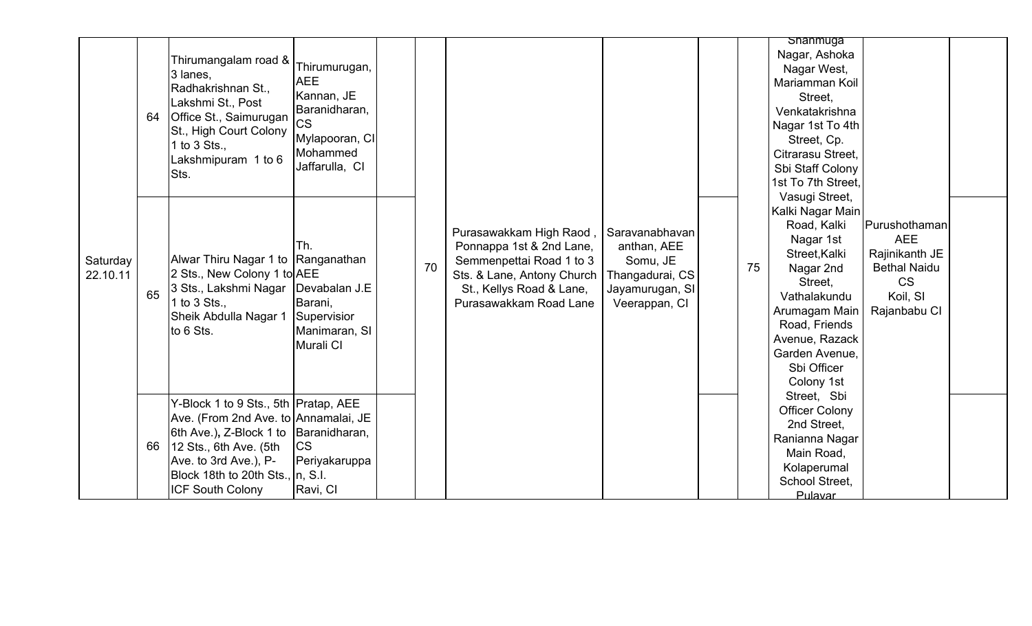| | | | | | | | | | | | | |
|---|---|---|---|---|---|---|---|---|---|---|---|---|
| Saturday 22.10.11 | 64 | Thirumangalam road & 3 lanes, Radhakrishnan St., Lakshmi St., Post Office St., Saimurugan St., High Court Colony 1 to 3 Sts., Lakshmipuram 1 to 6 Sts. | Thirumurugan, AEE Kannan, JE Baranidharan, CS Mylapooran, CI Mohammed Jaffarulla, CI | | 70 | Purasawakkam High Raod , Ponnappa 1st & 2nd Lane, Semmenpettai Road 1 to 3 Sts. & Lane, Antony Church St., Kellys Road & Lane, Purasawakkam Road Lane | Saravanabhavananthan, AEE Somu, JE Thangadurai, CS Jayamurugan, SI Veerappan, CI | | 75 | Shanmuga Nagar, Ashoka Nagar West, Mariamman Koil Street, Venkatakrishna Nagar 1st To 4th Street, Cp. Citrarasu Street, Sbi Staff Colony 1st To 7th Street, Vasugi Street, Kalki Nagar Main Road, Kalki Nagar 1st Street,Kalki Nagar 2nd Street, Vathalakundu Arumagam Main Road, Friends Avenue, Razack Garden Avenue, Sbi Officer Colony 1st Street, Sbi Officer Colony 2nd Street, Ranianna Nagar Main Road, Kolaperumal School Street, Pulavar | Purushothaman AEE Rajinikanth JE Bethal Naidu CS Koil, SI Rajanbabu CI | |
| | 65 | Alwar Thiru Nagar 1 to 2 Sts., New Colony 1 to 3 Sts., Lakshmi Nagar 1 to 3 Sts., Sheik Abdulla Nagar 1 to 6 Sts. | Th. Ranganathan AEE Devabalan J.E Barani, Supervisior Manimaran, SI Murali CI | | | | | | | | | |
| | 66 | Y-Block 1 to 9 Sts., 5th Ave. (From 2nd Ave. to 6th Ave.), Z-Block 1 to 12 Sts., 6th Ave. (5th Ave. to 3rd Ave.), P-Block 18th to 20th Sts., ICF South Colony | Pratap, AEE Annamalai, JE Baranidharan, CS Periyakaruppan, S.I. Ravi, CI | | | | | | | | | |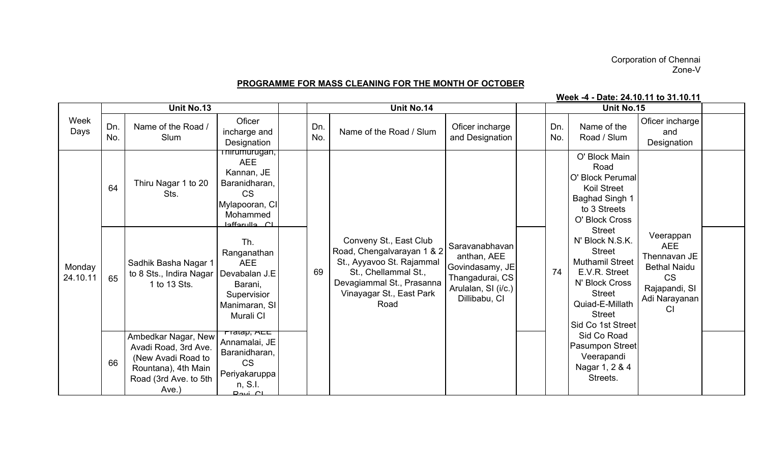Corporation of Chennai
Zone-V

**PROGRAMME FOR MASS CLEANING FOR THE MONTH OF OCTOBER**

**Week -4 - Date: 24.10.11 to 31.10.11**

| Week Days | Unit No.13 | | | | Unit No.14 | | | | Unit No.15 | | | |
|---|---|---|---|---|---|---|---|---|---|---|---|---|
| | Dn. No. | Name of the Road / Slum | Oficer incharge and Designation | | Dn. No. | Name of the Road / Slum | Oficer incharge and Designation | | Dn. No. | Name of the Road / Slum | Oficer incharge and Designation | |
| Monday 24.10.11 | 64 | Thiru Nagar 1 to 20 Sts. | Thirumurugan, AEE Kannan, JE Baranidharan, CS Mylapooran, CI Mohammed Jaffarulla, CI | | 69 | Conveny St., East Club Road, Chengalvarayan 1 & 2 St., Ayyavoo St. Rajammal St., Chellammal St., Devagiammal St., Prasanna Vinayagar St., East Park Road | Saravanabhavananthan, AEE Govindasamy, JE Thangadurai, CS Arulalan, SI (i/c.) Dillibabu, CI | | 74 | O' Block Main Road O' Block Perumal Koil Street Baghad Singh 1 to 3 Streets O' Block Cross Street N' Block N.S.K. Street Muthamil Street E.V.R. Street N' Block Cross Street Quiad-E-Millath Street Sid Co 1st Street Sid Co Road Pasumpon Street Veerapandi Nagar 1, 2 & 4 Streets. | Veerappan AEE Thennavan JE Bethal Naidu CS Rajapandi, SI Adi Narayanan CI | |
| | 65 | Sadhik Basha Nagar 1 to 8 Sts., Indira Nagar 1 to 13 Sts. | Th. Ranganathan AEE Devabalan J.E Barani, Supervisior Manimaran, SI Murali CI | | | | | | | | | |
| | 66 | Ambedkar Nagar, New Avadi Road, 3rd Ave. (New Avadi Road to Rountana), 4th Main Road (3rd Ave. to 5th Ave.) | Pratap, AEE Annamalai, JE Baranidharan, CS Periyakaruppan, S.I. Ravi, CI | | | | | | | | | |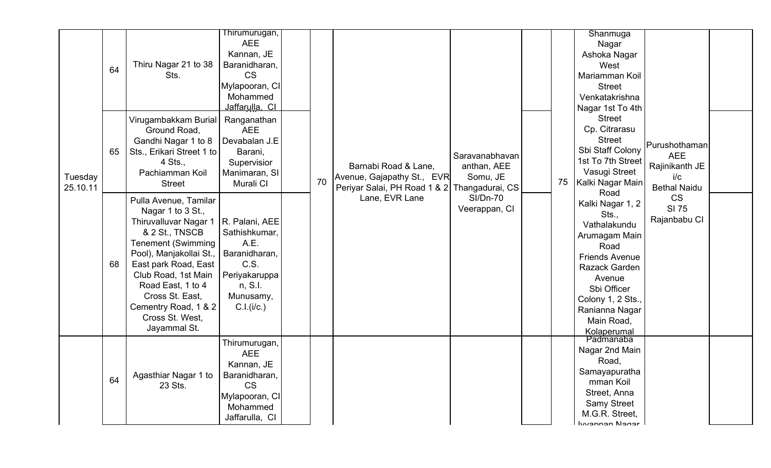| | | | | | | | | | | | | |
|---|---|---|---|---|---|---|---|---|---|---|---|---|
| Tuesday 25.10.11 | 64 | Thiru Nagar 21 to 38 Sts. | Thirumurugan, AEE Kannan, JE Baranidharan, CS Mylapooran, CI Mohammed Jaffarulla, CI | | 70 | Barnabi Road & Lane, Avenue, Gajapathy St., EVR Periyar Salai, PH Road 1 & 2 Lane, EVR Lane | Saravanabhavan anthan, AEE Somu, JE Thangadurai, CS SI/Dn-70 Veerappan, CI | | 75 | Shanmuga Nagar Ashoka Nagar West Mariamman Koil Street Venkatakrishna Nagar 1st To 4th Street Cp. Citrarasu Street Sbi Staff Colony 1st To 7th Street Vasugi Street Kalki Nagar Main Road Kalki Nagar 1, 2 Sts., Vathalakundu Arumagam Main Road Friends Avenue Razack Garden Avenue Sbi Officer Colony 1, 2 Sts., Ranianna Nagar Main Road, Kolaperumal | Purushothaman AEE Rajinikanth JE i/c Bethal Naidu CS SI 75 Rajanbabu CI | |
| | 65 | Virugambakkam Burial Ground Road, Gandhi Nagar 1 to 8 Sts., Erikari Street 1 to 4 Sts., Pachiamman Koil Street | Ranganathan AEE Devabalan J.E Barani, Supervisior Manimaran, SI Murali CI | | | | | | | | | |
| | 68 | Pulla Avenue, Tamilar Nagar 1 to 3 St., Thiruvalluvar Nagar 1 & 2 St., TNSCB Tenement (Swimming Pool), Manjakollai St., East park Road, East Club Road, 1st Main Road East, 1 to 4 Cross St. East, Cementry Road, 1 & 2 Cross St. West, Jayammal St. | R. Palani, AEE Sathishkumar, A.E. Baranidharan, C.S. Periyakaruppan, S.I. Munusamy, C.I.(i/c.) | | | | | | | | | |
| | 64 | Agasthiar Nagar 1 to 23 Sts. | Thirumurugan, AEE Kannan, JE Baranidharan, CS Mylapooran, CI Mohammed Jaffarulla, CI | | | | | | | Padmanaba Nagar 2nd Main Road, Samayapurathamman Koil Street, Anna Samy Street M.G.R. Street, Iyyappan Nagar | | |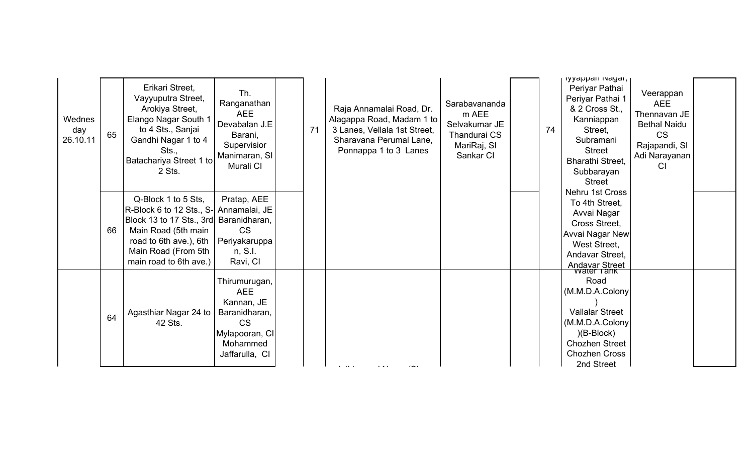| | | | | | | | | | | | | |
|---|---|---|---|---|---|---|---|---|---|---|---|---|
| Wednesday 26.10.11 | 65 | Erikari Street, Vayyuputra Street, Arokiya Street, Elango Nagar South 1 to 4 Sts., Sanjai Gandhi Nagar 1 to 4 Sts., Batachariya Street 1 to 2 Sts. | Th. Ranganathan AEE Devabalan J.E Barani, Supervisior Manimaran, SI Murali CI | | 71 | Raja Annamalai Road, Dr. Alagappa Road, Madam 1 to 3 Lanes, Vellala 1st Street, Sharavana Perumal Lane, Ponnappa 1 to 3 Lanes | Sarabavananda m AEE Selvakumar JE Thandurai CS MariRaj, SI Sankar CI | | 74 | Iyyappan Nagar, Periyar Pathai Periyar Pathai 1 & 2 Cross St., Kanniappan Street, Subramani Street Bharathi Street, Subbarayan Street | Veerappan AEE Thennavan JE Bethal Naidu CS Rajapandi, SI Adi Narayanan CI | |
| | 66 | Q-Block 1 to 5 Sts, R-Block 6 to 12 Sts., S-Block 13 to 17 Sts., 3rd Main Road (5th main road to 6th ave.), 6th Main Road (From 5th main road to 6th ave.) | Pratap, AEE Annamalai, JE Baranidharan, CS Periyakaruppan, S.I. Ravi, CI | | | | | | | Nehru 1st Cross To 4th Street, Avvai Nagar Cross Street, Avvai Nagar New West Street, Andavar Street, Andavar Street | | |
| | 64 | Agasthiar Nagar 24 to 42 Sts. | Thirumurugan, AEE Kannan, JE Baranidharan, CS Mylapooran, CI Mohammed Jaffarulla, CI | | | | | | | Water Tank Road (M.M.D.A.Colony) Vallalar Street (M.M.D.A.Colony)(B-Block) Chozhen Street Chozhen Cross 2nd Street | | |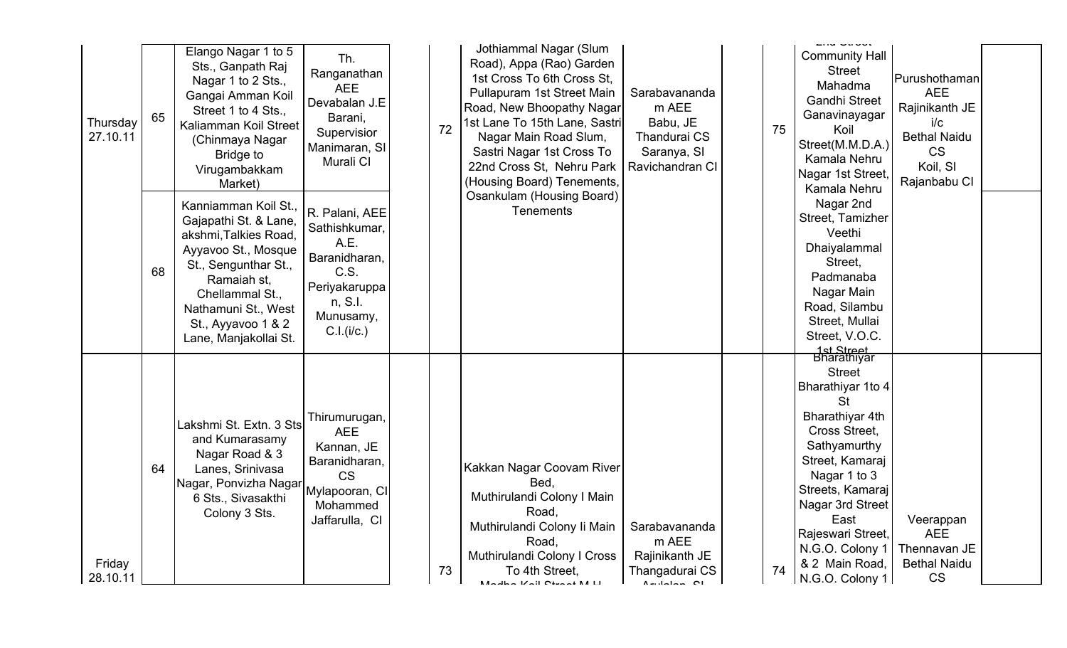| | | | | | | | | | | | | | |
|---|---|---|---|---|---|---|---|---|---|---|---|---|---|
| Thursday 27.10.11 | 65 | Elango Nagar 1 to 5 Sts., Ganpath Raj Nagar 1 to 2 Sts., Gangai Amman Koil Street 1 to 4 Sts., Kaliamman Koil Street (Chinmaya Nagar Bridge to Virugambakkam Market) | Th. Ranganathan AEE Devabalan J.E Barani, Supervisior Manimaran, SI Murali CI | | 72 | Jothiammal Nagar (Slum Road), Appa (Rao) Garden 1st Cross To 6th Cross St, Pullapuram 1st Street Main Road, New Bhoopathy Nagar 1st Lane To 15th Lane, Sastri Nagar Main Road Slum, Sastri Nagar 1st Cross To 22nd Cross St, Nehru Park (Housing Board) Tenements, Osankulam (Housing Board) Tenements | Sarabavananda m AEE Babu, JE Thandurai CS Saranya, SI Ravichandran CI | | 75 | 2nd Street Community Hall Street Mahadma Gandhi Street Ganavinayagar Koil Street(M.M.D.A.) Kamala Nehru Nagar 1st Street, Kamala Nehru Nagar 2nd Street, Tamizher Veethi Dhaiyalammal Street, Padmanaba Nagar Main Road, Silambu Street, Mullai Street, V.O.C. 1st Street | Purushothaman AEE Rajinikanth JE i/c Bethal Naidu CS Koil, SI Rajanbabu CI | |
| | 68 | Kanniamman Koil St., Gajapathi St. & Lane, akshmi,Talkies Road, Ayyavoo St., Mosque St., Sengunthar St., Ramaiah st, Chellammal St., Nathamuni St., West St., Ayyavoo 1 & 2 Lane, Manjakollai St. | R. Palani, AEE Sathishkumar, A.E. Baranidharan, C.S. Periyakaruppan, S.I. Munusamy, C.I.(i/c.) | | | | | | | | | |
| Friday 28.10.11 | 64 | Lakshmi St. Extn. 3 Sts and Kumarasamy Nagar Road & 3 Lanes, Srinivasa Nagar, Ponvizha Nagar 6 Sts., Sivasakthi Colony 3 Sts. | Thirumurugan, AEE Kannan, JE Baranidharan, CS Mylapooran, CI Mohammed Jaffarulla, CI | | 73 | Kakkan Nagar Coovam River Bed, Muthirulandi Colony I Main Road, Muthirulandi Colony Ii Main Road, Muthirulandi Colony I Cross To 4th Street, Madha Koil Street M.H. | Sarabavananda m AEE Rajinikanth JE Thangadurai CS Arulalan, SI | | 74 | Bharathiyar Street Bharathiyar 1to 4 St Bharathiyar 4th Cross Street, Sathyamurthy Street, Kamaraj Nagar 1 to 3 Streets, Kamaraj Nagar 3rd Street East Rajeswari Street, N.G.O. Colony 1 & 2 Main Road, N.G.O. Colony 1 | Veerappan AEE Thennavan JE Bethal Naidu CS | |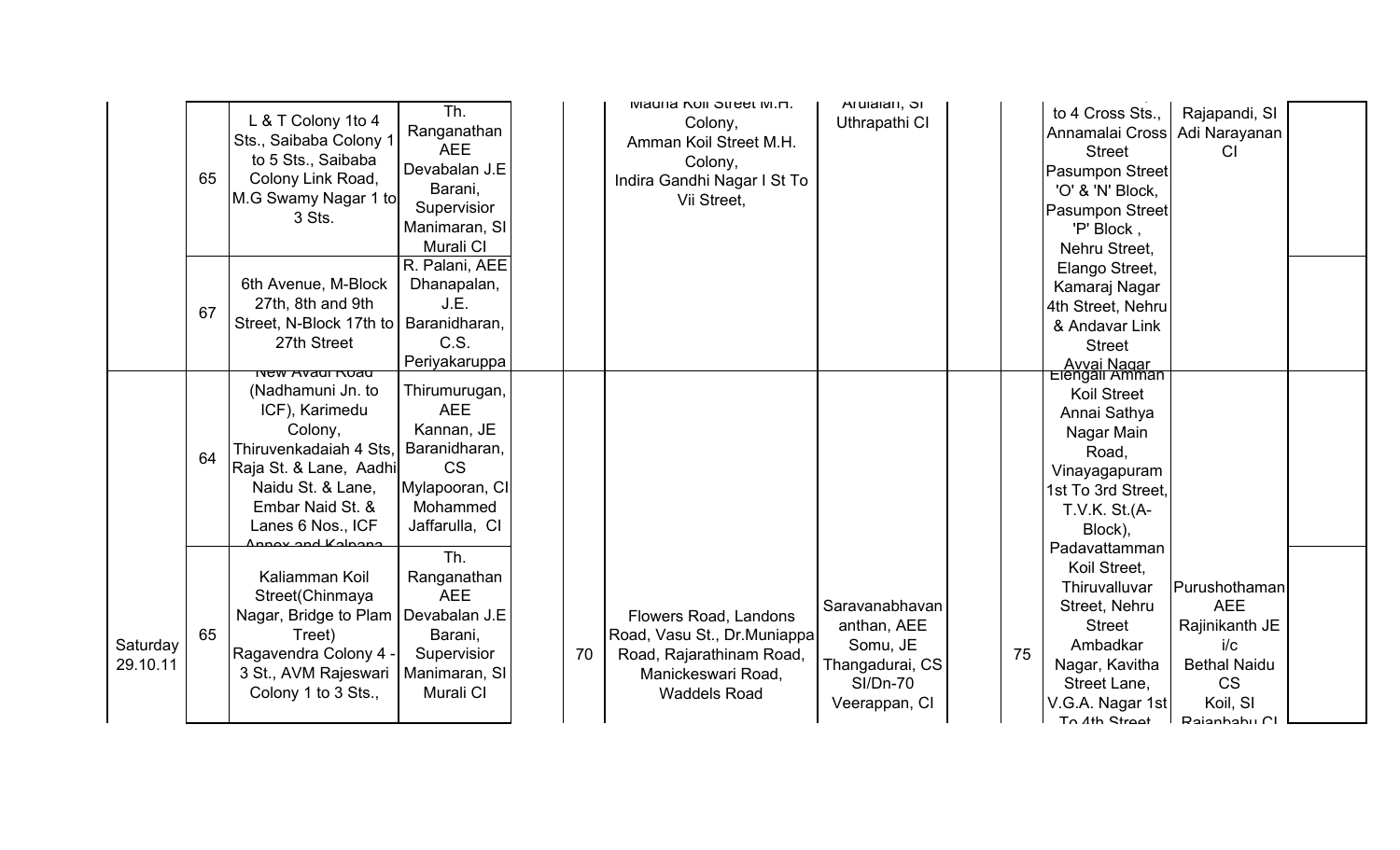| | | | | | | | | | | |
|---|---|---|---|---|---|---|---|---|---|---|
| | 65 | L & T Colony 1to 4 Sts., Saibaba Colony 1 to 5 Sts., Saibaba Colony Link Road, M.G Swamy Nagar 1 to 3 Sts. | Th. Ranganathan AEE Devabalan J.E Barani, Supervisior Manimaran, SI Murali CI | | Madha Koil Street M.H. Colony, Amman Koil Street M.H. Colony, Indira Gandhi Nagar I St To Vii Street, | Arulalan, SI Uthrapathi CI | | to 4 Cross Sts., Annamalai Cross Street Pasumpon Street 'O' & 'N' Block, Pasumpon Street 'P' Block , Nehru Street, | Rajapandi, SI Adi Narayanan CI | |
| | 67 | 6th Avenue, M-Block 27th, 8th and 9th Street, N-Block 17th to 27th Street | R. Palani, AEE Dhanapalan, J.E. Baranidharan, C.S. Periyakaruppa | | | | | Elango Street, Kamaraj Nagar 4th Street, Nehru & Andavar Link Street Avvai Nagar | | |
| | 64 | New Avadi Road (Nadhamuni Jn. to ICF), Karimedu Colony, Thiruvenkadaiah 4 Sts, Raja St. & Lane, Aadhi Naidu St. & Lane, Embar Naid St. & Lanes 6 Nos., ICF Annex and Kalpana | Thirumurugan, AEE Kannan, JE Baranidharan, CS Mylapooran, CI Mohammed Jaffarulla, CI | | | | | Elengali Amman Koil Street Annai Sathya Nagar Main Road, Vinayagapuram 1st To 3rd Street, T.V.K. St.(A-Block), | | |
| Saturday 29.10.11 | 65 | Kaliamman Koil Street(Chinmaya Nagar, Bridge to Plam Treet) Ragavendra Colony 4 - 3 St., AVM Rajeswari Colony 1 to 3 Sts., | Th. Ranganathan AEE Devabalan J.E Barani, Supervisior Manimaran, SI Murali CI | 70 | Flowers Road, Landons Road, Vasu St., Dr.Muniappa Road, Rajarathinam Road, Manickeswari Road, Waddels Road | Saravanabhavan anthan, AEE Somu, JE Thangadurai, CS SI/Dn-70 Veerappan, CI | 75 | Padavattamman Koil Street, Thiruvalluvar Street, Nehru Street Ambadkar Nagar, Kavitha Street Lane, V.G.A. Nagar 1st To 4th Street | Purushothaman AEE Rajinikanth JE i/c Bethal Naidu CS Koil, SI Rajanbabu CI | |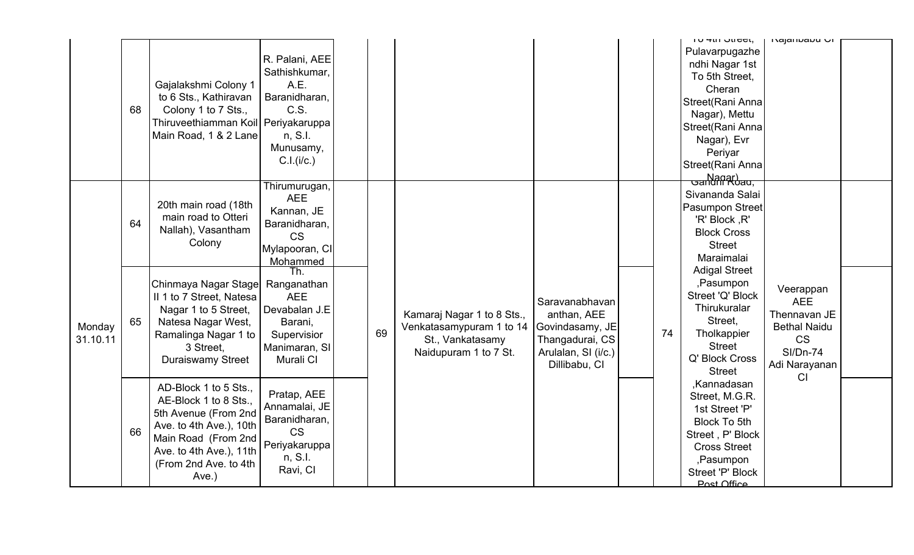| | | | | | | | | | | | | |
|---|---|---|---|---|---|---|---|---|---|---|---|---|
| | 68 | Gajalakshmi Colony 1 to 6 Sts., Kathiravan Colony 1 to 7 Sts., Thiruveethiamman Koil Main Road, 1 & 2 Lane | R. Palani, AEE Sathishkumar, A.E. Baranidharan, C.S. Periyakaruppan, S.I. Munusamy, C.I.(i/c.) | | | | | | | To 4th Street, Pulavarpugazhendhi Nagar 1st To 5th Street, Cheran Street(Rani Anna Nagar), Mettu Street(Rani Anna Nagar), Evr Periyar Street(Rani Anna Nagar) | Rajanbabu CI | |
| Monday 31.10.11 | 64 | 20th main road (18th main road to Otteri Nallah), Vasantham Colony | Thirumurugan, AEE Kannan, JE Baranidharan, CS Mylapooran, CI Mohammed | | 69 | Kamaraj Nagar 1 to 8 Sts., Venkatasamypuram 1 to 14 St., Vankatasamy Naidupuram 1 to 7 St. | Saravanabhavananthan, AEE Govindasamy, JE Thangadurai, CS Arulalan, SI (i/c.) Dillibabu, CI | | 74 | Gandhi Road, Sivananda Salai Pasumpon Street 'R' Block ,R' Block Cross Street Maraimalai Adigal Street ,Pasumpon Street 'Q' Block Thirukuralar Street, Tholkappier Street Q' Block Cross Street ,Kannadasan Street, M.G.R. 1st Street 'P' Block To 5th Street , P' Block Cross Street ,Pasumpon Street 'P' Block Post Office | Veerappan AEE Thennavan JE Bethal Naidu CS SI/Dn-74 Adi Narayanan CI | |
| | 65 | Chinmaya Nagar Stage II 1 to 7 Street, Natesa Nagar 1 to 5 Street, Natesa Nagar West, Ramalinga Nagar 1 to 3 Street, Duraiswamy Street | Th. Ranganathan AEE Devabalan J.E Barani, Supervisior Manimaran, SI Murali CI | | | | | | | | | |
| | 66 | AD-Block 1 to 5 Sts., AE-Block 1 to 8 Sts., 5th Avenue (From 2nd Ave. to 4th Ave.), 10th Main Road (From 2nd Ave. to 4th Ave.), 11th (From 2nd Ave. to 4th Ave.) | Pratap, AEE Annamalai, JE Baranidharan, CS Periyakaruppan, S.I. Ravi, CI | | | | | | | | | |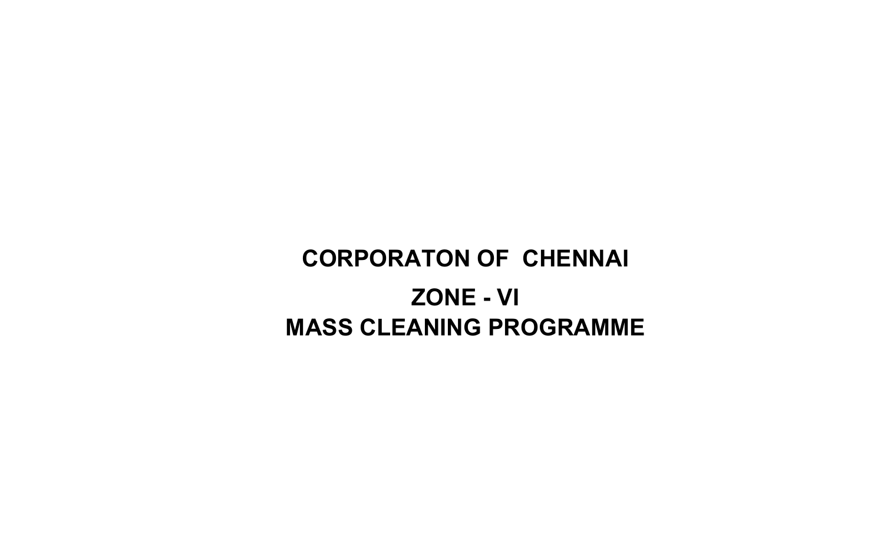# CORPORATON OF  CHENNAI

## ZONE - VI

## MASS CLEANING PROGRAMME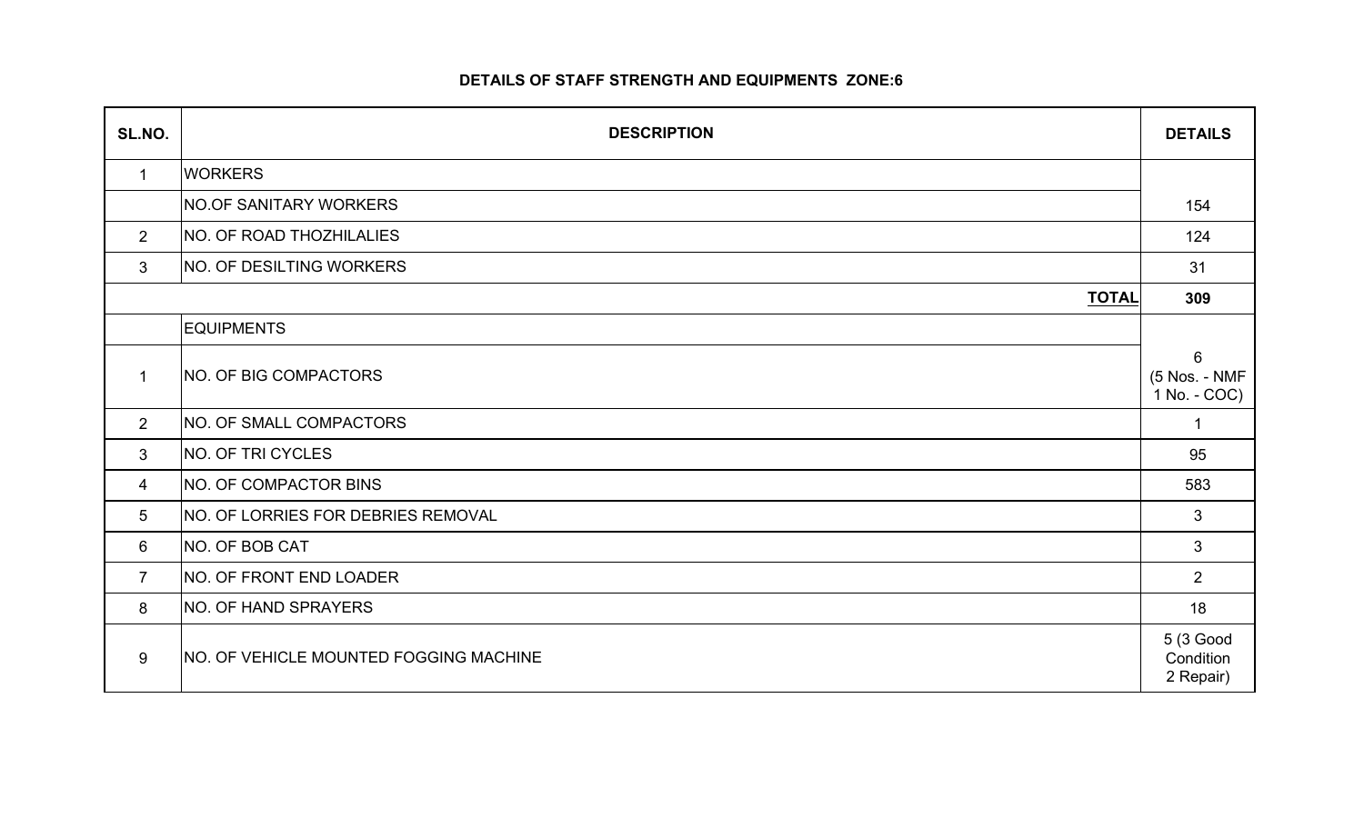## DETAILS OF STAFF STRENGTH AND EQUIPMENTS ZONE:6

| SL.NO. | DESCRIPTION | DETAILS |
|---|---|---|
| 1 | WORKERS | |
| | NO.OF SANITARY WORKERS | 154 |
| 2 | NO. OF ROAD THOZHILALIES | 124 |
| 3 | NO. OF DESILTING WORKERS | 31 |
| | **TOTAL** | **309** |
| | EQUIPMENTS | |
| 1 | NO. OF BIG COMPACTORS | 6 (5 Nos. - NMF 1 No. - COC) |
| 2 | NO. OF SMALL COMPACTORS | 1 |
| 3 | NO. OF TRI CYCLES | 95 |
| 4 | NO. OF COMPACTOR BINS | 583 |
| 5 | NO. OF LORRIES FOR DEBRIES REMOVAL | 3 |
| 6 | NO. OF BOB CAT | 3 |
| 7 | NO. OF FRONT END LOADER | 2 |
| 8 | NO. OF HAND SPRAYERS | 18 |
| 9 | NO. OF VEHICLE MOUNTED FOGGING MACHINE | 5 (3 Good Condition 2 Repair) |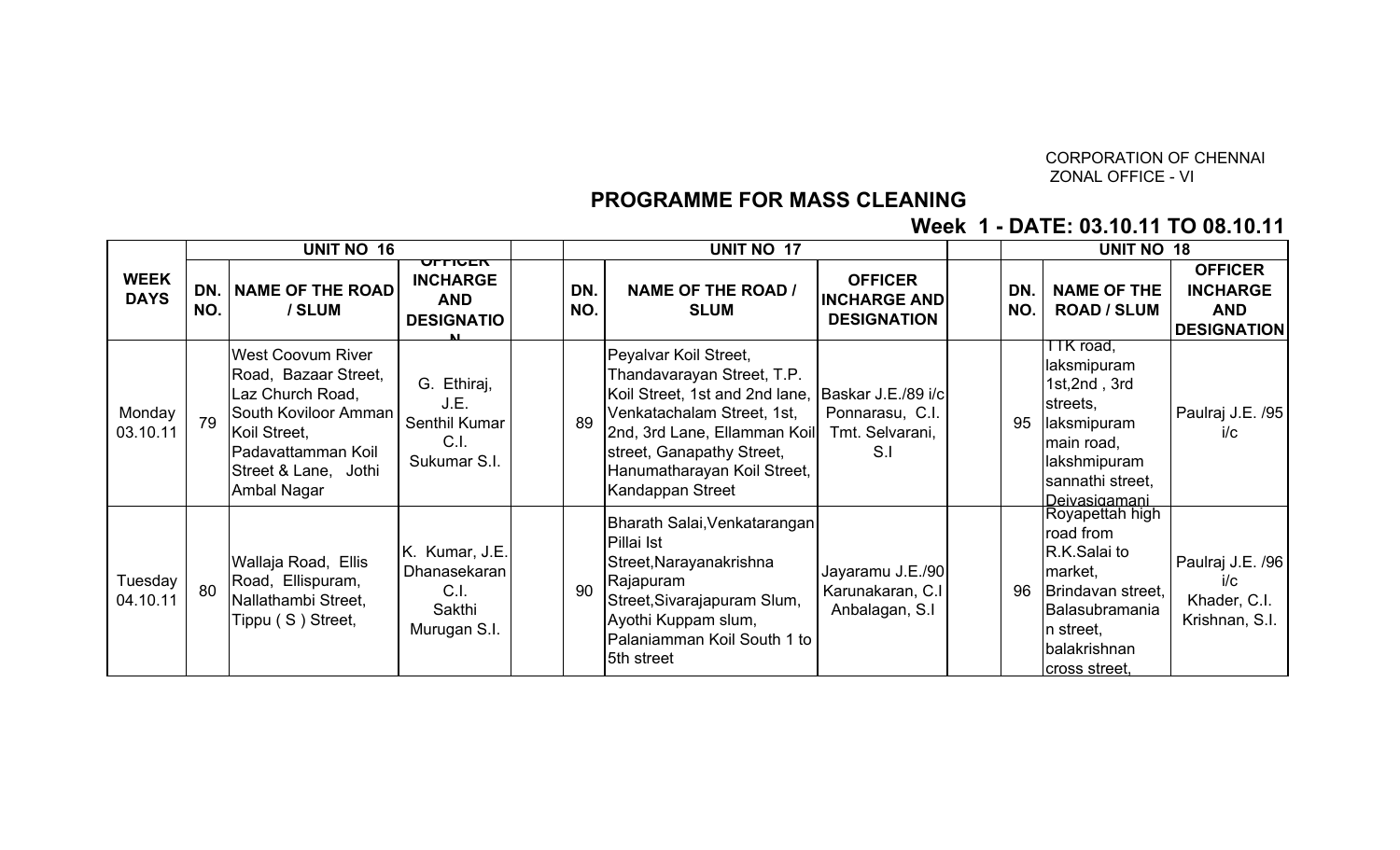CORPORATION OF CHENNAI
ZONAL OFFICE - VI

## PROGRAMME FOR MASS CLEANING

### Week 1 - DATE: 03.10.11 TO 08.10.11

| WEEK DAYS | UNIT NO 16 | | | | UNIT NO 17 | | | | UNIT NO 18 | | |
|---|---|---|---|---|---|---|---|---|---|---|---|
| | DN. NO. | NAME OF THE ROAD / SLUM | OFFICER INCHARGE AND DESIGNATION | | DN. NO. | NAME OF THE ROAD / SLUM | OFFICER INCHARGE AND DESIGNATION | | DN. NO. | NAME OF THE ROAD / SLUM | OFFICER INCHARGE AND DESIGNATION |
| Monday 03.10.11 | 79 | West Coovum River Road, Bazaar Street, Laz Church Road, South Koviloor Amman Koil Street, Padavattamman Koil Street & Lane, Jothi Ambal Nagar | G. Ethiraj, J.E. Senthil Kumar C.I. Sukumar S.I. | | 89 | Peyalvar Koil Street, Thandavarayan Street, T.P. Koil Street, 1st and 2nd lane, Venkatachalam Street, 1st, 2nd, 3rd Lane, Ellamman Koil street, Ganapathy Street, Hanumatharayan Koil Street, Kandappan Street | Baskar J.E./89 i/c Ponnarasu, C.I. Tmt. Selvarani, S.I | | 95 | TTK road, laksmipuram 1st,2nd , 3rd streets, laksmipuram main road, lakshmipuram sannathi street, Deivasigamani | Paulraj J.E. /95 i/c |
| Tuesday 04.10.11 | 80 | Wallaja Road, Ellis Road, Ellispuram, Nallathambi Street, Tippu ( S ) Street, | K. Kumar, J.E. Dhanasekaran C.I. Sakthi Murugan S.I. | | 90 | Bharath Salai,Venkatarangan Pillai Ist Street,Narayanakrishna Rajapuram Street,Sivarajapuram Slum, Ayothi Kuppam slum, Palaniamman Koil South 1 to 5th street | Jayaramu J.E./90 Karunakaran, C.I Anbalagan, S.I | | 96 | Royapettah high road from R.K.Salai to market, Brindavan street, Balasubramanian street, balakrishnan cross street, | Paulraj J.E. /96 i/c Khader, C.I. Krishnan, S.I. |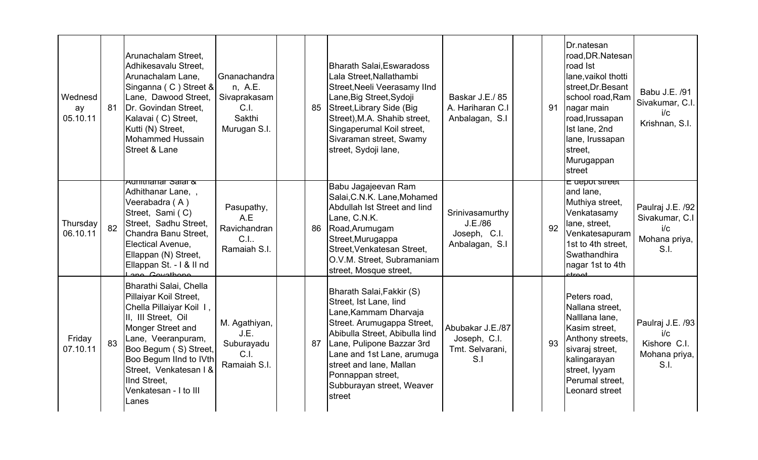| | | | | | | | | | | | |
|---|---|---|---|---|---|---|---|---|---|---|---|
| Wednesday 05.10.11 | 81 | Arunachalam Street, Adhikesavalu Street, Arunachalam Lane, Singanna ( C ) Street & Lane, Dawood Street, Dr. Govindan Street, Kalavai ( C) Street, Kutti (N) Street, Mohammed Hussain Street & Lane | Gnanachandran, A.E. Sivaprakasam C.I. Sakthi Murugan S.I. | | 85 | Bharath Salai,Eswaradoss Lala Street,Nallathambi Street,Neeli Veerasamy IInd Lane,Big Street,Sydoji Street,Library Side (Big Street),M.A. Shahib street, Singaperumal Koil street, Sivaraman street, Swamy street, Sydoji lane, | Baskar J.E./ 85 A. Hariharan C.I Anbalagan, S.I | | 91 | Dr.natesan road,DR.Natesan road Ist lane,vaikol thotti street,Dr.Besant school road,Ram nagar main road,Irussapan Ist lane, 2nd lane, Irussapan street, Murugappan street | Babu J.E. /91 Sivakumar, C.I. i/c Krishnan, S.I. |
| Thursday 06.10.11 | 82 | Adhithanar Salai & Adhithanar Lane, , Veerabadra ( A ) Street, Sami ( C) Street, Sadhu Street, Chandra Banu Street, Electical Avenue, Ellappan (N) Street, Ellappan St. - I & II nd Lane, Govathope | Pasupathy, A.E Ravichandran C.I.. Ramaiah S.I. | | 86 | Babu Jagajeevan Ram Salai,C.N.K. Lane,Mohamed Abdullah Ist Street and IInd Lane, C.N.K. Road,Arumugam Street,Murugappa Street,Venkatesan Street, O.V.M. Street, Subramaniam street, Mosque street, | Srinivasamurthy J.E./86 Joseph, C.I. Anbalagan, S.I | | 92 | E depot street and lane, Muthiya street, Venkatasamy lane, street, Venkatesapuram 1st to 4th street, Swathandhira nagar 1st to 4th street | Paulraj J.E. /92 Sivakumar, C.I i/c Mohana priya, S.I. |
| Friday 07.10.11 | 83 | Bharathi Salai, Chella Pillaiyar Koil Street, Chella Pillaiyar Koil I , II, III Street, Oil Monger Street and Lane, Veeranpuram, Boo Begum ( S) Street, Boo Begum IInd to IVth Street, Venkatesan I & IInd Street, Venkatesan - I to III Lanes | M. Agathiyan, J.E. Suburayadu C.I. Ramaiah S.I. | | 87 | Bharath Salai,Fakkir (S) Street, Ist Lane, IInd Lane,Kammam Dharvaja Street. Arumugappa Street, Abibulla Street, Abibulla IInd Lane, Pulipone Bazzar 3rd Lane and 1st Lane, arumuga street and lane, Mallan Ponnappan street, Subburayan street, Weaver street | Abubakar J.E./87 Joseph, C.I. Tmt. Selvarani, S.I | | 93 | Peters road, Nallana street, Nalllana lane, Kasim street, Anthony streets, sivaraj street, kalingarayan street, Iyyam Perumal street, Leonard street | Paulraj J.E. /93 i/c Kishore C.I. Mohana priya, S.I. |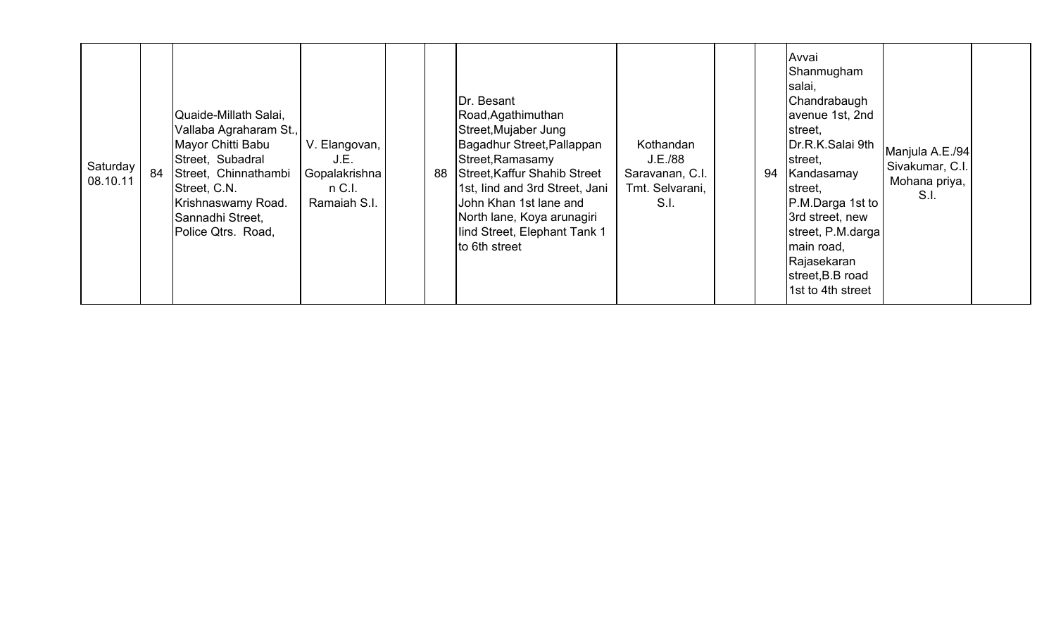| Saturday 08.10.11 | 84 | Quaide-Millath Salai, Vallaba Agraharam St., Mayor Chitti Babu Street, Subadral Street, Chinnathambi Street, C.N. Krishnaswamy Road. Sannadhi Street, Police Qtrs. Road, | V. Elangovan, J.E. Gopalakrishnan C.I. Ramaiah S.I. | | 88 | Dr. Besant Road,Agathimuthan Street,Mujaber Jung Bagadhur Street,Pallappan Street,Ramasamy Street,Kaffur Shahib Street 1st, IInd and 3rd Street, Jani John Khan 1st lane and North lane, Koya arunagiri IInd Street, Elephant Tank 1 to 6th street | Kothandan J.E./88 Saravanan, C.I. Tmt. Selvarani, S.I. | | 94 | Avvai Shanmugham salai, Chandrabaugh avenue 1st, 2nd street, Dr.R.K.Salai 9th street, Kandasamay street, P.M.Darga 1st to 3rd street, new street, P.M.darga main road, Rajasekaran street,B.B road 1st to 4th street | Manjula A.E./94 Sivakumar, C.I. Mohana priya, S.I. | |
|---|---|---|---|---|---|---|---|---|---|---|---|---|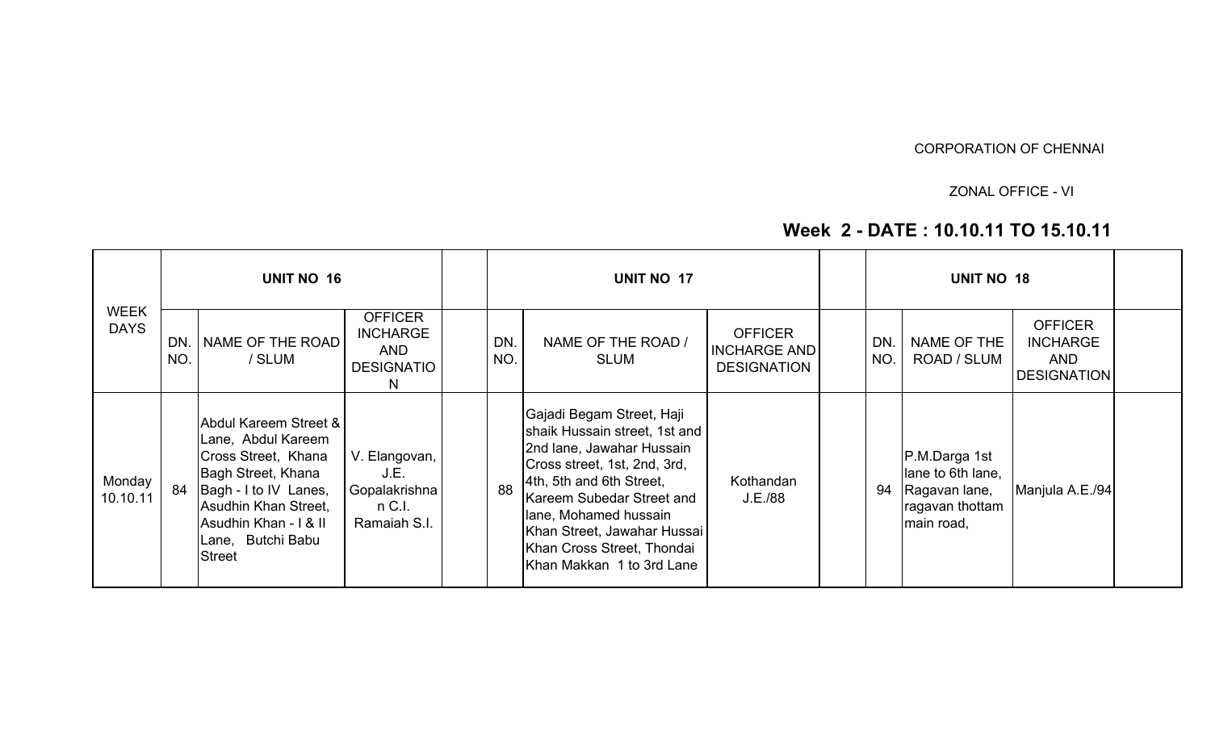CORPORATION OF CHENNAI

ZONAL OFFICE - VI

## Week 2 - DATE : 10.10.11 TO 15.10.11

| WEEK DAYS | UNIT NO 16 | | | | UNIT NO 17 | | | | UNIT NO 18 | | | |
|---|---|---|---|---|---|---|---|---|---|---|---|---|
| | DN. NO. | NAME OF THE ROAD / SLUM | OFFICER INCHARGE AND DESIGNATION | | DN. NO. | NAME OF THE ROAD / SLUM | OFFICER INCHARGE AND DESIGNATION | | DN. NO. | NAME OF THE ROAD / SLUM | OFFICER INCHARGE AND DESIGNATION | |
| Monday 10.10.11 | 84 | Abdul Kareem Street & Lane, Abdul Kareem Cross Street, Khana Bagh Street, Khana Bagh - I to IV Lanes, Asudhin Khan Street, Asudhin Khan - I & II Lane, Butchi Babu Street | V. Elangovan, J.E. Gopalakrishnan C.I. Ramaiah S.I. | | 88 | Gajadi Begam Street, Haji shaik Hussain street, 1st and 2nd lane, Jawahar Hussain Cross street, 1st, 2nd, 3rd, 4th, 5th and 6th Street, Kareem Subedar Street and lane, Mohamed hussain Khan Street, Jawahar Hussai Khan Cross Street, Thondai Khan Makkan 1 to 3rd Lane | Kothandan J.E./88 | | 94 | P.M.Darga 1st lane to 6th lane, Ragavan lane, ragavan thottam main road, | Manjula A.E./94 | |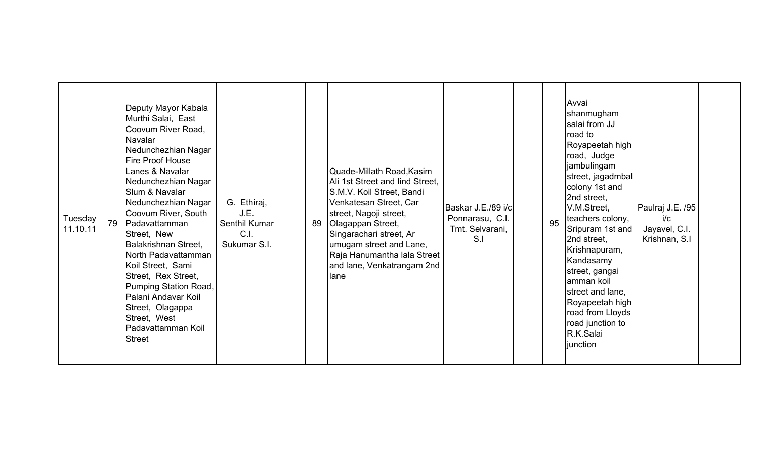| Tuesday 11.10.11 | 79 | Deputy Mayor Kabala Murthi Salai, East Coovum River Road, Navalar Nedunchezhian Nagar Fire Proof House Lanes & Navalar Nedunchezhian Nagar Slum & Navalar Nedunchezhian Nagar Coovum River, South Padavattamman Street, New Balakrishnan Street, North Padavattamman Koil Street, Sami Street, Rex Street, Pumping Station Road, Palani Andavar Koil Street, Olagappa Street, West Padavattamman Koil Street | G. Ethiraj, J.E. Senthil Kumar C.I. Sukumar S.I. | | 89 | Quade-Millath Road,Kasim Ali 1st Street and IInd Street, S.M.V. Koil Street, Bandi Venkatesan Street, Car street, Nagoji street, Olagappan Street, Singarachari street, Ar umugam street and Lane, Raja Hanumantha lala Street and lane, Venkatrangam 2nd lane | Baskar J.E./89 i/c Ponnarasu, C.I. Tmt. Selvarani, S.I | | 95 | Avvai shanmugham salai from JJ road to Royapeetah high road, Judge jambulingam street, jagadmbal colony 1st and 2nd street, V.M.Street, teachers colony, Sripuram 1st and 2nd street, Krishnapuram, Kandasamy street, gangai amman koil street and lane, Royapeetah high road from Lloyds road junction to R.K.Salai junction | Paulraj J.E. /95 i/c Jayavel, C.I. Krishnan, S.I | |
|---|---|---|---|---|---|---|---|---|---|---|---|---|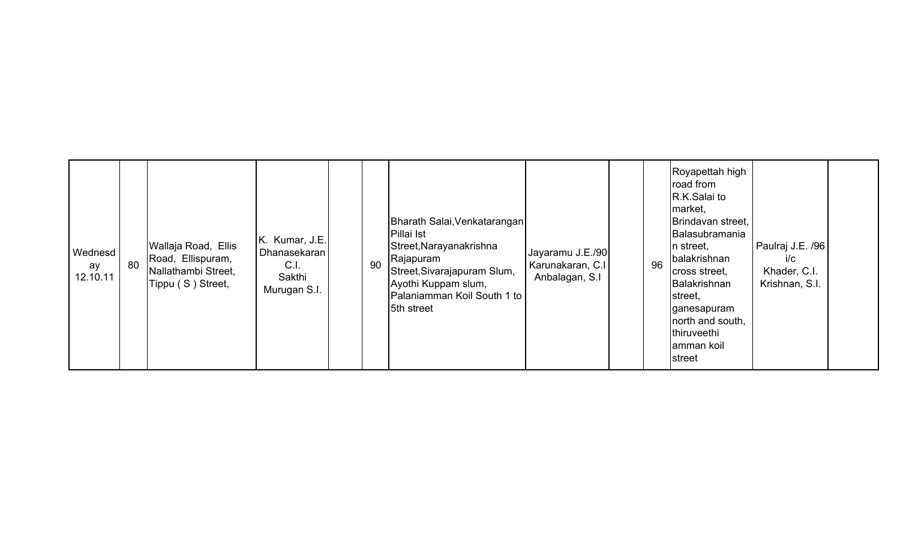| Wednesday 12.10.11 | 80 | Wallaja Road, Ellis Road, Ellispuram, Nallathambi Street, Tippu ( S ) Street, | K. Kumar, J.E. Dhanasekaran C.I. Sakthi Murugan S.I. | | 90 | Bharath Salai,Venkatarangan Pillai Ist Street,Narayanakrishna Rajapuram Street,Sivarajapuram Slum, Ayothi Kuppam slum, Palaniamman Koil South 1 to 5th street | Jayaramu J.E./90 Karunakaran, C.I Anbalagan, S.I | | 96 | Royapettah high road from R.K.Salai to market, Brindavan street, Balasubramanian street, balakrishnan cross street, Balakrishnan street, ganesapuram north and south, thiruveethi amman koil street | Paulraj J.E. /96 i/c Khader, C.I. Krishnan, S.I. | |
|---|---|---|---|---|---|---|---|---|---|---|---|---|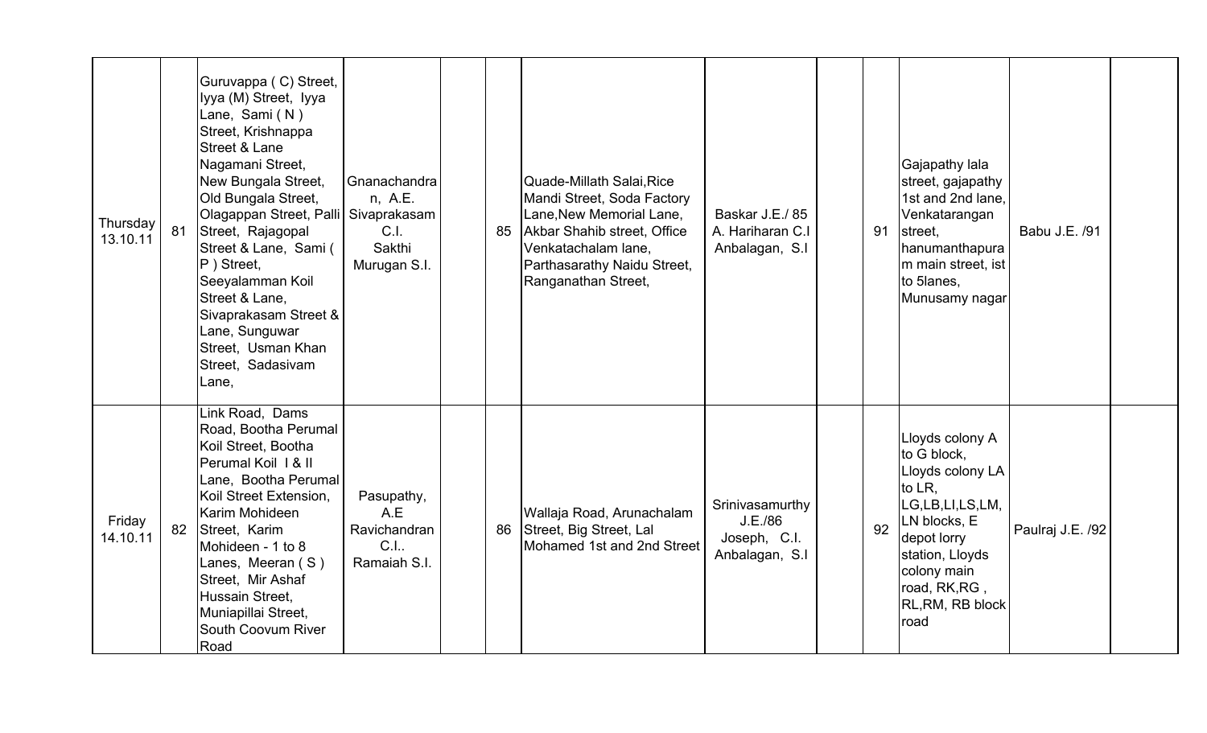| | | | | | | | | | | | | |
|---|---|---|---|---|---|---|---|---|---|---|---|---|
| Thursday 13.10.11 | 81 | Guruvappa ( C) Street, Iyya (M) Street, Iyya Lane, Sami ( N ) Street, Krishnappa Street & Lane Nagamani Street, New Bungala Street, Old Bungala Street, Olagappan Street, Palli Street, Rajagopal Street & Lane, Sami ( P ) Street, Seeyalamman Koil Street & Lane, Sivaprakasam Street & Lane, Sunguwar Street, Usman Khan Street, Sadasivam Lane, | Gnanachandran, A.E. Sivaprakasam C.I. Sakthi Murugan S.I. | | 85 | Quade-Millath Salai,Rice Mandi Street, Soda Factory Lane,New Memorial Lane, Akbar Shahib street, Office Venkatachalam lane, Parthasarathy Naidu Street, Ranganathan Street, | Baskar J.E./ 85 A. Hariharan C.I Anbalagan, S.I | | 91 | Gajapathy lala street, gajapathy 1st and 2nd lane, Venkatarangan street, hanumanthapuram main street, ist to 5lanes, Munusamy nagar | Babu J.E. /91 | |
| Friday 14.10.11 | 82 | Link Road, Dams Road, Bootha Perumal Koil Street, Bootha Perumal Koil I & II Lane, Bootha Perumal Koil Street Extension, Karim Mohideen Street, Karim Mohideen - 1 to 8 Lanes, Meeran ( S ) Street, Mir Ashaf Hussain Street, Muniapillai Street, South Coovum River Road | Pasupathy, A.E Ravichandran C.I.. Ramaiah S.I. | | 86 | Wallaja Road, Arunachalam Street, Big Street, Lal Mohamed 1st and 2nd Street | Srinivasamurthy J.E./86 Joseph, C.I. Anbalagan, S.I | | 92 | Lloyds colony A to G block, Lloyds colony LA to LR, LG,LB,LI,LS,LM, LN blocks, E depot lorry station, Lloyds colony main road, RK,RG , RL,RM, RB block road | Paulraj J.E. /92 | |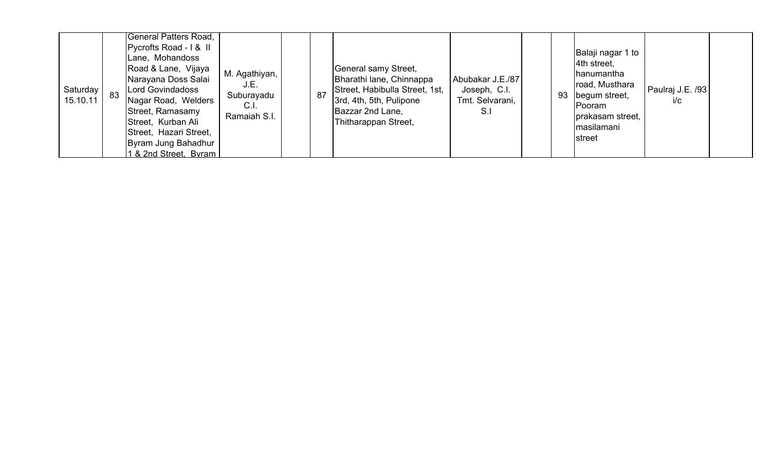| Saturday 15.10.11 | 83 | General Patters Road, Pycrofts Road - I & II Lane, Mohandoss Road & Lane, Vijaya Narayana Doss Salai Lord Govindadoss Nagar Road, Welders Street, Ramasamy Street, Kurban Ali Street, Hazari Street, Byram Jung Bahadhur 1 & 2nd Street, Byram | M. Agathiyan, J.E. Suburayadu C.I. Ramaiah S.I. | | 87 | General samy Street, Bharathi lane, Chinnappa Street, Habibulla Street, 1st, 3rd, 4th, 5th, Pulipone Bazzar 2nd Lane, Thitharappan Street, | Abubakar J.E./87 Joseph, C.I. Tmt. Selvarani, S.I | | 93 | Balaji nagar 1 to 4th street, hanumantha road, Musthara begum street, Pooram prakasam street, masilamani street | Paulraj J.E. /93 i/c | |
|---|---|---|---|---|---|---|---|---|---|---|---|---|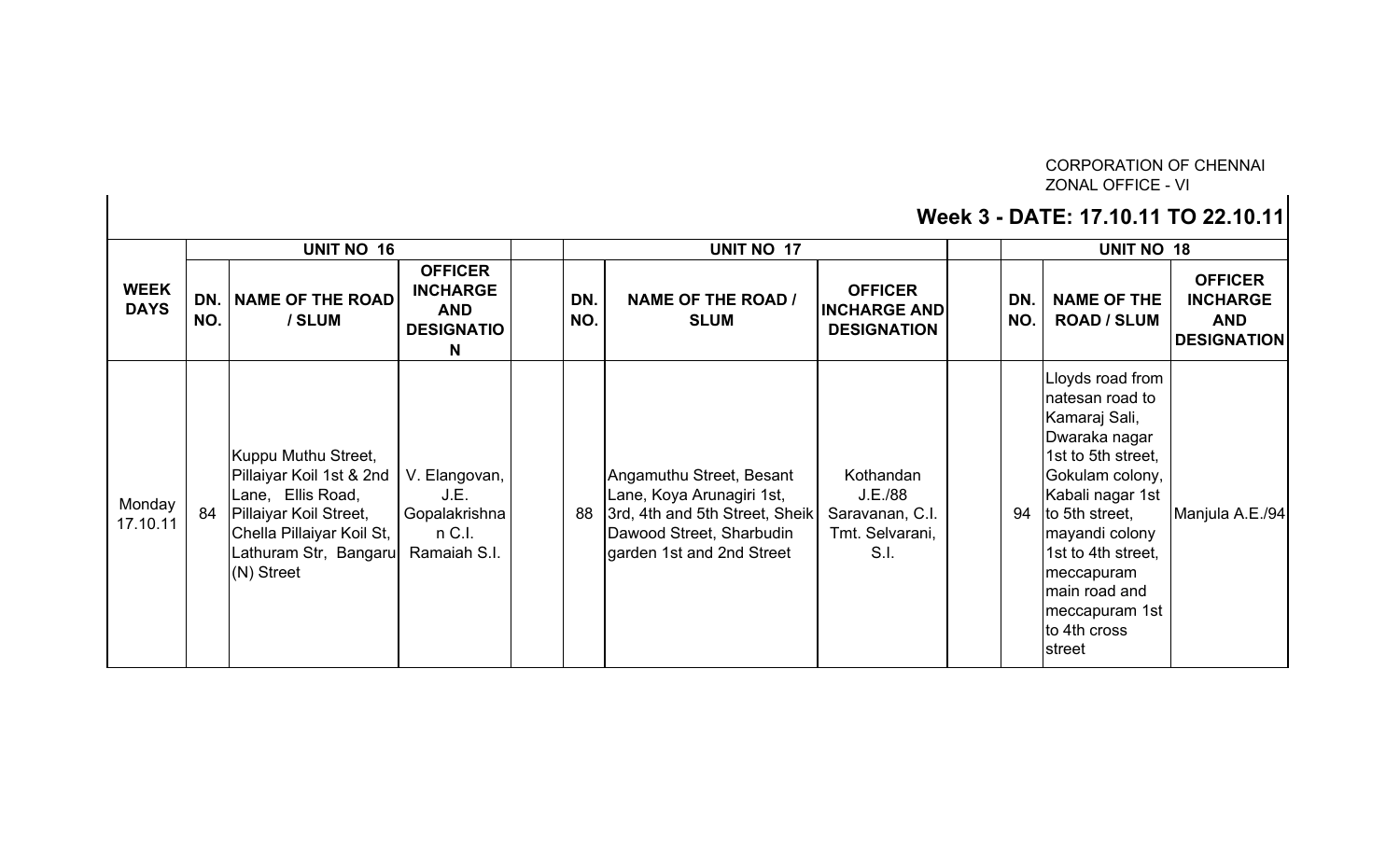CORPORATION OF CHENNAI
ZONAL OFFICE - VI

## Week 3 - DATE: 17.10.11 TO 22.10.11

| WEEK DAYS | UNIT NO 16 | | | | UNIT NO 17 | | | | UNIT NO 18 | | |
|---|---|---|---|---|---|---|---|---|---|---|---|
| | DN. NO. | NAME OF THE ROAD / SLUM | OFFICER INCHARGE AND DESIGNATION | | DN. NO. | NAME OF THE ROAD / SLUM | OFFICER INCHARGE AND DESIGNATION | | DN. NO. | NAME OF THE ROAD / SLUM | OFFICER INCHARGE AND DESIGNATION |
| Monday 17.10.11 | 84 | Kuppu Muthu Street, Pillaiyar Koil 1st & 2nd Lane, Ellis Road, Pillaiyar Koil Street, Chella Pillaiyar Koil St, Lathuram Str, Bangaru (N) Street | V. Elangovan, J.E. Gopalakrishnan C.I. Ramaiah S.I. | | 88 | Angamuthu Street, Besant Lane, Koya Arunagiri 1st, 3rd, 4th and 5th Street, Sheik Dawood Street, Sharbudin garden 1st and 2nd Street | Kothandan J.E./88 Saravanan, C.I. Tmt. Selvarani, S.I. | | 94 | Lloyds road from natesan road to Kamaraj Sali, Dwaraka nagar 1st to 5th street, Gokulam colony, Kabali nagar 1st to 5th street, mayandi colony 1st to 4th street, meccapuram main road and meccapuram 1st to 4th cross street | Manjula A.E./94 |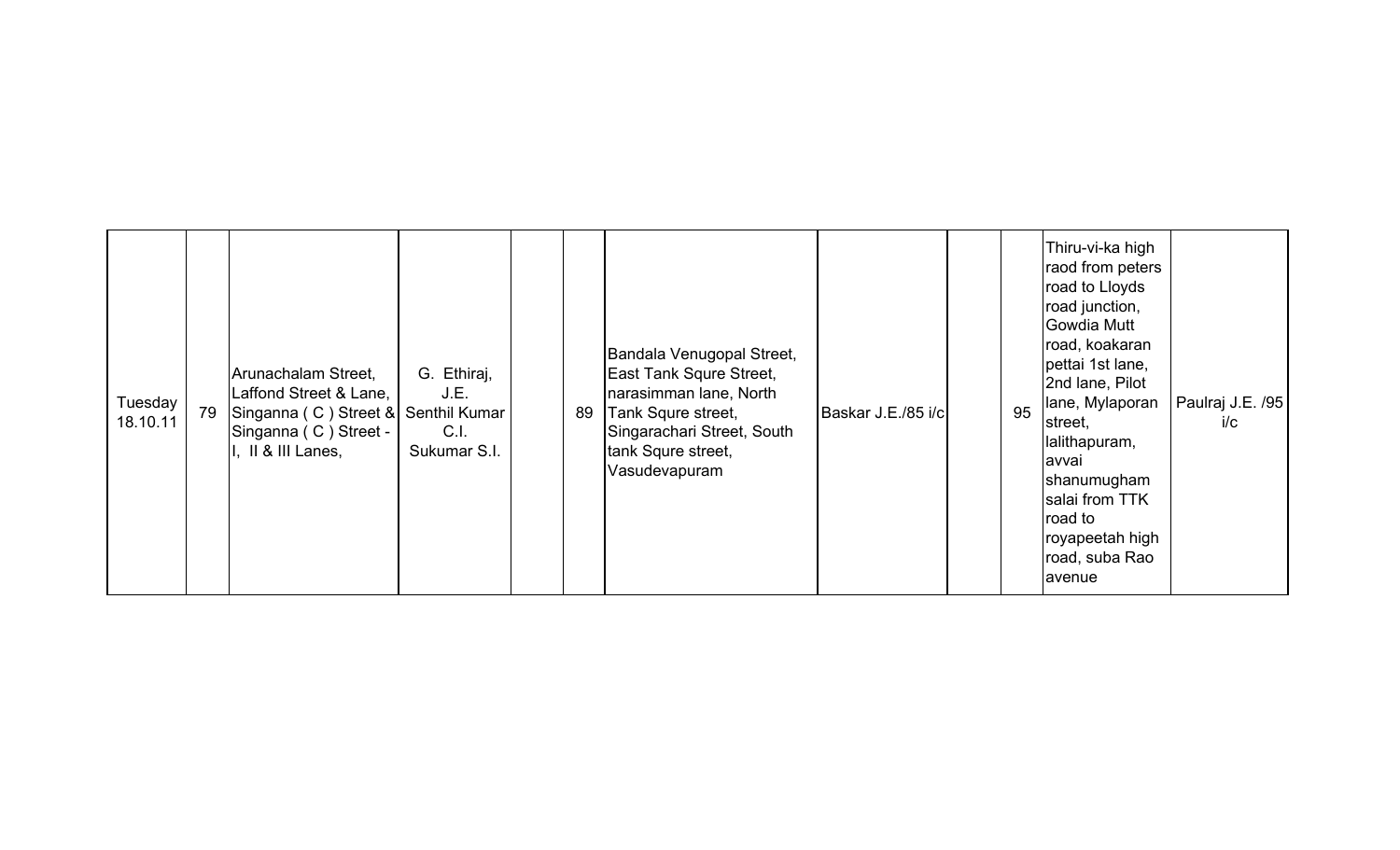| | | | | | | | | | | |
|---|---|---|---|---|---|---|---|---|---|---|
| Tuesday 18.10.11 | 79 | Arunachalam Street, Laffond Street & Lane, Singanna ( C ) Street & Singanna ( C ) Street - I, II & III Lanes, | G. Ethiraj, J.E. Senthil Kumar C.I. Sukumar S.I. | | 89 | Bandala Venugopal Street, East Tank Squre Street, narasimman lane, North Tank Squre street, Singarachari Street, South tank Squre street, Vasudevapuram | Baskar J.E./85 i/c | | 95 | Thiru-vi-ka high raod from peters road to Lloyds road junction, Gowdia Mutt road, koakaran pettai 1st lane, 2nd lane, Pilot lane, Mylaporan street, lalithapuram, avvai shanumugham salai from TTK road to royapeetah high road, suba Rao avenue | Paulraj J.E. /95 i/c |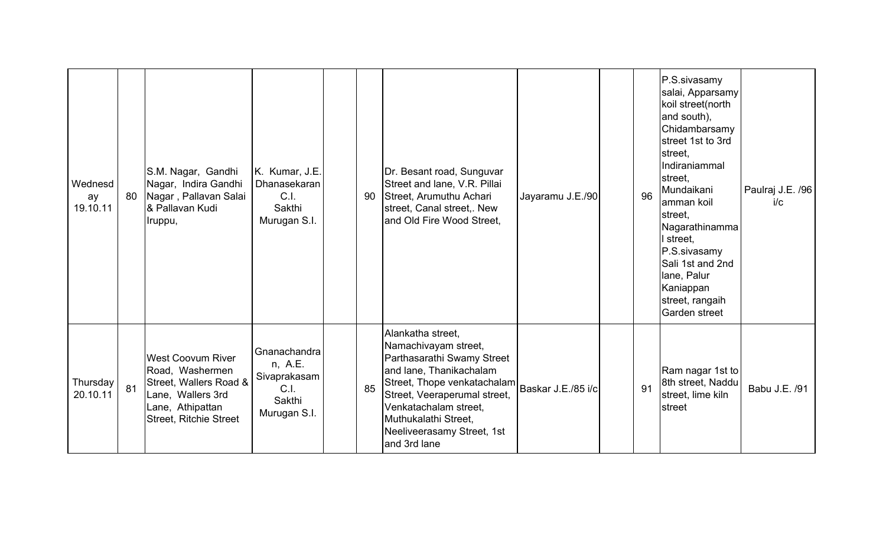| | | | | | | | | | | | |
|---|---|---|---|---|---|---|---|---|---|---|---|
| Wednesday 19.10.11 | 80 | S.M. Nagar, Gandhi Nagar, Indira Gandhi Nagar , Pallavan Salai & Pallavan Kudi Iruppu, | K. Kumar, J.E. Dhanasekaran C.I. Sakthi Murugan S.I. | | 90 | Dr. Besant road, Sunguvar Street and lane, V.R. Pillai Street, Arumuthu Achari street, Canal street,. New and Old Fire Wood Street, | Jayaramu J.E./90 | | 96 | P.S.sivasamy salai, Apparsamy koil street(north and south), Chidambarsamy street 1st to 3rd street, Indiraniammal street, Mundaikani amman koil street, Nagarathinammal street, P.S.sivasamy Sali 1st and 2nd lane, Palur Kaniappan street, rangaih Garden street | Paulraj J.E. /96 i/c |
| Thursday 20.10.11 | 81 | West Coovum River Road, Washermen Street, Wallers Road & Lane, Wallers 3rd Lane, Athipattan Street, Ritchie Street | Gnanachandran, A.E. Sivaprakasam C.I. Sakthi Murugan S.I. | | 85 | Alankatha street, Namachivayam street, Parthasarathi Swamy Street and lane, Thanikachalam Street, Thope venkatachalam Street, Veeraperumal street, Venkatachalam street, Muthukalathi Street, Neeliveerasamy Street, 1st and 3rd lane | Baskar J.E./85 i/c | | 91 | Ram nagar 1st to 8th street, Naddu street, lime kiln street | Babu J.E. /91 |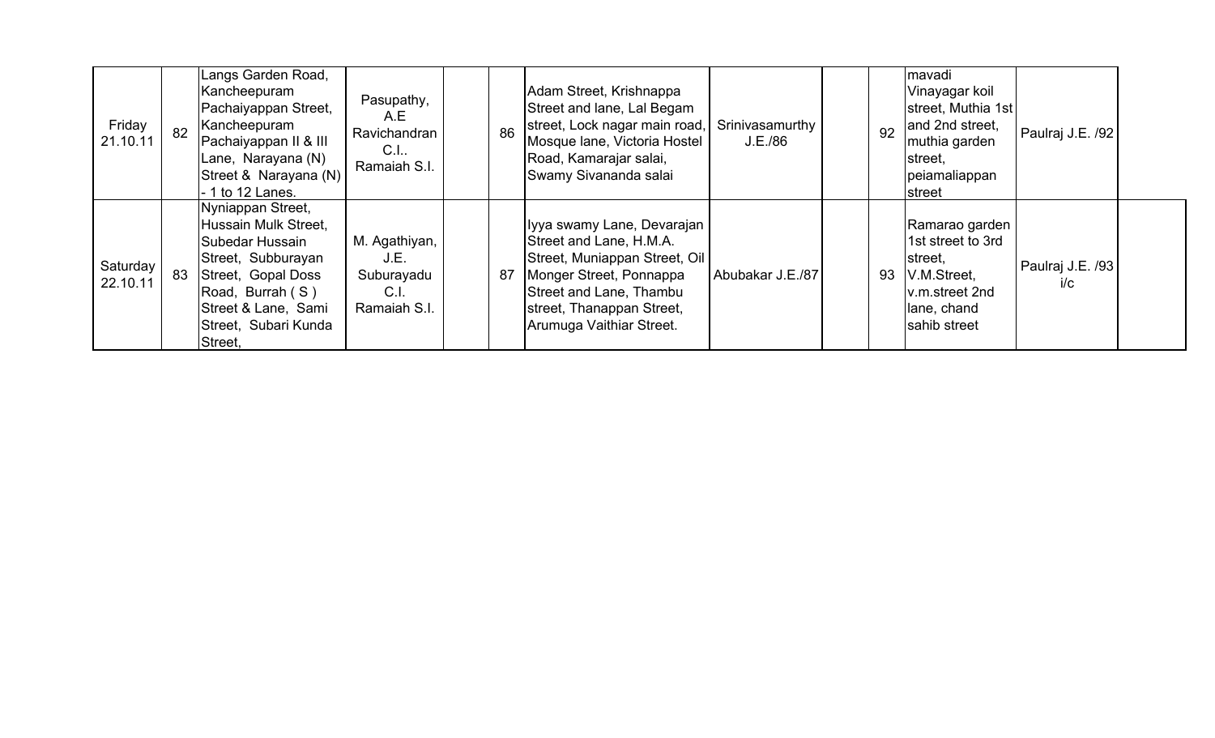| | | | | | | | | | | | | |
|---|---|---|---|---|---|---|---|---|---|---|---|---|
| Friday 21.10.11 | 82 | Langs Garden Road, Kancheepuram Pachaiyappan Street, Kancheepuram Pachaiyappan II & III Lane, Narayana (N) Street & Narayana (N) - 1 to 12 Lanes. | Pasupathy, A.E Ravichandran C.I.. Ramaiah S.I. | | 86 | Adam Street, Krishnappa Street and lane, Lal Begam street, Lock nagar main road, Mosque lane, Victoria Hostel Road, Kamarajar salai, Swamy Sivananda salai | Srinivasamurthy J.E./86 | | 92 | mavadi Vinayagar koil street, Muthia 1st and 2nd street, muthia garden street, peiamaliappan street | Paulraj J.E. /92 | |
| Saturday 22.10.11 | 83 | Nyniappan Street, Hussain Mulk Street, Subedar Hussain Street, Subburayan Street, Gopal Doss Road, Burrah ( S ) Street & Lane, Sami Street, Subari Kunda Street, | M. Agathiyan, J.E. Suburayadu C.I. Ramaiah S.I. | | 87 | Iyya swamy Lane, Devarajan Street and Lane, H.M.A. Street, Muniappan Street, Oil Monger Street, Ponnappa Street and Lane, Thambu street, Thanappan Street, Arumuga Vaithiar Street. | Abubakar J.E./87 | | 93 | Ramarao garden 1st street to 3rd street, V.M.Street, v.m.street 2nd lane, chand sahib street | Paulraj J.E. /93 i/c | |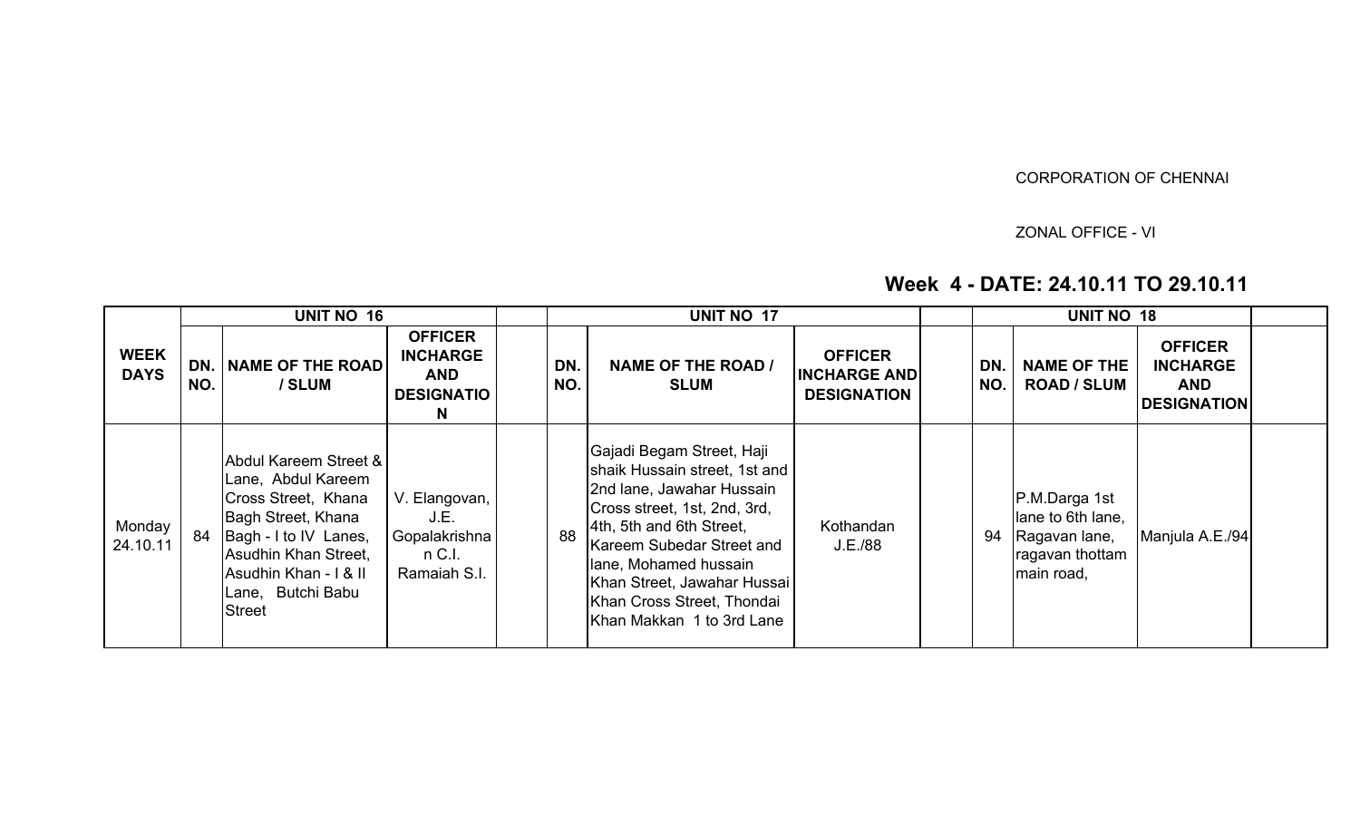CORPORATION OF CHENNAI

ZONAL OFFICE - VI

## Week 4 - DATE: 24.10.11 TO 29.10.11

| WEEK DAYS | UNIT NO 16 | | | | UNIT NO 17 | | | | UNIT NO 18 | | | |
|---|---|---|---|---|---|---|---|---|---|---|---|---|
| | DN. NO. | NAME OF THE ROAD / SLUM | OFFICER INCHARGE AND DESIGNATION | | DN. NO. | NAME OF THE ROAD / SLUM | OFFICER INCHARGE AND DESIGNATION | | DN. NO. | NAME OF THE ROAD / SLUM | OFFICER INCHARGE AND DESIGNATION | |
| Monday 24.10.11 | 84 | Abdul Kareem Street & Lane, Abdul Kareem Cross Street, Khana Bagh Street, Khana Bagh - I to IV Lanes, Asudhin Khan Street, Asudhin Khan - I & II Lane, Butchi Babu Street | V. Elangovan, J.E. Gopalakrishnan C.I. Ramaiah S.I. | | 88 | Gajadi Begam Street, Haji shaik Hussain street, 1st and 2nd lane, Jawahar Hussain Cross street, 1st, 2nd, 3rd, 4th, 5th and 6th Street, Kareem Subedar Street and lane, Mohamed hussain Khan Street, Jawahar Hussai Khan Cross Street, Thondai Khan Makkan 1 to 3rd Lane | Kothandan J.E./88 | | 94 | P.M.Darga 1st lane to 6th lane, Ragavan lane, ragavan thottam main road, | Manjula A.E./94 | |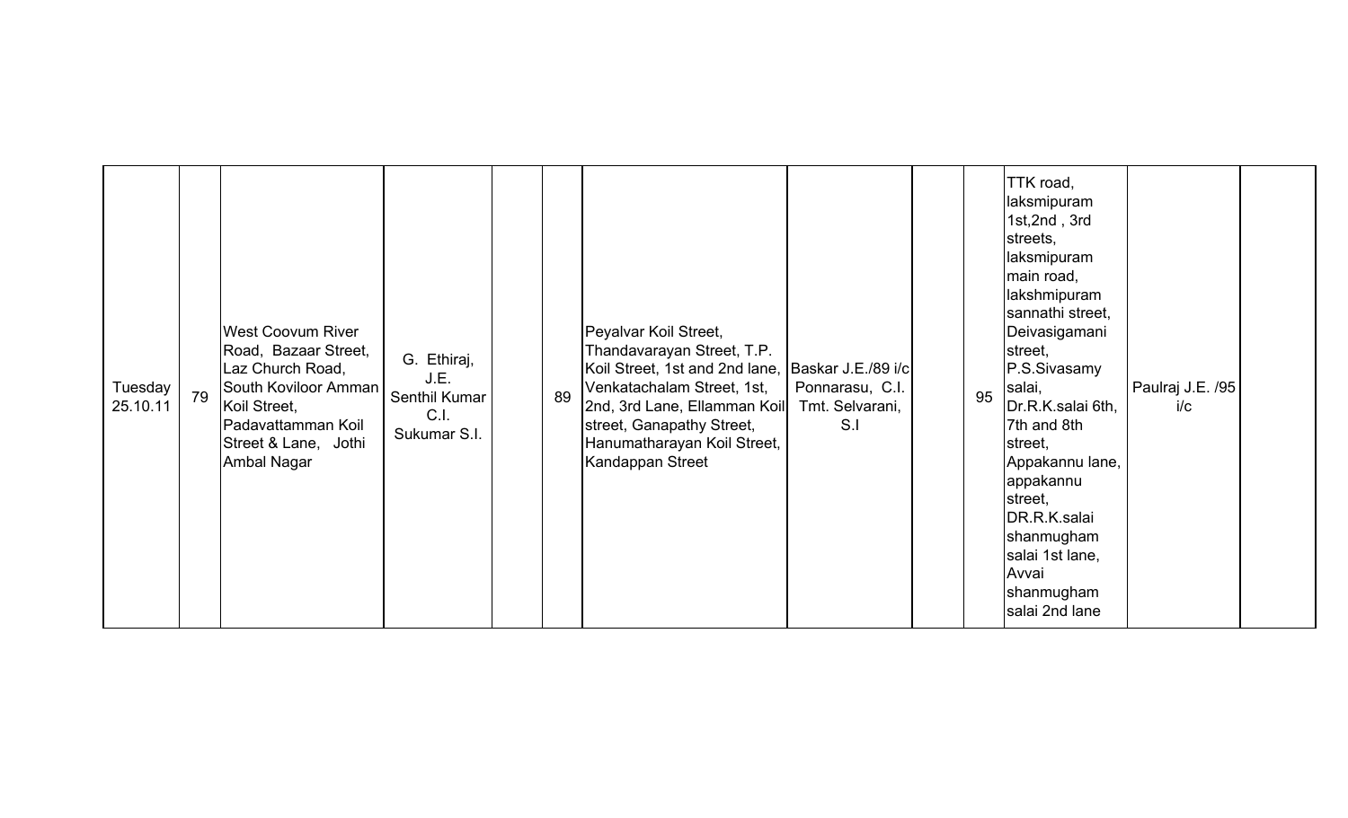| | | | | | | | | | | | | |
|---|---|---|---|---|---|---|---|---|---|---|---|---|
| Tuesday 25.10.11 | 79 | West Coovum River Road, Bazaar Street, Laz Church Road, South Koviloor Amman Koil Street, Padavattamman Koil Street & Lane, Jothi Ambal Nagar | G. Ethiraj, J.E. Senthil Kumar C.I. Sukumar S.I. | | 89 | Peyalvar Koil Street, Thandavarayan Street, T.P. Koil Street, 1st and 2nd lane, Venkatachalam Street, 1st, 2nd, 3rd Lane, Ellamman Koil street, Ganapathy Street, Hanumatharayan Koil Street, Kandappan Street | Baskar J.E./89 i/c Ponnarasu, C.I. Tmt. Selvarani, S.I | | 95 | TTK road, laksmipuram 1st,2nd , 3rd streets, laksmipuram main road, lakshmipuram sannathi street, Deivasigamani street, P.S.Sivasamy salai, Dr.R.K.salai 6th, 7th and 8th street, Appakannu lane, appakannu street, DR.R.K.salai shanmugham salai 1st lane, Avvai shanmugham salai 2nd lane | Paulraj J.E. /95 i/c | |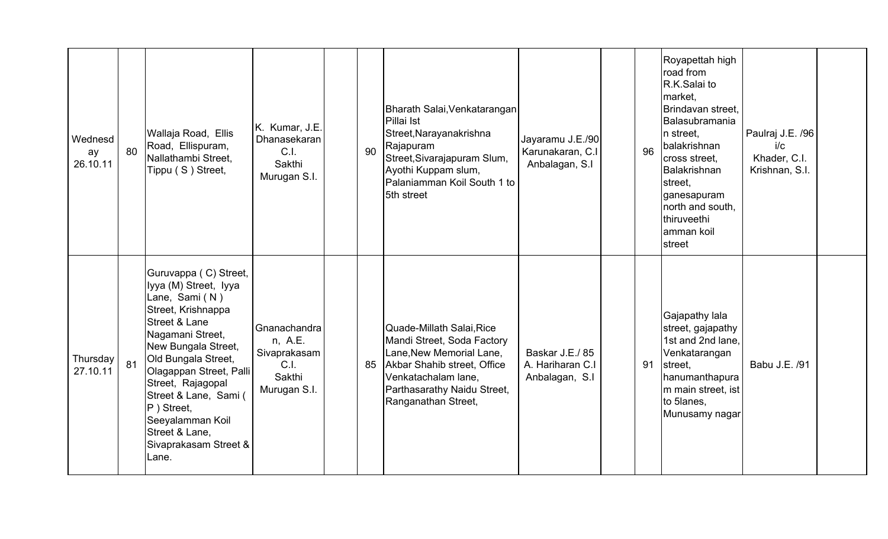| | | | | | | | | | | | | |
|---|---|---|---|---|---|---|---|---|---|---|---|---|
| Wednesday 26.10.11 | 80 | Wallaja Road, Ellis Road, Ellispuram, Nallathambi Street, Tippu ( S ) Street, | K. Kumar, J.E. Dhanasekaran C.I. Sakthi Murugan S.I. | | 90 | Bharath Salai,Venkatarangan Pillai Ist Street,Narayanakrishna Rajapuram Street,Sivarajapuram Slum, Ayothi Kuppam slum, Palaniamman Koil South 1 to 5th street | Jayaramu J.E./90 Karunakaran, C.I Anbalagan, S.I | | 96 | Royapettah high road from R.K.Salai to market, Brindavan street, Balasubramanian street, balakrishnan cross street, Balakrishnan street, ganesapuram north and south, thiruveethi amman koil street | Paulraj J.E. /96 i/c Khader, C.I. Krishnan, S.I. | |
| Thursday 27.10.11 | 81 | Guruvappa ( C) Street, Iyya (M) Street, Iyya Lane, Sami ( N ) Street, Krishnappa Street & Lane Nagamani Street, New Bungala Street, Old Bungala Street, Olagappan Street, Palli Street, Rajagopal Street & Lane, Sami ( P ) Street, Seeyalamman Koil Street & Lane, Sivaprakasam Street & Lane. | Gnanachandran, A.E. Sivaprakasam C.I. Sakthi Murugan S.I. | | 85 | Quade-Millath Salai,Rice Mandi Street, Soda Factory Lane,New Memorial Lane, Akbar Shahib street, Office Venkatachalam lane, Parthasarathy Naidu Street, Ranganathan Street, | Baskar J.E./ 85 A. Hariharan C.I Anbalagan, S.I | | 91 | Gajapathy lala street, gajapathy 1st and 2nd lane, Venkatarangan street, hanumanthapuram main street, ist to 5lanes, Munusamy nagar | Babu J.E. /91 | |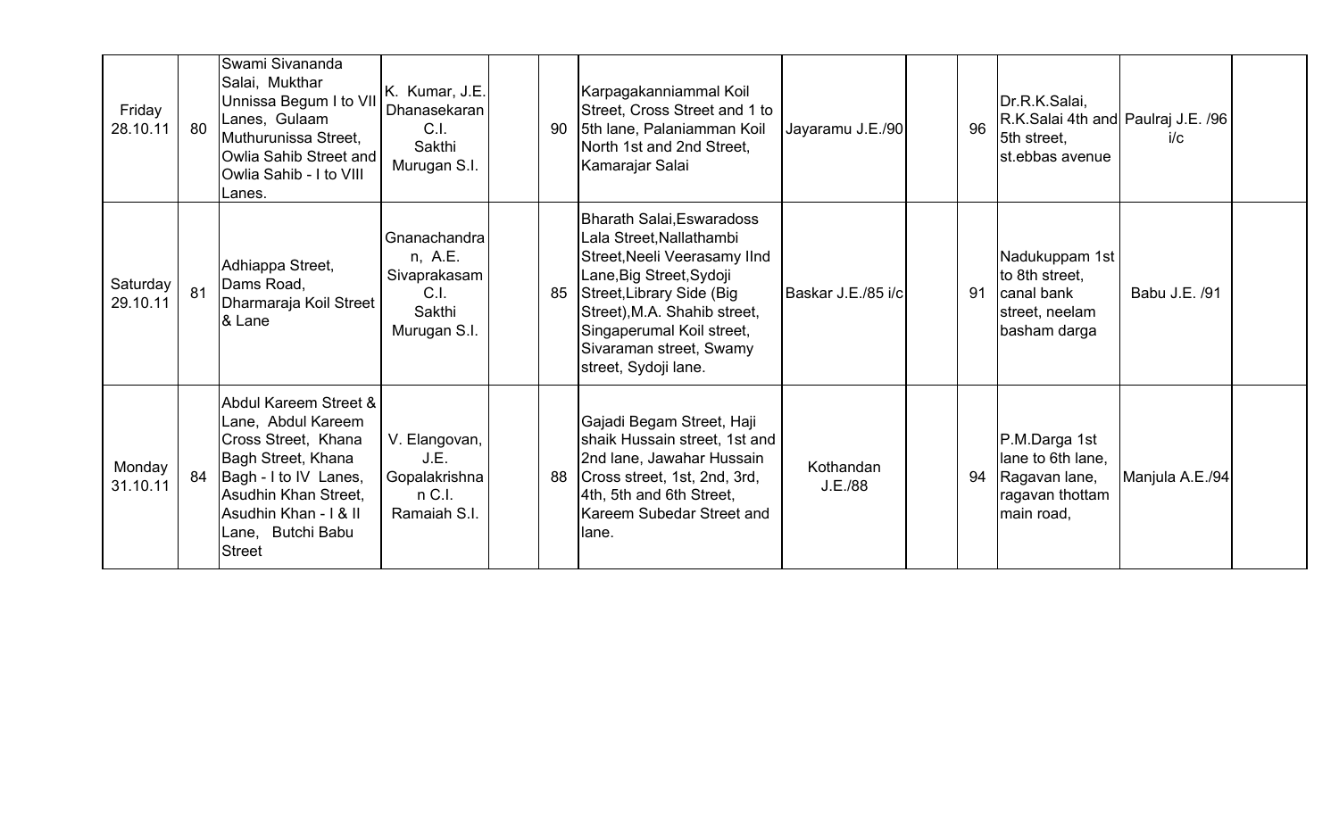| | | | | | | | | | | | | |
|---|---|---|---|---|---|---|---|---|---|---|---|---|
| Friday 28.10.11 | 80 | Swami Sivananda Salai, Mukthar Unnissa Begum I to VII Lanes, Gulaam Muthurunissa Street, Owlia Sahib Street and Owlia Sahib - I to VIII Lanes. | K. Kumar, J.E. Dhanasekaran C.I. Sakthi Murugan S.I. | | 90 | Karpagakanniammal Koil Street, Cross Street and 1 to 5th lane, Palaniamman Koil North 1st and 2nd Street, Kamarajar Salai | Jayaramu J.E./90 | | 96 | Dr.R.K.Salai, R.K.Salai 4th and 5th street, st.ebbas avenue | Paulraj J.E. /96 i/c | |
| Saturday 29.10.11 | 81 | Adhiappa Street, Dams Road, Dharmaraja Koil Street & Lane | Gnanachandran, A.E. Sivaprakasam C.I. Sakthi Murugan S.I. | | 85 | Bharath Salai,Eswaradoss Lala Street,Nallathambi Street,Neeli Veerasamy IInd Lane,Big Street,Sydoji Street,Library Side (Big Street),M.A. Shahib street, Singaperumal Koil street, Sivaraman street, Swamy street, Sydoji lane. | Baskar J.E./85 i/c | | 91 | Nadukuppam 1st to 8th street, canal bank street, neelam basham darga | Babu J.E. /91 | |
| Monday 31.10.11 | 84 | Abdul Kareem Street & Lane, Abdul Kareem Cross Street, Khana Bagh Street, Khana Bagh - I to IV Lanes, Asudhin Khan Street, Asudhin Khan - I & II Lane, Butchi Babu Street | V. Elangovan, J.E. Gopalakrishnan C.I. Ramaiah S.I. | | 88 | Gajadi Begam Street, Haji shaik Hussain street, 1st and 2nd lane, Jawahar Hussain Cross street, 1st, 2nd, 3rd, 4th, 5th and 6th Street, Kareem Subedar Street and lane. | Kothandan J.E./88 | | 94 | P.M.Darga 1st lane to 6th lane, Ragavan lane, ragavan thottam main road, | Manjula A.E./94 | |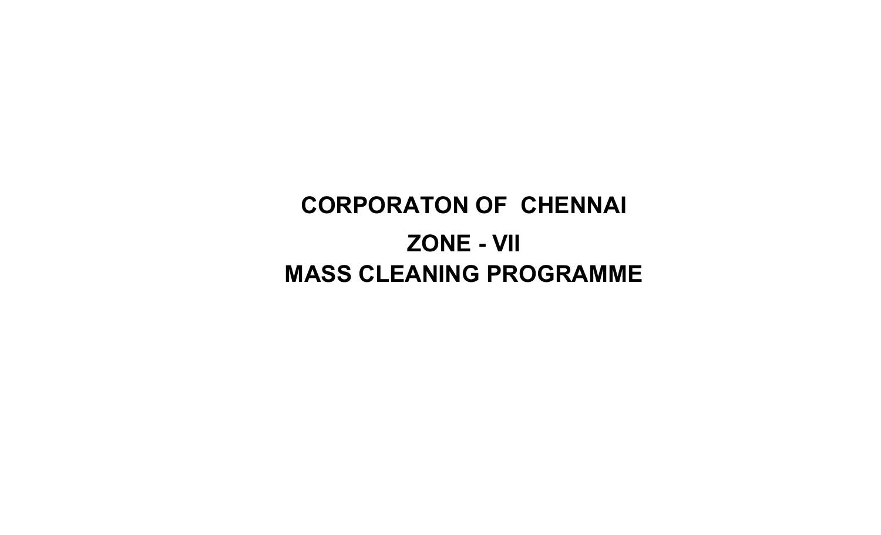# CORPORATON OF CHENNAI

## ZONE - VII

## MASS CLEANING PROGRAMME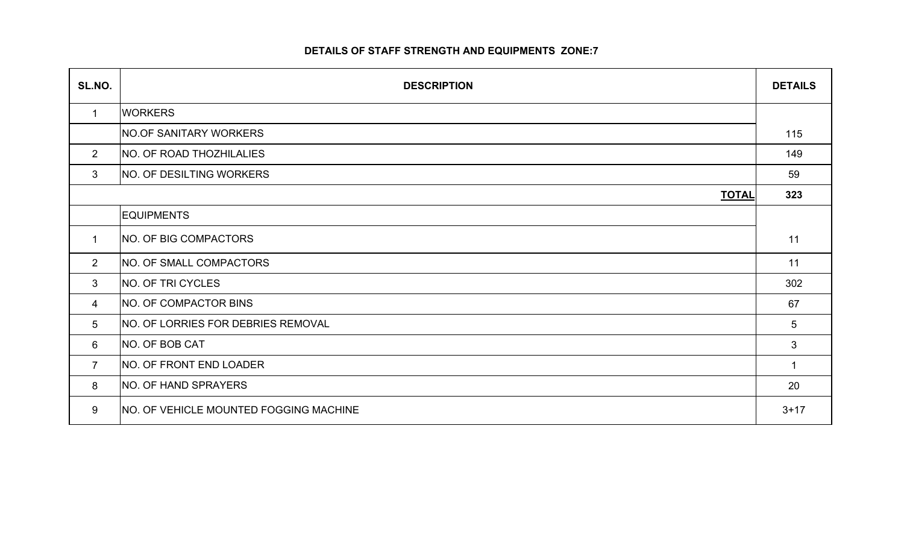**DETAILS OF STAFF STRENGTH AND EQUIPMENTS ZONE:7**

| SL.NO. | DESCRIPTION | DETAILS |
|---|---|---|
| 1 | WORKERS | |
| | NO.OF SANITARY WORKERS | 115 |
| 2 | NO. OF ROAD THOZHILALIES | 149 |
| 3 | NO. OF DESILTING WORKERS | 59 |
| | **TOTAL** | **323** |
| | EQUIPMENTS | |
| 1 | NO. OF BIG COMPACTORS | 11 |
| 2 | NO. OF SMALL COMPACTORS | 11 |
| 3 | NO. OF TRI CYCLES | 302 |
| 4 | NO. OF COMPACTOR BINS | 67 |
| 5 | NO. OF LORRIES FOR DEBRIES REMOVAL | 5 |
| 6 | NO. OF BOB CAT | 3 |
| 7 | NO. OF FRONT END LOADER | 1 |
| 8 | NO. OF HAND SPRAYERS | 20 |
| 9 | NO. OF VEHICLE MOUNTED FOGGING MACHINE | 3+17 |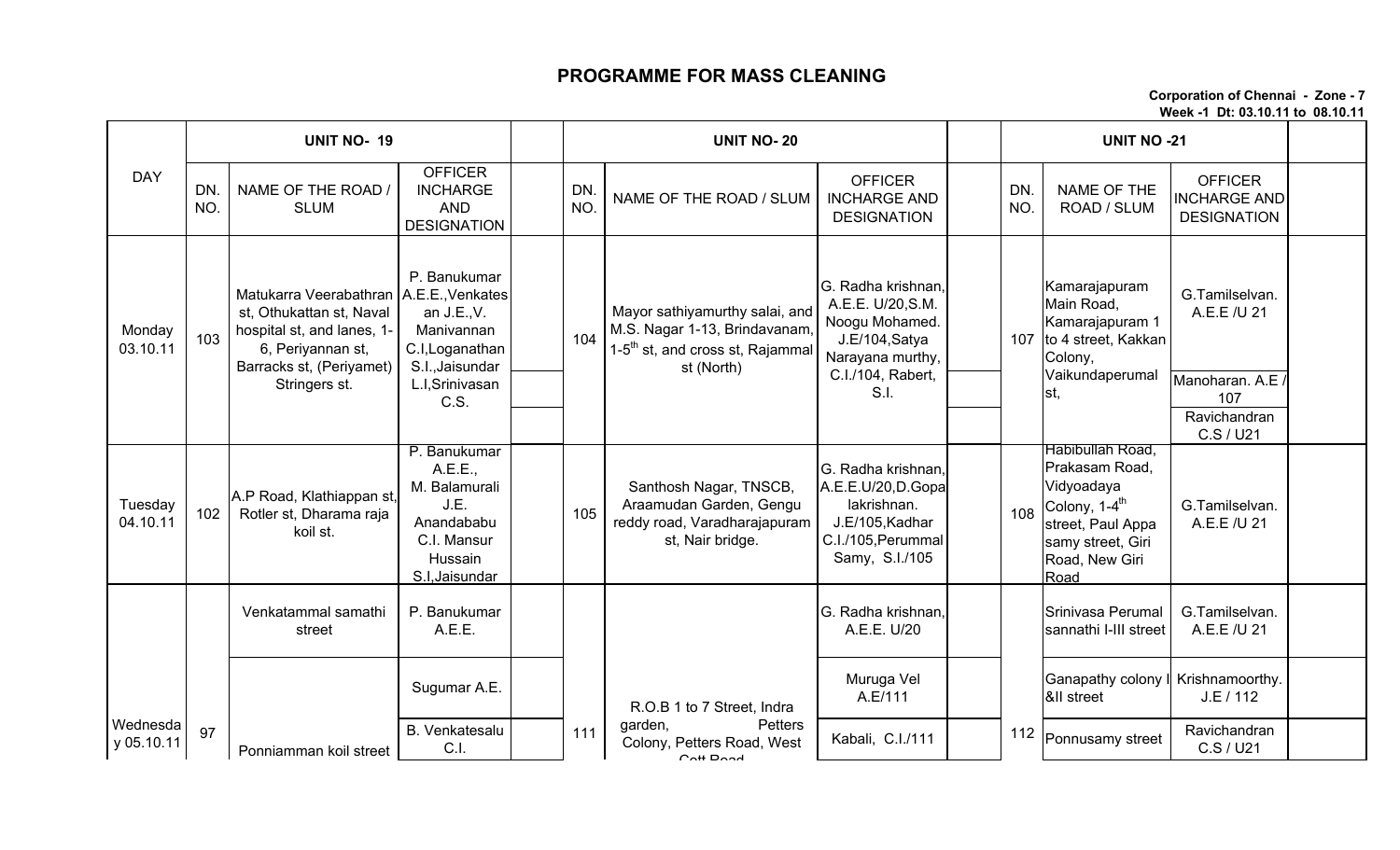# PROGRAMME FOR MASS CLEANING

**Corporation of Chennai - Zone - 7**
**Week -1 Dt: 03.10.11 to 08.10.11**

| DAY | UNIT NO- 19 | | | | UNIT NO- 20 | | | | UNIT NO -21 | | | |
|---|---|---|---|---|---|---|---|---|---|---|---|---|
| | DN. NO. | NAME OF THE ROAD / SLUM | OFFICER INCHARGE AND DESIGNATION | | DN. NO. | NAME OF THE ROAD / SLUM | OFFICER INCHARGE AND DESIGNATION | | DN. NO. | NAME OF THE ROAD / SLUM | OFFICER INCHARGE AND DESIGNATION | |
| Monday 03.10.11 | 103 | Matukarra Veerabathran st, Othukattan st, Naval hospital st, and lanes, 1-6, Periyannan st, Barracks st, (Periyamet) Stringers st. | P. Banukumar A.E.E.,Venkatesan J.E.,V. Manivannan C.I,Loganathan S.I.,Jaisundar L.I,Srinivasan C.S. | | 104 | Mayor sathiyamurthy salai, and M.S. Nagar 1-13, Brindavanam, 1-5$^{th}$ st, and cross st, Rajammal st (North) | G. Radha krishnan, A.E.E. U/20,S.M. Noogu Mohamed. J.E/104,Satya Narayana murthy, C.I./104, Rabert, S.I. | | 107 | Kamarajapuram Main Road, Kamarajapuram 1 to 4 street, Kakkan Colony, Vaikundaperumal st, | G.Tamilselvan. A.E.E /U 21; Manoharan. A.E / 107; Ravichandran C.S / U21 | |
| Tuesday 04.10.11 | 102 | A.P Road, Klathiappan st, Rotler st, Dharama raja koil st. | P. Banukumar A.E.E., M. Balamurali J.E. Anandababu C.I. Mansur Hussain S.I,Jaisundar | | 105 | Santhosh Nagar, TNSCB, Araamudan Garden, Gengu reddy road, Varadharajapuram st, Nair bridge. | G. Radha krishnan, A.E.E.U/20,D.Gopalakrishnan. J.E/105,Kadhar C.I./105,Perummal Samy, S.I./105 | | 108 | Habibullah Road, Prakasam Road, Vidyoadaya Colony, 1-4$^{th}$ street, Paul Appa samy street, Giri Road, New Giri Road | G.Tamilselvan. A.E.E /U 21 | |
| Wednesday 05.10.11 | 97 | Venkatammal samathi street | P. Banukumar A.E.E. | | 111 | R.O.B 1 to 7 Street, Indra garden, Petters Colony, Petters Road, West Cott Road | G. Radha krishnan, A.E.E. U/20 | | 112 | Srinivasa Perumal sannathi I-III street | G.Tamilselvan. A.E.E /U 21 | |
| | | Ponniamman koil street | Sugumar A.E. | | | | Muruga Vel A.E/111 | | | Ganapathy colony I &II street | Krishnamoorthy. J.E / 112 | |
| | | | B. Venkatesalu C.I. | | | | Kabali, C.I./111 | | | Ponnusamy street | Ravichandran C.S / U21 | |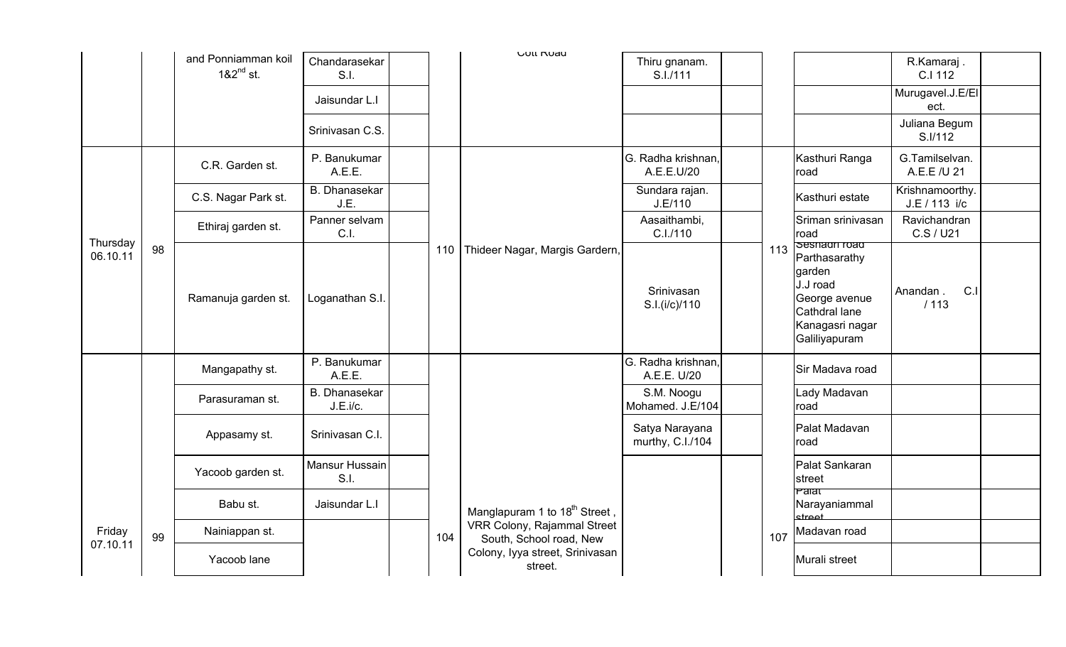| | | | | | | | | | | | | |
|---|---|---|---|---|---|---|---|---|---|---|---|---|
| | | and Ponniamman koil 1&2nd st. | Chandarasekar S.I. | | | Cott Road | Thiru gnanam. S.I./111 | | | | R.Kamaraj . C.I 112 | |
| | | | Jaisundar L.I | | | | | | | | Murugavel.J.E/Elect. | |
| | | | Srinivasan C.S. | | | | | | | | Juliana Begum S.I/112 | |
| Thursday 06.10.11 | 98 | C.R. Garden st. | P. Banukumar A.E.E. | | 110 | Thideer Nagar, Margis Gardern, | G. Radha krishnan, A.E.E.U/20 | | 113 | Kasthuri Ranga road | G.Tamilselvan. A.E.E /U 21 | |
| | | C.S. Nagar Park st. | B. Dhanasekar J.E. | | | | Sundara rajan. J.E/110 | | | Kasthuri estate | Krishnamoorthy. J.E / 113 i/c | |
| | | Ethiraj garden st. | Panner selvam C.I. | | | | Aasaithambi, C.I./110 | | | Sriman srinivasan road | Ravichandran C.S / U21 | |
| | | Ramanuja garden st. | Loganathan S.I. | | | | Srinivasan S.I.(i/c)/110 | | | Seshadri road Parthasarathy garden J.J road George avenue Cathdral lane Kanagasri nagar Galiliyapuram | Anandan . C.I / 113 | |
| Friday 07.10.11 | 99 | Mangapathy st. | P. Banukumar A.E.E. | | 104 | Manglapuram 1 to 18th Street , VRR Colony, Rajammal Street South, School road, New Colony, Iyya street, Srinivasan street. | G. Radha krishnan, A.E.E. U/20 | | 107 | Sir Madava road | | |
| | | Parasuraman st. | B. Dhanasekar J.E.i/c. | | | | S.M. Noogu Mohamed. J.E/104 | | | Lady Madavan road | | |
| | | Appasamy st. | Srinivasan C.I. | | | | Satya Narayana murthy, C.I./104 | | | Palat Madavan road | | |
| | | Yacoob garden st. | Mansur Hussain S.I. | | | | | | | Palat Sankaran street | | |
| | | Babu st. | Jaisundar L.I | | | | | | | Palat Narayaniammal street | | |
| | | Nainiappan st. | | | | | | | | Madavan road | | |
| | | Yacoob lane | | | | | | | | Murali street | | |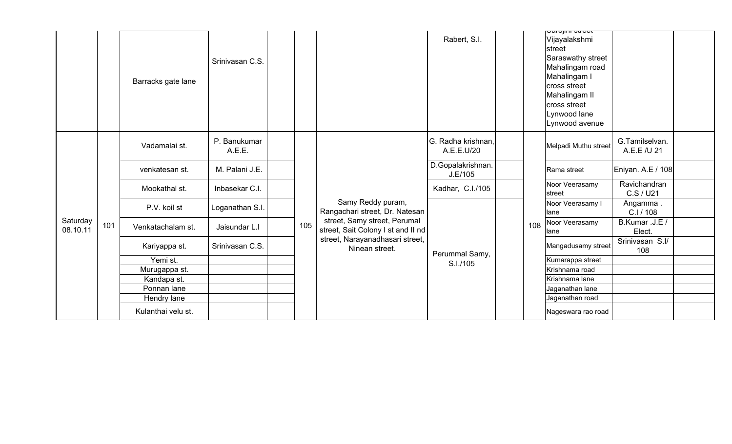| | | | | | | | | | | | | |
|---|---|---|---|---|---|---|---|---|---|---|---|---|
| | | Barracks gate lane | Srinivasan C.S. | | | | Rabert, S.I. | | | Sarojini street Vijayalakshmi street Saraswathy street Mahalingam road Mahalingam I cross street Mahalingam II cross street Lynwood lane Lynwood avenue | | |
| Saturday 08.10.11 | 101 | Vadamalai st. | P. Banukumar A.E.E. | | 105 | Samy Reddy puram, Rangachari street, Dr. Natesan street, Samy street, Perumal street, Sait Colony I st and II nd street, Narayanadhasari street, Ninean street. | G. Radha krishnan, A.E.E.U/20 | | 108 | Melpadi Muthu street | G.Tamilselvan. A.E.E /U 21 | |
| | | venkatesan st. | M. Palani J.E. | | | | D.Gopalakrishnan. J.E/105 | | | Rama street | Eniyan. A.E / 108 | |
| | | Mookathal st. | Inbasekar C.I. | | | | Kadhar, C.I./105 | | | Noor Veerasamy street | Ravichandran C.S / U21 | |
| | | P.V. koil st | Loganathan S.I. | | | | Perummal Samy, S.I./105 | | | Noor Veerasamy I lane | Angamma . C.I / 108 | |
| | | Venkatachalam st. | Jaisundar L.I | | | | | | | Noor Veerasamy lane | B.Kumar .J.E / Elect. | |
| | | Kariyappa st. | Srinivasan C.S. | | | | | | | Mangadusamy street | Srinivasan S.I/ 108 | |
| | | Yemi st. | | | | | | | | Kumarappa street | | |
| | | Murugappa st. | | | | | | | | Krishnama road | | |
| | | Kandapa st. | | | | | | | | Krishnama lane | | |
| | | Ponnan lane | | | | | | | | Jaganathan lane | | |
| | | Hendry lane | | | | | | | | Jaganathan road | | |
| | | Kulanthai velu st. | | | | | | | | Nageswara rao road | | |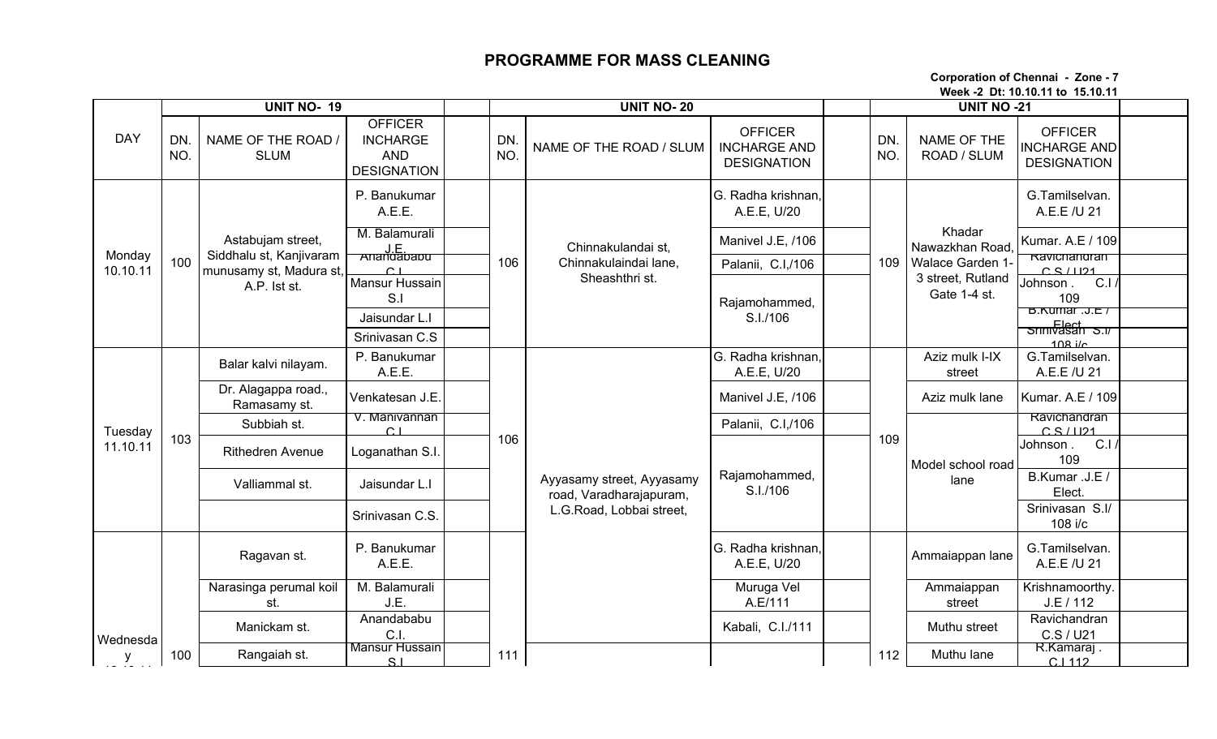# PROGRAMME FOR MASS CLEANING

**Corporation of Chennai - Zone - 7**
**Week -2 Dt: 10.10.11 to 15.10.11**

| DAY | UNIT NO- 19 | | | | UNIT NO- 20 | | | | UNIT NO -21 | | | |
|---|---|---|---|---|---|---|---|---|---|---|---|---|
| | DN. NO. | NAME OF THE ROAD / SLUM | OFFICER INCHARGE AND DESIGNATION | | DN. NO. | NAME OF THE ROAD / SLUM | OFFICER INCHARGE AND DESIGNATION | | DN. NO. | NAME OF THE ROAD / SLUM | OFFICER INCHARGE AND DESIGNATION | |
| Monday 10.10.11 | 100 | Astabujam street, Siddhalu st, Kanjivaram munusamy st, Madura st, A.P. Ist st. | P. Banukumar A.E.E. | | 106 | Chinnakulandai st, Chinnakulaindai lane, Sheashthri st. | G. Radha krishnan, A.E.E, U/20 | | 109 | Khadar Nawazkhan Road, Walace Garden 1-3 street, Rutland Gate 1-4 st. | G.Tamilselvan. A.E.E /U 21 | |
| | | | M. Balamurali J.E. | | | | Manivel J.E, /106 | | | | Kumar. A.E / 109 | |
| | | | Anandababu C.I. | | | | Palanii, C.I,/106 | | | | Ravichandran C.S / U21 | |
| | | | Mansur Hussain S.I | | | | Rajamohammed, S.I./106 | | | | Johnson . C.I / 109 | |
| | | | Jaisundar L.I | | | | | | | | B.Kumar .J.E / Elect. | |
| | | | Srinivasan C.S | | | | | | | | Srinivasan S.I/ 108 i/c | |
| Tuesday 11.10.11 | 103 | Balar kalvi nilayam. | P. Banukumar A.E.E. | | 106 | Ayyasamy street, Ayyasamy road, Varadharajapuram, L.G.Road, Lobbai street, | G. Radha krishnan, A.E.E, U/20 | | 109 | Aziz mulk I-IX street | G.Tamilselvan. A.E.E /U 21 | |
| | | Dr. Alagappa road., Ramasamy st. | Venkatesan J.E. | | | | Manivel J.E, /106 | | | Aziz mulk lane | Kumar. A.E / 109 | |
| | | Subbiah st. | V. Manivannan C.I | | | | Palanii, C.I,/106 | | | Model school road lane | Ravichandran C.S / U21 | |
| | | Rithedren Avenue | Loganathan S.I. | | | | Rajamohammed, S.I./106 | | | | Johnson . C.I / 109 | |
| | | Valliammal st. | Jaisundar L.I | | | | | | | | B.Kumar .J.E / Elect. | |
| | | | Srinivasan C.S. | | | | | | | | Srinivasan S.I/ 108 i/c | |
| Wednesday | 100 | Ragavan st. | P. Banukumar A.E.E. | | 111 | | G. Radha krishnan, A.E.E, U/20 | | 112 | Ammaiappan lane | G.Tamilselvan. A.E.E /U 21 | |
| | | Narasinga perumal koil st. | M. Balamurali J.E. | | | | Muruga Vel A.E/111 | | | Ammaiappan street | Krishnamoorthy. J.E / 112 | |
| | | Manickam st. | Anandababu C.I. | | | | Kabali, C.I./111 | | | Muthu street | Ravichandran C.S / U21 | |
| | | Rangaiah st. | Mansur Hussain S.I | | | | | | | Muthu lane | R.Kamaraj . C.I 112 | |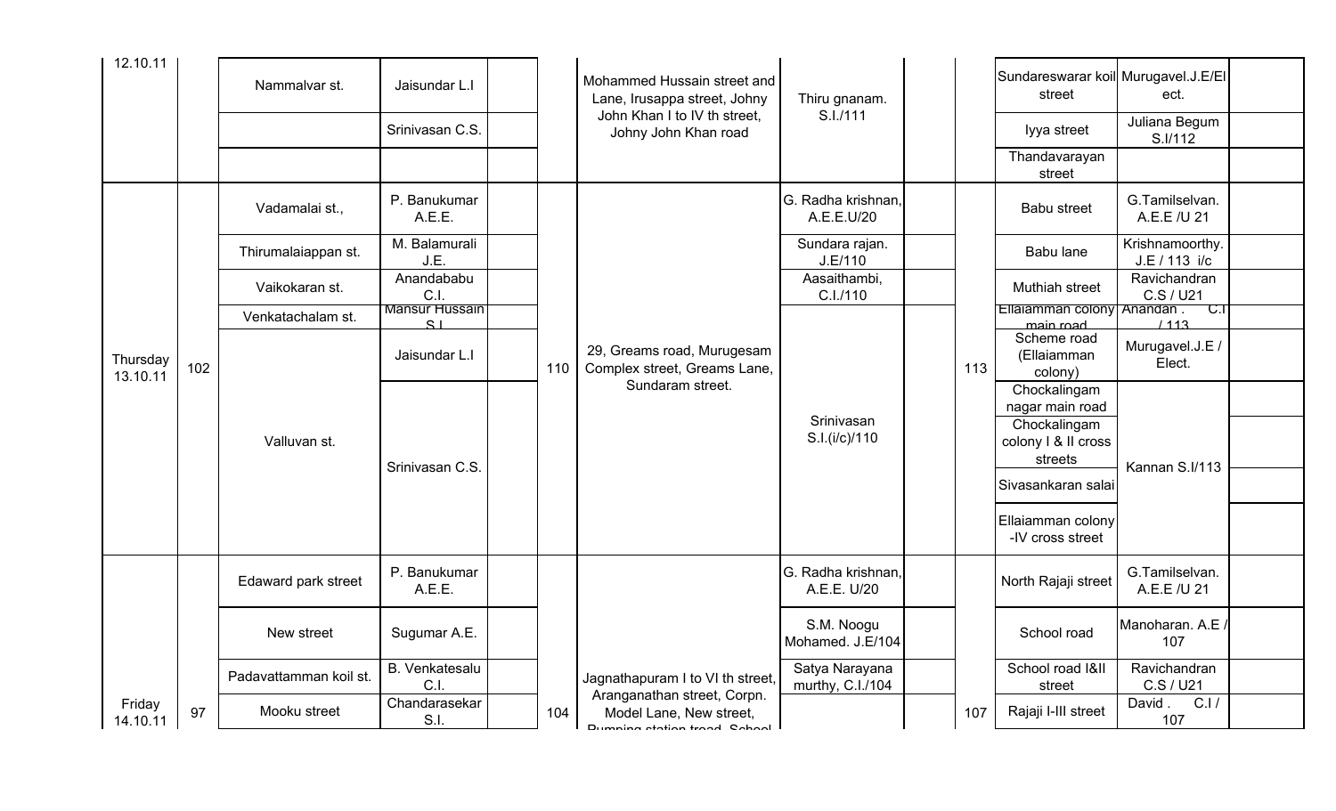| | | | | | | | | | | | | |
|---|---|---|---|---|---|---|---|---|---|---|---|---|
| 12.10.11 | | Nammalvar st. | Jaisundar L.I | | | Mohammed Hussain street and Lane, Irusappa street, Johny John Khan I to IV th street, Johny John Khan road | Thiru gnanam. S.I./111 | | | Sundareswarar koil street | Murugavel.J.E/Elect. | |
| | | | Srinivasan C.S. | | | | | | | Iyya street | Juliana Begum S.I/112 | |
| | | | | | | | | | | Thandavarayan street | | |
| Thursday 13.10.11 | 102 | Vadamalai st., | P. Banukumar A.E.E. | | 110 | 29, Greams road, Murugesam Complex street, Greams Lane, Sundaram street. | G. Radha krishnan, A.E.E.U/20 | | 113 | Babu street | G.Tamilselvan. A.E.E /U 21 | |
| | | Thirumalaiappan st. | M. Balamurali J.E. | | | | Sundara rajan. J.E/110 | | | Babu lane | Krishnamoorthy. J.E / 113 i/c | |
| | | Vaikokaran st. | Anandababu C.I. | | | | Aasaithambi, C.I./110 | | | Muthiah street | Ravichandran C.S / U21 | |
| | | Venkatachalam st. | Mansur Hussain S.I | | | | Srinivasan S.I.(i/c)/110 | | | Ellaiamman colony main road | Anandan . C.I / 113 | |
| | | Valluvan st. | Jaisundar L.I | | | | | | | Scheme road (Ellaiamman colony) | Murugavel.J.E / Elect. | |
| | | | Srinivasan C.S. | | | | | | | Chockalingam nagar main road | Kannan S.I/113 | |
| | | | | | | | | | | Chockalingam colony I & II cross streets | | |
| | | | | | | | | | | Sivasankaran salai | | |
| | | | | | | | | | | Ellaiamman colony -IV cross street | | |
| Friday 14.10.11 | 97 | Edaward park street | P. Banukumar A.E.E. | | 104 | Jagnathapuram I to VI th street, Aranganathan street, Corpn. Model Lane, New street, Pumping station troad, School | G. Radha krishnan, A.E.E. U/20 | | 107 | North Rajaji street | G.Tamilselvan. A.E.E /U 21 | |
| | | New street | Sugumar A.E. | | | | S.M. Noogu Mohamed. J.E/104 | | | School road | Manoharan. A.E / 107 | |
| | | Padavattamman koil st. | B. Venkatesalu C.I. | | | | Satya Narayana murthy, C.I./104 | | | School road I&II street | Ravichandran C.S / U21 | |
| | | Mooku street | Chandarasekar S.I. | | | | | | | Rajaji I-III street | David . C.I / 107 | |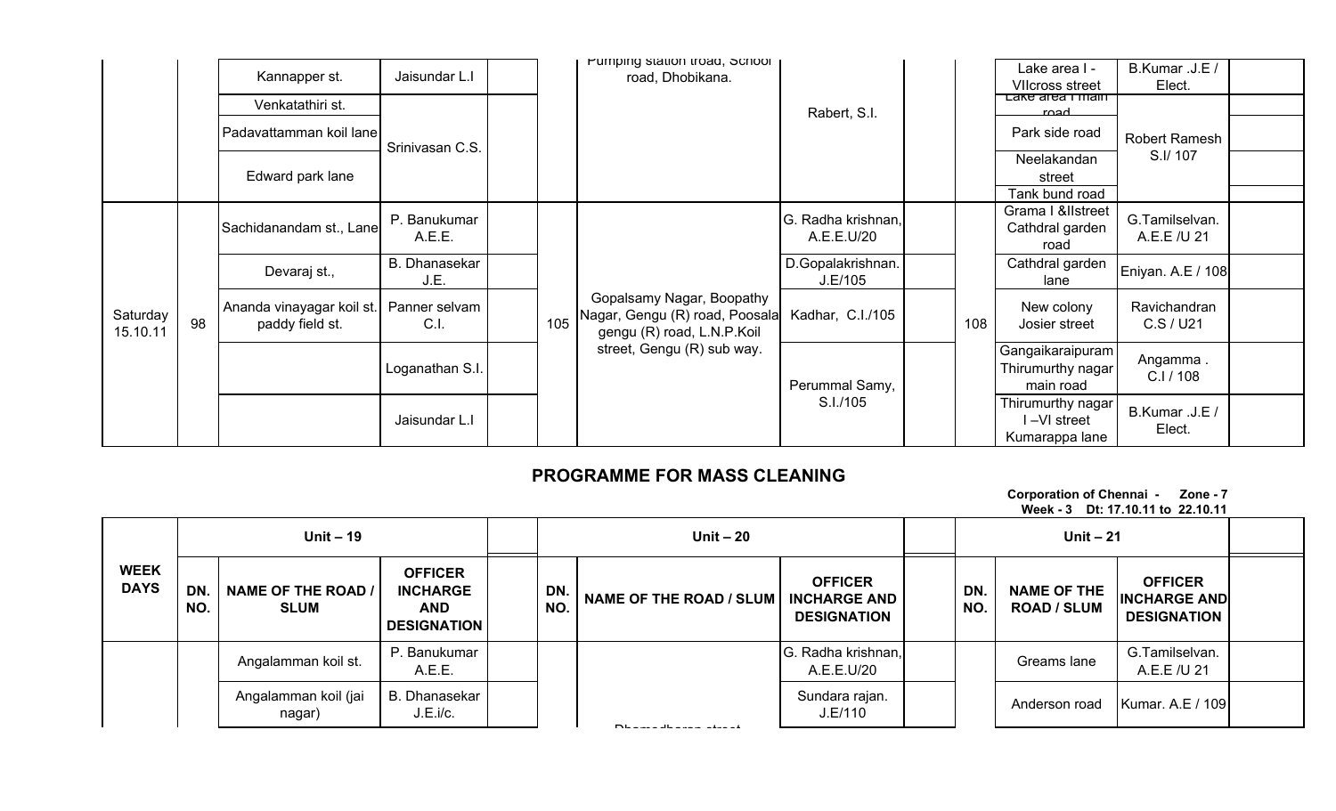| | | Kannapper st. | Jaisundar L.I | | | Pumping station road, School road, Dhobikana. | Rabert, S.I. | | | Lake area I - VIIcross street | B.Kumar .J.E / Elect. | |
|---|---|---|---|---|---|---|---|---|---|---|---|---|
| | | Venkatathiri st. | Srinivasan C.S. | | | | | | | Lake area I main road | Robert Ramesh S.I/ 107 | |
| | | Padavattamman koil lane | | | | | | | | Park side road | | |
| | | Edward park lane | | | | | | | | Neelakandan street | | |
| | | | | | | | | | | Tank bund road | | |
| Saturday 15.10.11 | 98 | Sachidanandam st., Lane | P. Banukumar A.E.E. | | 105 | Gopalsamy Nagar, Boopathy Nagar, Gengu (R) road, Poosala gengu (R) road, L.N.P.Koil street, Gengu (R) sub way. | G. Radha krishnan, A.E.E.U/20 | | 108 | Grama I &IIstreet Cathdral garden road | G.Tamilselvan. A.E.E /U 21 | |
| | | Devaraj st., | B. Dhanasekar J.E. | | | | D.Gopalakrishnan. J.E/105 | | | Cathdral garden lane | Eniyan. A.E / 108 | |
| | | Ananda vinayagar koil st. paddy field st. | Panner selvam C.I. | | | | Kadhar, C.I./105 | | | New colony Josier street | Ravichandran C.S / U21 | |
| | | | Loganathan S.I. | | | | Perummal Samy, S.I./105 | | | Gangaikaraipuram Thirumurthy nagar main road | Angamma . C.I / 108 | |
| | | | Jaisundar L.I | | | | | | | Thirumurthy nagar I –VI street Kumarappa lane | B.Kumar .J.E / Elect. | |

## PROGRAMME FOR MASS CLEANING

**Corporation of Chennai - Zone - 7**
**Week - 3 Dt: 17.10.11 to 22.10.11**

| WEEK DAYS | Unit – 19 | | | | Unit – 20 | | | | Unit – 21 | | | |
|---|---|---|---|---|---|---|---|---|---|---|---|---|
| | DN. NO. | NAME OF THE ROAD / SLUM | OFFICER INCHARGE AND DESIGNATION | | DN. NO. | NAME OF THE ROAD / SLUM | OFFICER INCHARGE AND DESIGNATION | | DN. NO. | NAME OF THE ROAD / SLUM | OFFICER INCHARGE AND DESIGNATION | |
| | | Angalamman koil st. | P. Banukumar A.E.E. | | | Dhamodharan street | G. Radha krishnan, A.E.E.U/20 | | | Greams lane | G.Tamilselvan. A.E.E /U 21 | |
| | | Angalamman koil (jai nagar) | B. Dhanasekar J.E.i/c. | | | | Sundara rajan. J.E/110 | | | Anderson road | Kumar. A.E / 109 | |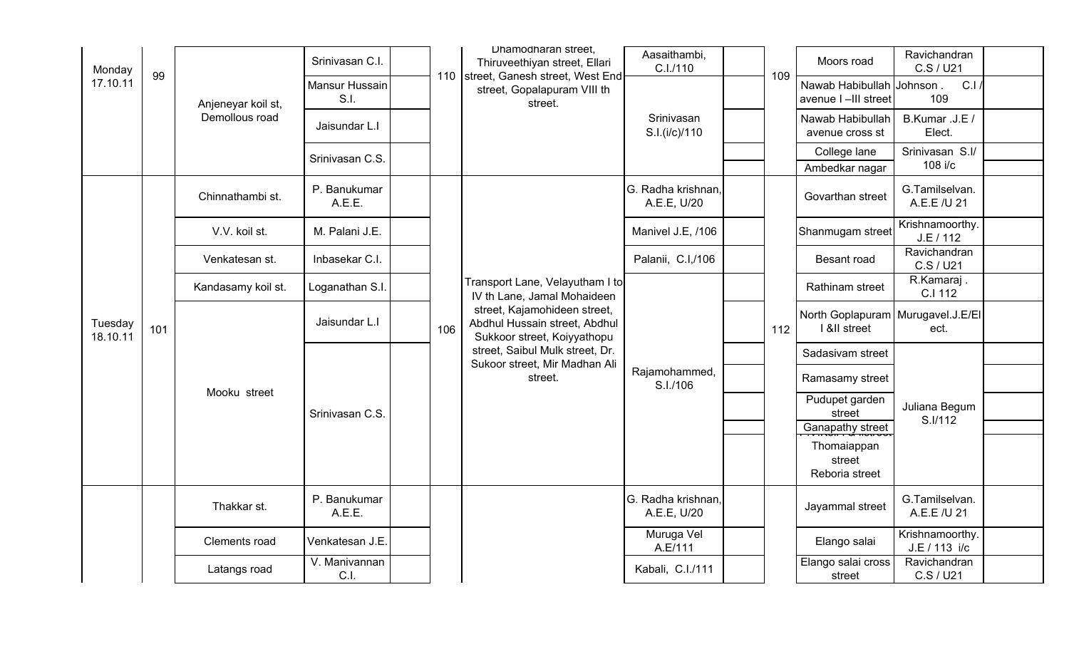| | | | | | | | | | | | | |
|---|---|---|---|---|---|---|---|---|---|---|---|---|
| Monday 17.10.11 | 99 | Anjeneyar koil st, Demollous road | Srinivasan C.I. | | 110 | Dhamodharan street, Thiruveethiyan street, Ellari street, Ganesh street, West End street, Gopalapuram VIII th street. | Aasaithambi, C.I./110 | | 109 | Moors road | Ravichandran C.S / U21 | |
| | | | Mansur Hussain S.I. | | | | Srinivasan S.I.(i/c)/110 | | | Nawab Habibullah avenue I –III street | Johnson . C.I / 109 | |
| | | | Jaisundar L.I | | | | | | | Nawab Habibullah avenue cross st | B.Kumar .J.E / Elect. | |
| | | | Srinivasan C.S. | | | | | | | College lane | Srinivasan S.I/ 108 i/c | |
| | | | | | | | | | | Ambedkar nagar | | |
| Tuesday 18.10.11 | 101 | Chinnathambi st. | P. Banukumar A.E.E. | | 106 | Transport Lane, Velayutham I to IV th Lane, Jamal Mohaideen street, Kajamohideen street, Abdhul Hussain street, Abdhul Sukkoor street, Koiyyathopu street, Saibul Mulk street, Dr. Sukoor street, Mir Madhan Ali street. | G. Radha krishnan, A.E.E, U/20 | | 112 | Govarthan street | G.Tamilselvan. A.E.E /U 21 | |
| | | V.V. koil st. | M. Palani J.E. | | | | Manivel J.E, /106 | | | Shanmugam street | Krishnamoorthy. J.E / 112 | |
| | | Venkatesan st. | Inbasekar C.I. | | | | Palanii, C.I,/106 | | | Besant road | Ravichandran C.S / U21 | |
| | | Kandasamy koil st. | Loganathan S.I. | | | | Rajamohammed, S.I./106 | | | Rathinam street | R.Kamaraj . C.I 112 | |
| | | Mooku street | Jaisundar L.I | | | | | | | North Goplapuram I &II street | Murugavel.J.E/Elect. | |
| | | | Srinivasan C.S. | | | | | | | Sadasivam street | Juliana Begum S.I/112 | |
| | | | | | | | | | | Ramasamy street | | |
| | | | | | | | | | | Pudupet garden street | | |
| | | | | | | | | | | Ganapathy street | | |
| | | | | | | | | | | Thomaiappan street Reboria street | | |
| | | Thakkar st. | P. Banukumar A.E.E. | | | | G. Radha krishnan, A.E.E, U/20 | | | Jayammal street | G.Tamilselvan. A.E.E /U 21 | |
| | | Clements road | Venkatesan J.E. | | | | Muruga Vel A.E/111 | | | Elango salai | Krishnamoorthy. J.E / 113 i/c | |
| | | Latangs road | V. Manivannan C.I. | | | | Kabali, C.I./111 | | | Elango salai cross street | Ravichandran C.S / U21 | |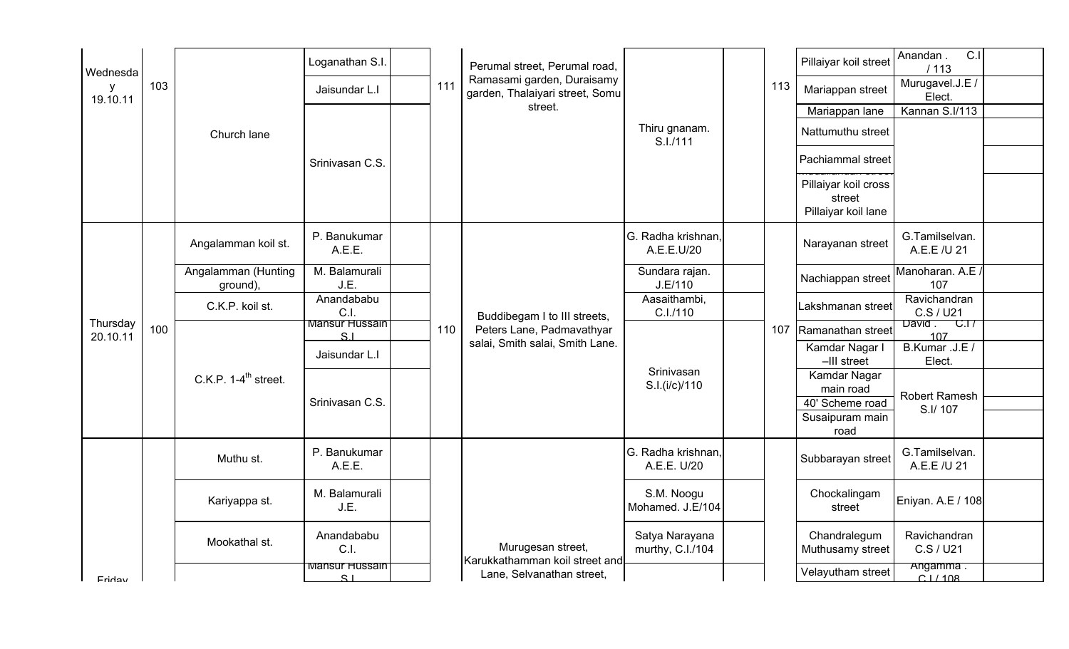| | | | | | | | | | | | | |
|---|---|---|---|---|---|---|---|---|---|---|---|---|
| Wednesday 19.10.11 | 103 | Church lane | Loganathan S.I. | | 111 | Perumal street, Perumal road, Ramasami garden, Duraisamy garden, Thalaiyari street, Somu street. | Thiru gnanam. S.I./111 | | 113 | Pillaiyar koil street | Anandan . C.I / 113 | |
| | | | Jaisundar L.I | | | | | | | Mariappan street | Murugavel.J.E / Elect. | |
| | | | Srinivasan C.S. | | | | | | | Mariappan lane | Kannan S.I/113 | |
| | | | | | | | | | | Nattumuthu street | | |
| | | | | | | | | | | Pachiammal street | | |
| | | | | | | | | | | Pillaiyar koil cross street Pillaiyar koil lane | | |
| Thursday 20.10.11 | 100 | Angalamman koil st. | P. Banukumar A.E.E. | | 110 | Buddibegam I to III streets, Peters Lane, Padmavathyar salai, Smith salai, Smith Lane. | G. Radha krishnan, A.E.E.U/20 | | 107 | Narayanan street | G.Tamilselvan. A.E.E /U 21 | |
| | | Angalamman (Hunting ground), | M. Balamurali J.E. | | | | Sundara rajan. J.E/110 | | | Nachiappan street | Manoharan. A.E / 107 | |
| | | C.K.P. koil st. | Anandababu C.I. | | | | Aasaithambi, C.I./110 | | | Lakshmanan street | Ravichandran C.S / U21 | |
| | | C.K.P. 1-4th street. | Mansur Hussain S.I | | | | Srinivasan S.I.(i/c)/110 | | | Ramanathan street | David . C.I / 107 | |
| | | | Jaisundar L.I | | | | | | | Kamdar Nagar I –III street | B.Kumar .J.E / Elect. | |
| | | | Srinivasan C.S. | | | | | | | Kamdar Nagar main road | Robert Ramesh S.I/ 107 | |
| | | | | | | | | | | 40' Scheme road | | |
| | | | | | | | | | | Susaipuram main road | | |
| Friday | | Muthu st. | P. Banukumar A.E.E. | | | Murugesan street, Karukkathamman koil street and Lane, Selvanathan street, | G. Radha krishnan, A.E.E. U/20 | | | Subbarayan street | G.Tamilselvan. A.E.E /U 21 | |
| | | Kariyappa st. | M. Balamurali J.E. | | | | S.M. Noogu Mohamed. J.E/104 | | | Chockalingam street | Eniyan. A.E / 108 | |
| | | Mookathal st. | Anandababu C.I. | | | | Satya Narayana murthy, C.I./104 | | | Chandralegum Muthusamy street | Ravichandran C.S / U21 | |
| | | | Mansur Hussain S.I | | | | | | | Velayutham street | Angamma . C.I / 108 | |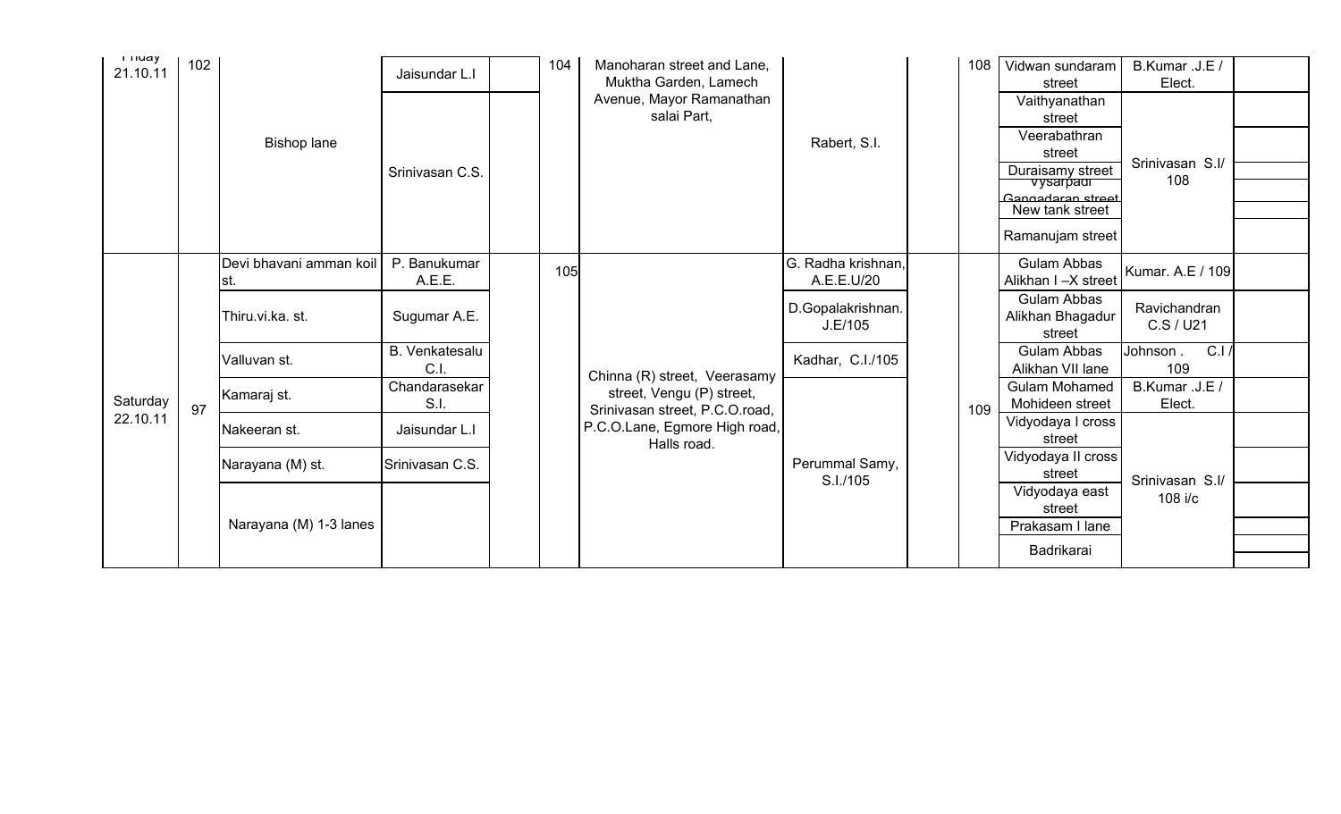| Friday 21.10.11 | 102 | Bishop lane | Jaisundar L.I | | 104 | Manoharan street and Lane, Muktha Garden, Lamech Avenue, Mayor Ramanathan salai Part, | Rabert, S.I. | | 108 | Vidwan sundaram street | B.Kumar .J.E / Elect. | |
|---|---|---|---|---|---|---|---|---|---|---|---|---|
| | | | Srinivasan C.S. | | | | | | | Vaithyanathan street | Srinivasan S.I/ 108 | |
| | | | | | | | | | | Veerabathran street | | |
| | | | | | | | | | | Duraisamy street | | |
| | | | | | | | | | | Vysarpadi Gangadaran street | | |
| | | | | | | | | | | New tank street | | |
| | | | | | | | | | | Ramanujam street | | |
| Saturday 22.10.11 | 97 | Devi bhavani amman koil st. | P. Banukumar A.E.E. | | 105 | Chinna (R) street, Veerasamy street, Vengu (P) street, Srinivasan street, P.C.O.road, P.C.O.Lane, Egmore High road, Halls road. | G. Radha krishnan, A.E.E.U/20 | | 109 | Gulam Abbas Alikhan I –X street | Kumar. A.E / 109 | |
| | | Thiru.vi.ka. st. | Sugumar A.E. | | | | D.Gopalakrishnan. J.E/105 | | | Gulam Abbas Alikhan Bhagadur street | Ravichandran C.S / U21 | |
| | | Valluvan st. | B. Venkatesalu C.I. | | | | Kadhar, C.I./105 | | | Gulam Abbas Alikhan VII lane | Johnson . C.I / 109 | |
| | | Kamaraj st. | Chandarasekar S.I. | | | | Perummal Samy, S.I./105 | | | Gulam Mohamed Mohideen street | B.Kumar .J.E / Elect. | |
| | | Nakeeran st. | Jaisundar L.I | | | | | | | Vidyodaya I cross street | Srinivasan S.I/ 108 i/c | |
| | | Narayana (M) st. | Srinivasan C.S. | | | | | | | Vidyodaya II cross street | | |
| | | Narayana (M) 1-3 lanes | | | | | | | | Vidyodaya east street | | |
| | | | | | | | | | | Prakasam I lane | | |
| | | | | | | | | | | Badrikarai | | |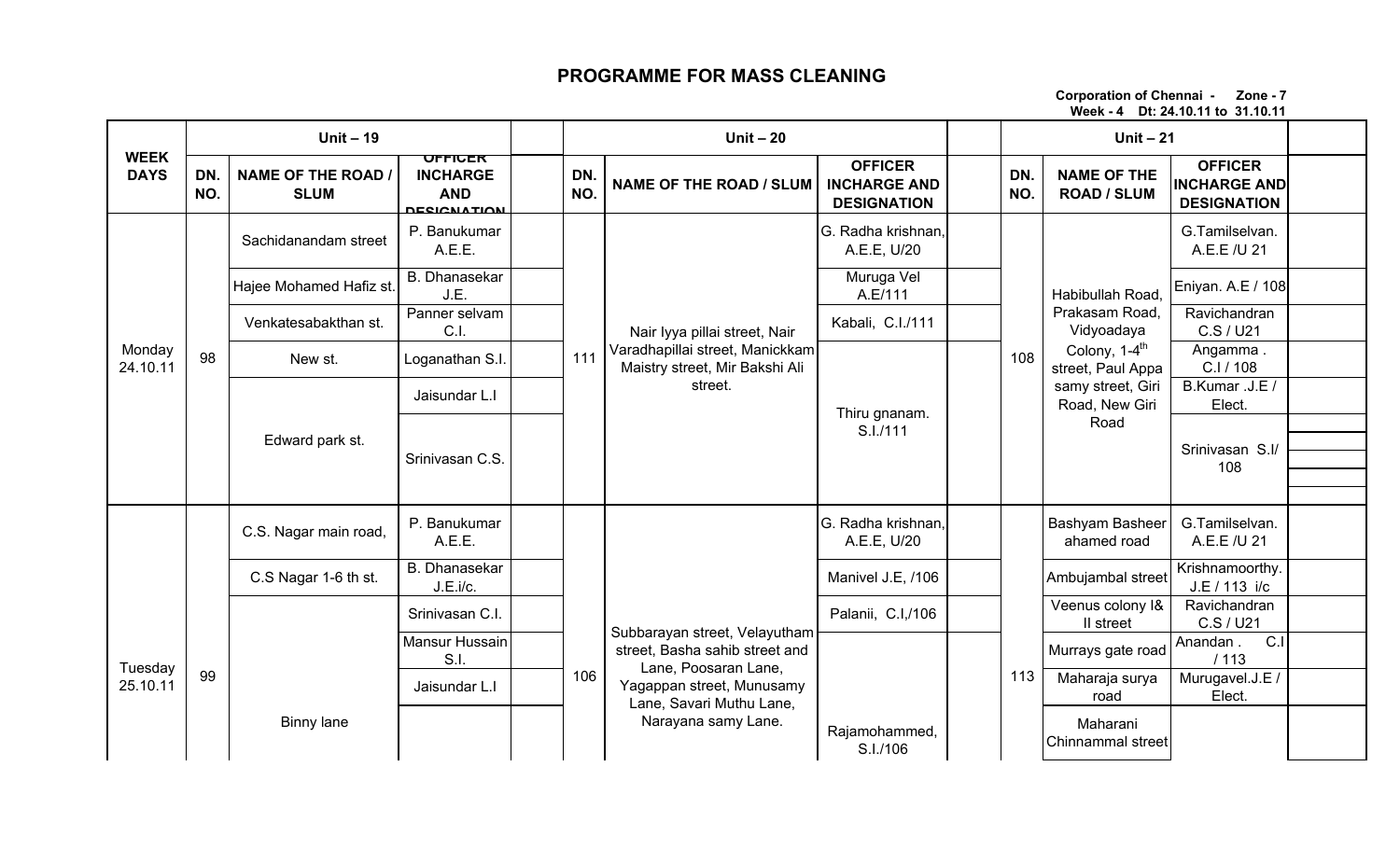# PROGRAMME FOR MASS CLEANING

**Corporation of Chennai - Zone - 7**
**Week - 4 Dt: 24.10.11 to 31.10.11**

| WEEK DAYS | Unit – 19 | | | | Unit – 20 | | | | Unit – 21 | | | |
|---|---|---|---|---|---|---|---|---|---|---|---|---|
| | DN. NO. | NAME OF THE ROAD / SLUM | OFFICER INCHARGE AND DESIGNATION | | DN. NO. | NAME OF THE ROAD / SLUM | OFFICER INCHARGE AND DESIGNATION | | DN. NO. | NAME OF THE ROAD / SLUM | OFFICER INCHARGE AND DESIGNATION | |
| Monday 24.10.11 | 98 | Sachidanandam street | P. Banukumar A.E.E. | | 111 | Nair Iyya pillai street, Nair Varadhapillai street, Manickkam Maistry street, Mir Bakshi Ali street. | G. Radha krishnan, A.E.E, U/20 | | 108 | Habibullah Road, Prakasam Road, Vidyoadaya Colony, 1-4$^{th}$ street, Paul Appa samy street, Giri Road, New Giri Road | G.Tamilselvan. A.E.E /U 21 | |
| | | Hajee Mohamed Hafiz st. | B. Dhanasekar J.E. | | | | Muruga Vel A.E/111 | | | | Eniyan. A.E / 108 | |
| | | Venkatesabakthan st. | Panner selvam C.I. | | | | Kabali, C.I./111 | | | | Ravichandran C.S / U21 | |
| | | New st. | Loganathan S.I. | | | | Thiru gnanam. S.I./111 | | | | Angamma . C.I / 108 | |
| | | Edward park st. | Jaisundar L.I | | | | | | | | B.Kumar .J.E / Elect. | |
| | | | Srinivasan C.S. | | | | | | | | Srinivasan S.I/ 108 | |
| Tuesday 25.10.11 | 99 | C.S. Nagar main road, | P. Banukumar A.E.E. | | 106 | Subbarayan street, Velayutham street, Basha sahib street and Lane, Poosaran Lane, Yagappan street, Munusamy Lane, Savari Muthu Lane, Narayana samy Lane. | G. Radha krishnan, A.E.E, U/20 | | 113 | Bashyam Basheer ahamed road | G.Tamilselvan. A.E.E /U 21 | |
| | | C.S Nagar 1-6 th st. | B. Dhanasekar J.E.i/c. | | | | Manivel J.E, /106 | | | Ambujambal street | Krishnamoorthy. J.E / 113 i/c | |
| | | Binny lane | Srinivasan C.I. | | | | Palanii, C.I,/106 | | | Veenus colony I& II street | Ravichandran C.S / U21 | |
| | | | Mansur Hussain S.I. | | | | Rajamohammed, S.I./106 | | | Murrays gate road | Anandan . C.I / 113 | |
| | | | Jaisundar L.I | | | | | | | Maharaja surya road | Murugavel.J.E / Elect. | |
| | | | | | | | | | | Maharani Chinnammal street | | |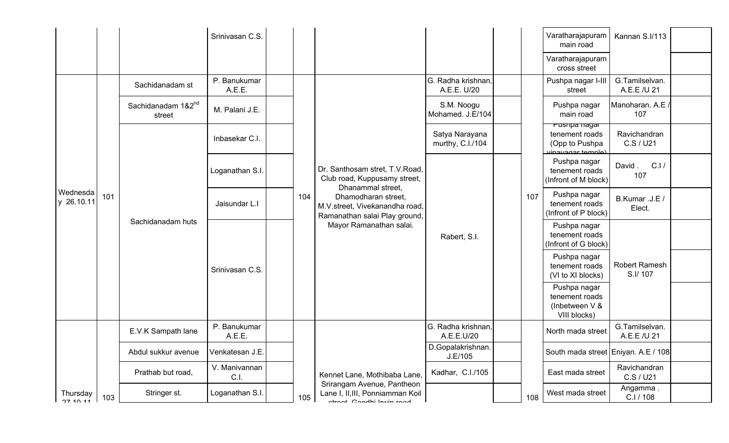| | | | | | | | | | | | | |
|---|---|---|---|---|---|---|---|---|---|---|---|---|
| | | | Srinivasan C.S. | | | | | | | Varatharajapuram main road | Kannan S.I/113 | |
| | | | | | | | | | | Varatharajapuram cross street | | |
| Wednesday 26.10.11 | 101 | Sachidanadam st | P. Banukumar A.E.E. | | 104 | Dr. Santhosam stret, T.V.Road, Club road, Kuppusamy street, Dhanammal street, Dhamodharan street, M.V.street, Vivekanandha road, Ramanathan salai Play ground, Mayor Ramanathan salai. | G. Radha krishnan, A.E.E. U/20 | | 107 | Pushpa nagar I-III street | G.Tamilselvan. A.E.E /U 21 | |
| | | Sachidanadam 1&2nd street | M. Palani J.E. | | | | S.M. Noogu Mohamed. J.E/104 | | | Pushpa nagar main road | Manoharan. A.E / 107 | |
| | | Sachidanadam huts | Inbasekar C.I. | | | | Satya Narayana murthy, C.I./104 | | | Pushpa nagar tenement roads (Opp to Pushpa vinayagar temple) | Ravichandran C.S / U21 | |
| | | | Loganathan S.I. | | | | Rabert, S.I. | | | Pushpa nagar tenement roads (Infront of M block) | David . C.I / 107 | |
| | | | Jaisundar L.I | | | | | | | Pushpa nagar tenement roads (Infront of P block) | B.Kumar .J.E / Elect. | |
| | | | Srinivasan C.S. | | | | | | | Pushpa nagar tenement roads (Infront of G block) | Robert Ramesh S.I/ 107 | |
| | | | | | | | | | | Pushpa nagar tenement roads (VI to XI blocks) | | |
| | | | | | | | | | | Pushpa nagar tenement roads (Inbetween V & VIII blocks) | | |
| Thursday 27.10.11 | 103 | E.V.K Sampath lane | P. Banukumar A.E.E. | | 105 | Kennet Lane, Mothibaba Lane, Srirangam Avenue, Pantheon Lane I, II,III, Ponniamman Koil street, Gandhi Irwin road | G. Radha krishnan, A.E.E.U/20 | | 108 | North mada street | G.Tamilselvan. A.E.E /U 21 | |
| | | Abdul sukkur avenue | Venkatesan J.E. | | | | D.Gopalakrishnan. J.E/105 | | | South mada street | Eniyan. A.E / 108 | |
| | | Prathab but road, | V. Manivannan C.I. | | | | Kadhar, C.I./105 | | | East mada street | Ravichandran C.S / U21 | |
| | | Stringer st. | Loganathan S.I. | | | | | | | West mada street | Angamma . C.I / 108 | |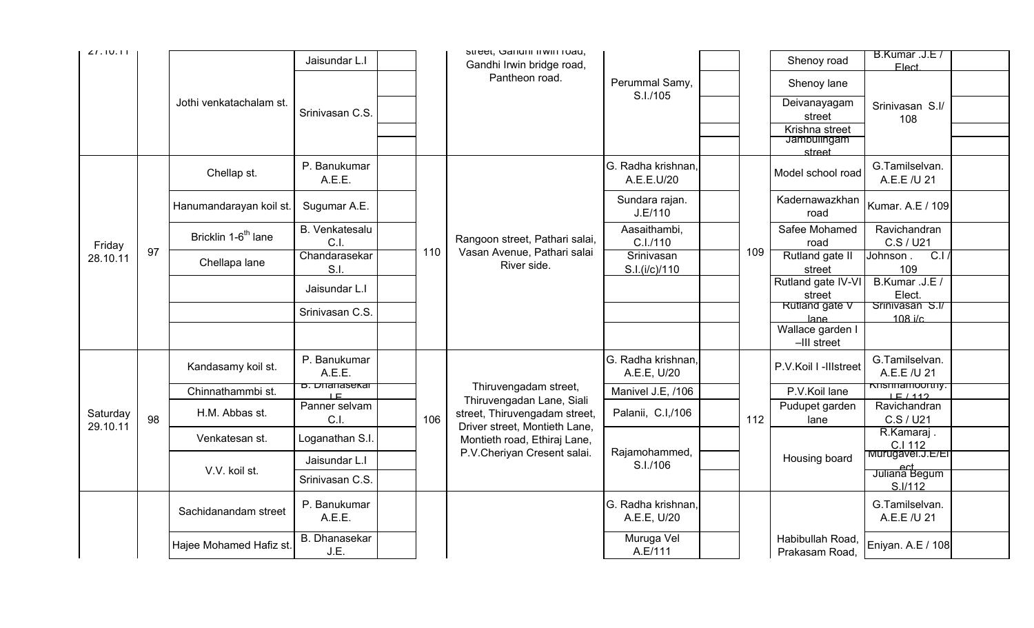| | | | | | | | | | | | | | |
|---|---|---|---|---|---|---|---|---|---|---|---|---|---|
| 27.10.11 | | Jothi venkatachalam st. | Jaisundar L.I | | | street, Gandhi Irwin road, Gandhi Irwin bridge road, Pantheon road. | Perummal Samy, S.I./105 | | | Shenoy road | B.Kumar .J.E / Elect. | |
| | | | Srinivasan C.S. | | | | | | | Shenoy lane | Srinivasan S.I/ 108 | |
| | | | | | | | | | | Deivanayagam street | | |
| | | | | | | | | | | Krishna street | | |
| | | | | | | | | | | Jambulingam street | | |
| Friday 28.10.11 | 97 | Chellap st. | P. Banukumar A.E.E. | | 110 | Rangoon street, Pathari salai, Vasan Avenue, Pathari salai River side. | G. Radha krishnan, A.E.E.U/20 | | 109 | Model school road | G.Tamilselvan. A.E.E /U 21 | |
| | | Hanumandarayan koil st. | Sugumar A.E. | | | | Sundara rajan. J.E/110 | | | Kadernawazkhan road | Kumar. A.E / 109 | |
| | | Bricklin 1-6th lane | B. Venkatesalu C.I. | | | | Aasaithambi, C.I./110 | | | Safee Mohamed road | Ravichandran C.S / U21 | |
| | | Chellapa lane | Chandarasekar S.I. | | | | Srinivasan S.I.(i/c)/110 | | | Rutland gate II street | Johnson . C.I / 109 | |
| | | | Jaisundar L.I | | | | | | | Rutland gate IV-VI street | B.Kumar .J.E / Elect. | |
| | | | Srinivasan C.S. | | | | | | | Rutland gate V lane | Srinivasan S.I/ 108 i/c | |
| | | | | | | | | | | Wallace garden I –III street | | |
| Saturday 29.10.11 | 98 | Kandasamy koil st. | P. Banukumar A.E.E. | | 106 | Thiruvengadam street, Thiruvengadan Lane, Siali street, Thiruvengadam street, Driver street, Montieth Lane, Montieth road, Ethiraj Lane, P.V.Cheriyan Cresent salai. | G. Radha krishnan, A.E.E, U/20 | | 112 | P.V.Koil I -IIIstreet | G.Tamilselvan. A.E.E /U 21 | |
| | | Chinnathambi st. | B. Dhanasekar J.E. | | | | Manivel J.E, /106 | | | P.V.Koil lane | Krishnamoorthy. J.E / 112 | |
| | | H.M. Abbas st. | Panner selvam C.I. | | | | Palanii, C.I,/106 | | | Pudupet garden lane | Ravichandran C.S / U21 | |
| | | Venkatesan st. | Loganathan S.I. | | | | Rajamohammed, S.I./106 | | | Housing board | R.Kamaraj . C.I 112 | |
| | | V.V. koil st. | Jaisundar L.I | | | | | | | | Murugavel.J.E/Elect. | |
| | | | Srinivasan C.S. | | | | | | | | Juliana Begum S.I/112 | |
| | | Sachidanandam street | P. Banukumar A.E.E. | | | | G. Radha krishnan, A.E.E, U/20 | | | Habibullah Road, Prakasam Road, | G.Tamilselvan. A.E.E /U 21 | |
| | | Hajee Mohamed Hafiz st. | B. Dhanasekar J.E. | | | | Muruga Vel A.E/111 | | | | Eniyan. A.E / 108 | |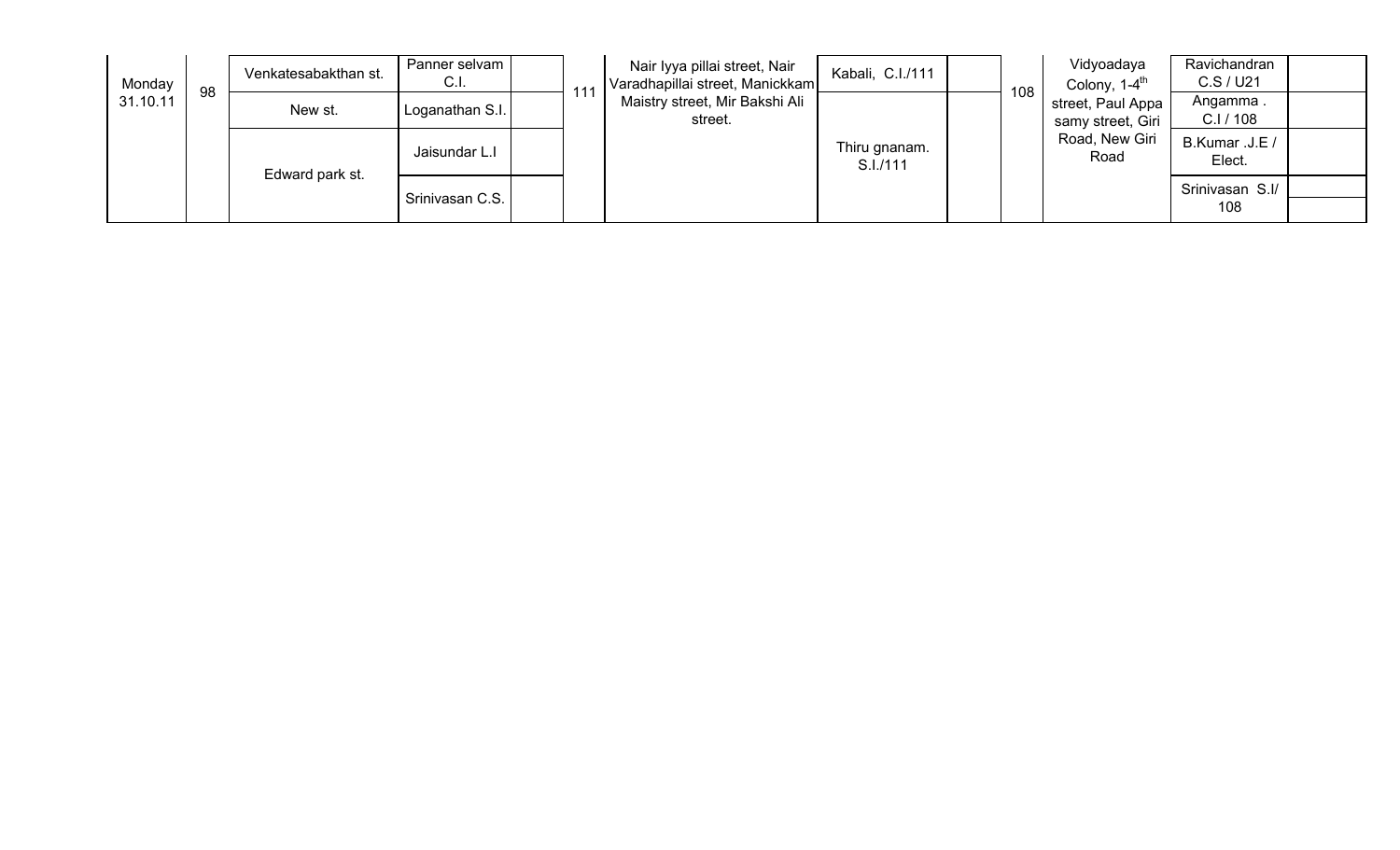| Monday 31.10.11 | 98 | Venkatesabakthan st. | Panner selvam C.I. | | 111 | Nair Iyya pillai street, Nair Varadhapillai street, Manickkam Maistry street, Mir Bakshi Ali street. | Kabali, C.I./111 | | 108 | Vidyoadaya Colony, 1-4th street, Paul Appa samy street, Giri Road, New Giri Road | Ravichandran C.S / U21 | |
|---|---|---|---|---|---|---|---|---|---|---|---|---|
| | | New st. | Loganathan S.I. | | | | Thiru gnanam. S.I./111 | | | | Angamma . C.I / 108 | |
| | | Edward park st. | Jaisundar L.I | | | | | | | | B.Kumar .J.E / Elect. | |
| | | | Srinivasan C.S. | | | | | | | | Srinivasan S.I/ 108 | |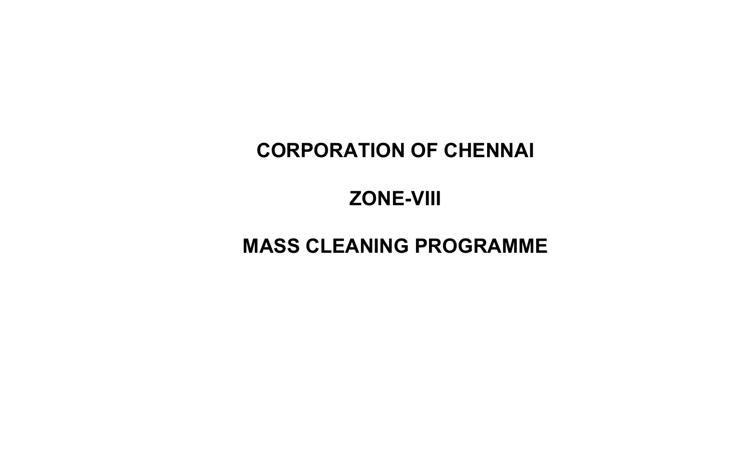# CORPORATION OF CHENNAI

# ZONE-VIII

# MASS CLEANING PROGRAMME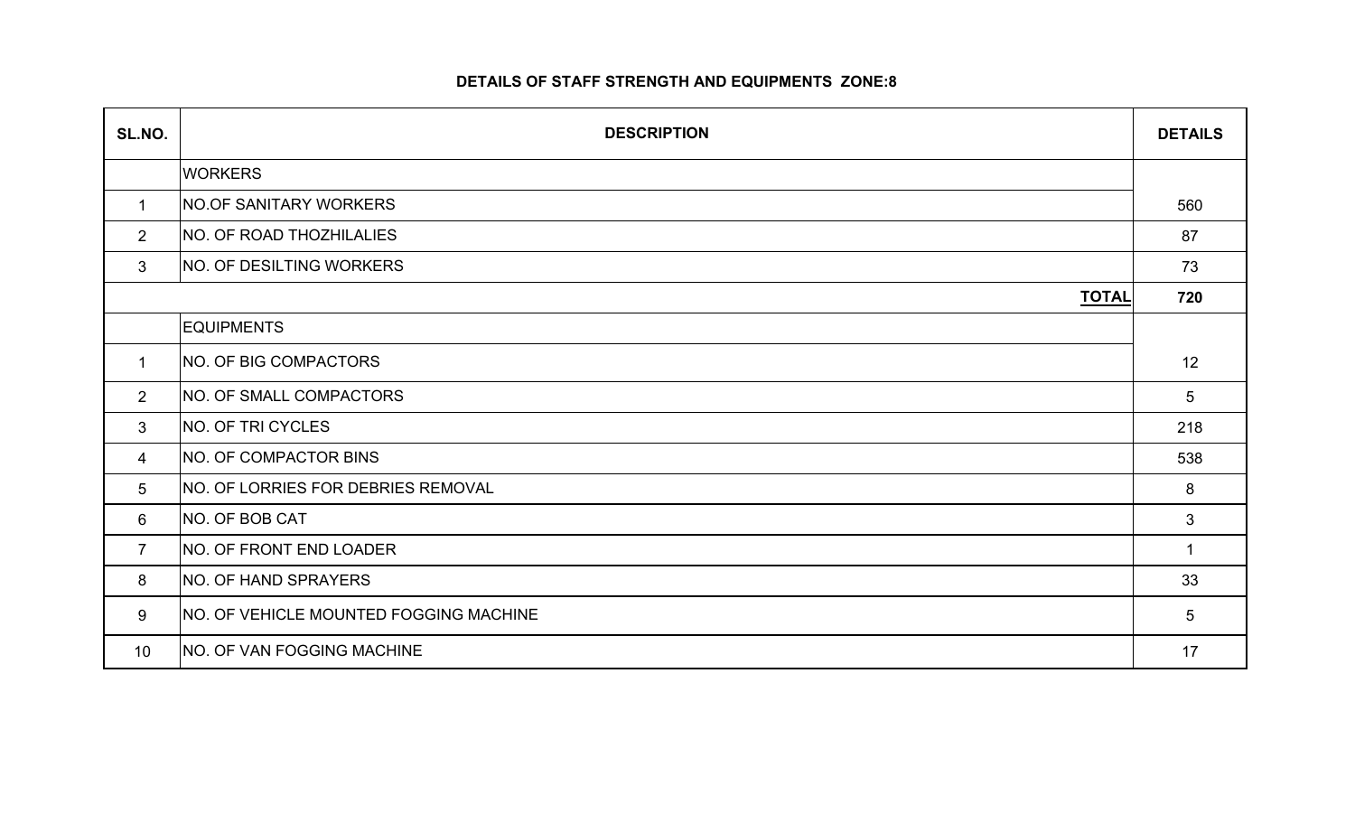## DETAILS OF STAFF STRENGTH AND EQUIPMENTS ZONE:8

| SL.NO. | DESCRIPTION | DETAILS |
|---|---|---|
| | WORKERS | |
| 1 | NO.OF SANITARY WORKERS | 560 |
| 2 | NO. OF ROAD THOZHILALIES | 87 |
| 3 | NO. OF DESILTING WORKERS | 73 |
| | **TOTAL** | **720** |
| | EQUIPMENTS | |
| 1 | NO. OF BIG COMPACTORS | 12 |
| 2 | NO. OF SMALL COMPACTORS | 5 |
| 3 | NO. OF TRI CYCLES | 218 |
| 4 | NO. OF COMPACTOR BINS | 538 |
| 5 | NO. OF LORRIES FOR DEBRIES REMOVAL | 8 |
| 6 | NO. OF BOB CAT | 3 |
| 7 | NO. OF FRONT END LOADER | 1 |
| 8 | NO. OF HAND SPRAYERS | 33 |
| 9 | NO. OF VEHICLE MOUNTED FOGGING MACHINE | 5 |
| 10 | NO. OF VAN FOGGING MACHINE | 17 |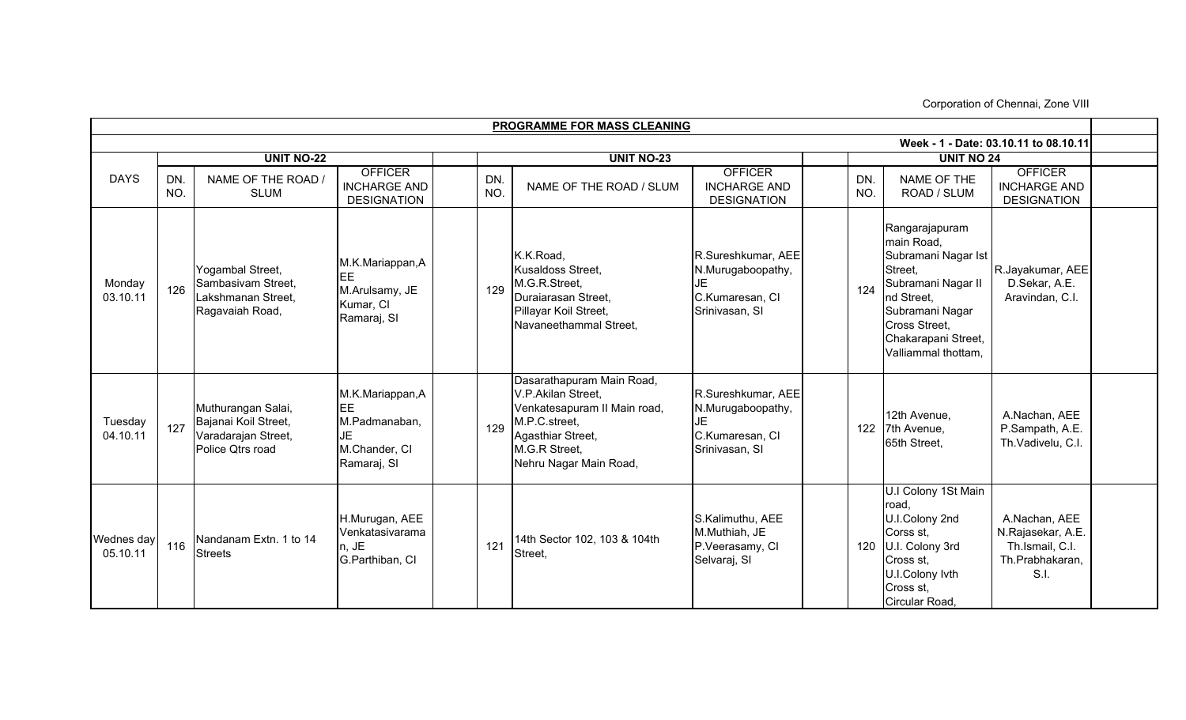Corporation of Chennai, Zone VIII

| PROGRAMME FOR MASS CLEANING | | | | | | | | | | | | | | |
|---|---|---|---|---|---|---|---|---|---|---|---|---|---|---|
| Week - 1 - Date: 03.10.11 to 08.10.11 | | | | | | | | | | | | | | |
| | UNIT NO-22 | | | | UNIT NO-23 | | | | UNIT NO 24 | | | | | |
| DAYS | DN. NO. | NAME OF THE ROAD / SLUM | OFFICER INCHARGE AND DESIGNATION | | DN. NO. | NAME OF THE ROAD / SLUM | OFFICER INCHARGE AND DESIGNATION | | DN. NO. | NAME OF THE ROAD / SLUM | OFFICER INCHARGE AND DESIGNATION | | | |
| Monday 03.10.11 | 126 | Yogambal Street, Sambasivam Street, Lakshmanan Street, Ragavaiah Road, | M.K.Mariappan,AEE M.Arulsamy, JE Kumar, CI Ramaraj, SI | | 129 | K.K.Road, Kusaldoss Street, M.G.R.Street, Duraiarasan Street, Pillayar Koil Street, Navaneethammal Street, | R.Sureshkumar, AEE N.Murugaboopathy, JE C.Kumaresan, CI Srinivasan, SI | | 124 | Rangarajapuram main Road, Subramani Nagar Ist Street, Subramani Nagar II nd Street, Subramani Nagar Cross Street, Chakarapani Street, Valliammal thottam, | R.Jayakumar, AEE D.Sekar, A.E. Aravindan, C.I. | | | |
| Tuesday 04.10.11 | 127 | Muthurangan Salai, Bajanai Koil Street, Varadarajan Street, Police Qtrs road | M.K.Mariappan,AEE M.Padmanaban, JE M.Chander, CI Ramaraj, SI | | 129 | Dasarathapuram Main Road, V.P.Akilan Street, Venkatesapuram II Main road, M.P.C.street, Agasthiar Street, M.G.R Street, Nehru Nagar Main Road, | R.Sureshkumar, AEE N.Murugaboopathy, JE C.Kumaresan, CI Srinivasan, SI | | 122 | 12th Avenue, 7th Avenue, 65th Street, | A.Nachan, AEE P.Sampath, A.E. Th.Vadivelu, C.I. | | | |
| Wednes day 05.10.11 | 116 | Nandanam Extn. 1 to 14 Streets | H.Murugan, AEE Venkatasivaraman, JE G.Parthiban, CI | | 121 | 14th Sector 102, 103 & 104th Street, | S.Kalimuthu, AEE M.Muthiah, JE P.Veerasamy, CI Selvaraj, SI | | 120 | U.I Colony 1St Main road, U.I.Colony 2nd Corss st, U.I. Colony 3rd Cross st, U.I.Colony Ivth Cross st, Circular Road, | A.Nachan, AEE N.Rajasekar, A.E. Th.Ismail, C.I. Th.Prabhakaran, S.I. | | | |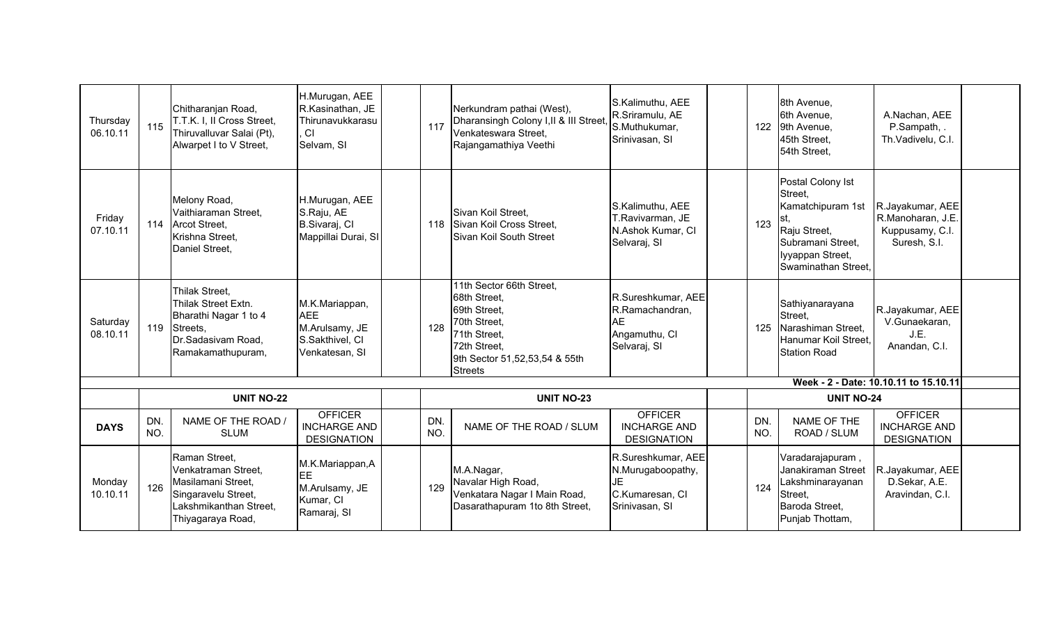| | | | | | | | | | | | | |
|---|---|---|---|---|---|---|---|---|---|---|---|---|
| Thursday 06.10.11 | 115 | Chitharanjan Road, T.T.K. I, II Cross Street, Thiruvalluvar Salai (Pt), Alwarpet I to V Street, | H.Murugan, AEE R.Kasinathan, JE Thirunavukkarasu, CI Selvam, SI | | 117 | Nerkundram pathai (West), Dharansingh Colony I,II & III Street, Venkateswara Street, Rajangamathiya Veethi | S.Kalimuthu, AEE R.Sriramulu, AE S.Muthukumar, Srinivasan, SI | | 122 | 8th Avenue, 6th Avenue, 9th Avenue, 45th Street, 54th Street, | A.Nachan, AEE P.Sampath, . Th.Vadivelu, C.I. | |
| Friday 07.10.11 | 114 | Melony Road, Vaithiaraman Street, Arcot Street, Krishna Street, Daniel Street, | H.Murugan, AEE S.Raju, AE B.Sivaraj, CI Mappillai Durai, SI | | 118 | Sivan Koil Street, Sivan Koil Cross Street, Sivan Koil South Street | S.Kalimuthu, AEE T.Ravivarman, JE N.Ashok Kumar, CI Selvaraj, SI | | 123 | Postal Colony Ist Street, Kamatchipuram 1st st, Raju Street, Subramani Street, Iyyappan Street, Swaminathan Street, | R.Jayakumar, AEE R.Manoharan, J.E. Kuppusamy, C.I. Suresh, S.I. | |
| Saturday 08.10.11 | 119 | Thilak Street, Thilak Street Extn. Bharathi Nagar 1 to 4 Streets, Dr.Sadasivam Road, Ramakamathupuram, | M.K.Mariappan, AEE M.Arulsamy, JE S.Sakthivel, CI Venkatesan, SI | | 128 | 11th Sector 66th Street, 68th Street, 69th Street, 70th Street, 71th Street, 72th Street, 9th Sector 51,52,53,54 & 55th Streets | R.Sureshkumar, AEE R.Ramachandran, AE Angamuthu, CI Selvaraj, SI | | 125 | Sathiyanarayana Street, Narashiman Street, Hanumar Koil Street, Station Road | R.Jayakumar, AEE V.Gunaekaran, J.E. Anandan, C.I. | |
| | | | | | | | | | | **Week - 2 - Date: 10.10.11 to 15.10.11** | | |
| | | **UNIT NO-22** | | | | **UNIT NO-23** | | | | **UNIT NO-24** | | |
| **DAYS** | DN. NO. | NAME OF THE ROAD / SLUM | OFFICER INCHARGE AND DESIGNATION | | DN. NO. | NAME OF THE ROAD / SLUM | OFFICER INCHARGE AND DESIGNATION | | DN. NO. | NAME OF THE ROAD / SLUM | OFFICER INCHARGE AND DESIGNATION | |
| Monday 10.10.11 | 126 | Raman Street, Venkatraman Street, Masilamani Street, Singaravelu Street, Lakshmikanthan Street, Thiyagaraya Road, | M.K.Mariappan,AEE M.Arulsamy, JE Kumar, CI Ramaraj, SI | | 129 | M.A.Nagar, Navalar High Road, Venkatara Nagar I Main Road, Dasarathapuram 1to 8th Street, | R.Sureshkumar, AEE N.Murugaboopathy, JE C.Kumaresan, CI Srinivasan, SI | | 124 | Varadarajapuram , Janakiraman Street Lakshminarayanan Street, Baroda Street, Punjab Thottam, | R.Jayakumar, AEE D.Sekar, A.E. Aravindan, C.I. | |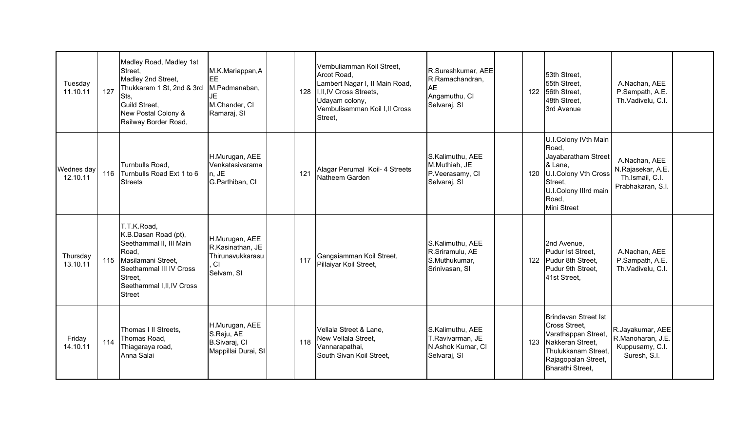| Tuesday 11.10.11 | 127 | Madley Road, Madley 1st Street, Madley 2nd Street, Thukkaram 1 St, 2nd & 3rd Sts, Guild Street, New Postal Colony & Railway Border Road, | M.K.Mariappan,AEE M.Padmanaban, JE M.Chander, CI Ramaraj, SI | | 128 | Vembuliamman Koil Street, Arcot Road, Lambert Nagar I, II Main Road, I,II,IV Cross Streets, Udayam colony, Vembulisamman Koil I,II Cross Street, | R.Sureshkumar, AEE R.Ramachandran, AE Angamuthu, CI Selvaraj, SI | | 122 | 53th Street, 55th Street, 56th Street, 48th Street, 3rd Avenue | A.Nachan, AEE P.Sampath, A.E. Th.Vadivelu, C.I. | |
|---|---|---|---|---|---|---|---|---|---|---|---|---|
| Wednes day 12.10.11 | 116 | Turnbulls Road, Turnbulls Road Ext 1 to 6 Streets | H.Murugan, AEE Venkatasivaraman, JE G.Parthiban, CI | | 121 | Alagar Perumal Koil- 4 Streets Natheem Garden | S.Kalimuthu, AEE M.Muthiah, JE P.Veerasamy, CI Selvaraj, SI | | 120 | U.I.Colony IVth Main Road, Jayabaratham Street & Lane, U.I.Colony Vth Cross Street, U.I.Colony IIIrd main Road, Mini Street | A.Nachan, AEE N.Rajasekar, A.E. Th.Ismail, C.I. Prabhakaran, S.I. | |
| Thursday 13.10.11 | 115 | T.T.K.Road, K.B.Dasan Road (pt), Seethammal II, III Main Road, Masilamani Street, Seethammal III IV Cross Street, Seethammal I,II,IV Cross Street | H.Murugan, AEE R.Kasinathan, JE Thirunavukkarasu, CI Selvam, SI | | 117 | Gangaiamman Koil Street, Pillaiyar Koil Street, | S.Kalimuthu, AEE R.Sriramulu, AE S.Muthukumar, Srinivasan, SI | | 122 | 2nd Avenue, Pudur Ist Street, Pudur 8th Street, Pudur 9th Street, 41st Street, | A.Nachan, AEE P.Sampath, A.E. Th.Vadivelu, C.I. | |
| Friday 14.10.11 | 114 | Thomas I II Streets, Thomas Road, Thiagaraya road, Anna Salai | H.Murugan, AEE S.Raju, AE B.Sivaraj, CI Mappillai Durai, SI | | 118 | Vellala Street & Lane, New Vellala Street, Vannarapathai, South Sivan Koil Street, | S.Kalimuthu, AEE T.Ravivarman, JE N.Ashok Kumar, CI Selvaraj, SI | | 123 | Brindavan Street Ist Cross Street, Varathappan Street, Nakkeran Street, Thulukkanam Street, Rajagopalan Street, Bharathi Street, | R.Jayakumar, AEE R.Manoharan, J.E. Kuppusamy, C.I. Suresh, S.I. | |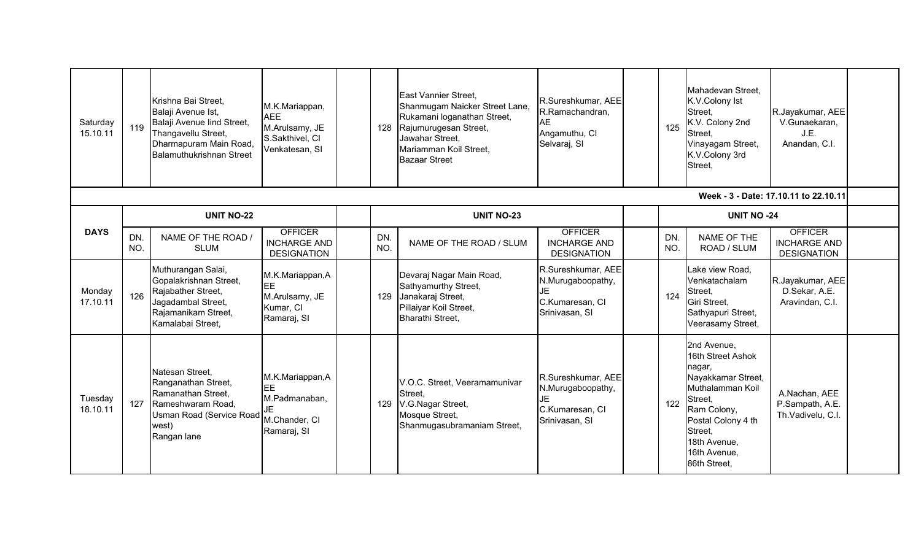| DAYS | DN. NO. | NAME OF THE ROAD / SLUM | OFFICER INCHARGE AND DESIGNATION | | DN. NO. | NAME OF THE ROAD / SLUM | OFFICER INCHARGE AND DESIGNATION | | DN. NO. | NAME OF THE ROAD / SLUM | OFFICER INCHARGE AND DESIGNATION | |
|---|---|---|---|---|---|---|---|---|---|---|---|---|
| Saturday 15.10.11 | 119 | Krishna Bai Street, Balaji Avenue Ist, Balaji Avenue IInd Street, Thangavellu Street, Dharmapuram Main Road, Balamuthukrishnan Street | M.K.Mariappan, AEE M.Arulsamy, JE S.Sakthivel, CI Venkatesan, SI | | 128 | East Vannier Street, Shanmugam Naicker Street Lane, Rukamani loganathan Street, Rajumurugesan Street, Jawahar Street, Mariamman Koil Street, Bazaar Street | R.Sureshkumar, AEE R.Ramachandran, AE Angamuthu, CI Selvaraj, SI | | 125 | Mahadevan Street, K.V.Colony Ist Street, K.V. Colony 2nd Street, Vinayagam Street, K.V.Colony 3rd Street, | R.Jayakumar, AEE V.Gunaekaran, J.E. Anandan, C.I. | |

**Week - 3 - Date: 17.10.11 to 22.10.11**

| DAYS | UNIT NO-22 | | | | UNIT NO-23 | | | | UNIT NO -24 | | | |
|---|---|---|---|---|---|---|---|---|---|---|---|---|
| | DN. NO. | NAME OF THE ROAD / SLUM | OFFICER INCHARGE AND DESIGNATION | | DN. NO. | NAME OF THE ROAD / SLUM | OFFICER INCHARGE AND DESIGNATION | | DN. NO. | NAME OF THE ROAD / SLUM | OFFICER INCHARGE AND DESIGNATION | |
| Monday 17.10.11 | 126 | Muthurangan Salai, Gopalakrishnan Street, Rajabather Street, Jagadambal Street, Rajamanikam Street, Kamalabai Street, | M.K.Mariappan,AEE M.Arulsamy, JE Kumar, CI Ramaraj, SI | | 129 | Devaraj Nagar Main Road, Sathyamurthy Street, Janakaraj Street, Pillaiyar Koil Street, Bharathi Street, | R.Sureshkumar, AEE N.Murugaboopathy, JE C.Kumaresan, CI Srinivasan, SI | | 124 | Lake view Road, Venkatachalam Street, Giri Street, Sathyapuri Street, Veerasamy Street, | R.Jayakumar, AEE D.Sekar, A.E. Aravindan, C.I. | |
| Tuesday 18.10.11 | 127 | Natesan Street, Ranganathan Street, Ramanathan Street, Rameshwaram Road, Usman Road (Service Road west) Rangan lane | M.K.Mariappan,AEE M.Padmanaban, JE M.Chander, CI Ramaraj, SI | | 129 | V.O.C. Street, Veeramamunivar Street, V.G.Nagar Street, Mosque Street, Shanmugasubramaniam Street, | R.Sureshkumar, AEE N.Murugaboopathy, JE C.Kumaresan, CI Srinivasan, SI | | 122 | 2nd Avenue, 16th Street Ashok nagar, Nayakkamar Street, Muthalamman Koil Street, Ram Colony, Postal Colony 4 th Street, 18th Avenue, 16th Avenue, 86th Street, | A.Nachan, AEE P.Sampath, A.E. Th.Vadivelu, C.I. | |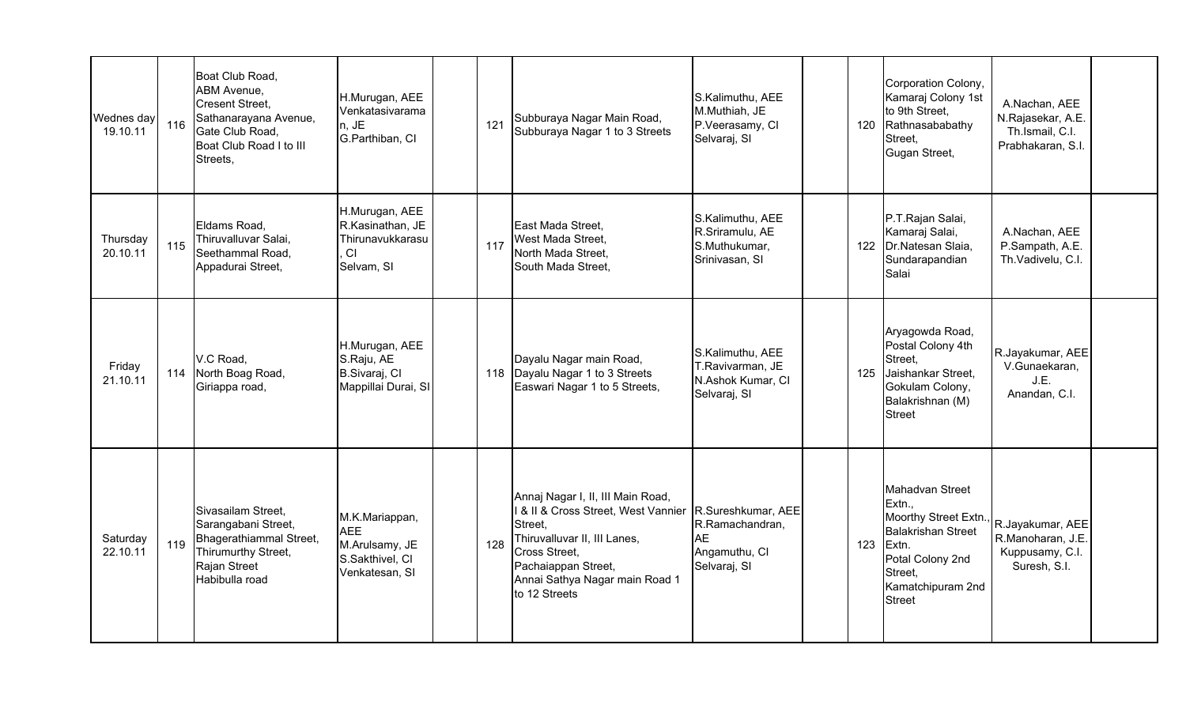| | | | | | | | | | | | | |
|---|---|---|---|---|---|---|---|---|---|---|---|---|
| Wednes day 19.10.11 | 116 | Boat Club Road, ABM Avenue, Cresent Street, Sathanarayana Avenue, Gate Club Road, Boat Club Road I to III Streets, | H.Murugan, AEE Venkatasivaraman, JE G.Parthiban, CI | | 121 | Subburaya Nagar Main Road, Subburaya Nagar 1 to 3 Streets | S.Kalimuthu, AEE M.Muthiah, JE P.Veerasamy, CI Selvaraj, SI | | 120 | Corporation Colony, Kamaraj Colony 1st to 9th Street, Rathnasababathy Street, Gugan Street, | A.Nachan, AEE N.Rajasekar, A.E. Th.Ismail, C.I. Prabhakaran, S.I. | |
| Thursday 20.10.11 | 115 | Eldams Road, Thiruvalluvar Salai, Seethammal Road, Appadurai Street, | H.Murugan, AEE R.Kasinathan, JE Thirunavukkarasu, CI Selvam, SI | | 117 | East Mada Street, West Mada Street, North Mada Street, South Mada Street, | S.Kalimuthu, AEE R.Sriramulu, AE S.Muthukumar, Srinivasan, SI | | 122 | P.T.Rajan Salai, Kamaraj Salai, Dr.Natesan Slaia, Sundarapandian Salai | A.Nachan, AEE P.Sampath, A.E. Th.Vadivelu, C.I. | |
| Friday 21.10.11 | 114 | V.C Road, North Boag Road, Giriappa road, | H.Murugan, AEE S.Raju, AE B.Sivaraj, CI Mappillai Durai, SI | | 118 | Dayalu Nagar main Road, Dayalu Nagar 1 to 3 Streets Easwari Nagar 1 to 5 Streets, | S.Kalimuthu, AEE T.Ravivarman, JE N.Ashok Kumar, CI Selvaraj, SI | | 125 | Aryagowda Road, Postal Colony 4th Street, Jaishankar Street, Gokulam Colony, Balakrishnan (M) Street | R.Jayakumar, AEE V.Gunaekaran, J.E. Anandan, C.I. | |
| Saturday 22.10.11 | 119 | Sivasailam Street, Sarangabani Street, Bhagerathiammal Street, Thirumurthy Street, Rajan Street Habibulla road | M.K.Mariappan, AEE M.Arulsamy, JE S.Sakthivel, CI Venkatesan, SI | | 128 | Annaj Nagar I, II, III Main Road, I & II & Cross Street, West Vannier Street, Thiruvalluvar II, III Lanes, Cross Street, Pachaiappan Street, Annai Sathya Nagar main Road 1 to 12 Streets | R.Sureshkumar, AEE R.Ramachandran, AE Angamuthu, CI Selvaraj, SI | | 123 | Mahadvan Street Extn., Moorthy Street Extn., Balakrishan Street Extn. Potal Colony 2nd Street, Kamatchipuram 2nd Street | R.Jayakumar, AEE R.Manoharan, J.E. Kuppusamy, C.I. Suresh, S.I. | |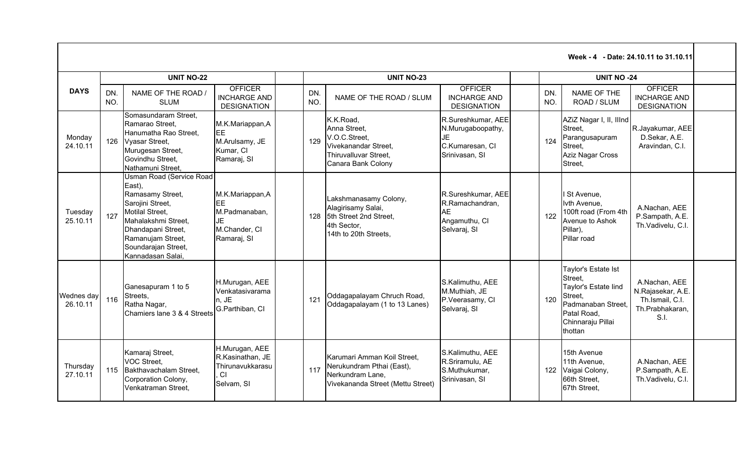**Week - 4 - Date: 24.10.11 to 31.10.11**

| DAYS | UNIT NO-22 | | | UNIT NO-23 | | | UNIT NO -24 | | |
|---|---|---|---|---|---|---|---|---|---|
| | DN. NO. | NAME OF THE ROAD / SLUM | OFFICER INCHARGE AND DESIGNATION | DN. NO. | NAME OF THE ROAD / SLUM | OFFICER INCHARGE AND DESIGNATION | DN. NO. | NAME OF THE ROAD / SLUM | OFFICER INCHARGE AND DESIGNATION |
| Monday 24.10.11 | 126 | Somasundaram Street, Ramarao Street, Hanumatha Rao Street, Vyasar Street, Murugesan Street, Govindhu Street, Nathamuni Street, | M.K.Mariappan,AEE M.Arulsamy, JE Kumar, CI Ramaraj, SI | 129 | K.K.Road, Anna Street, V.O.C.Street, Vivekanandar Street, Thiruvalluvar Street, Canara Bank Colony | R.Sureshkumar, AEE N.Murugaboopathy, JE C.Kumaresan, CI Srinivasan, SI | 124 | AZiZ Nagar I, II, IIInd Street, Parangusapuram Street, Aziz Nagar Cross Street, | R.Jayakumar, AEE D.Sekar, A.E. Aravindan, C.I. |
| Tuesday 25.10.11 | 127 | Usman Road (Service Road East), Ramasamy Street, Sarojini Street, Motilal Street, Mahalakshmi Street, Dhandapani Street, Ramanujam Street, Soundarajan Street, Kannadasan Salai, | M.K.Mariappan,AEE M.Padmanaban, JE M.Chander, CI Ramaraj, SI | 128 | Lakshmanasamy Colony, Alagirisamy Salai, 5th Street 2nd Street, 4th Sector, 14th to 20th Streets, | R.Sureshkumar, AEE R.Ramachandran, AE Angamuthu, CI Selvaraj, SI | 122 | I St Avenue, Ivth Avenue, 100ft road (From 4th Avenue to Ashok Pillar), Pillar road | A.Nachan, AEE P.Sampath, A.E. Th.Vadivelu, C.I. |
| Wednes day 26.10.11 | 116 | Ganesapuram 1 to 5 Streets, Ratha Nagar, Chamiers lane 3 & 4 Streets | H.Murugan, AEE Venkatasivaraman, JE G.Parthiban, CI | 121 | Oddagapalayam Chruch Road, Oddagapalayam (1 to 13 Lanes) | S.Kalimuthu, AEE M.Muthiah, JE P.Veerasamy, CI Selvaraj, SI | 120 | Taylor's Estate Ist Street, Taylor's Estate Iind Street, Padmanaban Street, Patal Road, Chinnaraju Pillai thottan | A.Nachan, AEE N.Rajasekar, A.E. Th.Ismail, C.I. Th.Prabhakaran, S.I. |
| Thursday 27.10.11 | 115 | Kamaraj Street, VOC Street, Bakthavachalam Street, Corporation Colony, Venkatraman Street, | H.Murugan, AEE R.Kasinathan, JE Thirunavukkarasu, CI Selvam, SI | 117 | Karumari Amman Koil Street, Nerukundram Pthai (East), Nerkundram Lane, Vivekananda Street (Mettu Street) | S.Kalimuthu, AEE R.Sriramulu, AE S.Muthukumar, Srinivasan, SI | 122 | 15th Avenue 11th Avenue, Vaigai Colony, 66th Street, 67th Street, | A.Nachan, AEE P.Sampath, A.E. Th.Vadivelu, C.I. |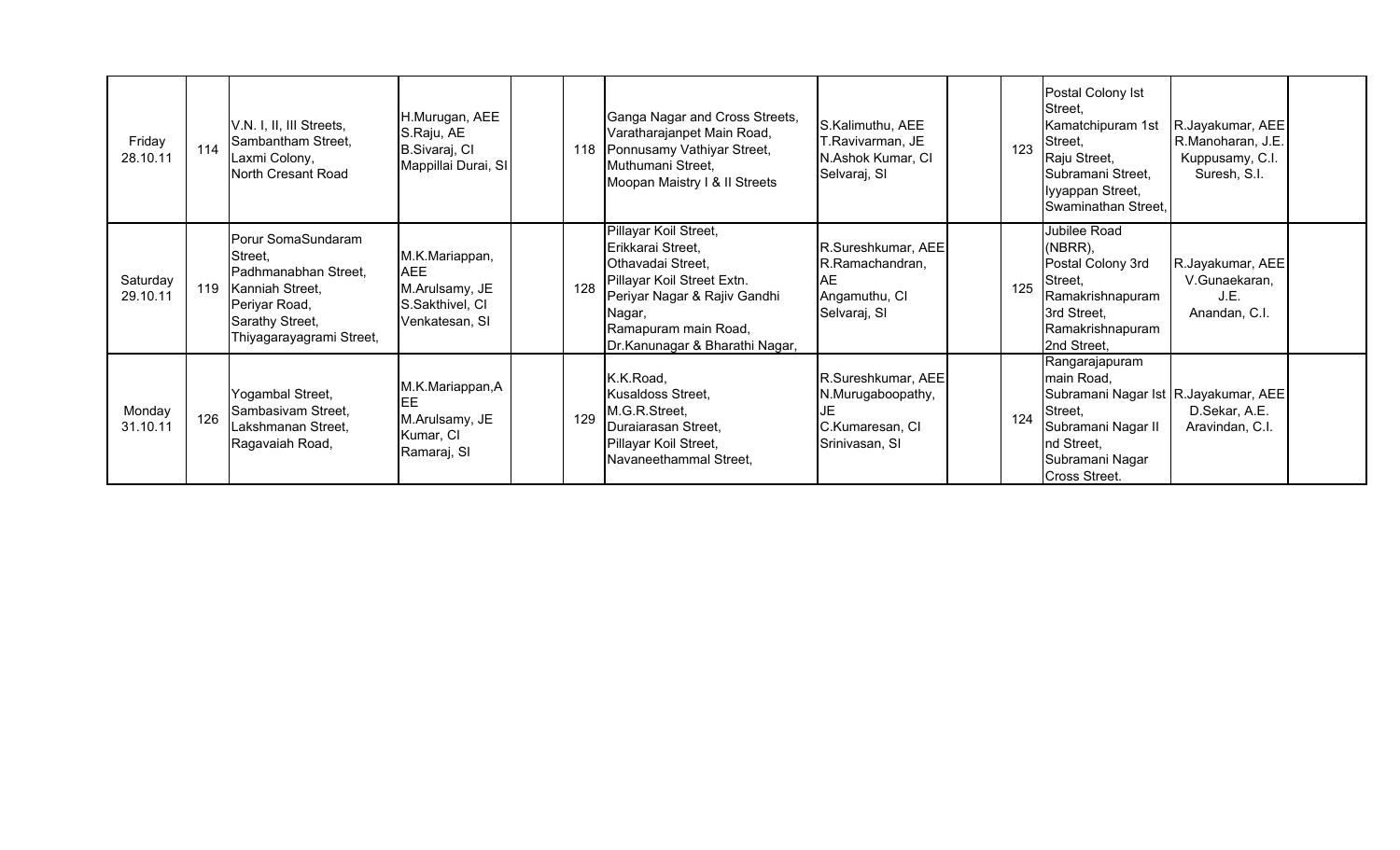| | | | | | | | | | | | |
|---|---|---|---|---|---|---|---|---|---|---|---|
| Friday 28.10.11 | 114 | V.N. I, II, III Streets, Sambantham Street, Laxmi Colony, North Cresant Road | H.Murugan, AEE S.Raju, AE B.Sivaraj, CI Mappillai Durai, SI | | 118 | Ganga Nagar and Cross Streets, Varatharajanpet Main Road, Ponnusamy Vathiyar Street, Muthumani Street, Moopan Maistry I & II Streets | S.Kalimuthu, AEE T.Ravivarman, JE N.Ashok Kumar, CI Selvaraj, SI | | 123 | Postal Colony Ist Street, Kamatchipuram 1st Street, Raju Street, Subramani Street, Iyyappan Street, Swaminathan Street, | R.Jayakumar, AEE R.Manoharan, J.E. Kuppusamy, C.I. Suresh, S.I. | |
| Saturday 29.10.11 | 119 | Porur SomaSundaram Street, Padhmanabhan Street, Kanniah Street, Periyar Road, Sarathy Street, Thiyagarayagrami Street, | M.K.Mariappan, AEE M.Arulsamy, JE S.Sakthivel, CI Venkatesan, SI | | 128 | Pillayar Koil Street, Erikkarai Street, Othavadai Street, Pillayar Koil Street Extn. Periyar Nagar & Rajiv Gandhi Nagar, Ramapuram main Road, Dr.Kanunagar & Bharathi Nagar, | R.Sureshkumar, AEE R.Ramachandran, AE Angamuthu, CI Selvaraj, SI | | 125 | Jubilee Road (NBRR), Postal Colony 3rd Street, Ramakrishnapuram 3rd Street, Ramakrishnapuram 2nd Street, | R.Jayakumar, AEE V.Gunaekaran, J.E. Anandan, C.I. | |
| Monday 31.10.11 | 126 | Yogambal Street, Sambasivam Street, Lakshmanan Street, Ragavaiah Road, | M.K.Mariappan,AEE M.Arulsamy, JE Kumar, CI Ramaraj, SI | | 129 | K.K.Road, Kusaldoss Street, M.G.R.Street, Duraiarasan Street, Pillayar Koil Street, Navaneethammal Street, | R.Sureshkumar, AEE N.Murugaboopathy, JE C.Kumaresan, CI Srinivasan, SI | | 124 | Rangarajapuram main Road, Subramani Nagar Ist Street, Subramani Nagar IInd Street, Subramani Nagar Cross Street. | R.Jayakumar, AEE D.Sekar, A.E. Aravindan, C.I. | |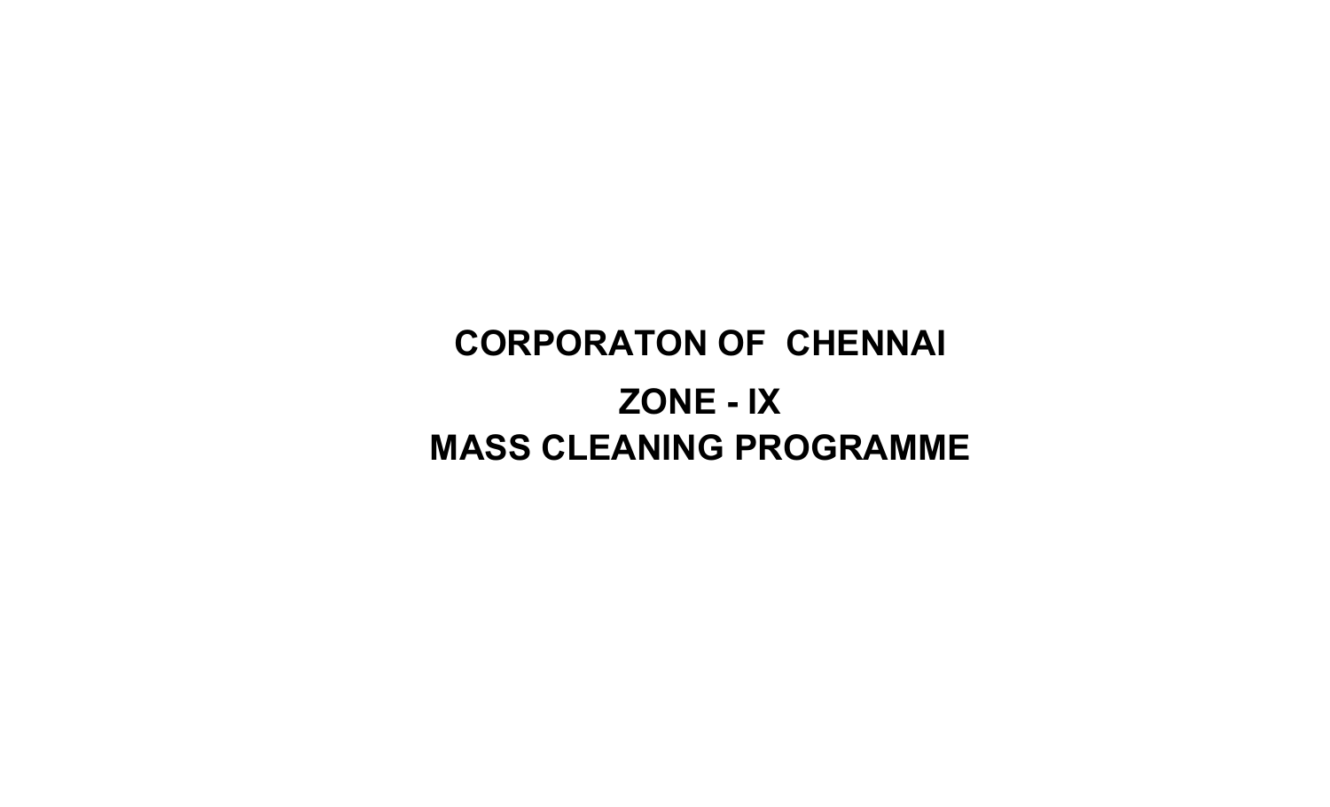# CORPORATON OF  CHENNAI

## ZONE - IX

## MASS CLEANING PROGRAMME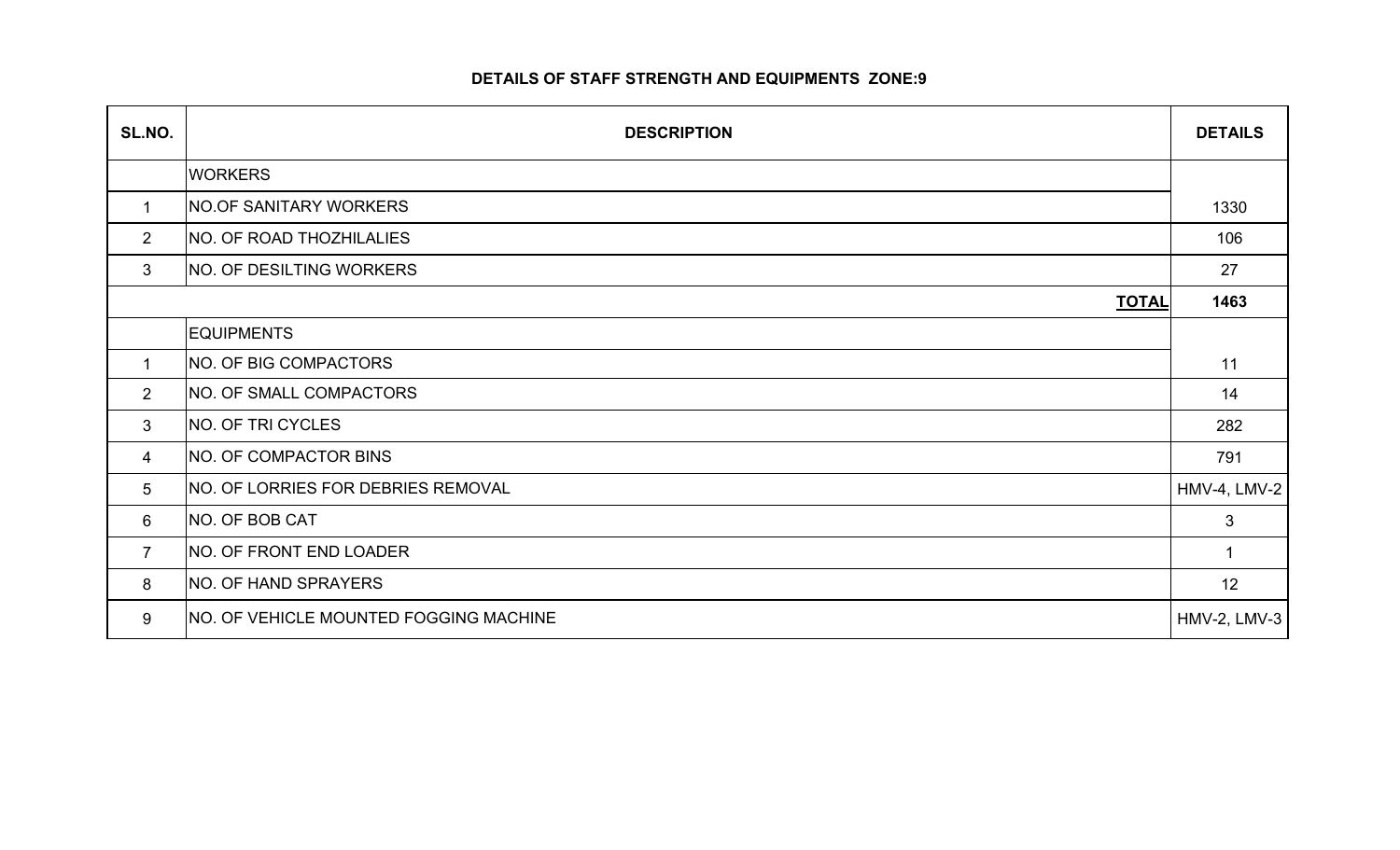## DETAILS OF STAFF STRENGTH AND EQUIPMENTS ZONE:9

| SL.NO. | DESCRIPTION | DETAILS |
|---|---|---|
| | WORKERS | |
| 1 | NO.OF SANITARY WORKERS | 1330 |
| 2 | NO. OF ROAD THOZHILALIES | 106 |
| 3 | NO. OF DESILTING WORKERS | 27 |
| | **TOTAL** | **1463** |
| | EQUIPMENTS | |
| 1 | NO. OF BIG COMPACTORS | 11 |
| 2 | NO. OF SMALL COMPACTORS | 14 |
| 3 | NO. OF TRI CYCLES | 282 |
| 4 | NO. OF COMPACTOR BINS | 791 |
| 5 | NO. OF LORRIES FOR DEBRIES REMOVAL | HMV-4, LMV-2 |
| 6 | NO. OF BOB CAT | 3 |
| 7 | NO. OF FRONT END LOADER | 1 |
| 8 | NO. OF HAND SPRAYERS | 12 |
| 9 | NO. OF VEHICLE MOUNTED FOGGING MACHINE | HMV-2, LMV-3 |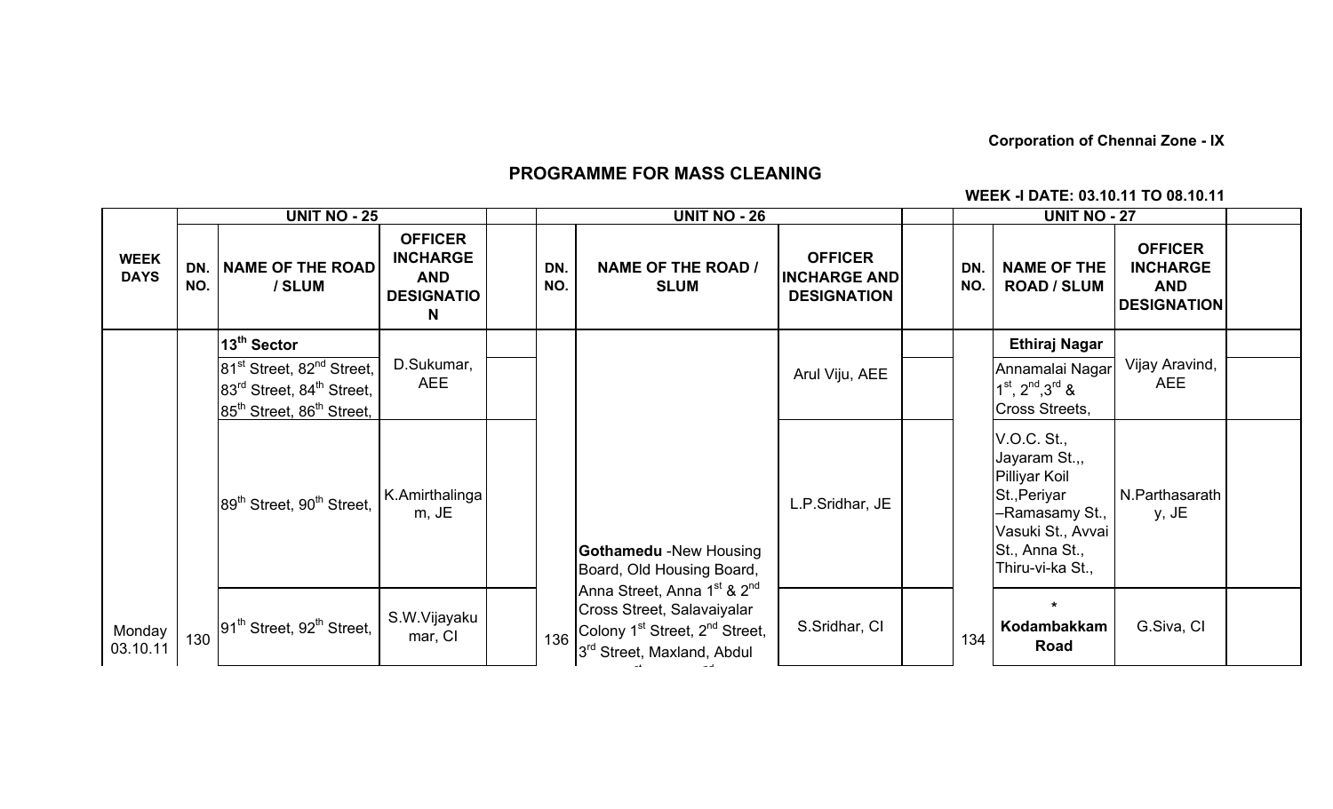Corporation of Chennai Zone - IX

# PROGRAMME FOR MASS CLEANING

**WEEK -I DATE: 03.10.11 TO 08.10.11**

| WEEK DAYS | UNIT NO - 25 | | | | UNIT NO - 26 | | | | UNIT NO - 27 | | | |
|---|---|---|---|---|---|---|---|---|---|---|---|---|
| | DN. NO. | NAME OF THE ROAD / SLUM | OFFICER INCHARGE AND DESIGNATION | | DN. NO. | NAME OF THE ROAD / SLUM | OFFICER INCHARGE AND DESIGNATION | | DN. NO. | NAME OF THE ROAD / SLUM | OFFICER INCHARGE AND DESIGNATION | |
| | | **13th Sector** | | | | | | | | **Ethiraj Nagar** | | |
| | | 81st Street, 82nd Street, 83rd Street, 84th Street, 85th Street, 86th Street, | D.Sukumar, AEE | | | | Arul Viju, AEE | | | Annamalai Nagar 1st, 2nd, 3rd & Cross Streets, | Vijay Aravind, AEE | |
| | | 89th Street, 90th Street, | K.Amirthalingam, JE | | | | L.P.Sridhar, JE | | | V.O.C. St., Jayaram St.,, Pilliyar Koil St.,Periyar –Ramasamy St., Vasuki St., Avvai St., Anna St., Thiru-vi-ka St., | N.Parthasarathy, JE | |
| Monday 03.10.11 | 130 | 91st Street, 92nd Street, | S.W.Vijayakumar, CI | | 136 | **Gothamedu** -New Housing Board, Old Housing Board, Anna Street, Anna 1st & 2nd Cross Street, Salavaiyalar Colony 1st Street, 2nd Street, 3rd Street, Maxland, Abdul | S.Sridhar, CI | | 134 | * **Kodambakkam Road** | G.Siva, CI | |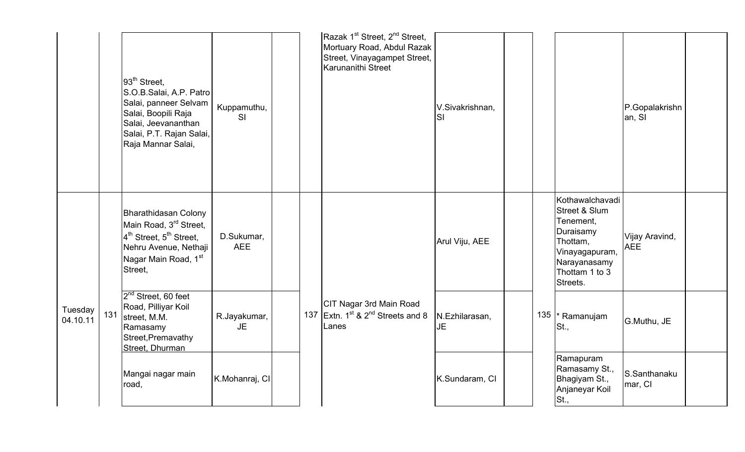| | | | | | | | | | | | | |
|---|---|---|---|---|---|---|---|---|---|---|---|---|
| | | 93rd Street, S.O.B.Salai, A.P. Patro Salai, panneer Selvam Salai, Boopili Raja Salai, Jeevananthan Salai, P.T. Rajan Salai, Raja Mannar Salai, | Kuppamuthu, SI | | | Razak 1st Street, 2nd Street, Mortuary Road, Abdul Razak Street, Vinayagampet Street, Karunanithi Street | V.Sivakrishnan, SI | | | | P.Gopalakrishnan, SI | |
| Tuesday 04.10.11 | 131 | Bharathidasan Colony Main Road, 3rd Street, 4th Street, 5th Street, Nehru Avenue, Nethaji Nagar Main Road, 1st Street, | D.Sukumar, AEE | | 137 | CIT Nagar 3rd Main Road Extn. 1st & 2nd Streets and 8 Lanes | Arul Viju, AEE | | 135 | Kothawalchavadi Street & Slum Tenement, Duraisamy Thottam, Vinayagapuram, Narayanasamy Thottam 1 to 3 Streets. | Vijay Aravind, AEE | |
| | | 2nd Street, 60 feet Road, Pilliyar Koil street, M.M. Ramasamy Street,Premavathy Street, Dhurman | R.Jayakumar, JE | | | | N.Ezhilarasan, JE | | | * Ramanujam St., | G.Muthu, JE | |
| | | Mangai nagar main road, | K.Mohanraj, CI | | | | K.Sundaram, CI | | | Ramapuram Ramasamy St., Bhagiyam St., Anjaneyar Koil St., | S.Santhanakumar, CI | |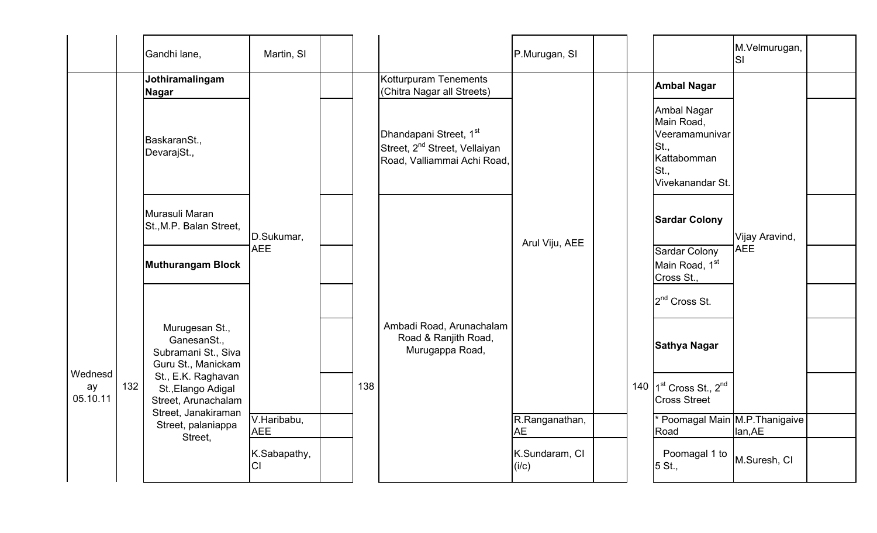| | | | | | | | | | | | | | | |
|---|---|---|---|---|---|---|---|---|---|---|---|---|---|---|
| | | Gandhi lane, | Martin, SI | | | | | P.Murugan, SI | | | | | M.Velmurugan, SI | |
| Wednesday 05.10.11 | 132 | **Jothiramalingam Nagar** | D.Sukumar, AEE | | | 138 | Kotturpuram Tenements (Chitra Nagar all Streets) | Arul Viju, AEE | | | 140 | **Ambal Nagar** | Vijay Aravind, AEE | |
| | | BaskaranSt., DevarajSt., | | | | | Dhandapani Street, 1st Street, 2nd Street, Vellaiyan Road, Valliammai Achi Road, | | | | | Ambal Nagar Main Road, Veeramamunivar St., Kattabomman St., Vivekanandar St. | | |
| | | Murasuli Maran St.,M.P. Balan Street, | | | | | Ambadi Road, Arunachalam Road & Ranjith Road, Murugappa Road, | | | | | **Sardar Colony** | | |
| | | **Muthurangam Block** | | | | | | | | | | Sardar Colony Main Road, 1st Cross St., | | |
| | | Murugesan St., GanesanSt., Subramani St., Siva Guru St., Manickam St., E.K. Raghavan St.,Elango Adigal Street, Arunachalam Street, Janakiraman Street, palaniappa Street, | | | | | | | | | | 2nd Cross St. | | |
| | | | | | | | | | | | | **Sathya Nagar** | | |
| | | | | | | | | | | | | 1st Cross St., 2nd Cross Street | | |
| | | | V.Haribabu, AEE | | | | | R.Ranganathan, AE | | | | * Poomagal Main Road | M.P.Thanigaivelan,AE | |
| | | | K.Sabapathy, CI | | | | | K.Sundaram, CI (i/c) | | | | Poomagal 1 to 5 St., | M.Suresh, CI | |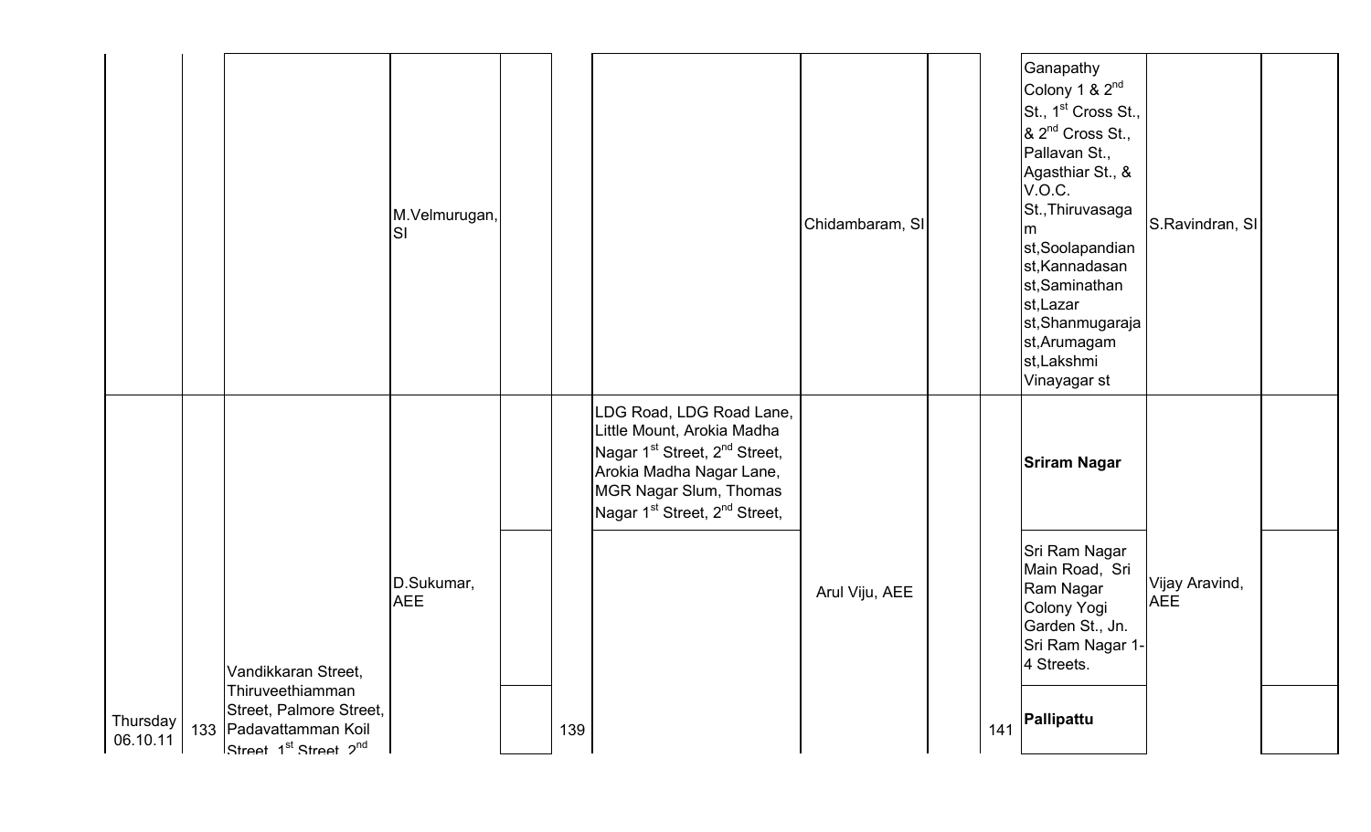| | | | | | | | | | | | | |
|---|---|---|---|---|---|---|---|---|---|---|---|---|
| | | | M.Velmurugan, SI | | | | Chidambaram, SI | | | Ganapathy Colony 1 & 2nd St., 1st Cross St., & 2nd Cross St., Pallavan St., Agasthiar St., & V.O.C. St.,Thiruvasagam st,Soolapandian st,Kannadasan st,Saminathan st,Lazar st,Shanmugaraja st,Arumagam st,Lakshmi Vinayagar st | S.Ravindran, SI | |
| Thursday 06.10.11 | 133 | Vandikkaran Street, Thiruveethiamman Street, Palmore Street, Padavattamman Koil Street, 1st Street, 2nd | D.Sukumar, AEE | | 139 | LDG Road, LDG Road Lane, Little Mount, Arokia Madha Nagar 1st Street, 2nd Street, Arokia Madha Nagar Lane, MGR Nagar Slum, Thomas Nagar 1st Street, 2nd Street, | Arul Viju, AEE | | 141 | **Sriram Nagar** | Vijay Aravind, AEE | |
| | | | | | | | | | | Sri Ram Nagar Main Road, Sri Ram Nagar Colony Yogi Garden St., Jn. Sri Ram Nagar 1-4 Streets. | | |
| | | | | | | | | | | **Pallipattu** | | |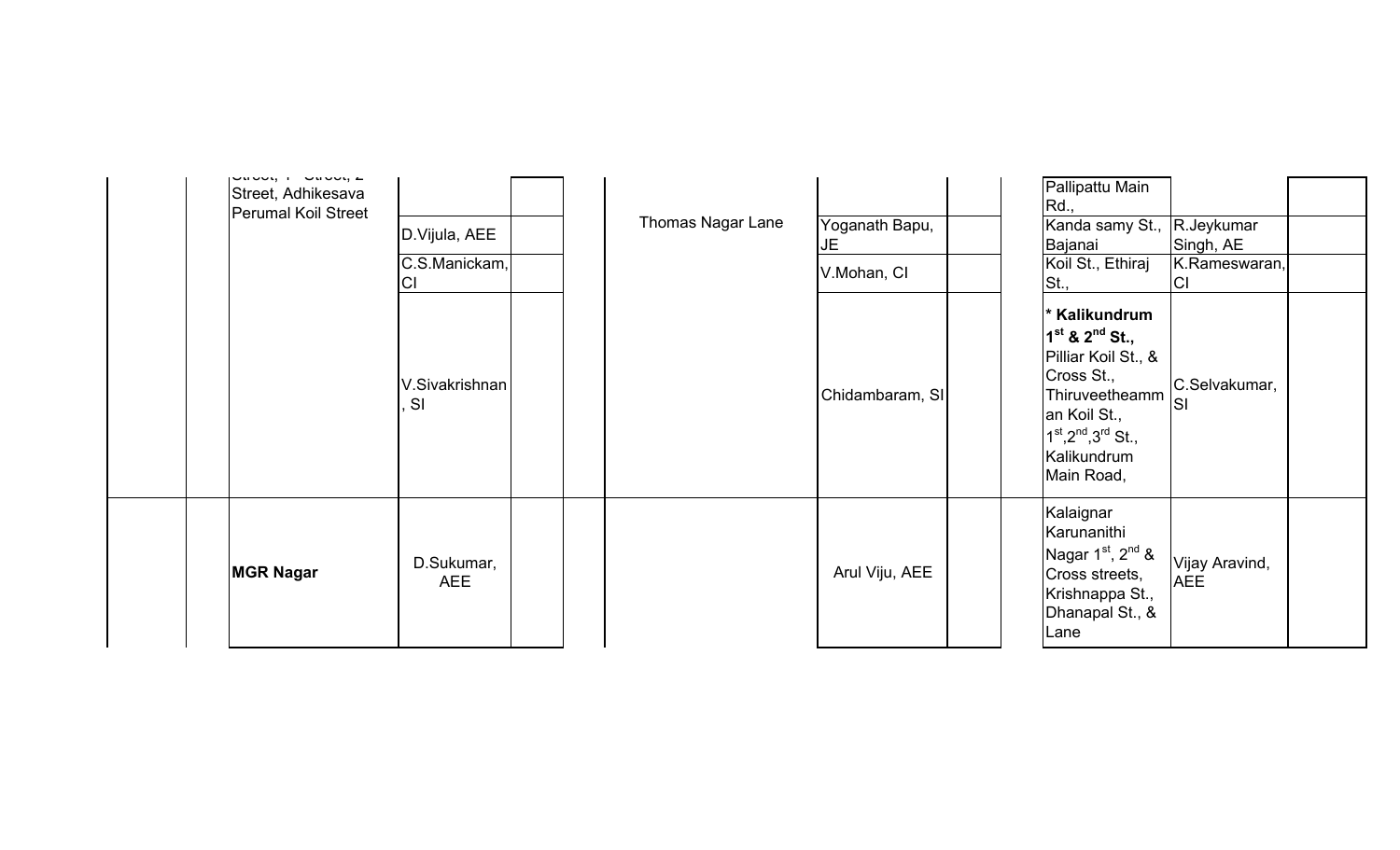| | | | | | | | | | | | | |
|---|---|---|---|---|---|---|---|---|---|---|---|---|
| | | Street, 1st Street, 2nd Street, Adhikesava Perumal Koil Street | | | | | | | | Pallipattu Main Rd., | | |
| | | | D.Vijula, AEE | | | Thomas Nagar Lane | Yoganath Bapu, JE | | | Kanda samy St., Bajanai | R.Jeykumar Singh, AE | |
| | | | C.S.Manickam, CI | | | | V.Mohan, CI | | | Koil St., Ethiraj St., | K.Rameswaran, CI | |
| | | | V.Sivakrishnan, SI | | | | Chidambaram, SI | | | **\* Kalikundrum 1st & 2nd St.,** Pilliar Koil St., & Cross St., Thiruveetheamman Koil St., 1st,2nd,3rd St., Kalikundrum Main Road, | C.Selvakumar, SI | |
| | | **MGR Nagar** | D.Sukumar, AEE | | | | Arul Viju, AEE | | | Kalaignar Karunanithi Nagar 1st, 2nd & Cross streets, Krishnappa St., Dhanapal St., & Lane | Vijay Aravind, AEE | |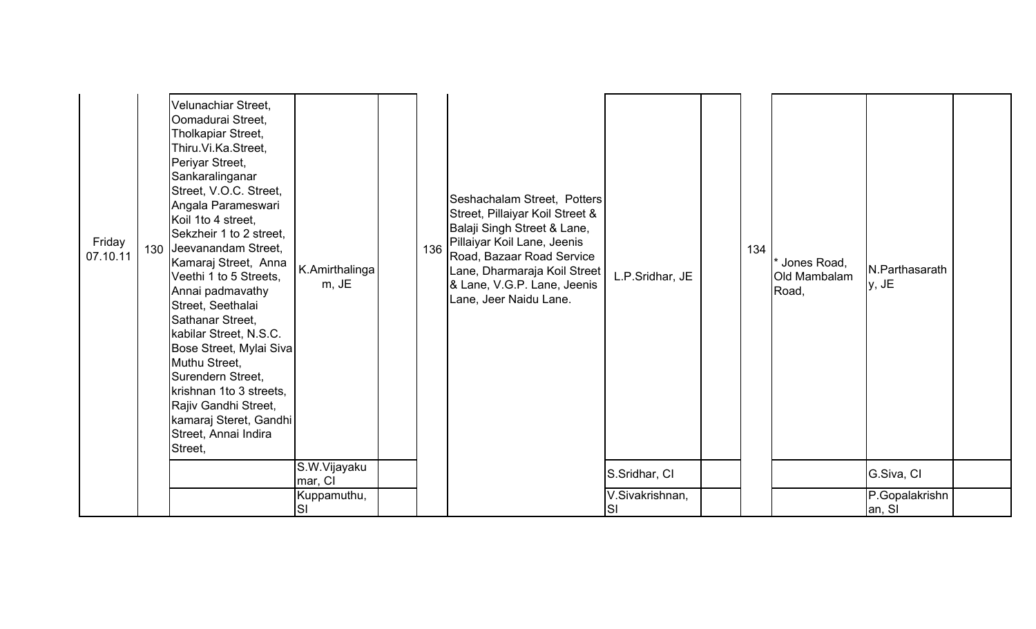| | | | | | | | | | | | | |
|---|---|---|---|---|---|---|---|---|---|---|---|---|
| Friday 07.10.11 | 130 | Velunachiar Street, Oomadurai Street, Tholkapiar Street, Thiru.Vi.Ka.Street, Periyar Street, Sankaralinganar Street, V.O.C. Street, Angala Parameswari Koil 1to 4 street, Sekzheir 1 to 2 street, Jeevanandam Street, Kamaraj Street, Anna Veethi 1 to 5 Streets, Annai padmavathy Street, Seethalai Sathanar Street, kabilar Street, N.S.C. Bose Street, Mylai Siva Muthu Street, Surendern Street, krishnan 1to 3 streets, Rajiv Gandhi Street, kamaraj Steret, Gandhi Street, Annai Indira Street, | K.Amirthalingam, JE | | 136 | Seshachalam Street, Potters Street, Pillaiyar Koil Street & Balaji Singh Street & Lane, Pillaiyar Koil Lane, Jeenis Road, Bazaar Road Service Lane, Dharmaraja Koil Street & Lane, V.G.P. Lane, Jeenis Lane, Jeer Naidu Lane. | L.P.Sridhar, JE | | 134 | * Jones Road, Old Mambalam Road, | N.Parthasarathy, JE | |
| | | | S.W.Vijayakumar, CI | | | | S.Sridhar, CI | | | | G.Siva, CI | |
| | | | Kuppamuthu, SI | | | | V.Sivakrishnan, SI | | | | P.Gopalakrishnan, SI | |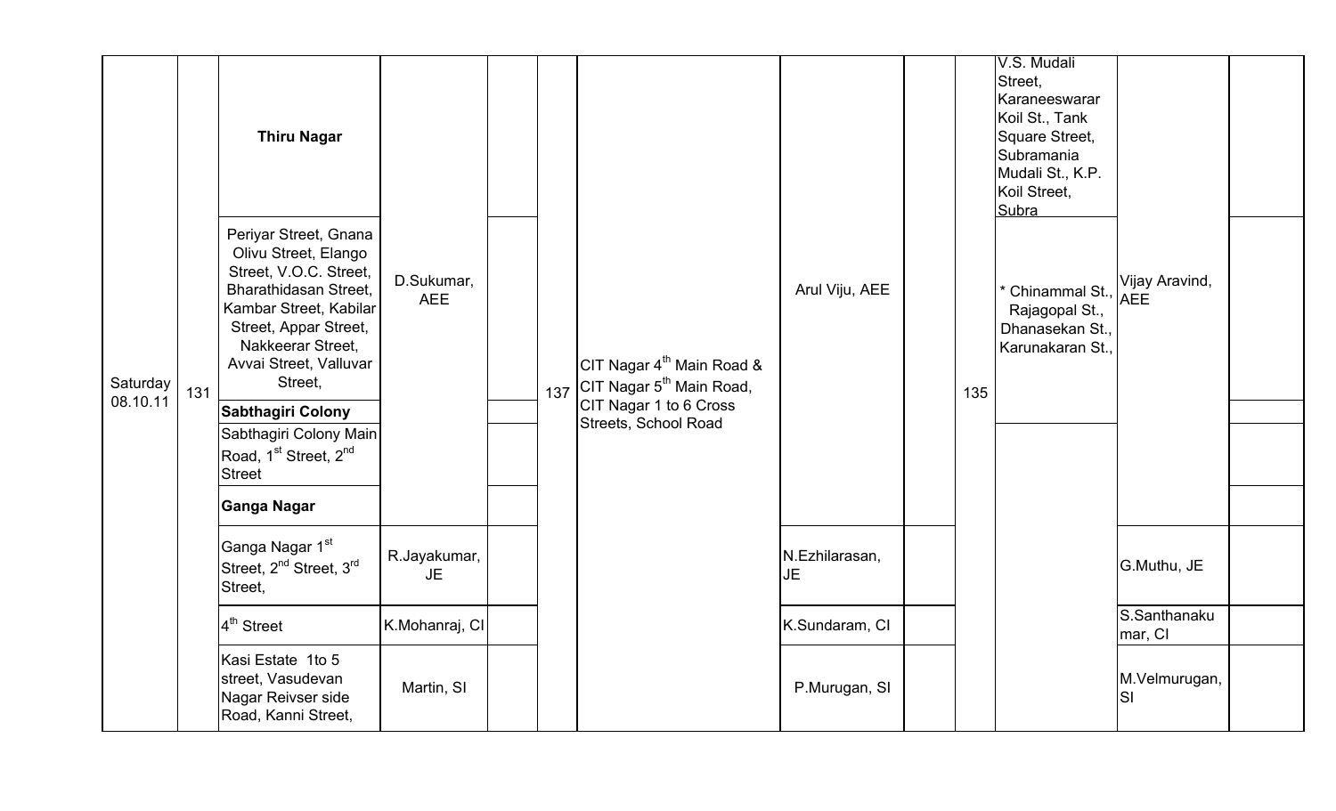| | | | | | | | | | | | | |
|---|---|---|---|---|---|---|---|---|---|---|---|---|
| Saturday 08.10.11 | 131 | **Thiru Nagar** | D.Sukumar, AEE | | 137 | CIT Nagar 4$^{th}$ Main Road & CIT Nagar 5$^{th}$ Main Road, CIT Nagar 1 to 6 Cross Streets, School Road | Arul Viju, AEE | | 135 | V.S. Mudali Street, Karaneeswarar Koil St., Tank Square Street, Subramania Mudali St., K.P. Koil Street, Subra | Vijay Aravind, AEE | |
| | | Periyar Street, Gnana Olivu Street, Elango Street, V.O.C. Street, Bharathidasan Street, Kambar Street, Kabilar Street, Appar Street, Nakkeerar Street, Avvai Street, Valluvar Street, | | | | | | | | * Chinammal St., Rajagopal St., Dhanasekan St., Karunakaran St., | | |
| | | **Sabthagiri Colony** | | | | | | | | | | |
| | | Sabthagiri Colony Main Road, 1$^{st}$ Street, 2$^{nd}$ Street | | | | | | | | | | |
| | | **Ganga Nagar** | | | | | | | | | | |
| | | Ganga Nagar 1$^{st}$ Street, 2$^{nd}$ Street, 3$^{rd}$ Street, | R.Jayakumar, JE | | | | N.Ezhilarasan, JE | | | | G.Muthu, JE | |
| | | 4$^{th}$ Street | K.Mohanraj, CI | | | | K.Sundaram, CI | | | | S.Santhanakumar, CI | |
| | | Kasi Estate 1to 5 street, Vasudevan Nagar Reivser side Road, Kanni Street, | Martin, SI | | | | P.Murugan, SI | | | | M.Velmurugan, SI | |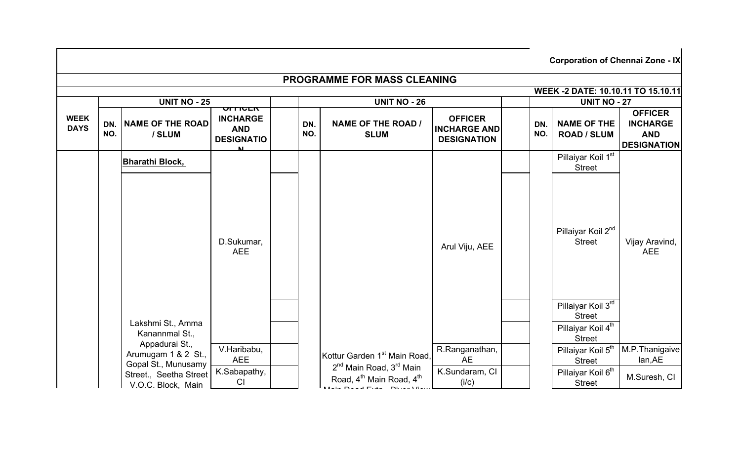Corporation of Chennai Zone - IX

## PROGRAMME FOR MASS CLEANING

WEEK -2 DATE: 10.10.11 TO 15.10.11

| WEEK DAYS | UNIT NO - 25 | | | | UNIT NO - 26 | | | | UNIT NO - 27 | | |
|---|---|---|---|---|---|---|---|---|---|---|---|
| | DN. NO. | NAME OF THE ROAD / SLUM | OFFICER INCHARGE AND DESIGNATION | | DN. NO. | NAME OF THE ROAD / SLUM | OFFICER INCHARGE AND DESIGNATION | | DN. NO. | NAME OF THE ROAD / SLUM | OFFICER INCHARGE AND DESIGNATION |
| | | **Bharathi Block,** | D.Sukumar, AEE | | | | Arul Viju, AEE | | | Pillaiyar Koil 1st Street | Vijay Aravind, AEE |
| | | | | | | | | | | Pillaiyar Koil 2nd Street | |
| | | | | | | | | | | Pillaiyar Koil 3rd Street | |
| | | Lakshmi St., Amma Kanannmal St., Appadurai St., Arumugam 1 & 2 St., Gopal St., Munusamy Street., Seetha Street V.O.C. Block, Main | | | | | | | | Pillaiyar Koil 4th Street | |
| | | | V.Haribabu, AEE | | | Kottur Garden 1st Main Road, 2nd Main Road, 3rd Main Road, 4th Main Road, 4th Main Road Extn., River View | R.Ranganathan, AE | | | Pillaiyar Koil 5th Street | M.P.Thanigaivelan,AE |
| | | | K.Sabapathy, CI | | | | K.Sundaram, CI (i/c) | | | Pillaiyar Koil 6th Street | M.Suresh, CI |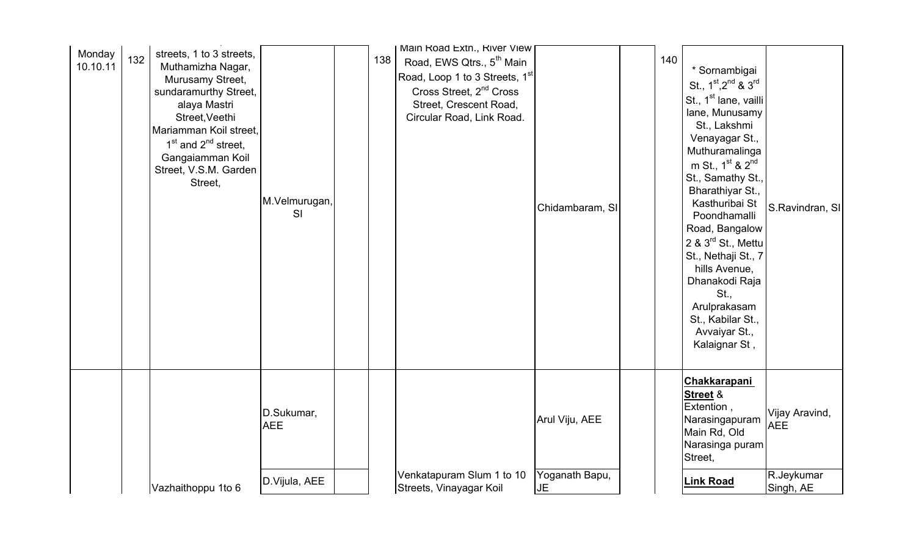| Monday 10.10.11 | 132 | streets, 1 to 3 streets, Muthamizha Nagar, Murusamy Street, sundaramurthy Street, alaya Mastri Street,Veethi Mariamman Koil street, 1st and 2nd street, Gangaiamman Koil Street, V.S.M. Garden Street, | M.Velmurugan, SI | | 138 | Main Road Extn., River View Road, EWS Qtrs., 5th Main Road, Loop 1 to 3 Streets, 1st Cross Street, 2nd Cross Street, Crescent Road, Circular Road, Link Road. | Chidambaram, SI | | 140 | * Sornambigai St., 1st,2nd & 3rd St., 1st lane, vailli lane, Munusamy St., Lakshmi Venayagar St., Muthuramalingam St., 1st & 2nd St., Samathy St., Bharathiyar St., Kasthuribai St Poondhamalli Road, Bangalow 2 & 3rd St., Mettu St., Nethaji St., 7 hills Avenue, Dhanakodi Raja St., Arulprakasam St., Kabilar St., Avvaiyar St., Kalaignar St , | S.Ravindran, SI |
|---|---|---|---|---|---|---|---|---|---|---|---|
| | | | D.Sukumar, AEE | | | | Arul Viju, AEE | | | **Chakkarapani Street** & Extention , Narasingapuram Main Rd, Old Narasinga puram Street, | Vijay Aravind, AEE |
| | | Vazhaithoppu 1to 6 | D.Vijula, AEE | | | Venkatapuram Slum 1 to 10 Streets, Vinayagar Koil | Yoganath Bapu, JE | | | **Link Road** | R.Jeykumar Singh, AE |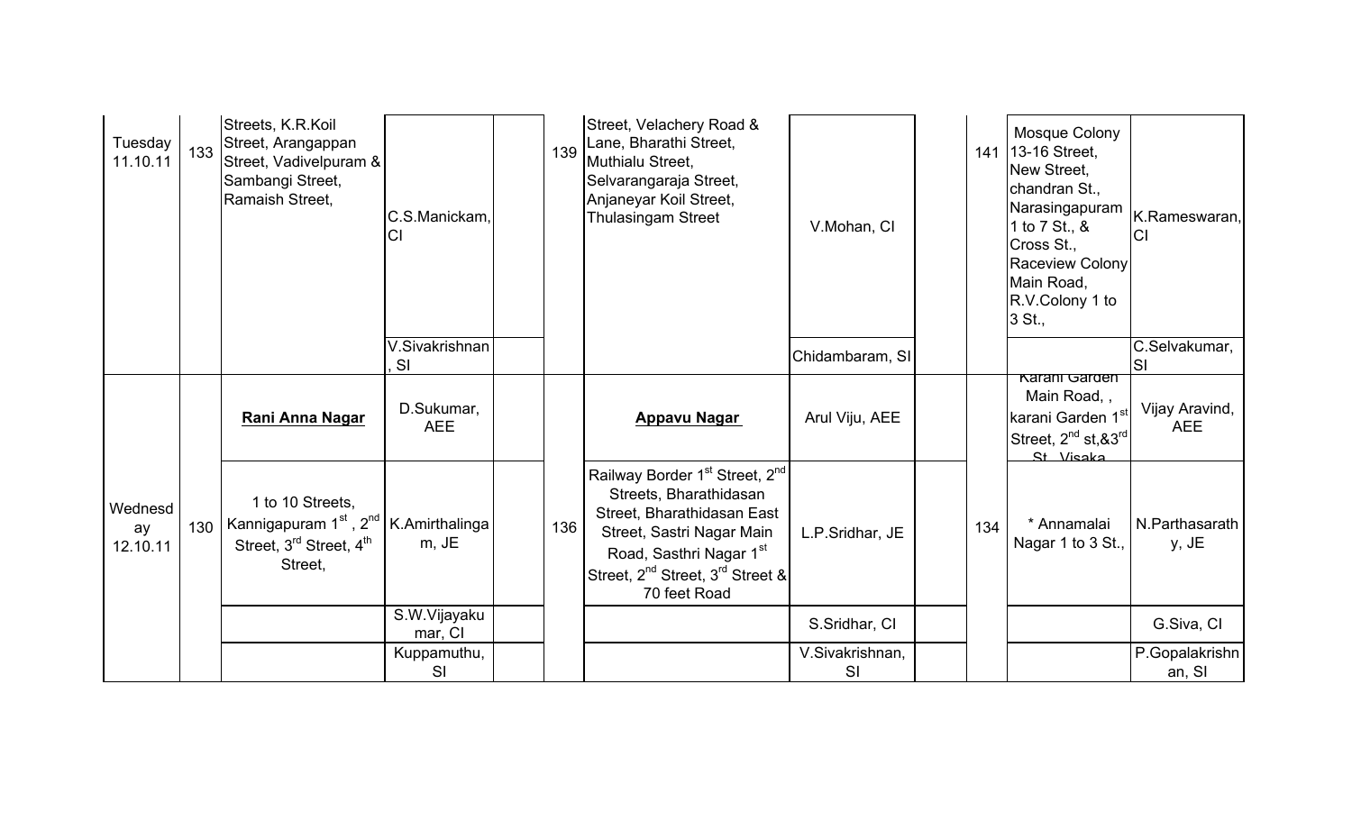| | | | | | | | | | | | |
|---|---|---|---|---|---|---|---|---|---|---|---|
| Tuesday 11.10.11 | 133 | Streets, K.R.Koil Street, Arangappan Street, Vadivelpuram & Sambangi Street, Ramaish Street, | C.S.Manickam, CI | | 139 | Street, Velachery Road & Lane, Bharathi Street, Muthialu Street, Selvarangaraja Street, Anjaneyar Koil Street, Thulasingam Street | V.Mohan, CI | | 141 | Mosque Colony 13-16 Street, New Street, chandran St., Narasingapuram 1 to 7 St., & Cross St., Raceview Colony Main Road, R.V.Colony 1 to 3 St., | K.Rameswaran, CI |
| | | | V.Sivakrishnan, SI | | | | Chidambaram, SI | | | | C.Selvakumar, SI |
| Wednesday 12.10.11 | 130 | **Rani Anna Nagar** | D.Sukumar, AEE | | 136 | **Appavu Nagar** | Arul Viju, AEE | | 134 | Karani Garden Main Road, , karani Garden 1st Street, 2nd st,&3rd St., Visaka | Vijay Aravind, AEE |
| | | 1 to 10 Streets, Kannigapuram 1st , 2nd Street, 3rd Street, 4th Street, | K.Amirthalingam, JE | | | Railway Border 1st Street, 2nd Streets, Bharathidasan Street, Bharathidasan East Street, Sastri Nagar Main Road, Sasthri Nagar 1st Street, 2nd Street, 3rd Street & 70 feet Road | L.P.Sridhar, JE | | | * Annamalai Nagar 1 to 3 St., | N.Parthasarathy, JE |
| | | | S.W.Vijayakumar, CI | | | | S.Sridhar, CI | | | | G.Siva, CI |
| | | | Kuppamuthu, SI | | | | V.Sivakrishnan, SI | | | | P.Gopalakrishnan, SI |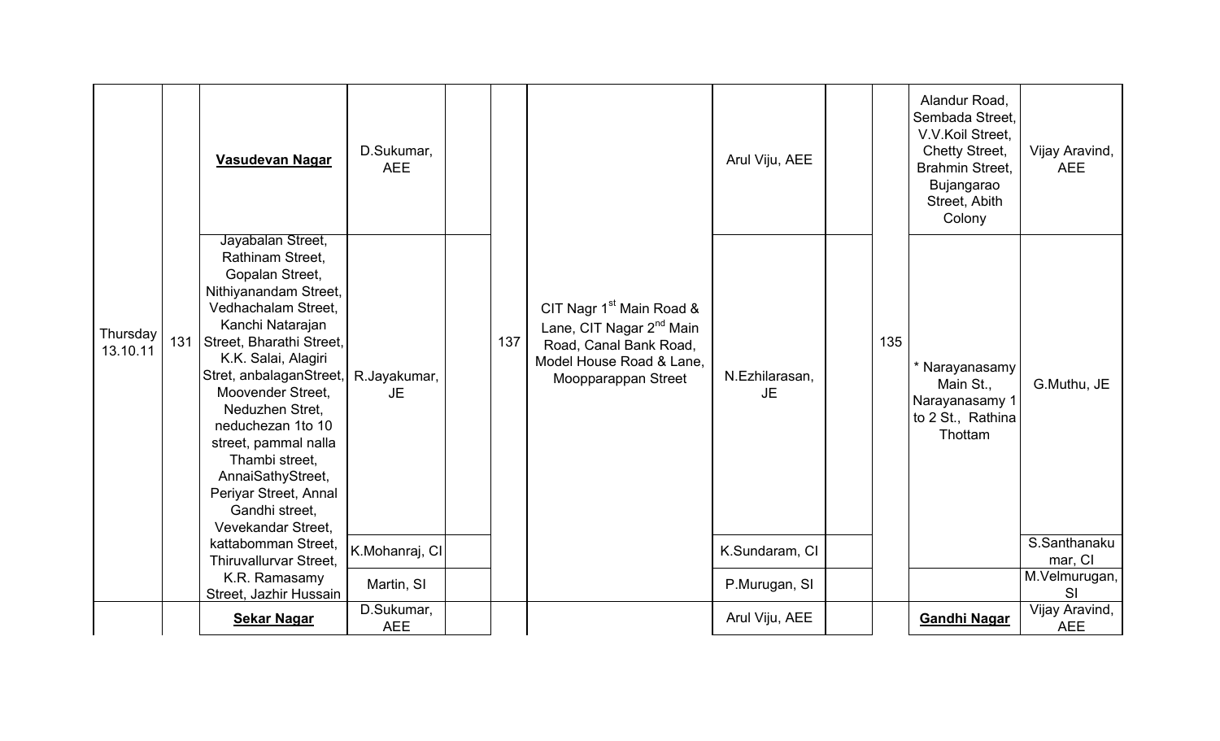| Thursday 13.10.11 | 131 | **Vasudevan Nagar** | D.Sukumar, AEE | | 137 | CIT Nagr 1$^{st}$ Main Road & Lane, CIT Nagar 2$^{nd}$ Main Road, Canal Bank Road, Model House Road & Lane, Moopparappan Street | Arul Viju, AEE | | 135 | Alandur Road, Sembada Street, V.V.Koil Street, Chetty Street, Brahmin Street, Bujangarao Street, Abith Colony | Vijay Aravind, AEE |
|---|---|---|---|---|---|---|---|---|---|---|---|
| | | Jayabalan Street, Rathinam Street, Gopalan Street, Nithiyanandam Street, Vedhachalam Street, Kanchi Natarajan Street, Bharathi Street, K.K. Salai, Alagiri Stret, anbalaganStreet, Moovender Street, Neduzhen Stret, neduchezan 1to 10 street, pammal nalla Thambi street, AnnaiSathyStreet, Periyar Street, Annal Gandhi street, Vevekandar Street, kattabomman Street, Thiruvallurvar Street, K.R. Ramasamy Street, Jazhir Hussain | R.Jayakumar, JE | | | | N.Ezhilarasan, JE | | | * Narayanasamy Main St., Narayanasamy 1 to 2 St., Rathina Thottam | G.Muthu, JE |
| | | | K.Mohanraj, CI | | | | K.Sundaram, CI | | | | S.Santhanakumar, CI |
| | | | Martin, SI | | | | P.Murugan, SI | | | | M.Velmurugan, SI |
| | | **Sekar Nagar** | D.Sukumar, AEE | | | | Arul Viju, AEE | | | **Gandhi Nagar** | Vijay Aravind, AEE |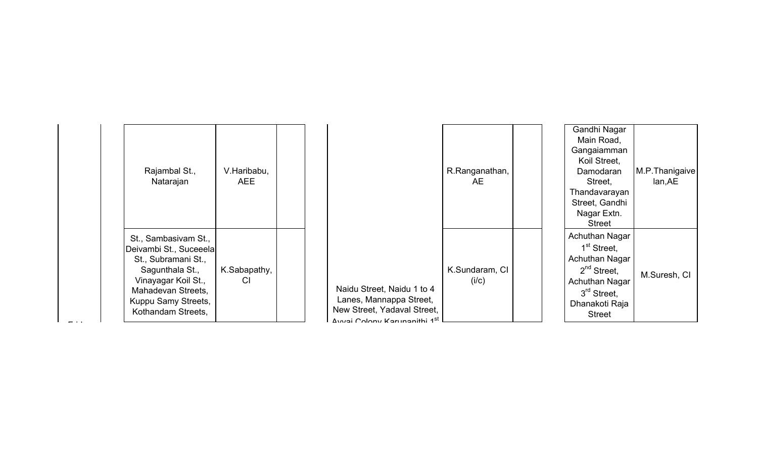| | | | | | | | | | |
|---|---|---|---|---|---|---|---|---|---|
| | | Rajambal St., Natarajan | V.Haribabu, AEE | | | R.Ranganathan, AE | | Gandhi Nagar Main Road, Gangaiamman Koil Street, Damodaran Street, Thandavarayan Street, Gandhi Nagar Extn. Street | M.P.Thanigaivelan,AE |
| | | St., Sambasivam St., Deivambi St., Suceeela St., Subramani St., Sagunthala St., Vinayagar Koil St., Mahadevan Streets, Kuppu Samy Streets, Kothandam Streets, | K.Sabapathy, CI | | Naidu Street, Naidu 1 to 4 Lanes, Mannappa Street, New Street, Yadaval Street, Avvai Colony Karunanithi 1st | K.Sundaram, CI (i/c) | | Achuthan Nagar 1st Street, Achuthan Nagar 2nd Street, Achuthan Nagar 3rd Street, Dhanakoti Raja Street | M.Suresh, CI |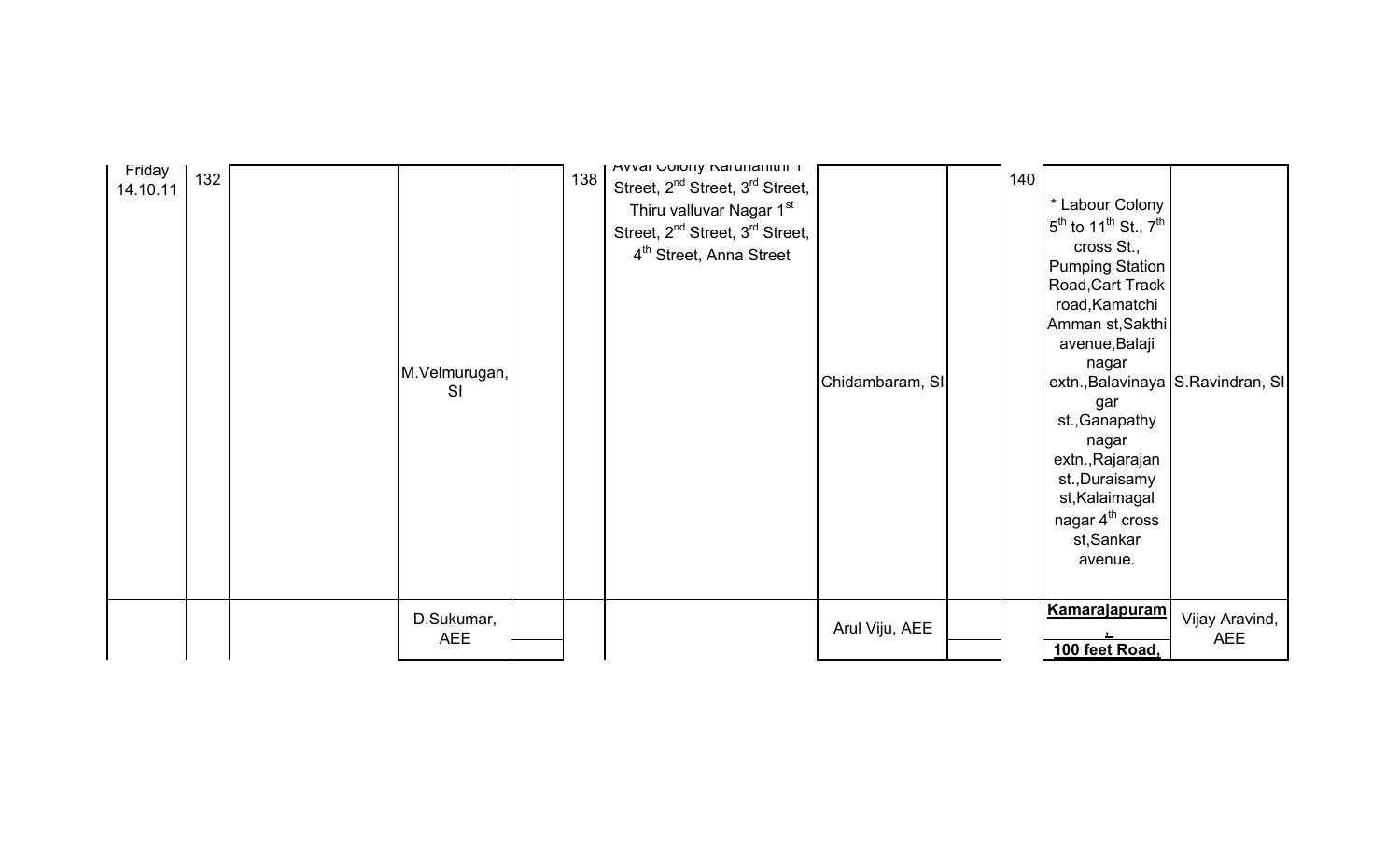| Friday 14.10.11 | 132 | | M.Velmurugan, SI | | 138 | Avvai Colony Karunanithi 1 Street, 2$^{nd}$ Street, 3$^{rd}$ Street, Thiru valluvar Nagar 1$^{st}$ Street, 2$^{nd}$ Street, 3$^{rd}$ Street, 4$^{th}$ Street, Anna Street | Chidambaram, SI | | 140 | * Labour Colony 5$^{th}$ to 11$^{th}$ St., 7$^{th}$ cross St., Pumping Station Road,Cart Track road,Kamatchi Amman st,Sakthi avenue,Balaji nagar extn.,Balavinayagar st.,Ganapathy nagar extn.,Rajarajan st.,Duraisamy st,Kalaimagal nagar 4$^{th}$ cross st,Sankar avenue. | S.Ravindran, SI |
|---|---|---|---|---|---|---|---|---|---|---|---|
| | | | D.Sukumar, AEE | | | | Arul Viju, AEE | | | **Kamarajapuram, 100 feet Road,** | Vijay Aravind, AEE |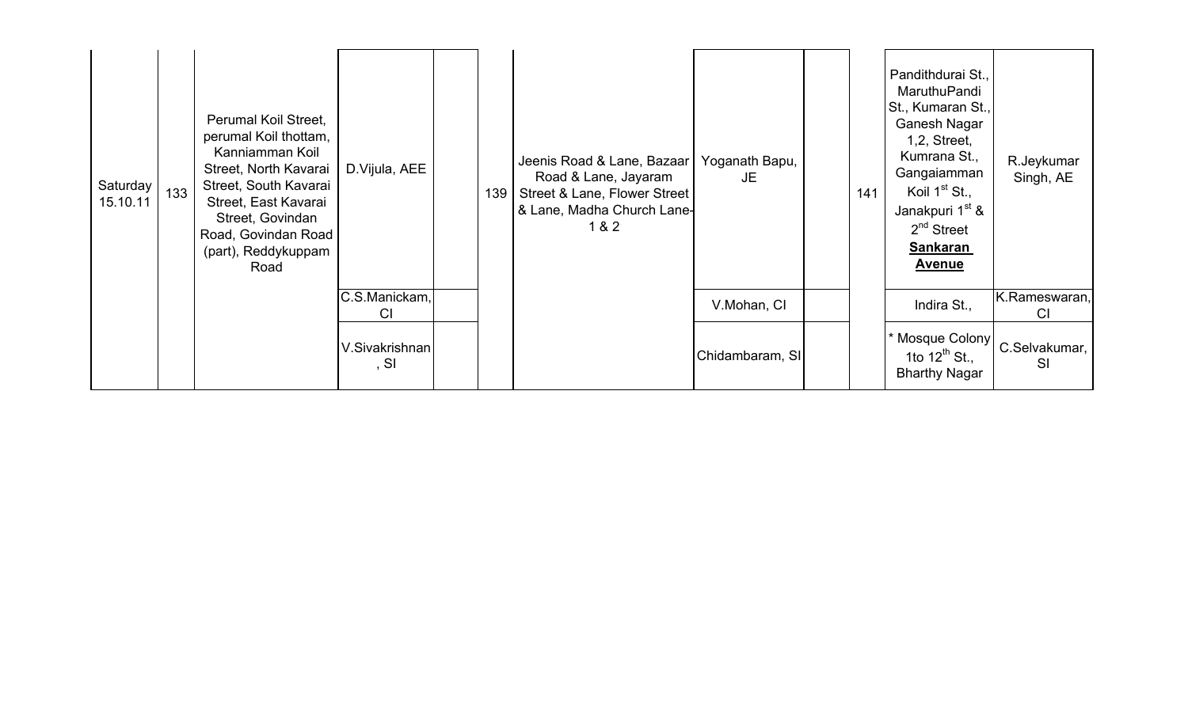| | | | | | | | | | | | |
|---|---|---|---|---|---|---|---|---|---|---|---|
| Saturday 15.10.11 | 133 | Perumal Koil Street, perumal Koil thottam, Kanniamman Koil Street, North Kavarai Street, South Kavarai Street, East Kavarai Street, Govindan Road, Govindan Road (part), Reddykuppam Road | D.Vijula, AEE | | 139 | Jeenis Road & Lane, Bazaar Road & Lane, Jayaram Street & Lane, Flower Street & Lane, Madha Church Lane-1 & 2 | Yoganath Bapu, JE | | 141 | Pandithdurai St., MaruthuPandi St., Kumaran St., Ganesh Nagar 1,2, Street, Kumrana St., Gangaiamman Koil 1$^{st}$ St., Janakpuri 1$^{st}$ & 2$^{nd}$ Street **Sankaran Avenue** | R.Jeykumar Singh, AE |
| | | | C.S.Manickam, CI | | | | V.Mohan, CI | | | Indira St., | K.Rameswaran, CI |
| | | | V.Sivakrishnan, SI | | | | Chidambaram, SI | | | * Mosque Colony 1to 12$^{th}$ St., Bharthy Nagar | C.Selvakumar, SI |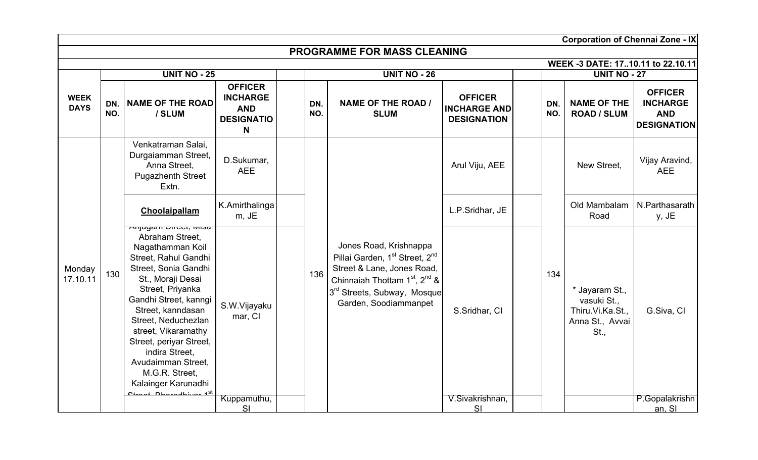Corporation of Chennai Zone - IX

## PROGRAMME FOR MASS CLEANING

WEEK -3 DATE: 17..10.11 to 22.10.11

| WEEK DAYS | UNIT NO - 25 | | | | UNIT NO - 26 | | | | UNIT NO - 27 | | |
|---|---|---|---|---|---|---|---|---|---|---|---|
| | DN. NO. | NAME OF THE ROAD / SLUM | OFFICER INCHARGE AND DESIGNATION | | DN. NO. | NAME OF THE ROAD / SLUM | OFFICER INCHARGE AND DESIGNATION | | DN. NO. | NAME OF THE ROAD / SLUM | OFFICER INCHARGE AND DESIGNATION |
| Monday 17.10.11 | 130 | Venkatraman Salai, Durgaiamman Street, Anna Street, Pugazhenth Street Extn. | D.Sukumar, AEE | | 136 | Jones Road, Krishnappa Pillai Garden, 1st Street, 2nd Street & Lane, Jones Road, Chinnaiah Thottam 1st, 2nd & 3rd Streets, Subway, Mosque Garden, Soodiammanpet | Arul Viju, AEE | | 134 | New Street, | Vijay Aravind, AEE |
| | | **Choolaipallam** | K.Amirthalingam, JE | | | | L.P.Sridhar, JE | | | Old Mambalam Road | N.Parthasarathy, JE |
| | | Anjugam Street, Misa Abraham Street, Nagathamman Koil Street, Rahul Gandhi Street, Sonia Gandhi St., Moraji Desai Street, Priyanka Gandhi Street, kanngi Street, kanndasan Street, Neduchezlan street, Vikaramathy Street, periyar Street, indira Street, Avudaimman Street, M.G.R. Street, Kalainger Karunadhi Street, Bharadhiyar 1st | S.W.Vijayakumar, CI | | | | S.Sridhar, CI | | | * Jayaram St., vasuki St., Thiru.Vi.Ka.St., Anna St., Avvai St., | G.Siva, CI |
| | | | Kuppamuthu, SI | | | | V.Sivakrishnan, SI | | | | P.Gopalakrishnan, SI |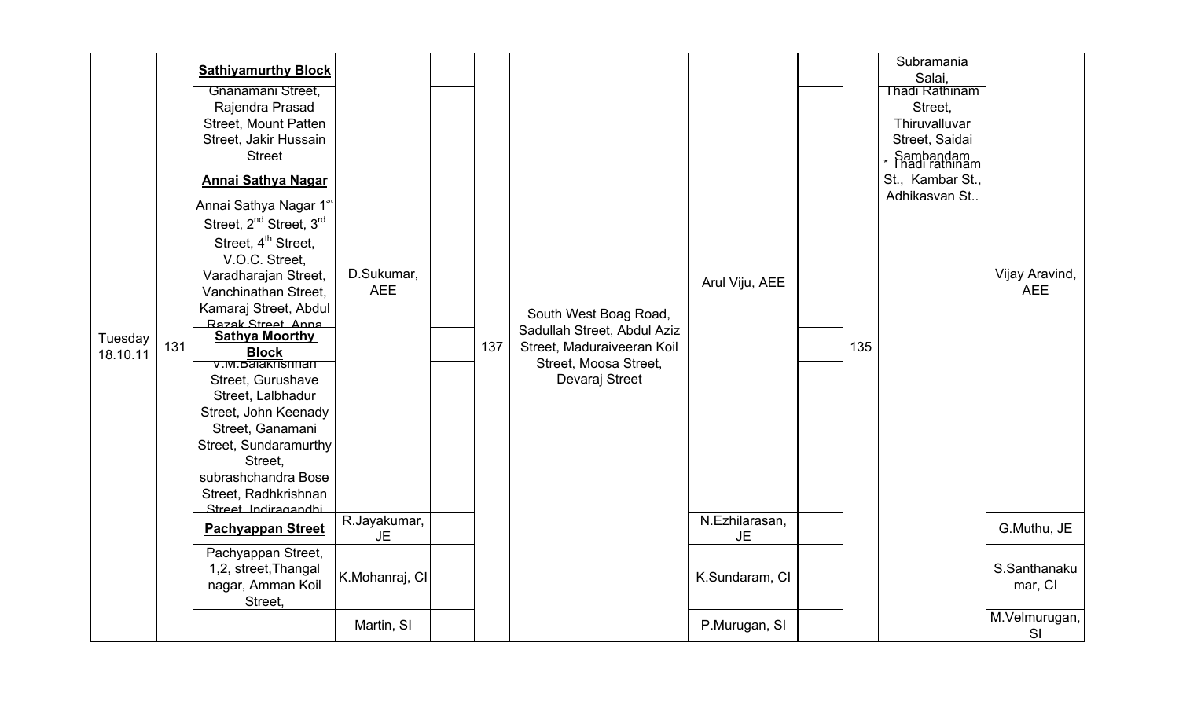| | | | | | | | | | | | |
|---|---|---|---|---|---|---|---|---|---|---|---|
| Tuesday 18.10.11 | 131 | **Sathiyamurthy Block** | D.Sukumar, AEE | | 137 | South West Boag Road, Sadullah Street, Abdul Aziz Street, Maduraiveeran Koil Street, Moosa Street, Devaraj Street | Arul Viju, AEE | | 135 | Subramania Salai, | Vijay Aravind, AEE |
| | | Gnanamani Street, Rajendra Prasad Street, Mount Patten Street, Jakir Hussain Street | | | | | | | | Thadi Rathinam Street, Thiruvalluvar Street, Saidai Sambandam | |
| | | **Annai Sathya Nagar** | | | | | | | | * Thadi rathinam St., Kambar St., Adhikasvan St., | |
| | | Annai Sathya Nagar 1st Street, 2nd Street, 3rd Street, 4th Street, V.O.C. Street, Varadharajan Street, Vanchinathan Street, Kamaraj Street, Abdul Razak Street, Anna | | | | | | | | | |
| | | **Sathya Moorthy Block** | | | | | | | | | |
| | | V.M.Balakrishnan Street, Gurushave Street, Lalbhadur Street, John Keenady Street, Ganamani Street, Sundaramurthy Street, subrashchandra Bose Street, Radhkrishnan Street, Indiragandhi | | | | | | | | | |
| | | **Pachyappan Street** | R.Jayakumar, JE | | | | N.Ezhilarasan, JE | | | | G.Muthu, JE |
| | | Pachyappan Street, 1,2, street,Thangal nagar, Amman Koil Street, | K.Mohanraj, CI | | | | K.Sundaram, CI | | | | S.Santhanakumar, CI |
| | | | Martin, SI | | | | P.Murugan, SI | | | | M.Velmurugan, SI |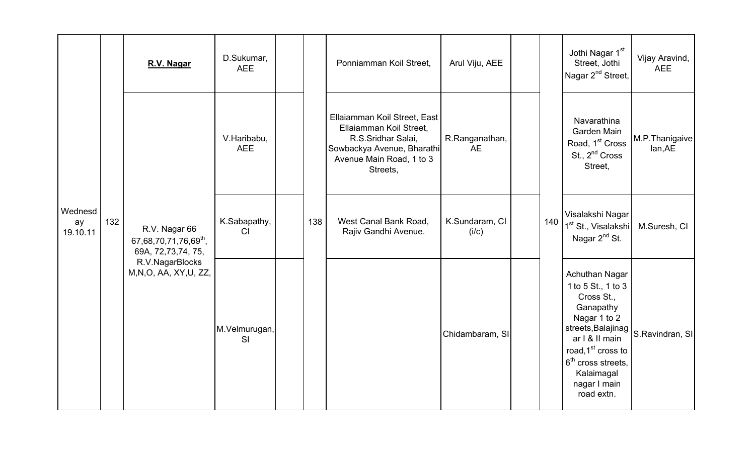| Wednesday 19.10.11 | 132 | **R.V. Nagar** | D.Sukumar, AEE | | 138 | Ponniamman Koil Street, | Arul Viju, AEE | | 140 | Jothi Nagar 1st Street, Jothi Nagar 2nd Street, | Vijay Aravind, AEE |
|---|---|---|---|---|---|---|---|---|---|---|---|
| | | R.V. Nagar 66 67,68,70,71,76,69th, 69A, 72,73,74, 75, R.V.NagarBlocks M,N,O, AA, XY,U, ZZ, | V.Haribabu, AEE | | | Ellaiamman Koil Street, East Ellaiamman Koil Street, R.S.Sridhar Salai, Sowbackya Avenue, Bharathi Avenue Main Road, 1 to 3 Streets, | R.Ranganathan, AE | | | Navarathina Garden Main Road, 1st Cross St., 2nd Cross Street, | M.P.Thanigaivelan,AE |
| | | | K.Sabapathy, CI | | | West Canal Bank Road, Rajiv Gandhi Avenue. | K.Sundaram, CI (i/c) | | | Visalakshi Nagar 1st St., Visalakshi Nagar 2nd St. | M.Suresh, CI |
| | | | M.Velmurugan, SI | | | | Chidambaram, SI | | | Achuthan Nagar 1 to 5 St., 1 to 3 Cross St., Ganapathy Nagar 1 to 2 streets,Balajinagar I & II main road,1st cross to 6th cross streets, Kalaimagal nagar I main road extn. | S.Ravindran, SI |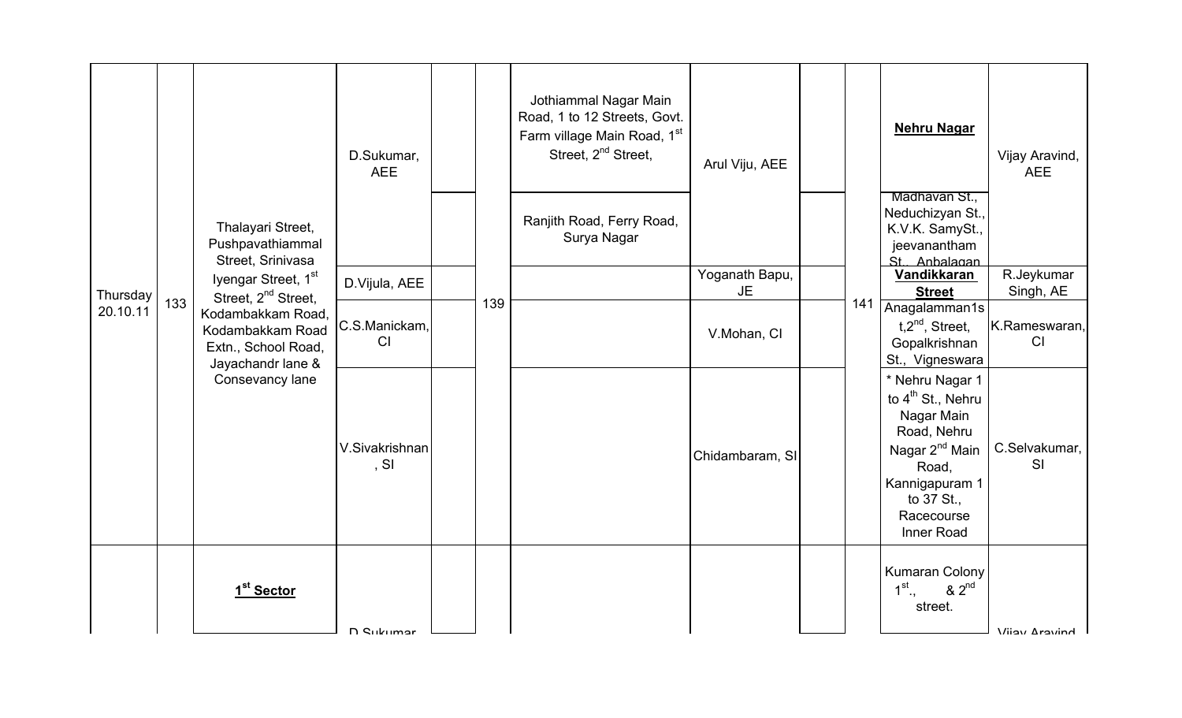| | | | | | | | | | | | |
|---|---|---|---|---|---|---|---|---|---|---|---|
| Thursday 20.10.11 | 133 | Thalayari Street, Pushpavathiammal Street, Srinivasa Iyengar Street, 1st Street, 2nd Street, Kodambakkam Road, Kodambakkam Road Extn., School Road, Jayachandr lane & Consevancy lane | D.Sukumar, AEE | | 139 | Jothiammal Nagar Main Road, 1 to 12 Streets, Govt. Farm village Main Road, 1st Street, 2nd Street, | Arul Viju, AEE | | 141 | **Nehru Nagar** | Vijay Aravind, AEE |
| | | | | | | Ranjith Road, Ferry Road, Surya Nagar | | | | Madhavan St., Neduchizyan St., K.V.K. SamySt., jeevanantham St., Anbalagan | |
| | | | D.Vijula, AEE | | | | Yoganath Bapu, JE | | | **Vandikkaran Street** | R.Jeykumar Singh, AE |
| | | | C.S.Manickam, CI | | | | V.Mohan, CI | | | Anagalamman1st,2nd, Street, Gopalkrishnan St., Vigneswara | K.Rameswaran, CI |
| | | | V.Sivakrishnan, SI | | | | Chidambaram, SI | | | * Nehru Nagar 1 to 4th St., Nehru Nagar Main Road, Nehru Nagar 2nd Main Road, Kannigapuram 1 to 37 St., Racecourse Inner Road | C.Selvakumar, SI |
| | | **1st Sector** | D.Sukumar | | | | | | | Kumaran Colony 1st., & 2nd street. | Vijay Aravind |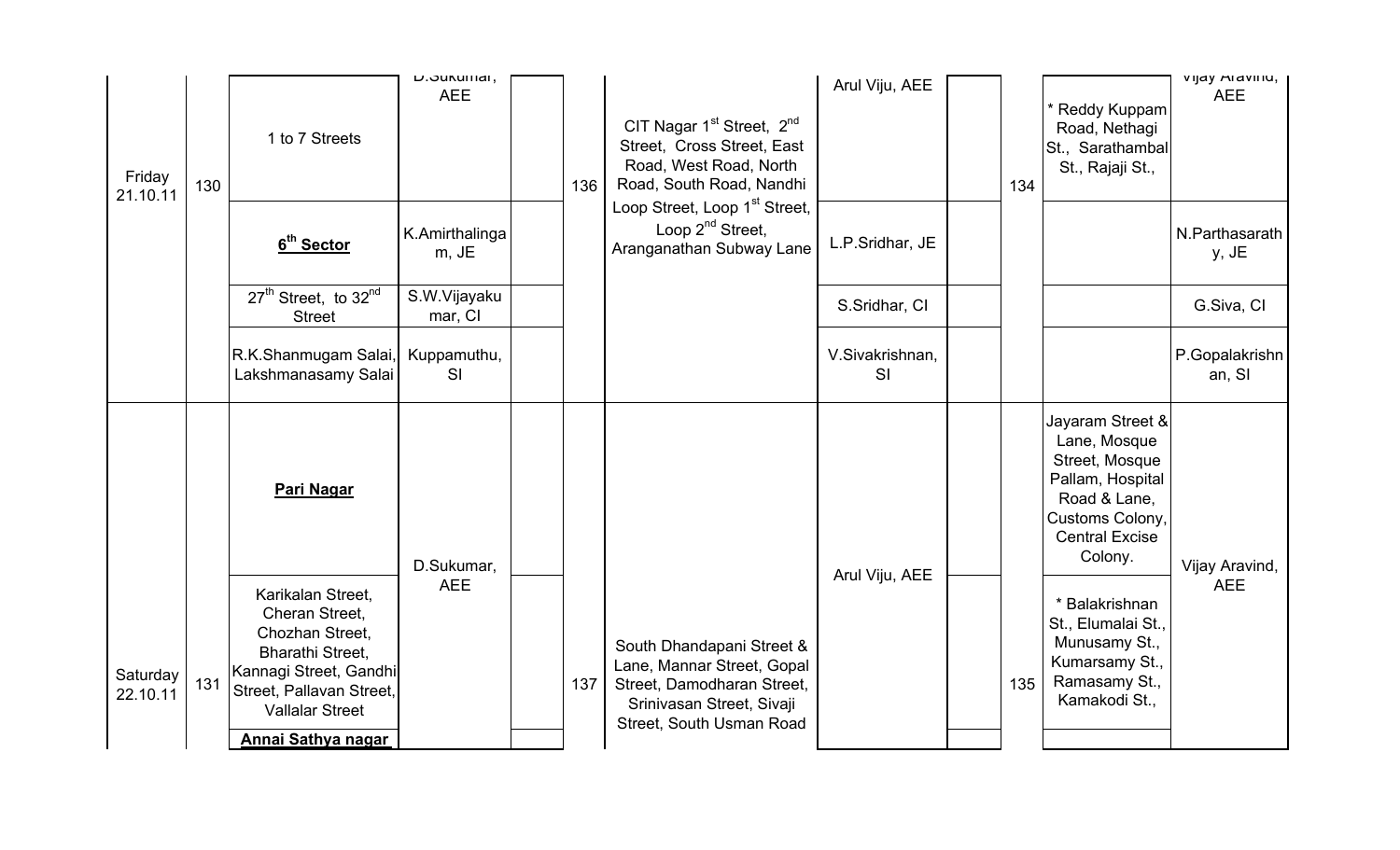| | | | | | | | | | | | |
|---|---|---|---|---|---|---|---|---|---|---|---|
| Friday 21.10.11 | 130 | 1 to 7 Streets | D.Sukumar, AEE | | 136 | CIT Nagar 1st Street, 2nd Street, Cross Street, East Road, West Road, North Road, South Road, Nandhi Loop Street, Loop 1st Street, Loop 2nd Street, Aranganathan Subway Lane | Arul Viju, AEE | | 134 | * Reddy Kuppam Road, Nethagi St., Sarathambal St., Rajaji St., | Vijay Aravind, AEE |
| | | **6th Sector** | K.Amirthalingam, JE | | | | L.P.Sridhar, JE | | | | N.Parthasarathy, JE |
| | | 27th Street, to 32nd Street | S.W.Vijayakumar, CI | | | | S.Sridhar, CI | | | | G.Siva, CI |
| | | R.K.Shanmugam Salai, Lakshmanasamy Salai | Kuppamuthu, SI | | | | V.Sivakrishnan, SI | | | | P.Gopalakrishnan, SI |
| Saturday 22.10.11 | 131 | **Pari Nagar** | D.Sukumar, AEE | | 137 | South Dhandapani Street & Lane, Mannar Street, Gopal Street, Damodharan Street, Srinivasan Street, Sivaji Street, South Usman Road | Arul Viju, AEE | | 135 | Jayaram Street & Lane, Mosque Street, Mosque Pallam, Hospital Road & Lane, Customs Colony, Central Excise Colony. | Vijay Aravind, AEE |
| | | Karikalan Street, Cheran Street, Chozhan Street, Bharathi Street, Kannagi Street, Gandhi Street, Pallavan Street, Vallalar Street | | | | | | | | * Balakrishnan St., Elumalai St., Munusamy St., Kumarsamy St., Ramasamy St., Kamakodi St., | |
| | | **Annai Sathya nagar** | | | | | | | | | |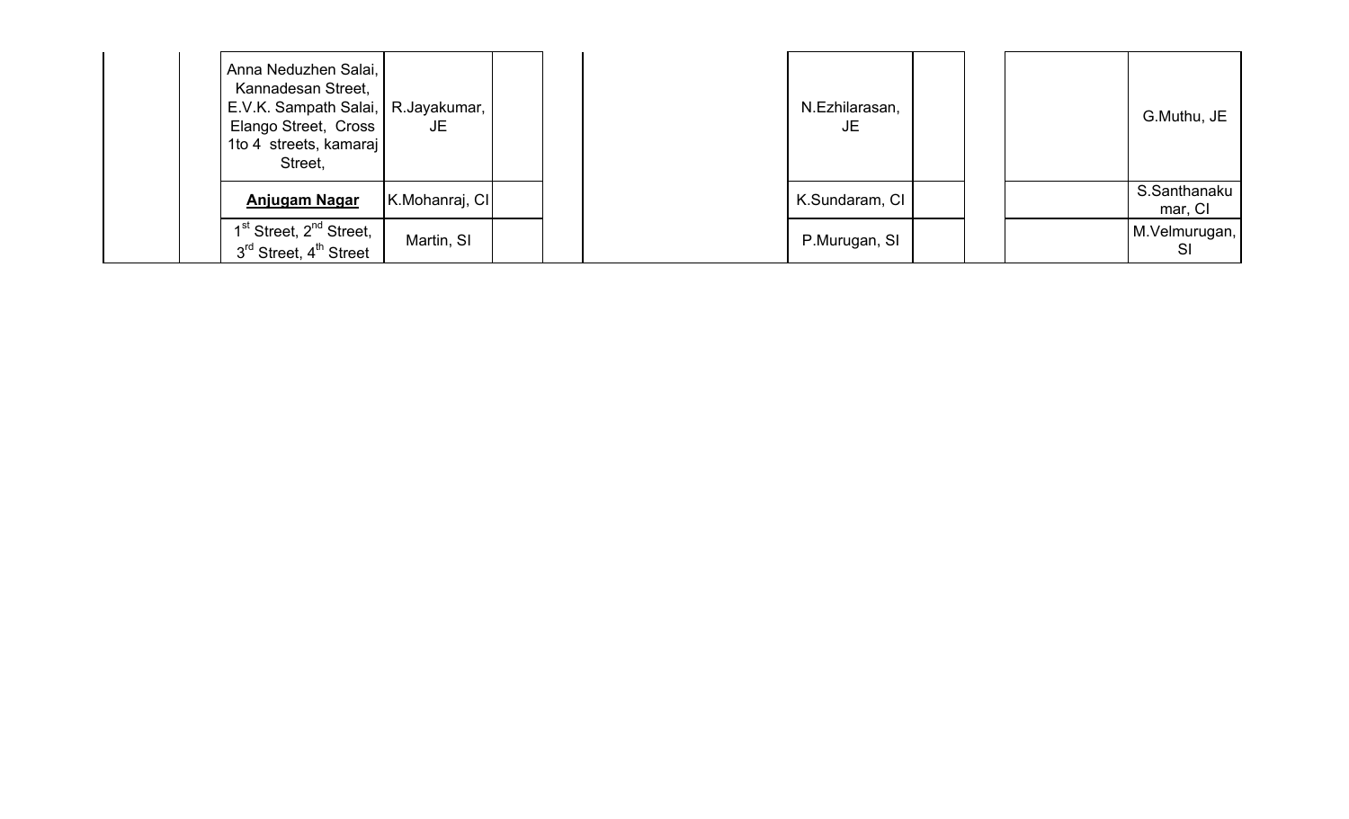| | | Anna Neduzhen Salai, Kannadesan Street, E.V.K. Sampath Salai, Elango Street, Cross 1to 4 streets, kamaraj Street, | R.Jayakumar, JE | | | | N.Ezhilarasan, JE | | | | G.Muthu, JE |
|---|---|---|---|---|---|---|---|---|---|---|---|
| | | **Anjugam Nagar** | K.Mohanraj, CI | | | | K.Sundaram, CI | | | | S.Santhanakumar, CI |
| | | 1$^{st}$ Street, 2$^{nd}$ Street, 3$^{rd}$ Street, 4$^{th}$ Street | Martin, SI | | | | P.Murugan, SI | | | | M.Velmurugan, SI |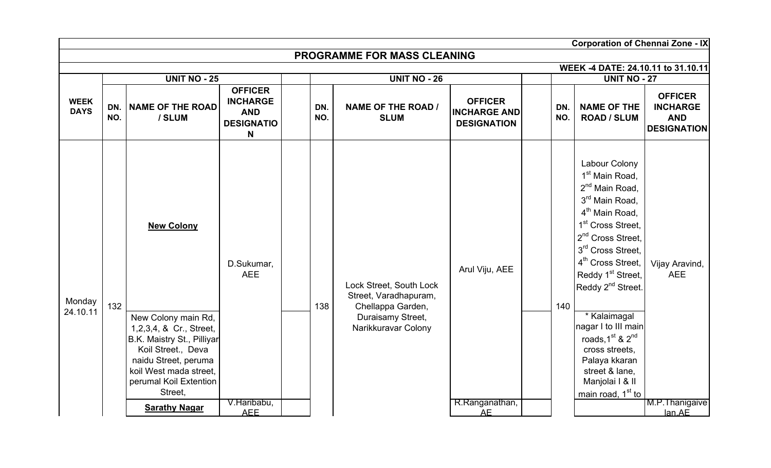Corporation of Chennai Zone - IX

# PROGRAMME FOR MASS CLEANING

WEEK -4 DATE: 24.10.11 to 31.10.11

| WEEK DAYS | UNIT NO - 25 | | | | UNIT NO - 26 | | | | UNIT NO - 27 | | |
|---|---|---|---|---|---|---|---|---|---|---|---|
| | DN. NO. | NAME OF THE ROAD / SLUM | OFFICER INCHARGE AND DESIGNATION | | DN. NO. | NAME OF THE ROAD / SLUM | OFFICER INCHARGE AND DESIGNATION | | DN. NO. | NAME OF THE ROAD / SLUM | OFFICER INCHARGE AND DESIGNATION |
| Monday 24.10.11 | 132 | **New Colony** | D.Sukumar, AEE | | 138 | Lock Street, South Lock Street, Varadhapuram, Chellappa Garden, Duraisamy Street, Narikkuravar Colony | Arul Viju, AEE | | 140 | Labour Colony 1st Main Road, 2nd Main Road, 3rd Main Road, 4th Main Road, 1st Cross Street, 2nd Cross Street, 3rd Cross Street, 4th Cross Street, Reddy 1st Street, Reddy 2nd Street. | Vijay Aravind, AEE |
| | | New Colony main Rd, 1,2,3,4, & Cr., Street, B.K. Maistry St., Pilliyar Koil Street., Deva naidu Street, peruma koil West mada street, perumal Koil Extention Street, | | | | | | | | * Kalaimagal nagar I to III main roads,1st & 2nd cross streets, Palaya kkaran street & lane, Manjolai I & II main road, 1st to | |
| | | **Sarathy Nagar** | V.Haribabu, AEE | | | | R.Ranganathan, AE | | | | M.P.Thanigaivelan,AE |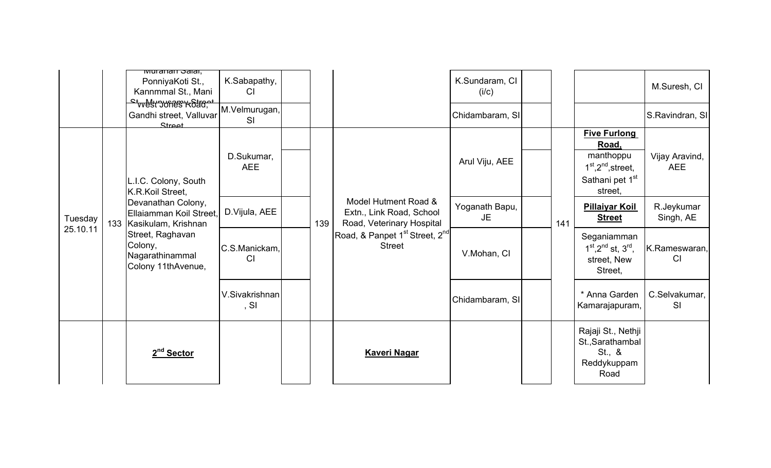| | | | | | | | | | | | |
|---|---|---|---|---|---|---|---|---|---|---|---|
| | | Murahari Salai, PonniyaKoti St., Kannmmal St., Mani St., Murugesan Street | K.Sabapathy, CI | | | | K.Sundaram, CI (i/c) | | | | M.Suresh, CI |
| | | West Jones Road, Gandhi street, Valluvar Street | M.Velmurugan, SI | | | | Chidambaram, SI | | | | S.Ravindran, SI |
| Tuesday 25.10.11 | 133 | L.I.C. Colony, South K.R.Koil Street, Devanathan Colony, Ellaiamman Koil Street, Kasikulam, Krishnan Street, Raghavan Colony, Nagarathinammal Colony 11thAvenue, | D.Sukumar, AEE | | 139 | Model Hutment Road & Extn., Link Road, School Road, Veterinary Hospital Road, & Panpet 1st Street, 2nd Street | Arul Viju, AEE | | 141 | **Five Furlong Road,** manthoppu 1st,2nd,street, Sathani pet 1st street, | Vijay Aravind, AEE |
| | | | D.Vijula, AEE | | | | Yoganath Bapu, JE | | | **Pillaiyar Koil Street** | R.Jeykumar Singh, AE |
| | | | C.S.Manickam, CI | | | | V.Mohan, CI | | | Seganiamman 1st,2nd st, 3rd, street, New Street, | K.Rameswaran, CI |
| | | | V.Sivakrishnan, SI | | | | Chidambaram, SI | | | * Anna Garden Kamarajapuram, | C.Selvakumar, SI |
| | | **2nd Sector** | | | | **Kaveri Nagar** | | | | Rajaji St., Nethji St.,Sarathambal St., & Reddykuppam Road | |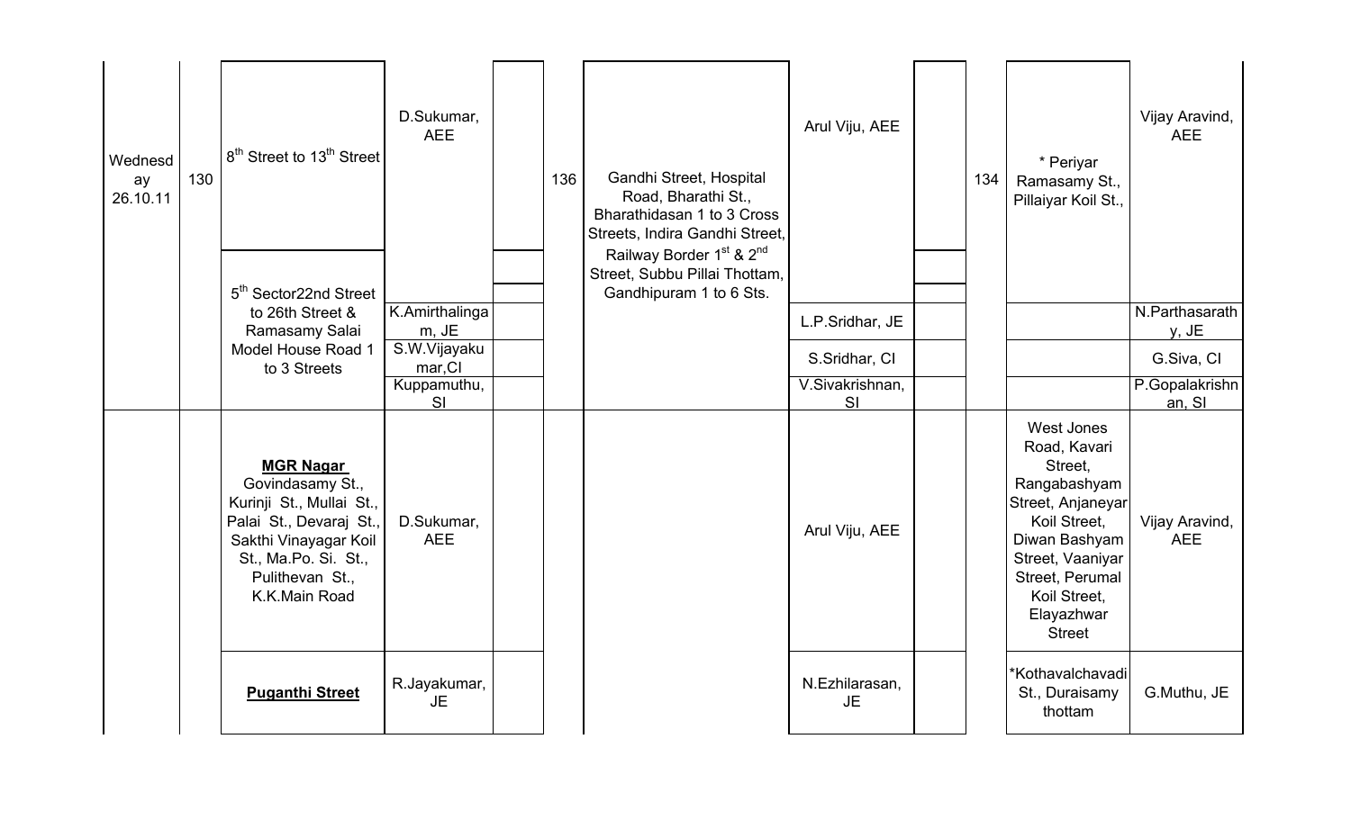| | | | | | | | | | | | |
|---|---|---|---|---|---|---|---|---|---|---|---|
| Wednesday 26.10.11 | 130 | 8th Street to 13th Street | D.Sukumar, AEE | | 136 | Gandhi Street, Hospital Road, Bharathi St., Bharathidasan 1 to 3 Cross Streets, Indira Gandhi Street, Railway Border 1st & 2nd Street, Subbu Pillai Thottam, Gandhipuram 1 to 6 Sts. | Arul Viju, AEE | | 134 | * Periyar Ramasamy St., Pillaiyar Koil St., | Vijay Aravind, AEE |
| | | 5th Sector22nd Street to 26th Street & Ramasamy Salai Model House Road 1 to 3 Streets | K.Amirthalingam, JE | | | | L.P.Sridhar, JE | | | | N.Parthasarathy, JE |
| | | | S.W.Vijayakumar,CI | | | | S.Sridhar, CI | | | | G.Siva, CI |
| | | | Kuppamuthu, SI | | | | V.Sivakrishnan, SI | | | | P.Gopalakrishnan, SI |
| | | **MGR Nagar** Govindasamy St., Kurinji St., Mullai St., Palai St., Devaraj St., Sakthi Vinayagar Koil St., Ma.Po. Si. St., Pulithevan St., K.K.Main Road | D.Sukumar, AEE | | | | Arul Viju, AEE | | | West Jones Road, Kavari Street, Rangabashyam Street, Anjaneyar Koil Street, Diwan Bashyam Street, Vaaniyar Street, Perumal Koil Street, Elayazhwar Street | Vijay Aravind, AEE |
| | | **Puganthi Street** | R.Jayakumar, JE | | | | N.Ezhilarasan, JE | | | *Kothavalchavadi St., Duraisamy thottam | G.Muthu, JE |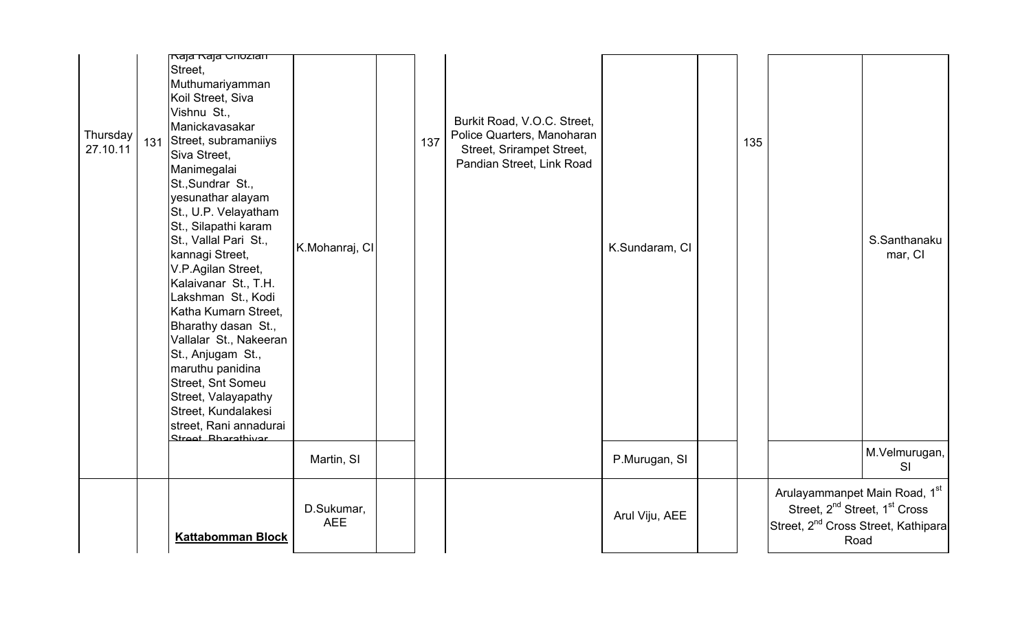| | | | | | | | | | | | |
|---|---|---|---|---|---|---|---|---|---|---|---|
| Thursday 27.10.11 | 131 | Raja Raja Chozian Street, Muthumariyamman Koil Street, Siva Vishnu St., Manickavasakar Street, subramaniiys Siva Street, Manimegalai St.,Sundrar St., yesunathar alayam St., U.P. Velayatham St., Silapathi karam St., Vallal Pari St., kannagi Street, V.P.Agilan Street, Kalaivanar St., T.H. Lakshman St., Kodi Katha Kumarn Street, Bharathy dasan St., Vallalar St., Nakeeran St., Anjugam St., maruthu panidina Street, Snt Someu Street, Valayapathy Street, Kundalakesi street, Rani annadurai Street, Bharathiyar | K.Mohanraj, CI | | 137 | Burkit Road, V.O.C. Street, Police Quarters, Manoharan Street, Srirampet Street, Pandian Street, Link Road | K.Sundaram, CI | | 135 | | S.Santhanakumar, CI |
| | | | Martin, SI | | | | P.Murugan, SI | | | | M.Velmurugan, SI |
| | | **Kattabomman Block** | D.Sukumar, AEE | | | | Arul Viju, AEE | | | Arulayammanpet Main Road, 1st Street, 2nd Street, 1st Cross Street, 2nd Cross Street, Kathipara Road | |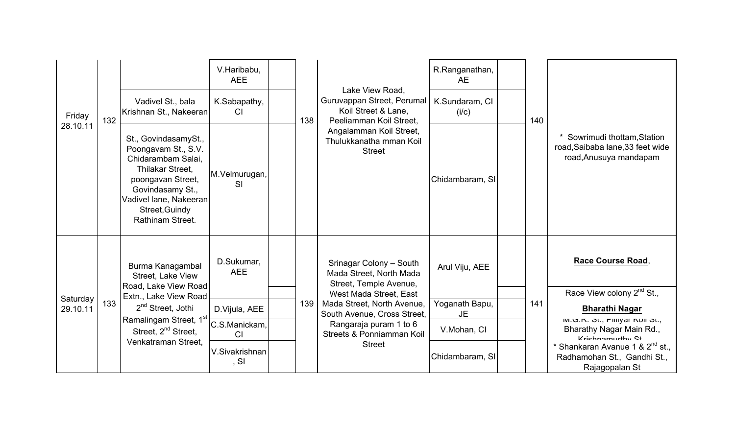| Friday 28.10.11 | 132 | | V.Haribabu, AEE | | 138 | Lake View Road, Guruvappan Street, Perumal Koil Street & Lane, Peeliamman Koil Street, Angalamman Koil Street, Thulukkanatha mman Koil Street | R.Ranganathan, AE | | 140 | * Sowrimudi thottam,Station road,Saibaba lane,33 feet wide road,Anusuya mandapam |
|---|---|---|---|---|---|---|---|---|---|---|
| | | Vadivel St., bala Krishnan St., Nakeeran | K.Sabapathy, CI | | | | K.Sundaram, CI (i/c) | | | |
| | | St., GovindasamySt., Poongavam St., S.V. Chidarambam Salai, Thilakar Street, poongavan Street, Govindasamy St., Vadivel lane, Nakeeran Street,Guindy Rathinam Street. | M.Velmurugan, SI | | | | Chidambaram, SI | | | |
| Saturday 29.10.11 | 133 | Burma Kanagambal Street, Lake View Road, Lake View Road Extn., Lake View Road 2nd Street, Jothi Ramalingam Street, 1st Street, 2nd Street, Venkatraman Street, | D.Sukumar, AEE | | 139 | Srinagar Colony – South Mada Street, North Mada Street, Temple Avenue, West Mada Street, East Mada Street, North Avenue, South Avenue, Cross Street, Rangaraja puram 1 to 6 Streets & Ponniamman Koil Street | Arul Viju, AEE | | 141 | **Race Course Road**, |
| | | | | | | | | | | Race View colony 2nd St., |
| | | | D.Vijula, AEE | | | | Yoganath Bapu, JE | | | **Bharathi Nagar** M.G.R. St., Pilliyar Koil St., Bharathy Nagar Main Rd., Krishnamurthy St |
| | | | C.S.Manickam, CI | | | | V.Mohan, CI | | | |
| | | | V.Sivakrishnan, SI | | | | Chidambaram, SI | | | * Shankaran Avanue 1 & 2nd st., Radhamohan St., Gandhi St., Rajagopalan St |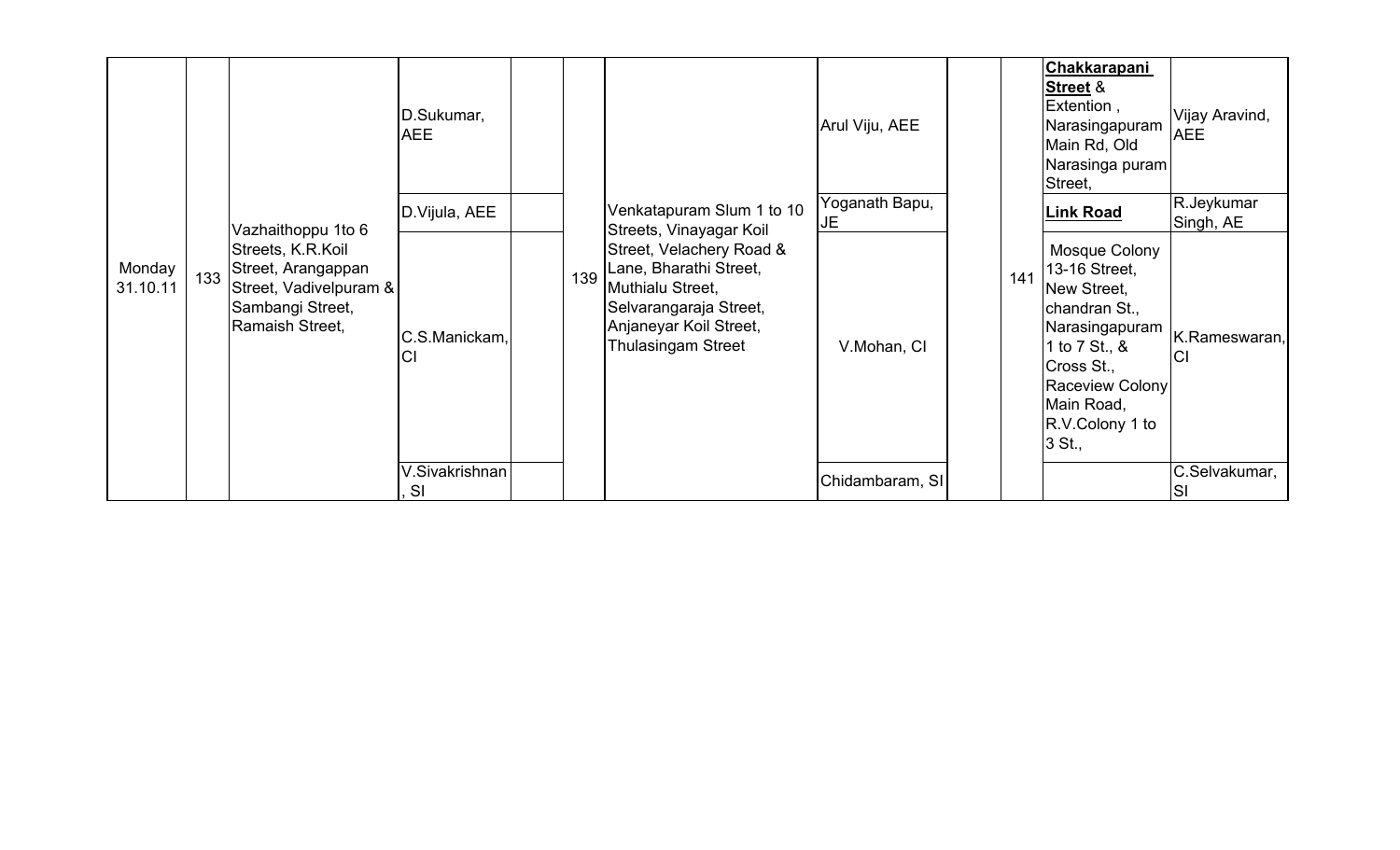| | | | | | | | | | | | |
|---|---|---|---|---|---|---|---|---|---|---|---|
| Monday 31.10.11 | 133 | Vazhaithoppu 1to 6 Streets, K.R.Koil Street, Arangappan Street, Vadivelpuram & Sambangi Street, Ramaish Street, | D.Sukumar, AEE | | 139 | Venkatapuram Slum 1 to 10 Streets, Vinayagar Koil Street, Velachery Road & Lane, Bharathi Street, Muthialu Street, Selvarangaraja Street, Anjaneyar Koil Street, Thulasingam Street | Arul Viju, AEE | | 141 | **Chakkarapani Street** & Extention , Narasingapuram Main Rd, Old Narasinga puram Street, | Vijay Aravind, AEE |
| | | | D.Vijula, AEE | | | | Yoganath Bapu, JE | | | **Link Road** | R.Jeykumar Singh, AE |
| | | | C.S.Manickam, CI | | | | V.Mohan, CI | | | Mosque Colony 13-16 Street, New Street, chandran St., Narasingapuram 1 to 7 St., & Cross St., Raceview Colony Main Road, R.V.Colony 1 to 3 St., | K.Rameswaran, CI |
| | | | V.Sivakrishnan , SI | | | | Chidambaram, SI | | | | C.Selvakumar, SI |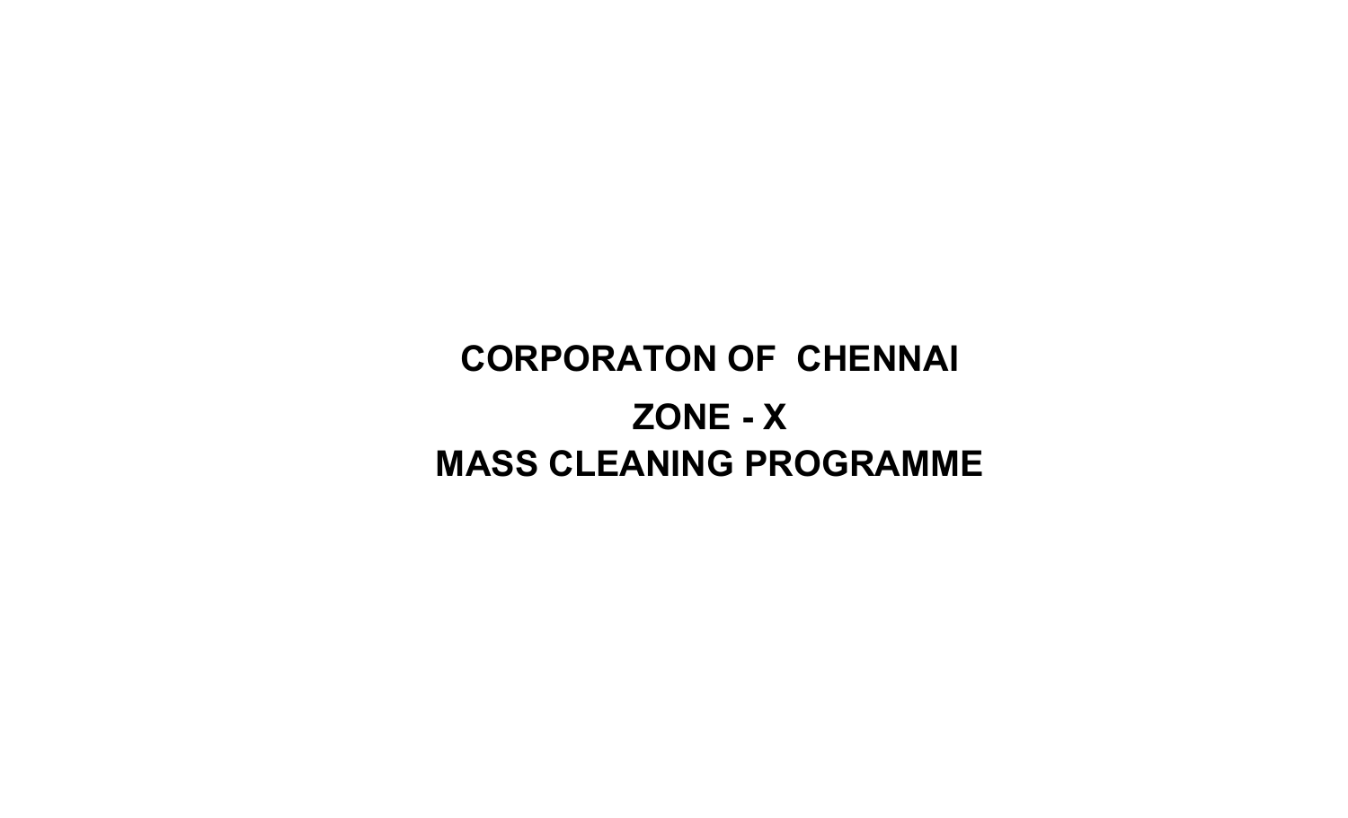# CORPORATON OF CHENNAI

## ZONE - X

## MASS CLEANING PROGRAMME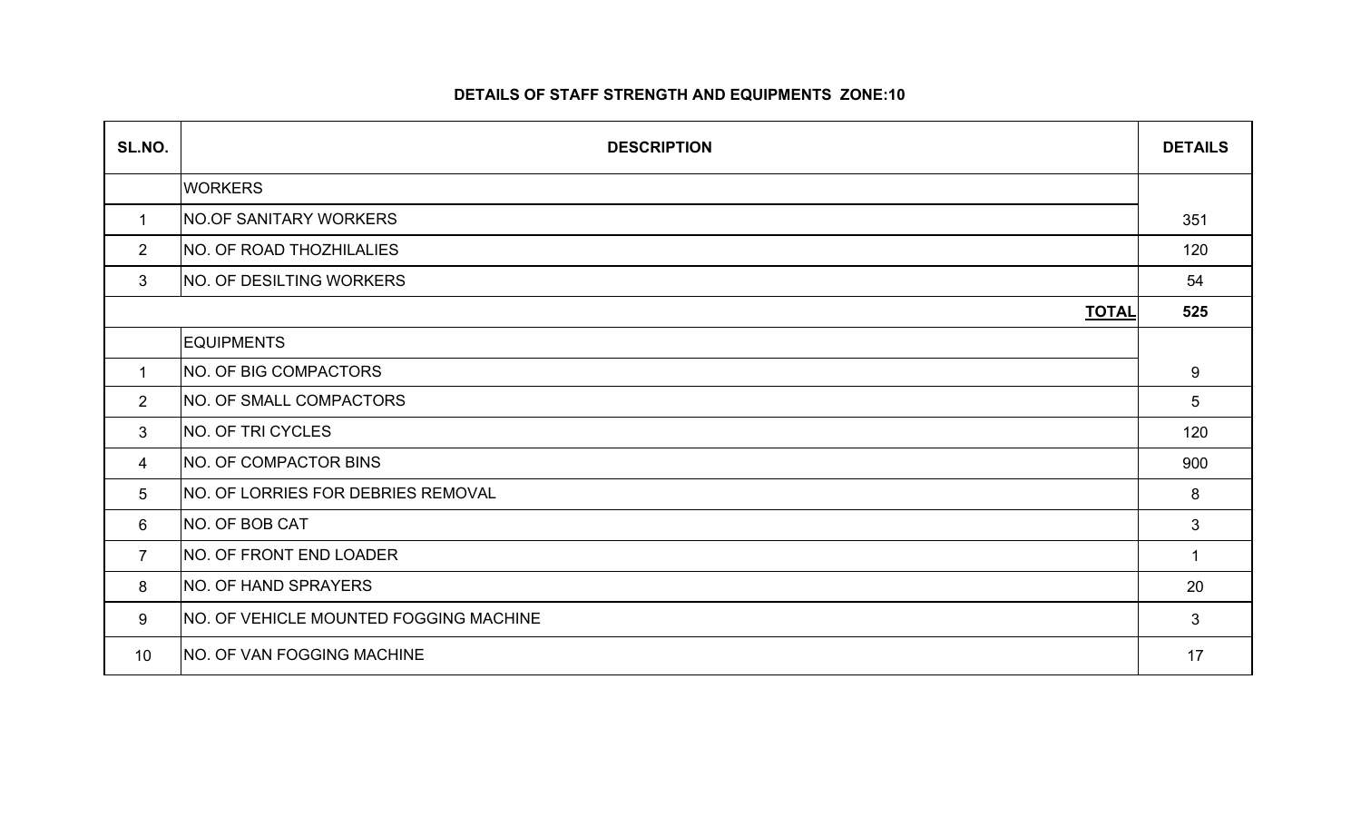# DETAILS OF STAFF STRENGTH AND EQUIPMENTS ZONE:10

| SL.NO. | DESCRIPTION | DETAILS |
|---|---|---|
| | WORKERS | |
| 1 | NO.OF SANITARY WORKERS | 351 |
| 2 | NO. OF ROAD THOZHILALIES | 120 |
| 3 | NO. OF DESILTING WORKERS | 54 |
| | **TOTAL** | **525** |
| | EQUIPMENTS | |
| 1 | NO. OF BIG COMPACTORS | 9 |
| 2 | NO. OF SMALL COMPACTORS | 5 |
| 3 | NO. OF TRI CYCLES | 120 |
| 4 | NO. OF COMPACTOR BINS | 900 |
| 5 | NO. OF LORRIES FOR DEBRIES REMOVAL | 8 |
| 6 | NO. OF BOB CAT | 3 |
| 7 | NO. OF FRONT END LOADER | 1 |
| 8 | NO. OF HAND SPRAYERS | 20 |
| 9 | NO. OF VEHICLE MOUNTED FOGGING MACHINE | 3 |
| 10 | NO. OF VAN FOGGING MACHINE | 17 |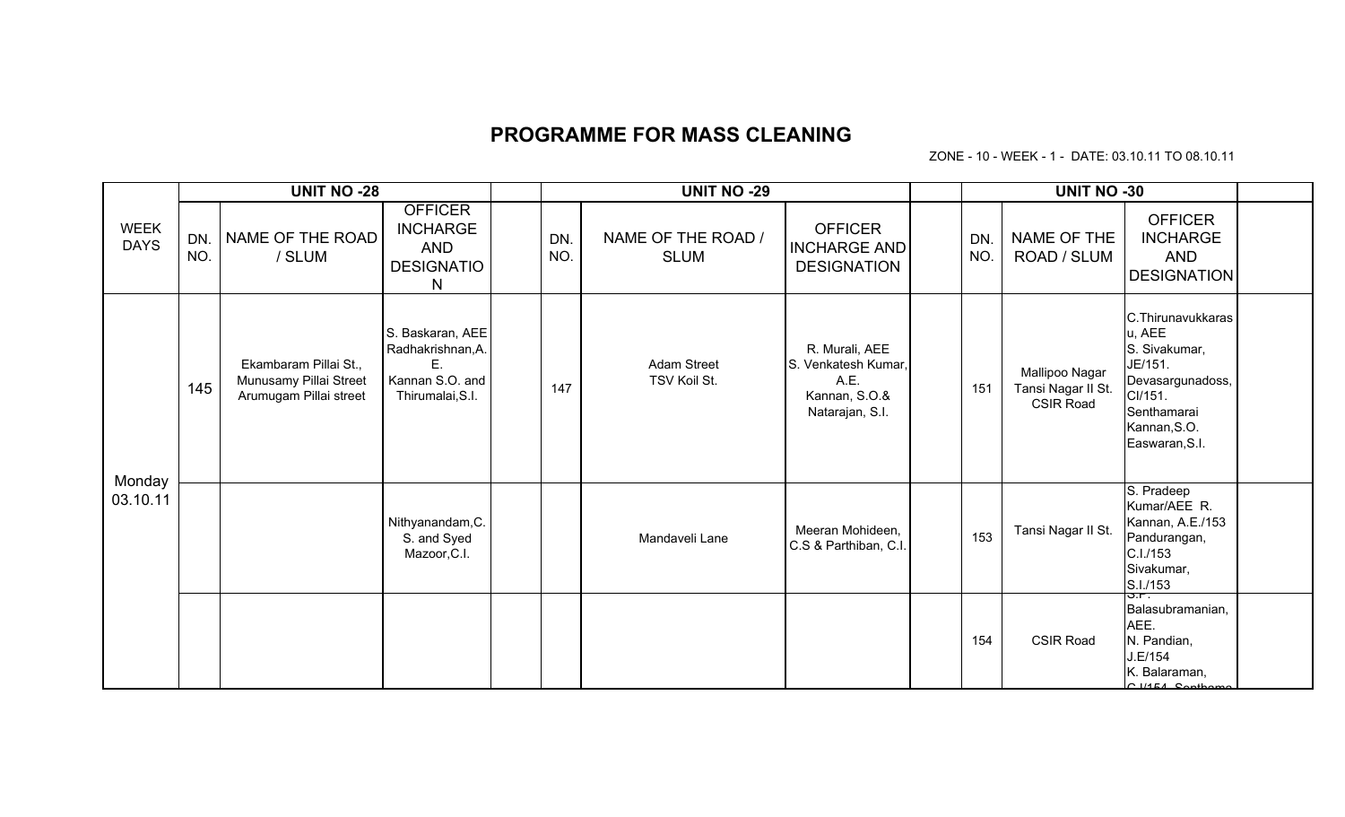# PROGRAMME FOR MASS CLEANING

ZONE - 10 - WEEK - 1 - DATE: 03.10.11 TO 08.10.11

| WEEK DAYS | UNIT NO -28 | | | | UNIT NO -29 | | | | UNIT NO -30 | | | |
|---|---|---|---|---|---|---|---|---|---|---|---|---|
| | DN. NO. | NAME OF THE ROAD / SLUM | OFFICER INCHARGE AND DESIGNATION | | DN. NO. | NAME OF THE ROAD / SLUM | OFFICER INCHARGE AND DESIGNATION | | DN. NO. | NAME OF THE ROAD / SLUM | OFFICER INCHARGE AND DESIGNATION | |
| Monday 03.10.11 | 145 | Ekambaram Pillai St., Munusamy Pillai Street Arumugam Pillai street | S. Baskaran, AEE Radhakrishnan,A.E. Kannan S.O. and Thirumalai,S.I. | | 147 | Adam Street TSV Koil St. | R. Murali, AEE S. Venkatesh Kumar, A.E. Kannan, S.O.& Natarajan, S.I. | | 151 | Mallipoo Nagar Tansi Nagar II St. CSIR Road | C.Thirunavukkarasu, AEE S. Sivakumar, JE/151. Devasargunadoss, CI/151. Senthamarai Kannan,S.O. Easwaran,S.I. | |
| | | | Nithyanandam,C.S. and Syed Mazoor,C.I. | | | Mandaveli Lane | Meeran Mohideen, C.S & Parthiban, C.I. | | 153 | Tansi Nagar II St. | S. Pradeep Kumar/AEE R. Kannan, A.E./153 Pandurangan, C.I./153 Sivakumar, S.I./153 | |
| | | | | | | | | | 154 | CSIR Road | S.P. Balasubramanian, AEE. N. Pandian, J.E/154 K. Balaraman, C.I/154 Senthama | |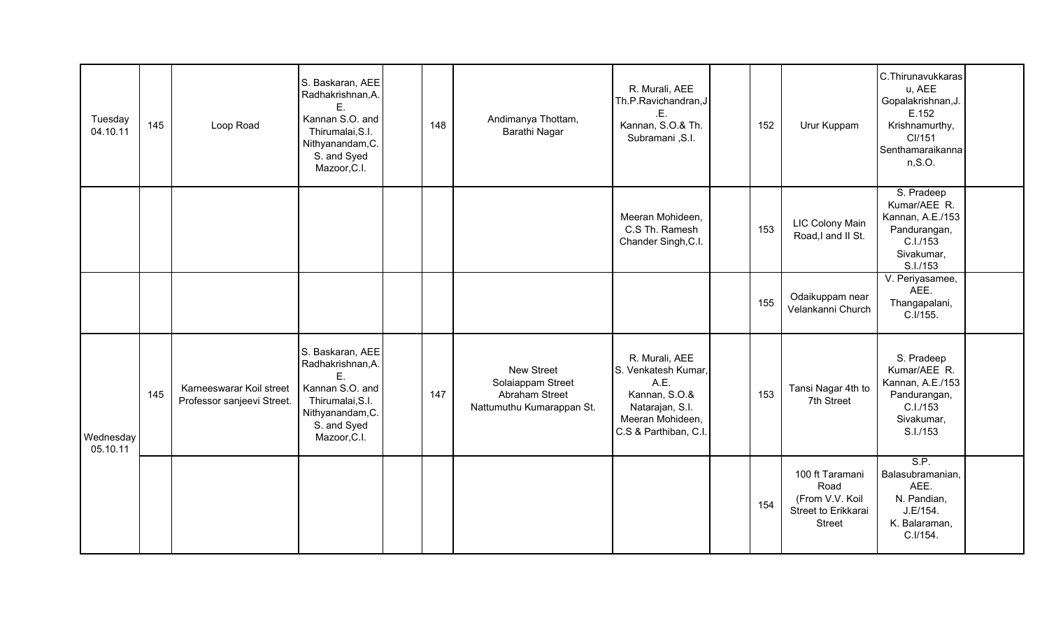| | | | | | | | | | | | | |
|---|---|---|---|---|---|---|---|---|---|---|---|---|
| Tuesday 04.10.11 | 145 | Loop Road | S. Baskaran, AEE Radhakrishnan,A. E. Kannan S.O. and Thirumalai,S.I. Nithyanandam,C. S. and Syed Mazoor,C.I. | | 148 | Andimanya Thottam, Barathi Nagar | R. Murali, AEE Th.P.Ravichandran,J .E. Kannan, S.O.& Th. Subramani ,S.I. | | 152 | Urur Kuppam | C.Thirunavukkaras u, AEE Gopalakrishnan,J. E.152 Krishnamurthy, CI/151 Senthamaraikanna n,S.O. | |
| | | | | | | | Meeran Mohideen, C.S Th. Ramesh Chander Singh,C.I. | | 153 | LIC Colony Main Road,I and II St. | S. Pradeep Kumar/AEE R. Kannan, A.E./153 Pandurangan, C.I./153 Sivakumar, S.I./153 | |
| | | | | | | | | | 155 | Odaikuppam near Velankanni Church | V. Periyasamee, AEE. Thangapalani, C.I/155. | |
| Wednesday 05.10.11 | 145 | Karneeswarar Koil street Professor sanjeevi Street. | S. Baskaran, AEE Radhakrishnan,A. E. Kannan S.O. and Thirumalai,S.I. Nithyanandam,C. S. and Syed Mazoor,C.I. | | 147 | New Street Solaiappam Street Abraham Street Nattumuthu Kumarappan St. | R. Murali, AEE S. Venkatesh Kumar, A.E. Kannan, S.O.& Natarajan, S.I. Meeran Mohideen, C.S & Parthiban, C.I. | | 153 | Tansi Nagar 4th to 7th Street | S. Pradeep Kumar/AEE R. Kannan, A.E./153 Pandurangan, C.I./153 Sivakumar, S.I./153 | |
| | | | | | | | | | 154 | 100 ft Taramani Road (From V.V. Koil Street to Erikkarai Street | S.P. Balasubramanian, AEE. N. Pandian, J.E/154. K. Balaraman, C.I/154. | |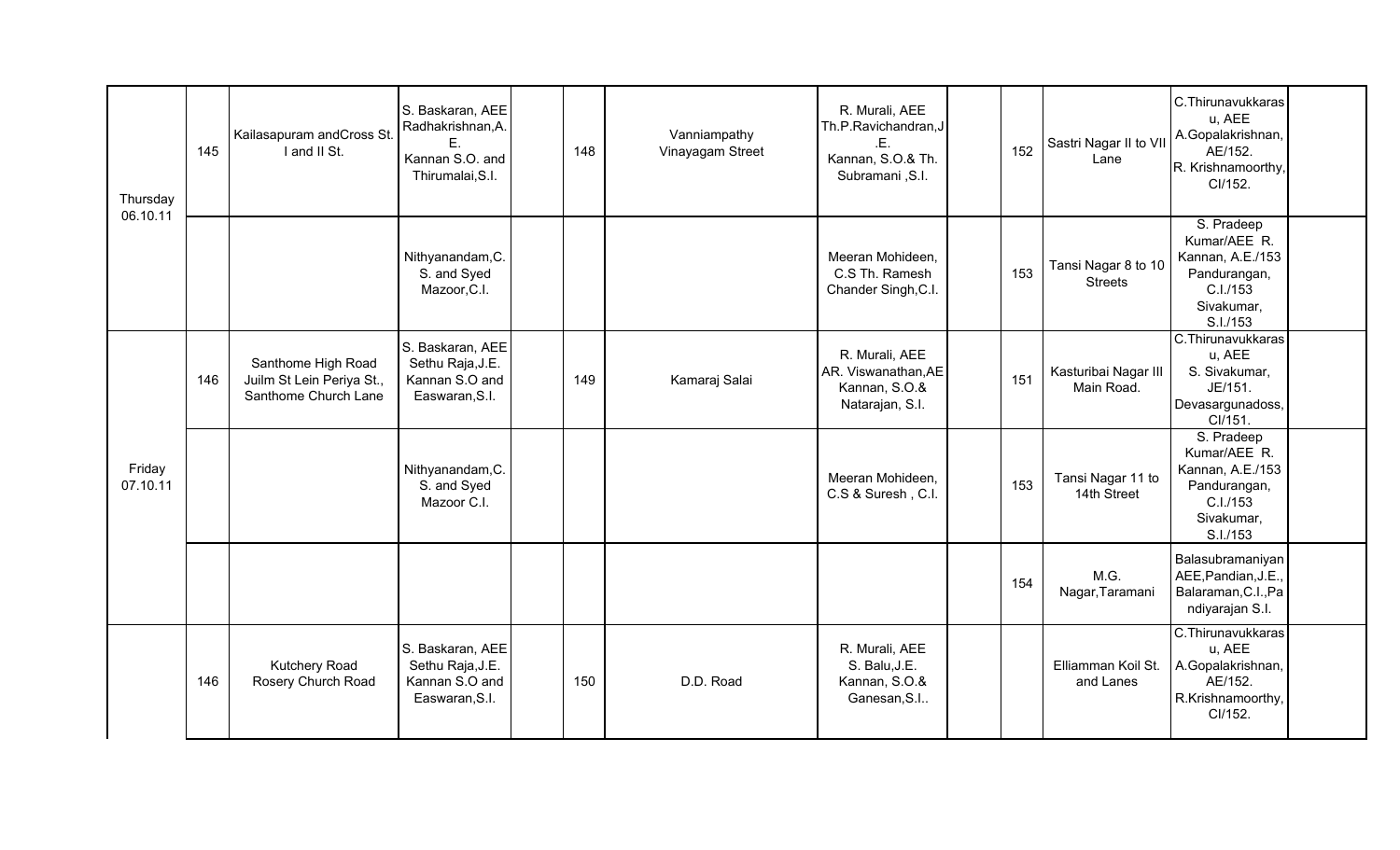| | | | | | | | | | | | | |
|---|---|---|---|---|---|---|---|---|---|---|---|---|
| Thursday 06.10.11 | 145 | Kailasapuram andCross St. I and II St. | S. Baskaran, AEE Radhakrishnan,A. E. Kannan S.O. and Thirumalai,S.I. | | 148 | Vanniampathy Vinayagam Street | R. Murali, AEE Th.P.Ravichandran,J .E. Kannan, S.O.& Th. Subramani ,S.I. | | 152 | Sastri Nagar II to VII Lane | C.Thirunavukkarasu, AEE A.Gopalakrishnan, AE/152. R. Krishnamoorthy, CI/152. | |
| | | | Nithyanandam,C. S. and Syed Mazoor,C.I. | | | | Meeran Mohideen, C.S Th. Ramesh Chander Singh,C.I. | | 153 | Tansi Nagar 8 to 10 Streets | S. Pradeep Kumar/AEE R. Kannan, A.E./153 Pandurangan, C.I./153 Sivakumar, S.I./153 | |
| Friday 07.10.11 | 146 | Santhome High Road Juilm St Lein Periya St., Santhome Church Lane | S. Baskaran, AEE Sethu Raja,J.E. Kannan S.O and Easwaran,S.I. | | 149 | Kamaraj Salai | R. Murali, AEE AR. Viswanathan,AE Kannan, S.O.& Natarajan, S.I. | | 151 | Kasturibai Nagar III Main Road. | C.Thirunavukkarasu, AEE S. Sivakumar, JE/151. Devasargunadoss, CI/151. | |
| | | | Nithyanandam,C. S. and Syed Mazoor C.I. | | | | Meeran Mohideen, C.S & Suresh , C.I. | | 153 | Tansi Nagar 11 to 14th Street | S. Pradeep Kumar/AEE R. Kannan, A.E./153 Pandurangan, C.I./153 Sivakumar, S.I./153 | |
| | | | | | | | | | 154 | M.G. Nagar,Taramani | Balasubramaniyan AEE,Pandian,J.E., Balaraman,C.I.,Pandiyarajan S.I. | |
| | 146 | Kutchery Road Rosery Church Road | S. Baskaran, AEE Sethu Raja,J.E. Kannan S.O and Easwaran,S.I. | | 150 | D.D. Road | R. Murali, AEE S. Balu,J.E. Kannan, S.O.& Ganesan,S.I.. | | | Elliamman Koil St. and Lanes | C.Thirunavukkarasu, AEE A.Gopalakrishnan, AE/152. R.Krishnamoorthy, CI/152. | |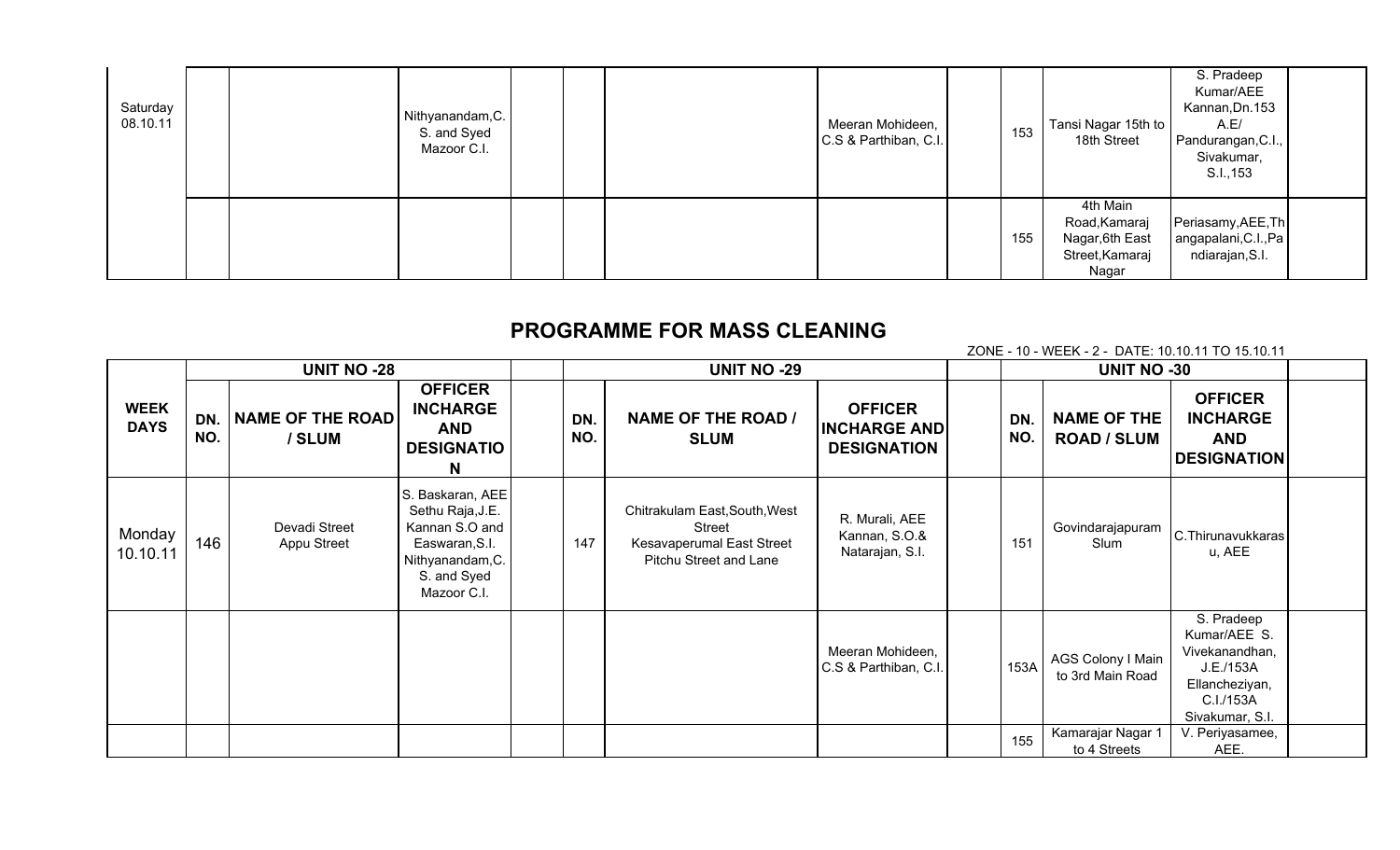| | | | | | | | | | | | | |
|---|---|---|---|---|---|---|---|---|---|---|---|---|
| Saturday 08.10.11 | | | Nithyanandam,C.S. and Syed Mazoor C.I. | | | | Meeran Mohideen, C.S & Parthiban, C.I. | | 153 | Tansi Nagar 15th to 18th Street | S. Pradeep Kumar/AEE Kannan,Dn.153 A.E/ Pandurangan,C.I., Sivakumar, S.I.,153 | |
| | | | | | | | | | 155 | 4th Main Road,Kamaraj Nagar,6th East Street,Kamaraj Nagar | Periasamy,AEE,Thangapalani,C.I.,Pandiarajan,S.I. | |

## PROGRAMME FOR MASS CLEANING

ZONE - 10 - WEEK - 2 - DATE: 10.10.11 TO 15.10.11

| | UNIT NO -28 | | | | UNIT NO -29 | | | | UNIT NO -30 | | | |
|---|---|---|---|---|---|---|---|---|---|---|---|---|
| **WEEK DAYS** | **DN. NO.** | **NAME OF THE ROAD / SLUM** | **OFFICER INCHARGE AND DESIGNATION** | | **DN. NO.** | **NAME OF THE ROAD / SLUM** | **OFFICER INCHARGE AND DESIGNATION** | | **DN. NO.** | **NAME OF THE ROAD / SLUM** | **OFFICER INCHARGE AND DESIGNATION** | |
| Monday 10.10.11 | 146 | Devadi Street Appu Street | S. Baskaran, AEE Sethu Raja,J.E. Kannan S.O and Easwaran,S.I. Nithyanandam,C.S. and Syed Mazoor C.I. | | 147 | Chitrakulam East,South,West Street Kesavaperumal East Street Pitchu Street and Lane | R. Murali, AEE Kannan, S.O.& Natarajan, S.I. | | 151 | Govindarajapuram Slum | C.Thirunavukkarasu, AEE | |
| | | | | | | | Meeran Mohideen, C.S & Parthiban, C.I. | | 153A | AGS Colony I Main to 3rd Main Road | S. Pradeep Kumar/AEE S. Vivekanandhan, J.E./153A Ellancheziyan, C.I./153A Sivakumar, S.I. | |
| | | | | | | | | | 155 | Kamarajar Nagar 1 to 4 Streets | V. Periyasamee, AEE. | |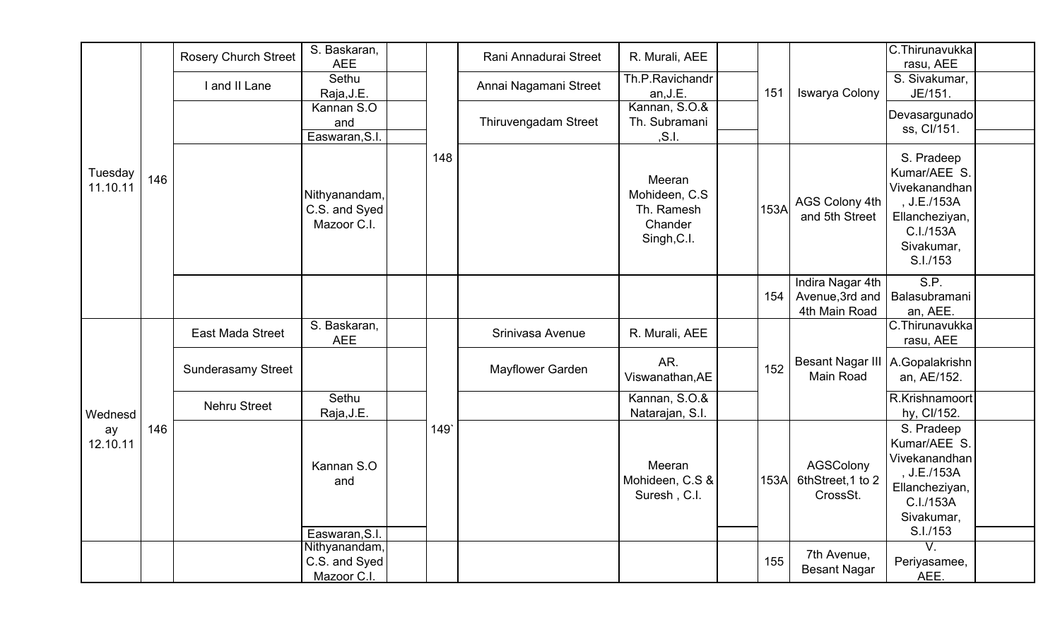| | | | | | | | | | | | | |
|---|---|---|---|---|---|---|---|---|---|---|---|---|
| Tuesday 11.10.11 | 146 | Rosery Church Street | S. Baskaran, AEE | | 148 | Rani Annadurai Street | R. Murali, AEE | | 151 | Iswarya Colony | C.Thirunavukkarasu, AEE | |
| | | I and II Lane | Sethu Raja,J.E. | | | Annai Nagamani Street | Th.P.Ravichandran,J.E. | | | | S. Sivakumar, JE/151. | |
| | | | Kannan S.O and Easwaran,S.I. | | | Thiruvengadam Street | Kannan, S.O.& Th. Subramani ,S.I. | | | | Devasargunadoss, CI/151. | |
| | | | Nithyanandam, C.S. and Syed Mazoor C.I. | | | | Meeran Mohideen, C.S Th. Ramesh Chander Singh,C.I. | | 153A | AGS Colony 4th and 5th Street | S. Pradeep Kumar/AEE S. Vivekanandhan, J.E./153A Ellancheziyan, C.I./153A Sivakumar, S.I./153 | |
| | | | | | | | | | 154 | Indira Nagar 4th Avenue,3rd and 4th Main Road | S.P. Balasubramanian, AEE. | |
| Wednesday 12.10.11 | 146 | East Mada Street | S. Baskaran, AEE | | 149` | Srinivasa Avenue | R. Murali, AEE | | 152 | Besant Nagar III Main Road | C.Thirunavukkarasu, AEE | |
| | | Sunderasamy Street | | | | Mayflower Garden | AR. Viswanathan,AE | | | | A.Gopalakrishnan, AE/152. | |
| | | Nehru Street | Sethu Raja,J.E. | | | | Kannan, S.O.& Natarajan, S.I. | | | | R.Krishnamoorthy, CI/152. | |
| | | | Kannan S.O and Easwaran,S.I. | | | | Meeran Mohideen, C.S & Suresh , C.I. | | 153A | AGSColony 6thStreet,1 to 2 CrossSt. | S. Pradeep Kumar/AEE S. Vivekanandhan, J.E./153A Ellancheziyan, C.I./153A Sivakumar, S.I./153 | |
| | | | Nithyanandam, C.S. and Syed Mazoor C.I. | | | | | | 155 | 7th Avenue, Besant Nagar | V. Periyasamee, AEE. | |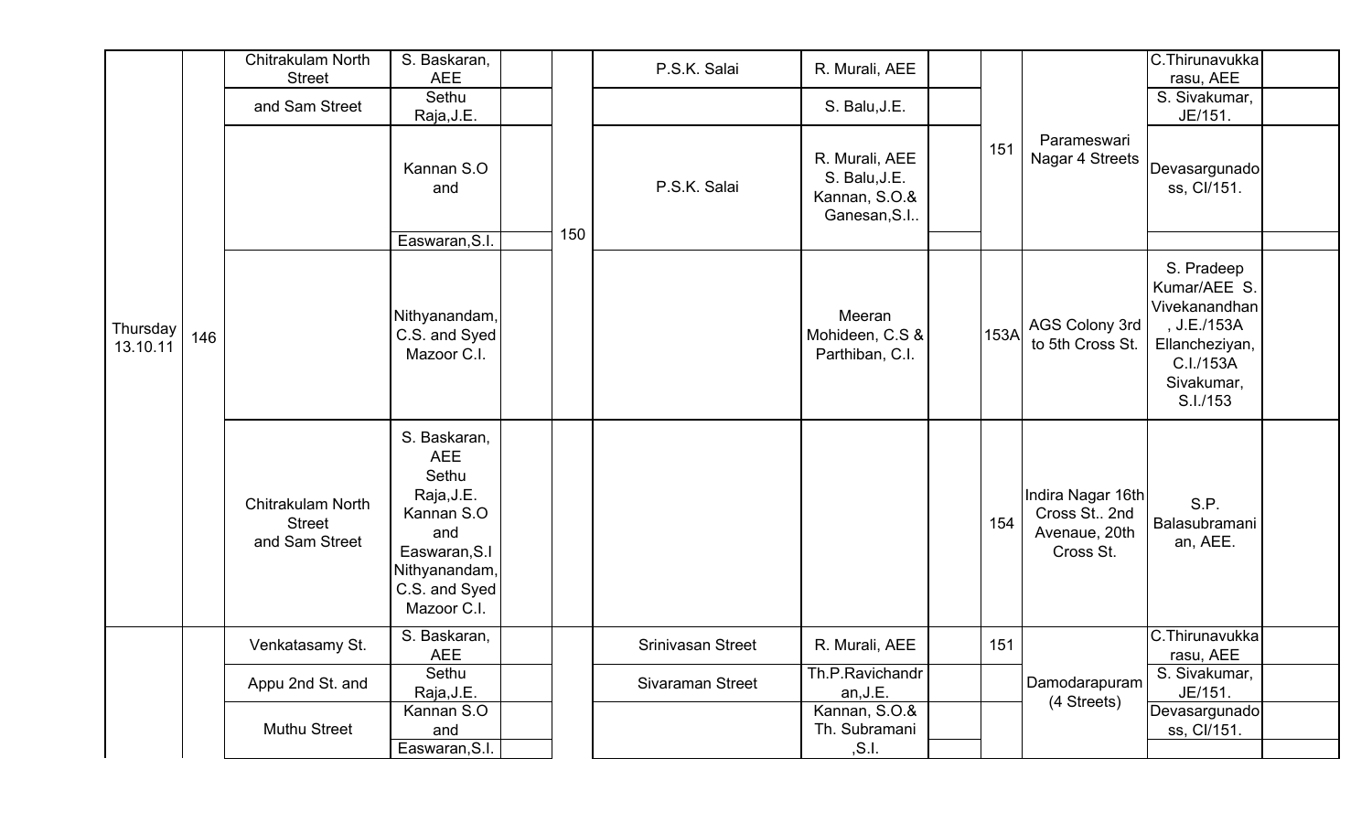| | | | | | | | | | | | | |
|---|---|---|---|---|---|---|---|---|---|---|---|---|
| Thursday 13.10.11 | 146 | Chitrakulam North Street | S. Baskaran, AEE | | 150 | P.S.K. Salai | R. Murali, AEE | | 151 | Parameswari Nagar 4 Streets | C.Thirunavukkarasu, AEE | |
| | | and Sam Street | Sethu Raja,J.E. | | | | S. Balu,J.E. | | | | S. Sivakumar, JE/151. | |
| | | | Kannan S.O and | | | P.S.K. Salai | R. Murali, AEE S. Balu,J.E. Kannan, S.O.& Ganesan,S.I.. | | | | Devasargunadoss, CI/151. | |
| | | | Easwaran,S.I. | | | | | | | | | |
| | | | Nithyanandam, C.S. and Syed Mazoor C.I. | | | | Meeran Mohideen, C.S & Parthiban, C.I. | | 153A | AGS Colony 3rd to 5th Cross St. | S. Pradeep Kumar/AEE S. Vivekanandhan, J.E./153A Ellancheziyan, C.I./153A Sivakumar, S.I./153 | |
| | | Chitrakulam North Street and Sam Street | S. Baskaran, AEE Sethu Raja,J.E. Kannan S.O and Easwaran,S.I Nithyanandam, C.S. and Syed Mazoor C.I. | | | | | | 154 | Indira Nagar 16th Cross St.. 2nd Avenaue, 20th Cross St. | S.P. Balasubramanian, AEE. | |
| | | Venkatasamy St. | S. Baskaran, AEE | | | Srinivasan Street | R. Murali, AEE | | 151 | Damodarapuram (4 Streets) | C.Thirunavukkarasu, AEE | |
| | | Appu 2nd St. and | Sethu Raja,J.E. | | | Sivaraman Street | Th.P.Ravichandran,J.E. | | | | S. Sivakumar, JE/151. | |
| | | Muthu Street | Kannan S.O and | | | | Kannan, S.O.& Th. Subramani ,S.I. | | | | Devasargunadoss, CI/151. | |
| | | | Easwaran,S.I. | | | | | | | | | |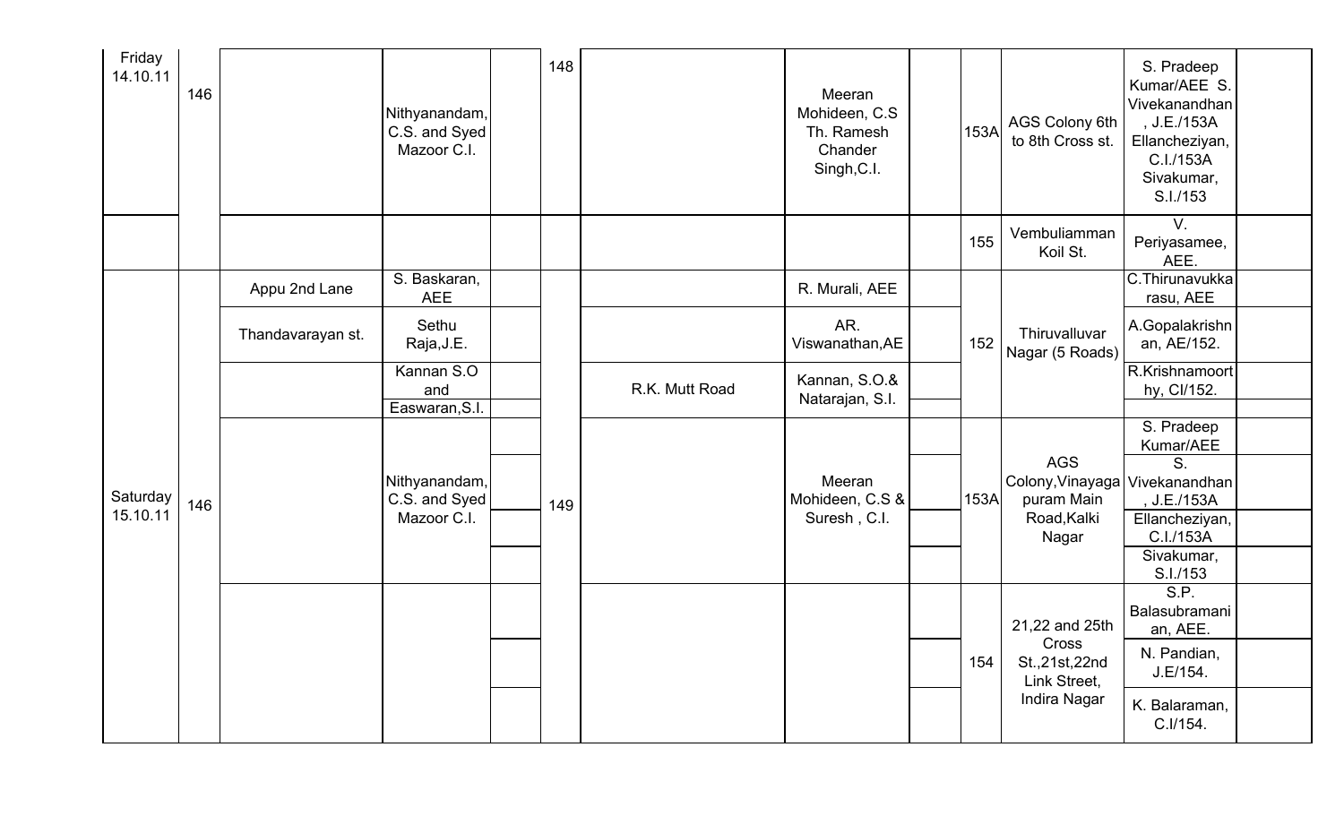| | | | | | | | | | | | |
|---|---|---|---|---|---|---|---|---|---|---|---|
| Friday 14.10.11 | 146 | | Nithyanandam, C.S. and Syed Mazoor C.I. | | 148 | | Meeran Mohideen, C.S Th. Ramesh Chander Singh,C.I. | | 153A | AGS Colony 6th to 8th Cross st. | S. Pradeep Kumar/AEE S. Vivekanandhan, J.E./153A Ellancheziyan, C.I./153A Sivakumar, S.I./153 | |
| | | | | | | | | | 155 | Vembuliamman Koil St. | V. Periyasamee, AEE. | |
| Saturday 15.10.11 | 146 | Appu 2nd Lane | S. Baskaran, AEE | | 149 | | R. Murali, AEE | | 152 | Thiruvalluvar Nagar (5 Roads) | C.Thirunavukkarasu, AEE | |
| | | Thandavarayan st. | Sethu Raja,J.E. | | | | AR. Viswanathan,AE | | | | A.Gopalakrishnan, AE/152. | |
| | | | Kannan S.O and Easwaran,S.I. | | | R.K. Mutt Road | Kannan, S.O.& Natarajan, S.I. | | | | R.Krishnamoorthy, CI/152. | |
| | | | Nithyanandam, C.S. and Syed Mazoor C.I. | | | | Meeran Mohideen, C.S & Suresh , C.I. | | 153A | AGS Colony,Vinayagapuram Main Road,Kalki Nagar | S. Pradeep Kumar/AEE | |
| | | | | | | | | | | | S. Vivekanandhan, J.E./153A | |
| | | | | | | | | | | | Ellancheziyan, C.I./153A | |
| | | | | | | | | | | | Sivakumar, S.I./153 | |
| | | | | | | | | | 154 | 21,22 and 25th Cross St.,21st,22nd Link Street, Indira Nagar | S.P. Balasubramanian, AEE. | |
| | | | | | | | | | | | N. Pandian, J.E/154. | |
| | | | | | | | | | | | K. Balaraman, C.I/154. | |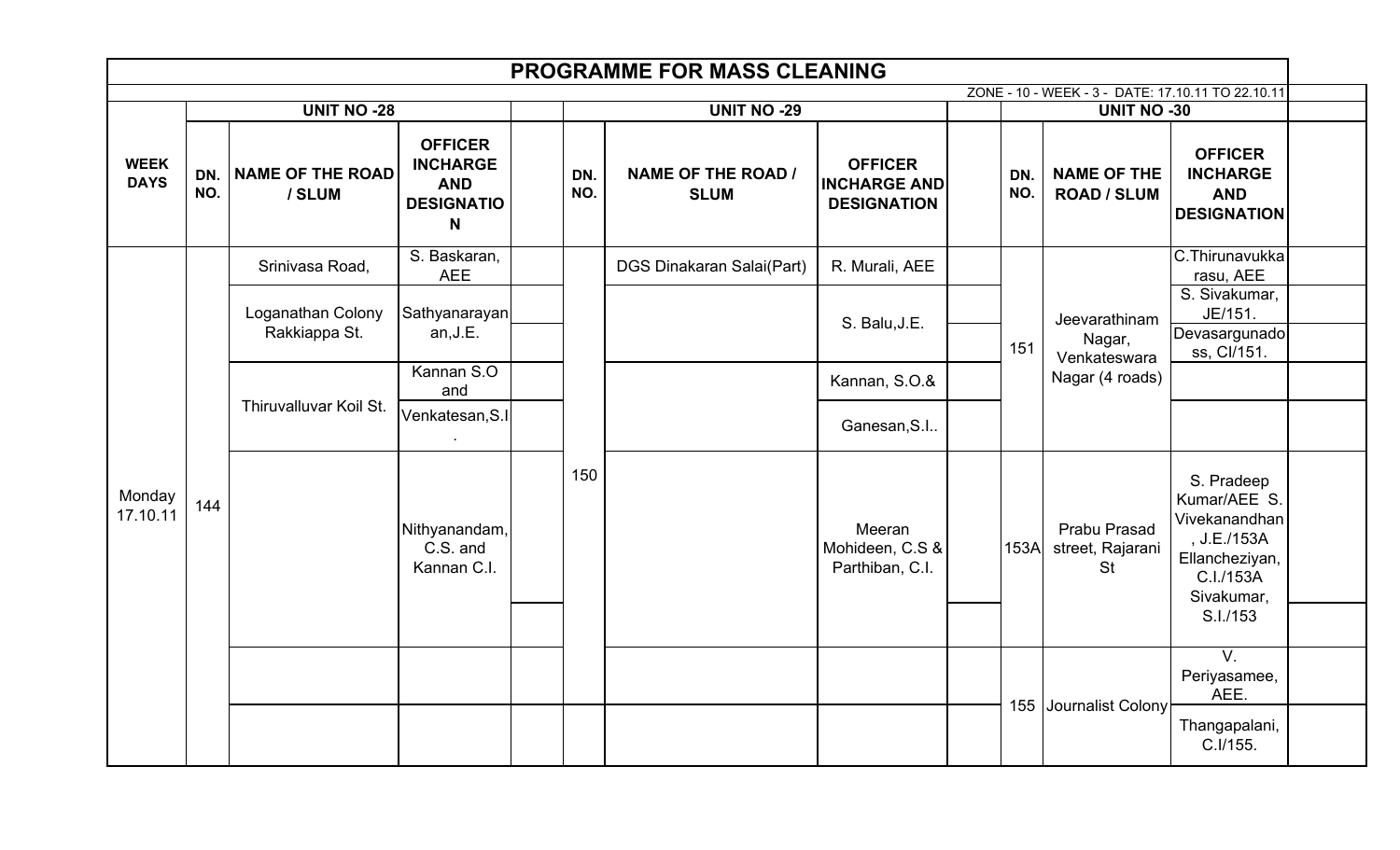# PROGRAMME FOR MASS CLEANING

ZONE - 10 - WEEK - 3 - DATE: 17.10.11 TO 22.10.11

| WEEK DAYS | UNIT NO -28 | | | | UNIT NO -29 | | | | UNIT NO -30 | | | |
|---|---|---|---|---|---|---|---|---|---|---|---|---|
| | DN. NO. | NAME OF THE ROAD / SLUM | OFFICER INCHARGE AND DESIGNATION | | DN. NO. | NAME OF THE ROAD / SLUM | OFFICER INCHARGE AND DESIGNATION | | DN. NO. | NAME OF THE ROAD / SLUM | OFFICER INCHARGE AND DESIGNATION | |
| Monday 17.10.11 | 144 | Srinivasa Road, | S. Baskaran, AEE | | 150 | DGS Dinakaran Salai(Part) | R. Murali, AEE | | 151 | Jeevarathinam Nagar, Venkateswara Nagar (4 roads) | C.Thirunavukkarasu, AEE | |
| | | Loganathan Colony Rakkiappa St. | Sathyanarayanan,J.E. | | | | S. Balu,J.E. | | | | S. Sivakumar, JE/151. | |
| | | | | | | | | | | | Devasargunadoss, CI/151. | |
| | | Thiruvalluvar Koil St. | Kannan S.O and | | | | Kannan, S.O.& | | | | | |
| | | | Venkatesan,S.I. | | | | Ganesan,S.I.. | | | | | |
| | | | Nithyanandam, C.S. and Kannan C.I. | | | | Meeran Mohideen, C.S & Parthiban, C.I. | | 153A | Prabu Prasad street, Rajarani St | S. Pradeep Kumar/AEE S. Vivekanandhan, J.E./153A Ellancheziyan, C.I./153A Sivakumar, S.I./153 | |
| | | | | | | | | | 155 | Journalist Colony | V. Periyasamee, AEE. | |
| | | | | | | | | | | | Thangapalani, C.I/155. | |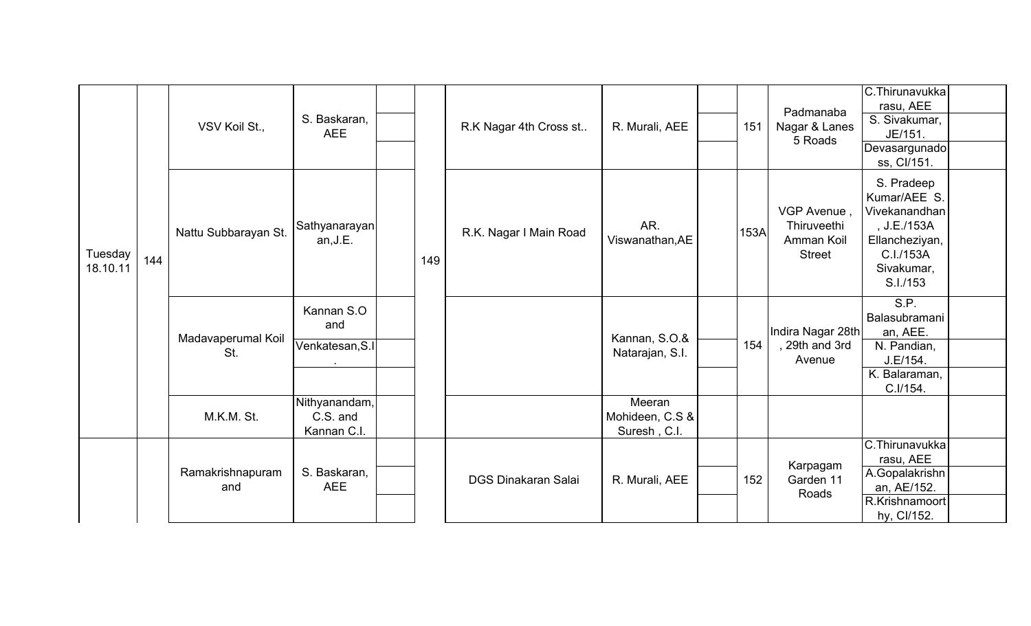| | | | | | | | | | | | | |
|---|---|---|---|---|---|---|---|---|---|---|---|---|
| Tuesday 18.10.11 | 144 | VSV Koil St., | S. Baskaran, AEE | | 149 | R.K Nagar 4th Cross st.. | R. Murali, AEE | | 151 | Padmanaba Nagar & Lanes 5 Roads | C.Thirunavukkarasu, AEE | |
| | | | | | | | | | | | S. Sivakumar, JE/151. | |
| | | | | | | | | | | | Devasargunadoss, CI/151. | |
| | | Nattu Subbarayan St. | Sathyanarayanan,J.E. | | | R.K. Nagar I Main Road | AR. Viswanathan,AE | | 153A | VGP Avenue , Thiruveethi Amman Koil Street | S. Pradeep Kumar/AEE S. Vivekanandhan , J.E./153A Ellancheziyan, C.I./153A Sivakumar, S.I./153 | |
| | | Madavaperumal Koil St. | Kannan S.O and | | | | Kannan, S.O.& Natarajan, S.I. | | 154 | Indira Nagar 28th , 29th and 3rd Avenue | S.P. Balasubramanian, AEE. | |
| | | | Venkatesan,S.I. | | | | | | | | N. Pandian, J.E/154. | |
| | | | | | | | | | | | K. Balaraman, C.I/154. | |
| | | M.K.M. St. | Nithyanandam, C.S. and Kannan C.I. | | | | Meeran Mohideen, C.S & Suresh , C.I. | | | | | |
| | | Ramakrishnapuram and | S. Baskaran, AEE | | | DGS Dinakaran Salai | R. Murali, AEE | | 152 | Karpagam Garden 11 Roads | C.Thirunavukkarasu, AEE | |
| | | | | | | | | | | | A.Gopalakrishnan, AE/152. | |
| | | | | | | | | | | | R.Krishnamoorthy, CI/152. | |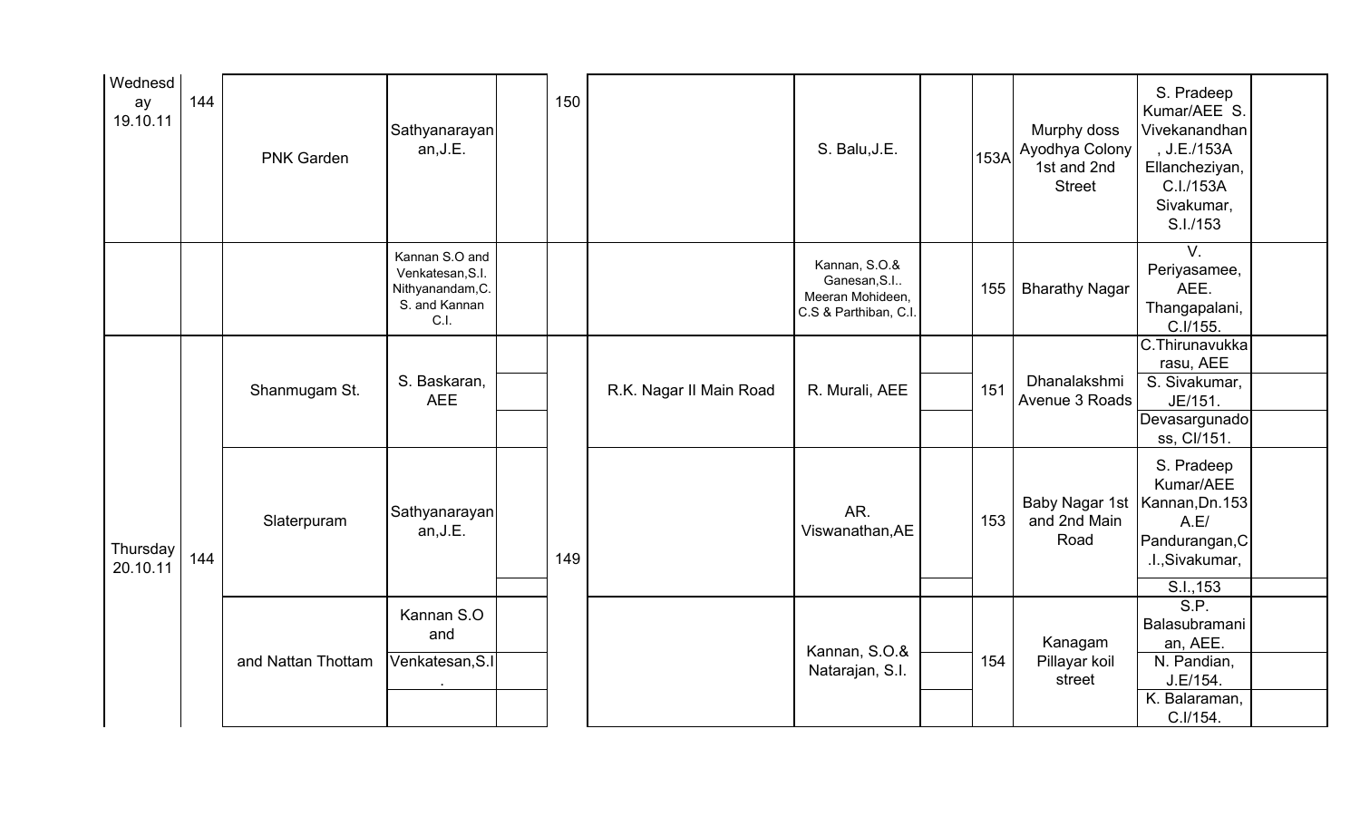| | | | | | | | | | | | | |
|---|---|---|---|---|---|---|---|---|---|---|---|---|
| Wednesday 19.10.11 | 144 | PNK Garden | Sathyanarayanan,J.E. | | 150 | | S. Balu,J.E. | | 153A | Murphy doss Ayodhya Colony 1st and 2nd Street | S. Pradeep Kumar/AEE S. Vivekanandhan, J.E./153A Ellancheziyan, C.I./153A Sivakumar, S.I./153 | |
| | | | Kannan S.O and Venkatesan,S.I. Nithyanandam,C.S. and Kannan C.I. | | | | Kannan, S.O.& Ganesan,S.I.. Meeran Mohideen, C.S & Parthiban, C.I. | | 155 | Bharathy Nagar | V. Periyasamee, AEE. Thangapalani, C.I/155. | |
| Thursday 20.10.11 | 144 | Shanmugam St. | S. Baskaran, AEE | | 149 | R.K. Nagar II Main Road | R. Murali, AEE | | 151 | Dhanalakshmi Avenue 3 Roads | C.Thirunavukkarasu, AEE | |
| | | | | | | | | | | | S. Sivakumar, JE/151. | |
| | | | | | | | | | | | Devasargunadoss, CI/151. | |
| | | Slaterpuram | Sathyanarayanan,J.E. | | | | AR. Viswanathan,AE | | 153 | Baby Nagar 1st and 2nd Main Road | S. Pradeep Kumar/AEE Kannan,Dn.153 A.E/ Pandurangan,C.I.,Sivakumar, | |
| | | | | | | | | | | | S.I.,153 | |
| | | and Nattan Thottam | Kannan S.O and | | | | Kannan, S.O.& Natarajan, S.I. | | 154 | Kanagam Pillayar koil street | S.P. Balasubramanian, AEE. | |
| | | | Venkatesan,S.I. | | | | | | | | N. Pandian, J.E/154. | |
| | | | | | | | | | | | K. Balaraman, C.I/154. | |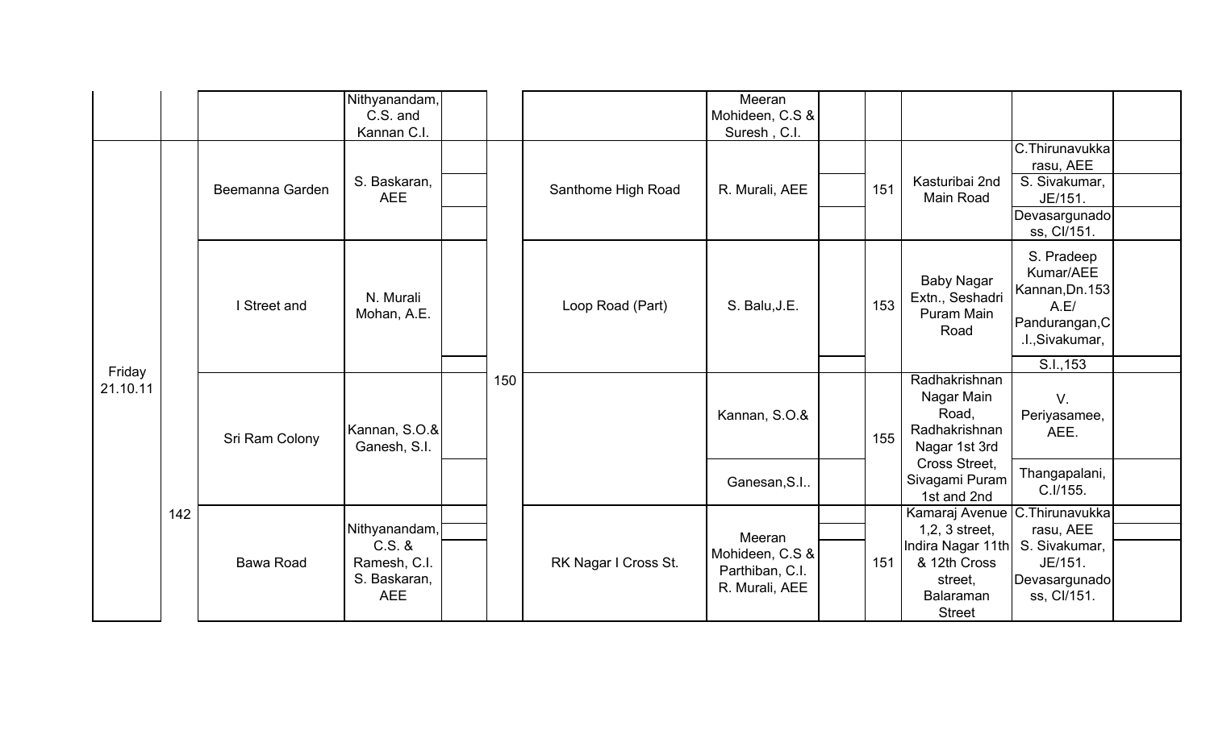|  |  |  | Nithyanandam, C.S. and Kannan C.I. |  |  |  | Meeran Mohideen, C.S & Suresh , C.I. |  |  |  |  |  |
|---|---|---|---|---|---|---|---|---|---|---|---|---|
| Friday 21.10.11 | 142 | Beemanna Garden | S. Baskaran, AEE |  | 150 | Santhome High Road | R. Murali, AEE |  | 151 | Kasturibai 2nd Main Road | C.Thirunavukkarasu, AEE |  |
|  |  |  |  |  |  |  |  |  |  |  | S. Sivakumar, JE/151. |  |
|  |  |  |  |  |  |  |  |  |  |  | Devasargunadoss, CI/151. |  |
|  |  | I Street and | N. Murali Mohan, A.E. |  |  | Loop Road (Part) | S. Balu,J.E. |  | 153 | Baby Nagar Extn., Seshadri Puram Main Road | S. Pradeep Kumar/AEE Kannan,Dn.153 A.E/ Pandurangan,C.I.,Sivakumar, |  |
|  |  |  |  |  |  |  |  |  |  |  | S.I.,153 |  |
|  |  | Sri Ram Colony | Kannan, S.O.& Ganesh, S.I. |  |  |  | Kannan, S.O.& |  | 155 | Radhakrishnan Nagar Main Road, Radhakrishnan Nagar 1st 3rd Cross Street, Sivagami Puram 1st and 2nd | V. Periyasamee, AEE. |  |
|  |  |  |  |  |  |  | Ganesan,S.I.. |  |  |  | Thangapalani, C.I/155. |  |
|  |  | Bawa Road | Nithyanandam, C.S. & Ramesh, C.I. S. Baskaran, AEE |  |  | RK Nagar I Cross St. | Meeran Mohideen, C.S & Parthiban, C.I. R. Murali, AEE |  | 151 | Kamaraj Avenue 1,2, 3 street, Indira Nagar 11th & 12th Cross street, Balaraman Street | C.Thirunavukkarasu, AEE S. Sivakumar, JE/151. Devasargunadoss, CI/151. |  |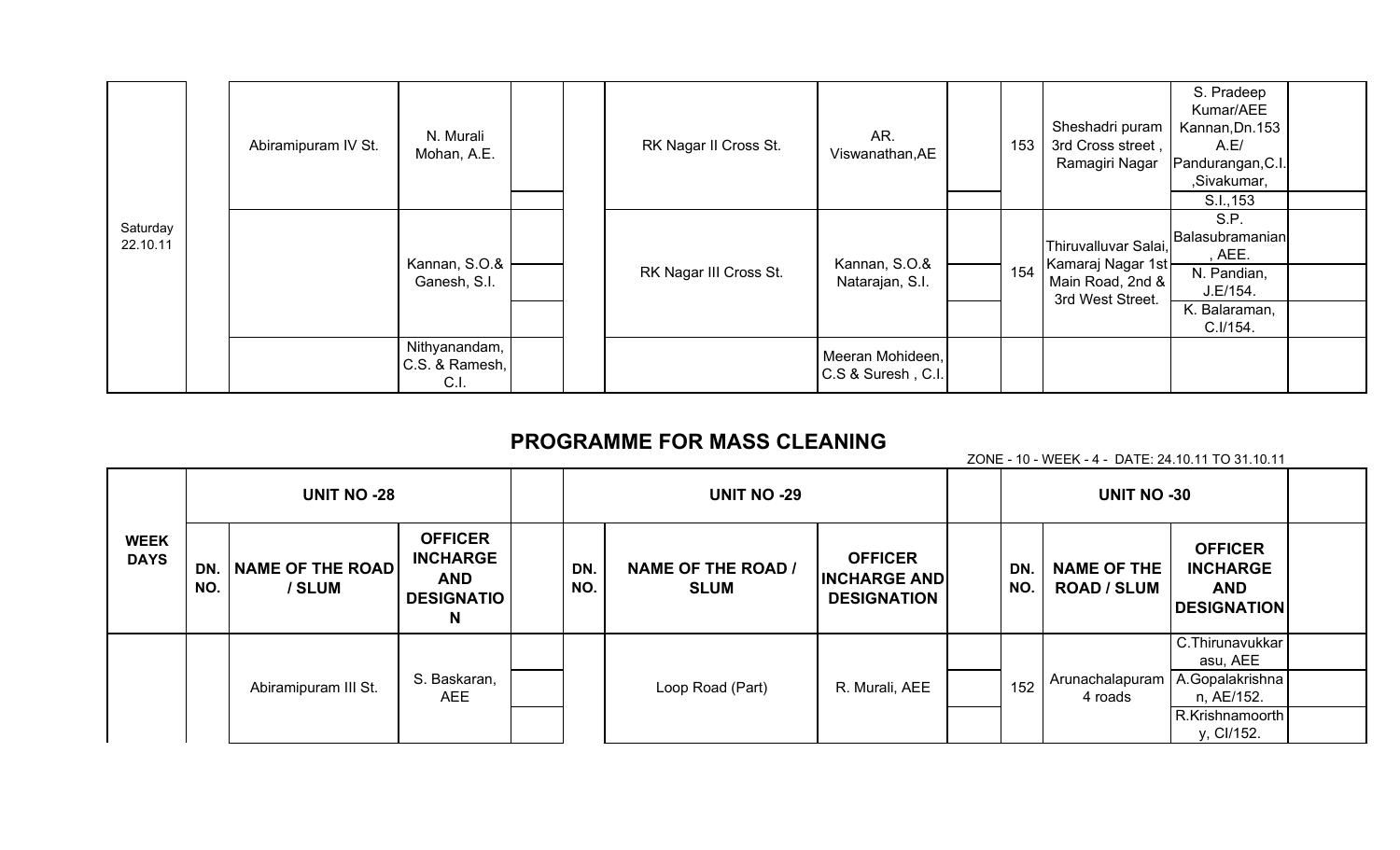| | | | | | | | | | | | | | |
|---|---|---|---|---|---|---|---|---|---|---|---|---|---|
| Saturday 22.10.11 | | Abiramipuram IV St. | N. Murali Mohan, A.E. | | | RK Nagar II Cross St. | AR. Viswanathan,AE | | 153 | Sheshadri puram 3rd Cross street , Ramagiri Nagar | S. Pradeep Kumar/AEE Kannan,Dn.153 A.E/ Pandurangan,C.I. ,Sivakumar, S.I.,153 | |
| | | | Kannan, S.O.& Ganesh, S.I. | | | RK Nagar III Cross St. | Kannan, S.O.& Natarajan, S.I. | | 154 | Thiruvalluvar Salai, Kamaraj Nagar 1st Main Road, 2nd & 3rd West Street. | S.P. Balasubramanian , AEE. N. Pandian, J.E/154. K. Balaraman, C.I/154. | |
| | | | Nithyanandam, C.S. & Ramesh, C.I. | | | | Meeran Mohideen, C.S & Suresh , C.I. | | | | | |

## PROGRAMME FOR MASS CLEANING

ZONE - 10 - WEEK - 4 - DATE: 24.10.11 TO 31.10.11

| WEEK DAYS | UNIT NO -28 | | | | UNIT NO -29 | | | | UNIT NO -30 | | | |
|---|---|---|---|---|---|---|---|---|---|---|---|---|
| | DN. NO. | NAME OF THE ROAD / SLUM | OFFICER INCHARGE AND DESIGNATION | | DN. NO. | NAME OF THE ROAD / SLUM | OFFICER INCHARGE AND DESIGNATION | | DN. NO. | NAME OF THE ROAD / SLUM | OFFICER INCHARGE AND DESIGNATION | |
| | | Abiramipuram III St. | S. Baskaran, AEE | | | Loop Road (Part) | R. Murali, AEE | | 152 | Arunachalapuram 4 roads | C.Thirunavukkarasu, AEE A.Gopalakrishnan, AE/152. R.Krishnamoorthy, CI/152. | |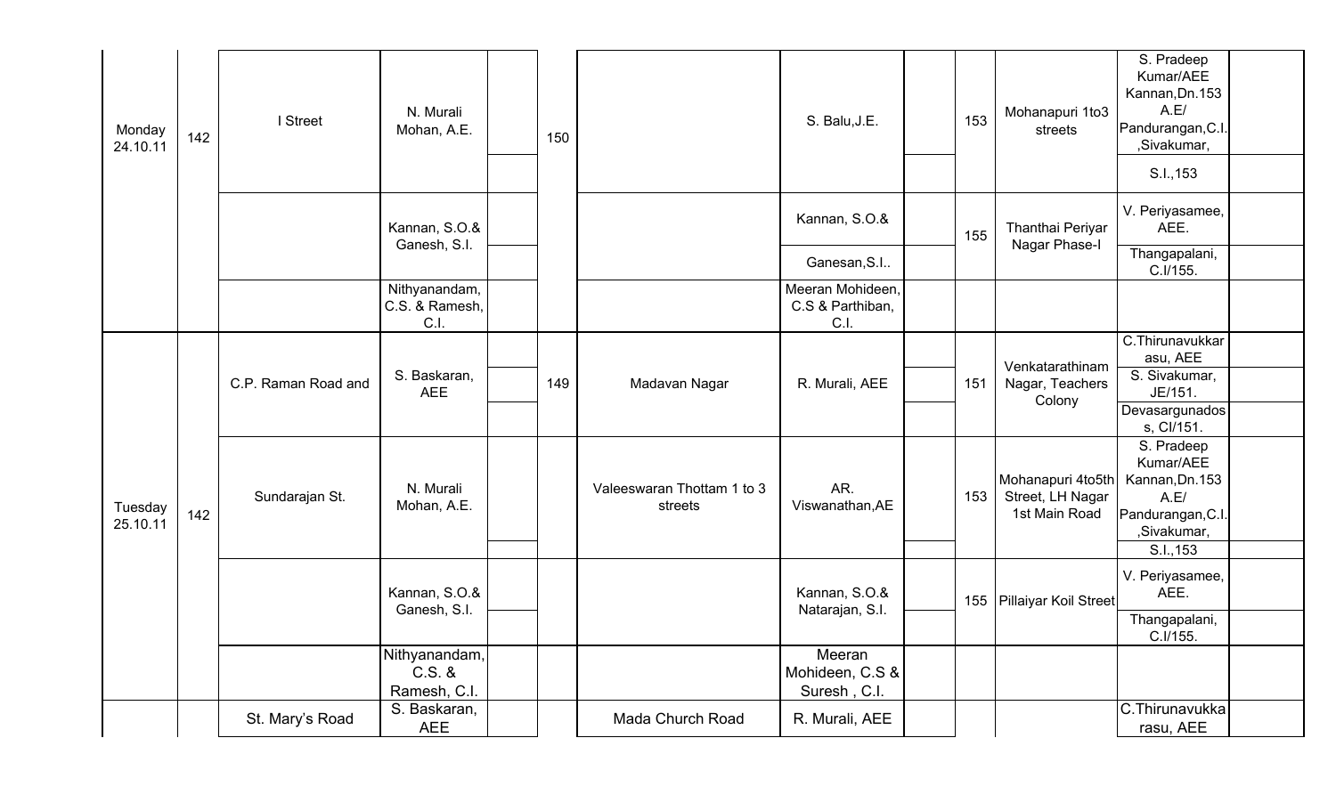| Monday 24.10.11 | 142 | I Street | N. Murali Mohan, A.E. | | 150 | | S. Balu,J.E. | | 153 | Mohanapuri 1to3 streets | S. Pradeep Kumar/AEE Kannan,Dn.153 A.E/ Pandurangan,C.I. ,Sivakumar, | |
|---|---|---|---|---|---|---|---|---|---|---|---|---|
| | | | | | | | | | | | S.I.,153 | |
| | | | Kannan, S.O.& Ganesh, S.I. | | | | Kannan, S.O.& | | 155 | Thanthai Periyar Nagar Phase-I | V. Periyasamee, AEE. | |
| | | | | | | | Ganesan,S.I.. | | | | Thangapalani, C.I/155. | |
| | | | Nithyanandam, C.S. & Ramesh, C.I. | | | | Meeran Mohideen, C.S & Parthiban, C.I. | | | | | |
| Tuesday 25.10.11 | 142 | C.P. Raman Road and | S. Baskaran, AEE | | 149 | Madavan Nagar | R. Murali, AEE | | 151 | Venkatarathinam Nagar, Teachers Colony | C.Thirunavukkar asu, AEE | |
| | | | | | | | | | | | S. Sivakumar, JE/151. | |
| | | | | | | | | | | | Devasargunados s, CI/151. | |
| | | Sundarajan St. | N. Murali Mohan, A.E. | | | Valeeswaran Thottam 1 to 3 streets | AR. Viswanathan,AE | | 153 | Mohanapuri 4to5th Street, LH Nagar 1st Main Road | S. Pradeep Kumar/AEE Kannan,Dn.153 A.E/ Pandurangan,C.I. ,Sivakumar, | |
| | | | | | | | | | | | S.I.,153 | |
| | | | Kannan, S.O.& Ganesh, S.I. | | | | Kannan, S.O.& Natarajan, S.I. | | 155 | Pillaiyar Koil Street | V. Periyasamee, AEE. | |
| | | | | | | | | | | | Thangapalani, C.I/155. | |
| | | | Nithyanandam, C.S. & Ramesh, C.I. | | | | Meeran Mohideen, C.S & Suresh , C.I. | | | | | |
| | | St. Mary's Road | S. Baskaran, AEE | | | Mada Church Road | R. Murali, AEE | | | | C.Thirunavukka rasu, AEE | |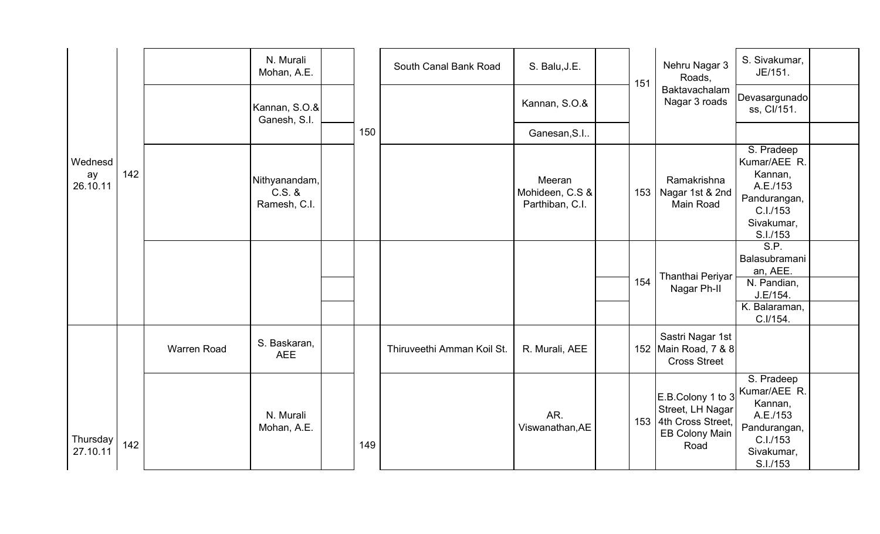| | | | | | | | | | | | |
|---|---|---|---|---|---|---|---|---|---|---|---|
| Wednesday 26.10.11 | 142 | | N. Murali Mohan, A.E. | | 150 | South Canal Bank Road | S. Balu,J.E. | | 151 | Nehru Nagar 3 Roads, Baktavachalam Nagar 3 roads | S. Sivakumar, JE/151. | |
| | | | Kannan, S.O.& Ganesh, S.I. | | | | Kannan, S.O.& | | | | Devasargunadoss, CI/151. | |
| | | | | | | | Ganesan,S.I.. | | | | | |
| | | | Nithyanandam, C.S. & Ramesh, C.I. | | | | Meeran Mohideen, C.S & Parthiban, C.I. | | 153 | Ramakrishna Nagar 1st & 2nd Main Road | S. Pradeep Kumar/AEE R. Kannan, A.E./153 Pandurangan, C.I./153 Sivakumar, S.I./153 | |
| | | | | | | | | | 154 | Thanthai Periyar Nagar Ph-II | S.P. Balasubramanian, AEE. | |
| | | | | | | | | | | | N. Pandian, J.E/154. | |
| | | | | | | | | | | | K. Balaraman, C.I/154. | |
| Thursday 27.10.11 | 142 | Warren Road | S. Baskaran, AEE | | 149 | Thiruveethi Amman Koil St. | R. Murali, AEE | | 152 | Sastri Nagar 1st Main Road, 7 & 8 Cross Street | | |
| | | | N. Murali Mohan, A.E. | | | | AR. Viswanathan,AE | | 153 | E.B.Colony 1 to 3 Street, LH Nagar 4th Cross Street, EB Colony Main Road | S. Pradeep Kumar/AEE R. Kannan, A.E./153 Pandurangan, C.I./153 Sivakumar, S.I./153 | |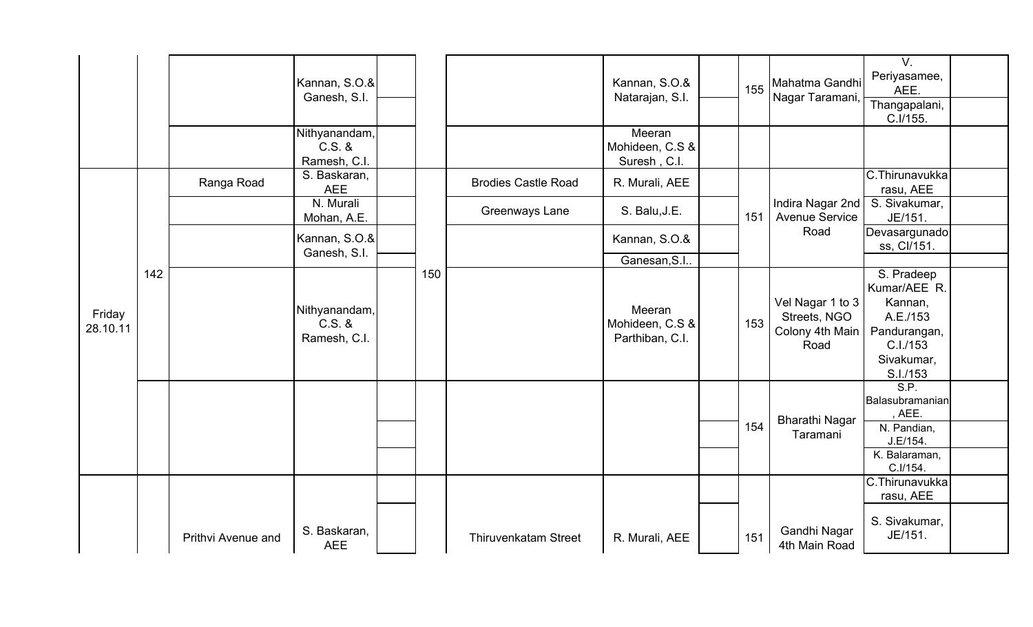| | | | | | | | | | | | | |
|---|---|---|---|---|---|---|---|---|---|---|---|---|
| | | | Kannan, S.O.& Ganesh, S.I. | | | | Kannan, S.O.& Natarajan, S.I. | | 155 | Mahatma Gandhi Nagar Taramani, | V. Periyasamee, AEE. | |
| | | | | | | | | | | | Thangapalani, C.I/155. | |
| | | | Nithyanandam, C.S. & Ramesh, C.I. | | | | Meeran Mohideen, C.S & Suresh , C.I. | | | | | |
| Friday 28.10.11 | 142 | Ranga Road | S. Baskaran, AEE | | 150 | Brodies Castle Road | R. Murali, AEE | | 151 | Indira Nagar 2nd Avenue Service Road | C.Thirunavukkarasu, AEE | |
| | | | N. Murali Mohan, A.E. | | | Greenways Lane | S. Balu,J.E. | | | | S. Sivakumar, JE/151. | |
| | | | Kannan, S.O.& Ganesh, S.I. | | | | Kannan, S.O.& | | | | Devasargunadoss, CI/151. | |
| | | | | | | | Ganesan,S.I.. | | | | | |
| | | | Nithyanandam, C.S. & Ramesh, C.I. | | | | Meeran Mohideen, C.S & Parthiban, C.I. | | 153 | Vel Nagar 1 to 3 Streets, NGO Colony 4th Main Road | S. Pradeep Kumar/AEE R. Kannan, A.E./153 Pandurangan, C.I./153 Sivakumar, S.I./153 | |
| | | | | | | | | | 154 | Bharathi Nagar Taramani | S.P. Balasubramanian, AEE. | |
| | | | | | | | | | | | N. Pandian, J.E/154. | |
| | | | | | | | | | | | K. Balaraman, C.I/154. | |
| | | | | | | | | | 151 | Gandhi Nagar 4th Main Road | C.Thirunavukkarasu, AEE | |
| | | Prithvi Avenue and | S. Baskaran, AEE | | | Thiruvenkatam Street | R. Murali, AEE | | | | S. Sivakumar, JE/151. | |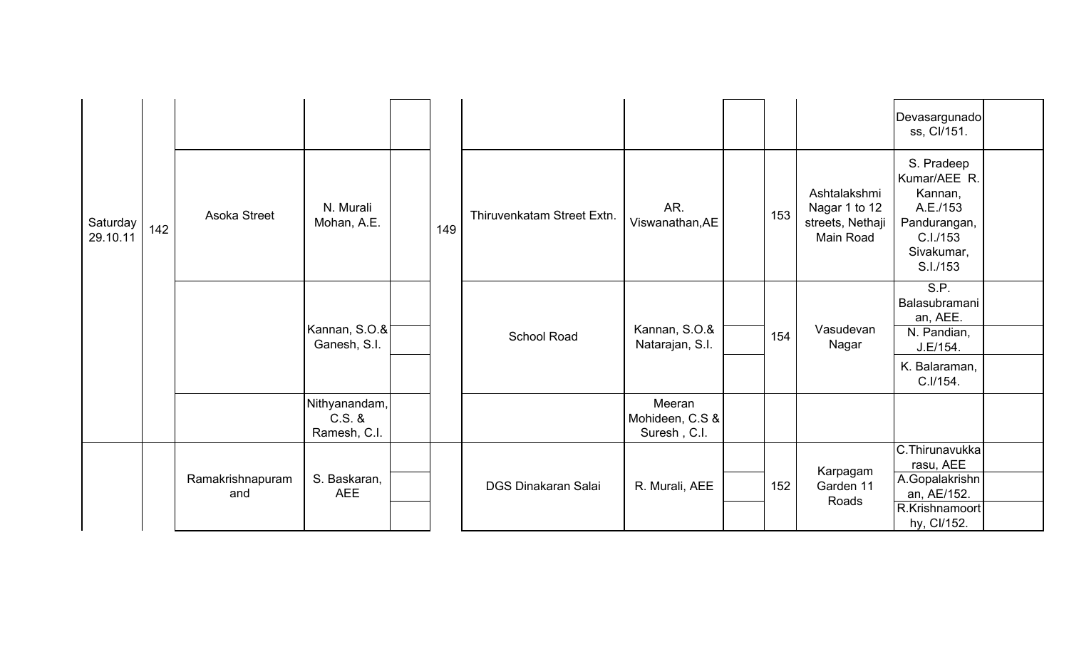| | | | | | | | | | | | | |
|---|---|---|---|---|---|---|---|---|---|---|---|---|
| | | | | | | | | | | | Devasargunadoss, CI/151. | |
| Saturday 29.10.11 | 142 | Asoka Street | N. Murali Mohan, A.E. | | 149 | Thiruvenkatam Street Extn. | AR. Viswanathan,AE | | 153 | Ashtalakshmi Nagar 1 to 12 streets, Nethaji Main Road | S. Pradeep Kumar/AEE R. Kannan, A.E./153 Pandurangan, C.I./153 Sivakumar, S.I./153 | |
| | | | Kannan, S.O.& Ganesh, S.I. | | | School Road | Kannan, S.O.& Natarajan, S.I. | | 154 | Vasudevan Nagar | S.P. Balasubramanian, AEE. | |
| | | | | | | | | | | | N. Pandian, J.E/154. | |
| | | | | | | | | | | | K. Balaraman, C.I/154. | |
| | | | Nithyanandam, C.S. & Ramesh, C.I. | | | | Meeran Mohideen, C.S & Suresh , C.I. | | | | | |
| | | Ramakrishnapuram and | S. Baskaran, AEE | | | DGS Dinakaran Salai | R. Murali, AEE | | 152 | Karpagam Garden 11 Roads | C.Thirunavukkarasu, AEE | |
| | | | | | | | | | | | A.Gopalakrishnan, AE/152. | |
| | | | | | | | | | | | R.Krishnamoorthy, CI/152. | |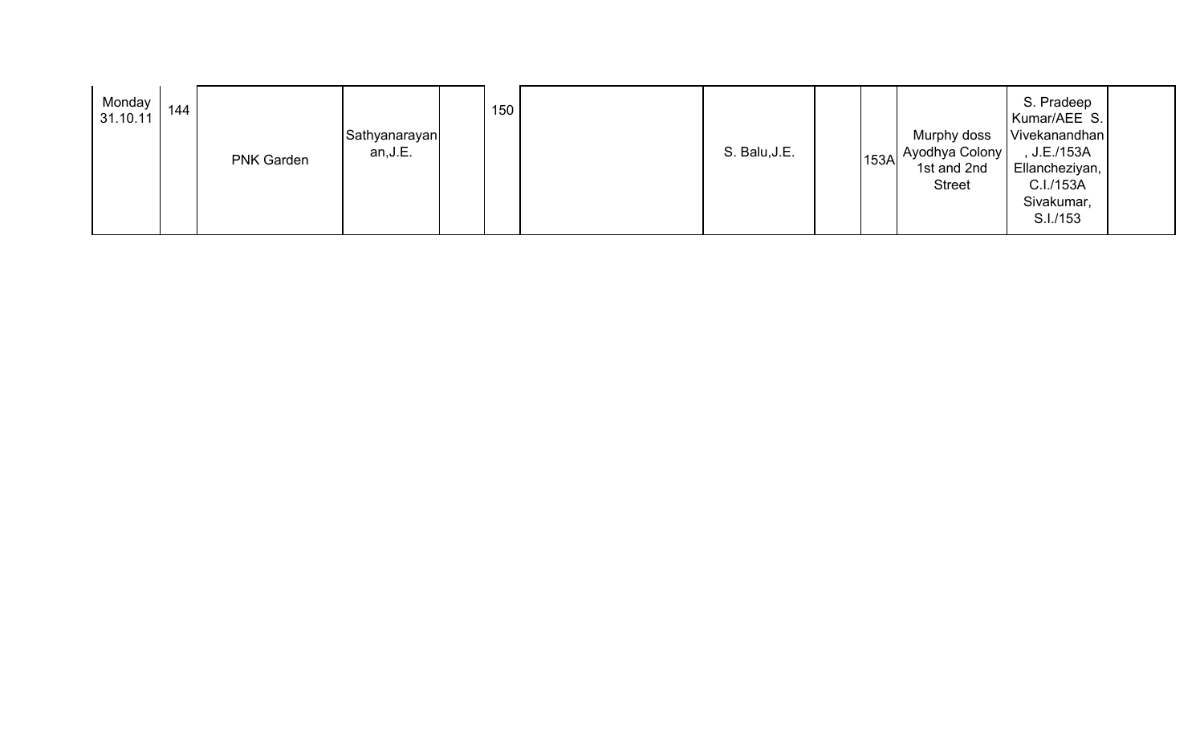| Monday 31.10.11 | 144 | PNK Garden | Sathyanarayanan,J.E. | | 150 | | S. Balu,J.E. | | 153A | Murphy doss Ayodhya Colony 1st and 2nd Street | S. Pradeep Kumar/AEE S. Vivekanandhan, J.E./153A Ellancheziyan, C.I./153A Sivakumar, S.I./153 | |
|---|---|---|---|---|---|---|---|---|---|---|---|---|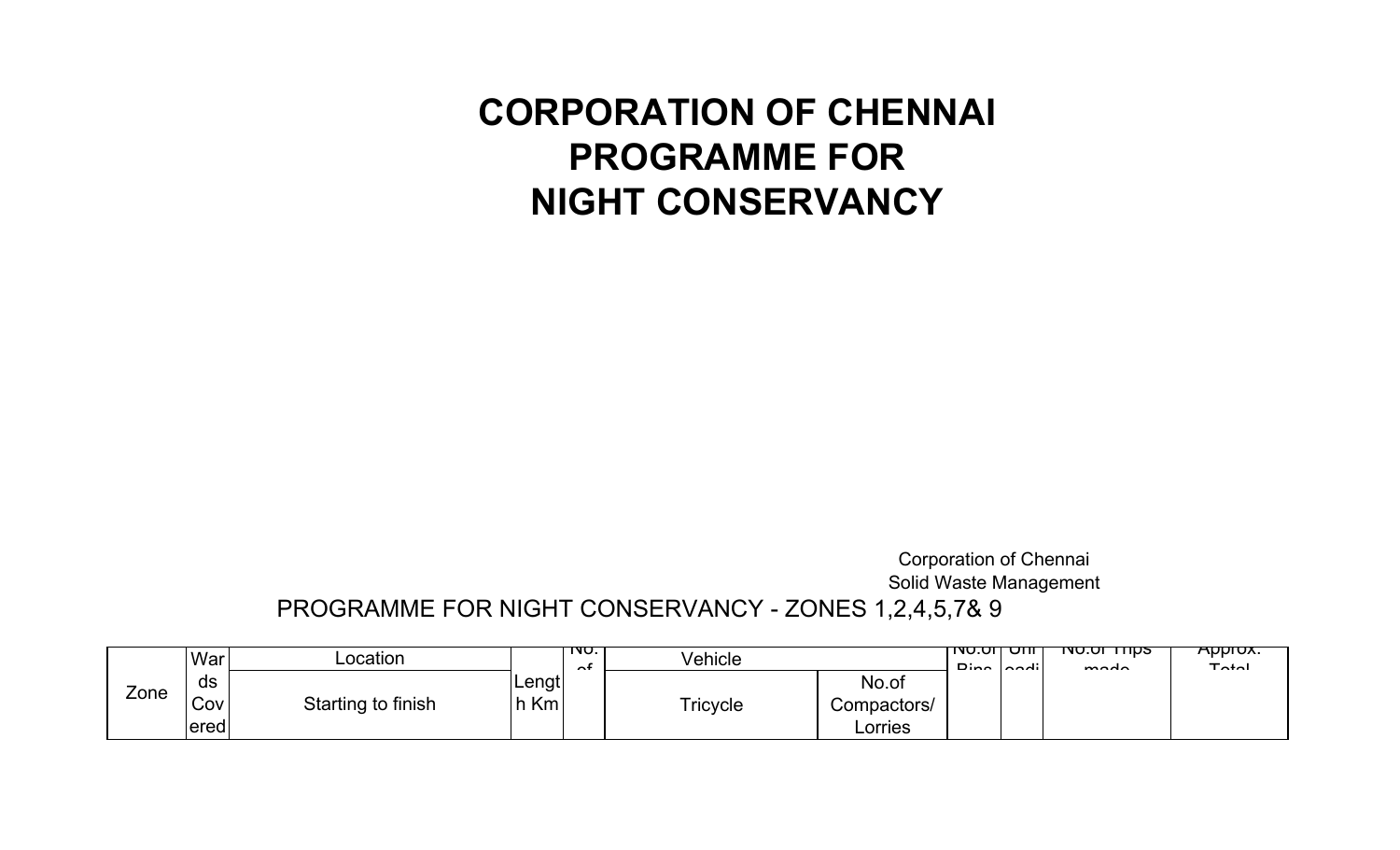# CORPORATION OF CHENNAI
# PROGRAMME FOR
# NIGHT CONSERVANCY

Corporation of Chennai
Solid Waste Management

PROGRAMME FOR NIGHT CONSERVANCY - ZONES 1,2,4,5,7& 9

| Zone | Wards Covered | Location | Length Km | No. of | Vehicle | | No.of Bins | Unloadi | No.of Trips made | Approx. Total |
|---|---|---|---|---|---|---|---|---|---|---|
| | | Starting to finish | | | Tricycle | No.of Compactors/ Lorries | | | | |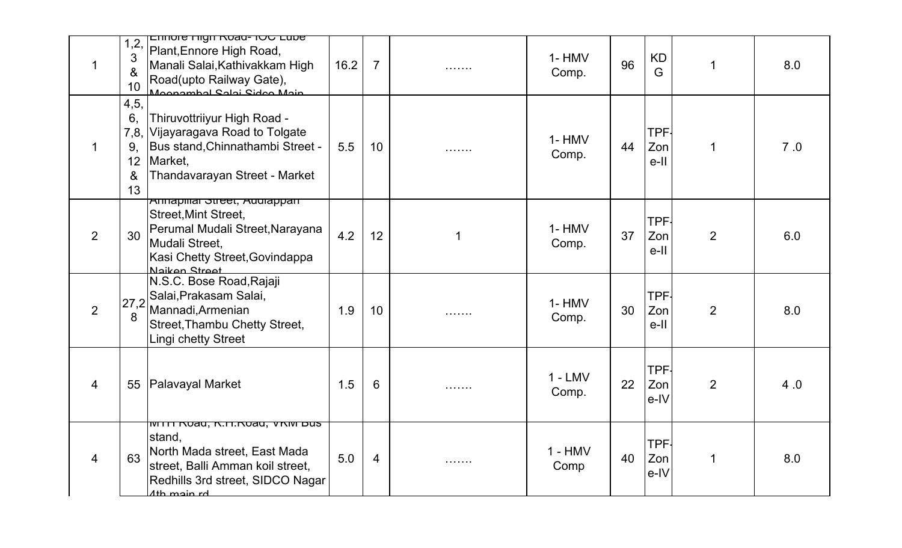|  |  |  |  |  |  |  |  |  |  |  |
|---|---|---|---|---|---|---|---|---|---|---|
| 1 | 1,2, 3 & 10 | Ennore High Road- IOC Lube Plant,Ennore High Road, Manali Salai,Kathivakkam High Road(upto Railway Gate), Meenambal Salai Sidco Main | 16.2 | 7 | ....... | 1- HMV Comp. | 96 | KDG | 1 | 8.0 |
| 1 | 4,5, 6, 7,8, 9, 12 & 13 | Thiruvottriiyur High Road - Vijayaragava Road to Tolgate Bus stand,Chinnathambi Street - Market, Thandavarayan Street - Market | 5.5 | 10 | ....... | 1- HMV Comp. | 44 | TPF-Zone-II | 1 | 7 .0 |
| 2 | 30 | Annapillai Street, Audiappan Street,Mint Street, Perumal Mudali Street,Narayana Mudali Street, Kasi Chetty Street,Govindappa Naiken Street | 4.2 | 12 | 1 | 1- HMV Comp. | 37 | TPF-Zone-II | 2 | 6.0 |
| 2 | 27,28 | N.S.C. Bose Road,Rajaji Salai,Prakasam Salai, Mannadi,Armenian Street,Thambu Chetty Street, Lingi chetty Street | 1.9 | 10 | ....... | 1- HMV Comp. | 30 | TPF-Zone-II | 2 | 8.0 |
| 4 | 55 | Palavayal Market | 1.5 | 6 | ....... | 1 - LMV Comp. | 22 | TPF-Zone-IV | 2 | 4 .0 |
| 4 | 63 | MTH Road, K.H.Road, VRM Bus stand, North Mada street, East Mada street, Balli Amman koil street, Redhills 3rd street, SIDCO Nagar 4th main rd | 5.0 | 4 | ....... | 1 - HMV Comp | 40 | TPF-Zone-IV | 1 | 8.0 |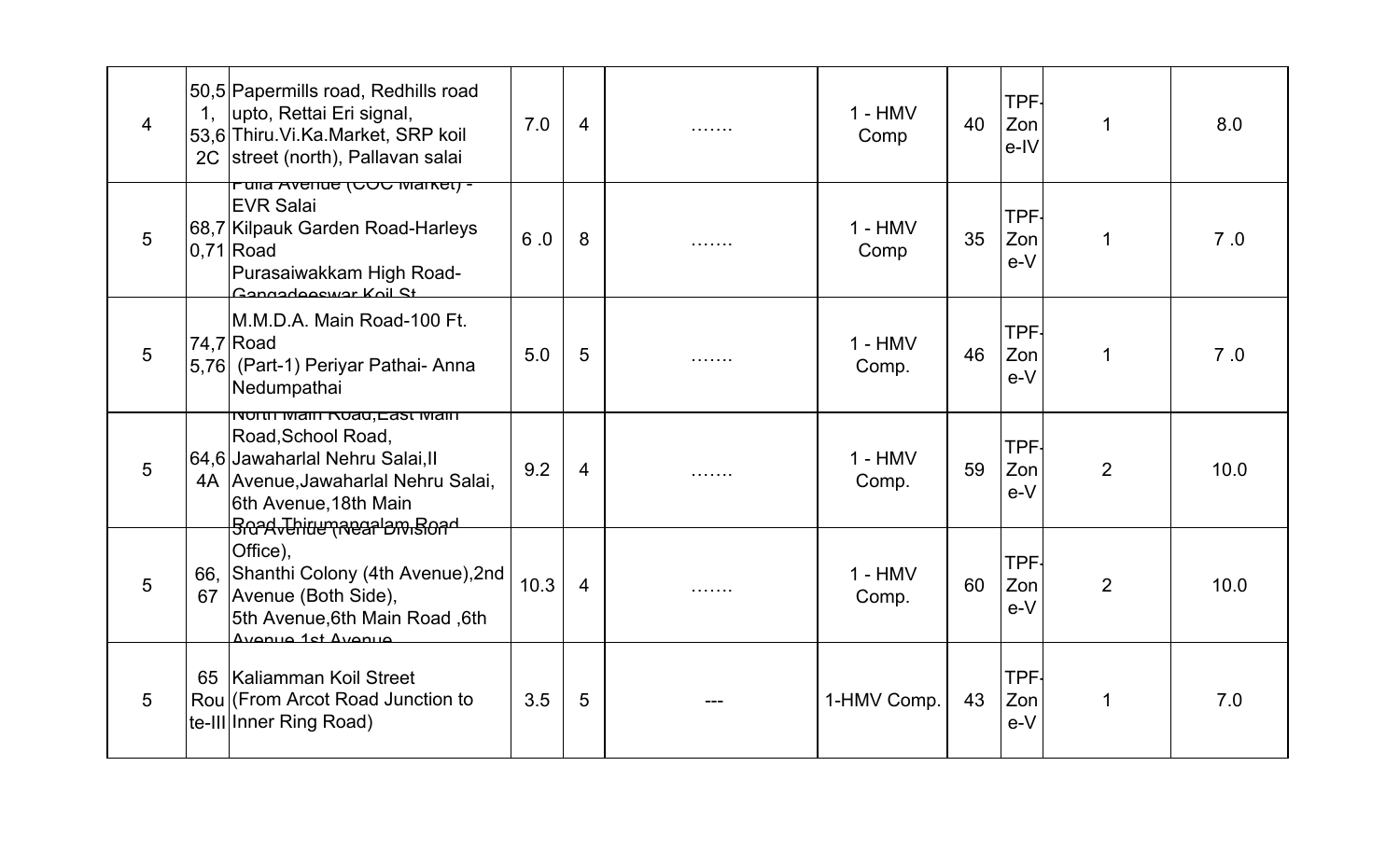| | | | | | | | | | | |
|---|---|---|---|---|---|---|---|---|---|---|
| 4 | 50,51,53,62C | Papermills road, Redhills road upto, Rettai Eri signal, Thiru.Vi.Ka.Market, SRP koil street (north), Pallavan salai | 7.0 | 4 | ……. | 1 - HMV Comp | 40 | TPF-Zone-IV | 1 | 8.0 |
| 5 | 68,70,71 | Fulla Avenue (CDC Market) - EVR Salai Kilpauk Garden Road-Harleys Road Purasaiwakkam High Road-Gangadeeswar Koil St | 6 .0 | 8 | ……. | 1 - HMV Comp | 35 | TPF-Zone-V | 1 | 7 .0 |
| 5 | 74,75,76 | M.M.D.A. Main Road-100 Ft. Road (Part-1) Periyar Pathai- Anna Nedumpathai | 5.0 | 5 | ……. | 1 - HMV Comp. | 46 | TPF-Zone-V | 1 | 7 .0 |
| 5 | 64,64A | North Main Road,East Main Road,School Road, Jawaharlal Nehru Salai,II Avenue,Jawaharlal Nehru Salai, 6th Avenue,18th Main Road,Thirumangalam Road | 9.2 | 4 | ……. | 1 - HMV Comp. | 59 | TPF-Zone-V | 2 | 10.0 |
| 5 | 66, 67 | 3rd Avenue (Near Division Office), Shanthi Colony (4th Avenue),2nd Avenue (Both Side), 5th Avenue,6th Main Road ,6th Avenue 1st Avenue | 10.3 | 4 | ……. | 1 - HMV Comp. | 60 | TPF-Zone-V | 2 | 10.0 |
| 5 | 65 Route-III | Kaliamman Koil Street (From Arcot Road Junction to Inner Ring Road) | 3.5 | 5 | --- | 1-HMV Comp. | 43 | TPF-Zone-V | 1 | 7.0 |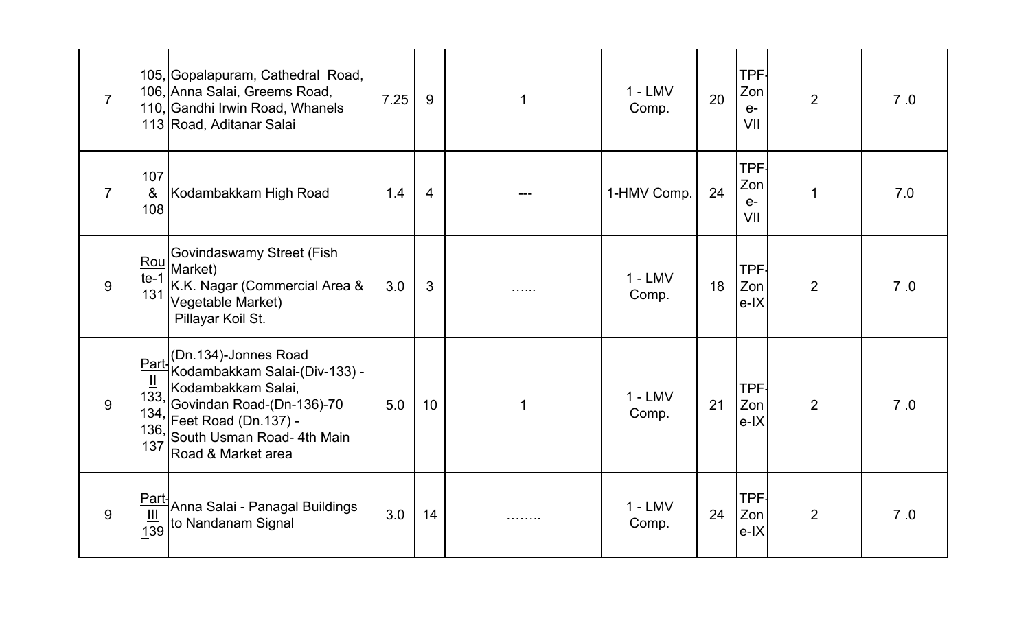| | | | | | | | | | | |
|---|---|---|---|---|---|---|---|---|---|---|
| 7 | 105, 106, 110, 113 | Gopalapuram, Cathedral Road, Anna Salai, Greems Road, Gandhi Irwin Road, Whanels Road, Aditanar Salai | 7.25 | 9 | 1 | 1 - LMV Comp. | 20 | TPF-Zone-VII | 2 | 7 .0 |
| 7 | 107 & 108 | Kodambakkam High Road | 1.4 | 4 | --- | 1-HMV Comp. | 24 | TPF-Zone-VII | 1 | 7.0 |
| 9 | Route-1 131 | Govindaswamy Street (Fish Market) K.K. Nagar (Commercial Area & Vegetable Market) Pillayar Koil St. | 3.0 | 3 | …... | 1 - LMV Comp. | 18 | TPF-Zone-IX | 2 | 7 .0 |
| 9 | Part-II 133, 134, 136, 137 | (Dn.134)-Jonnes Road Kodambakkam Salai-(Div-133) - Kodambakkam Salai, Govindan Road-(Dn-136)-70 Feet Road (Dn.137) - South Usman Road- 4th Main Road & Market area | 5.0 | 10 | 1 | 1 - LMV Comp. | 21 | TPF-Zone-IX | 2 | 7 .0 |
| 9 | Part-III 139 | Anna Salai - Panagal Buildings to Nandanam Signal | 3.0 | 14 | …….. | 1 - LMV Comp. | 24 | TPF-Zone-IX | 2 | 7 .0 |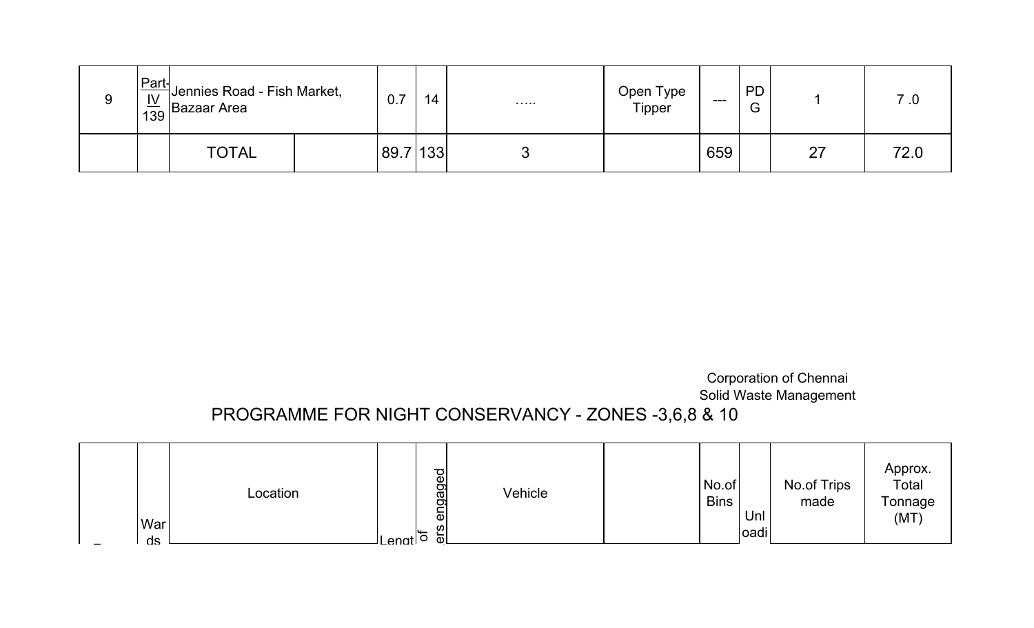| 9 | Part-IV 139 | Jennies Road - Fish Market, Bazaar Area | | 0.7 | 14 | ..... | Open Type Tipper | --- | PDG | 1 | 7 .0 |
|---|---|---|---|---|---|---|---|---|---|---|---|
| | | TOTAL | | 89.7 | 133 | 3 | | 659 | | 27 | 72.0 |

Corporation of Chennai
Solid Waste Management

# PROGRAMME FOR NIGHT CONSERVANCY - ZONES -3,6,8 & 10

| | Wards | Location | | Lengt | of ers engaged | Vehicle | | No.of Bins | Unloadi | No.of Trips made | Approx. Total Tonnage (MT) |
|---|---|---|---|---|---|---|---|---|---|---|---|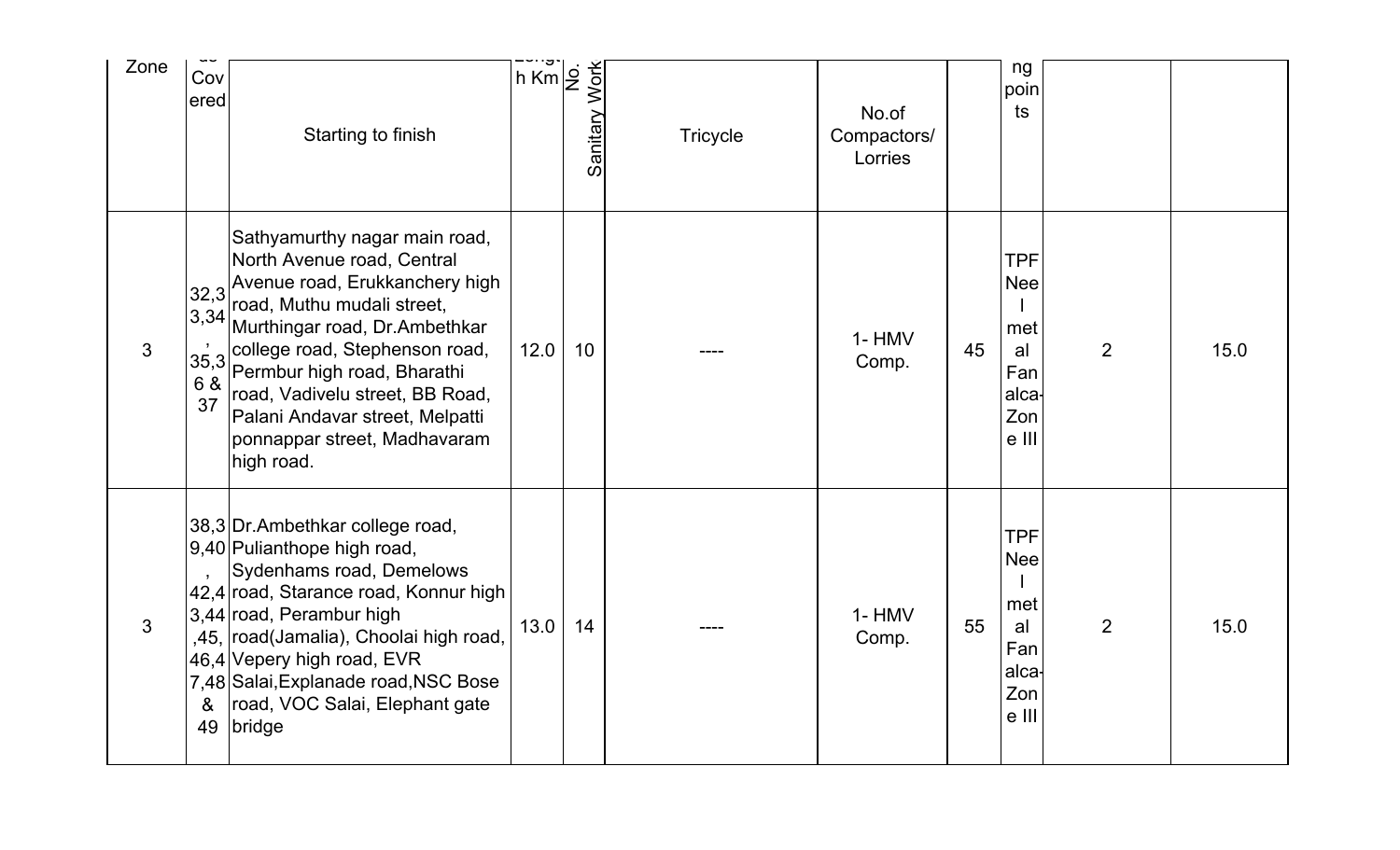| Zone | Wards Covered | Starting to finish | Length Km | No. Sanitary Work | Tricycle | No.of Compactors/ Lorries | | ng points | | |
|---|---|---|---|---|---|---|---|---|---|---|
| 3 | 32,33,34, 35,36 & 37 | Sathyamurthy nagar main road, North Avenue road, Central Avenue road, Erukkanchery high road, Muthu mudali street, Murthingar road, Dr.Ambethkar college road, Stephenson road, Permbur high road, Bharathi road, Vadivelu street, BB Road, Palani Andavar street, Melpatti ponnappar street, Madhavaram high road. | 12.0 | 10 | ---- | 1- HMV Comp. | 45 | TPF Neel metal Fanalca-Zone III | 2 | 15.0 |
| 3 | 38,39,40, 42,43,44 ,45, 46,47,48 & 49 | Dr.Ambethkar college road, Pulianthope high road, Sydenhams road, Demelows road, Starance road, Konnur high road, Perambur high road(Jamalia), Choolai high road, Vepery high road, EVR Salai,Explanade road,NSC Bose road, VOC Salai, Elephant gate bridge | 13.0 | 14 | ---- | 1- HMV Comp. | 55 | TPF Neel metal Fanalca-Zone III | 2 | 15.0 |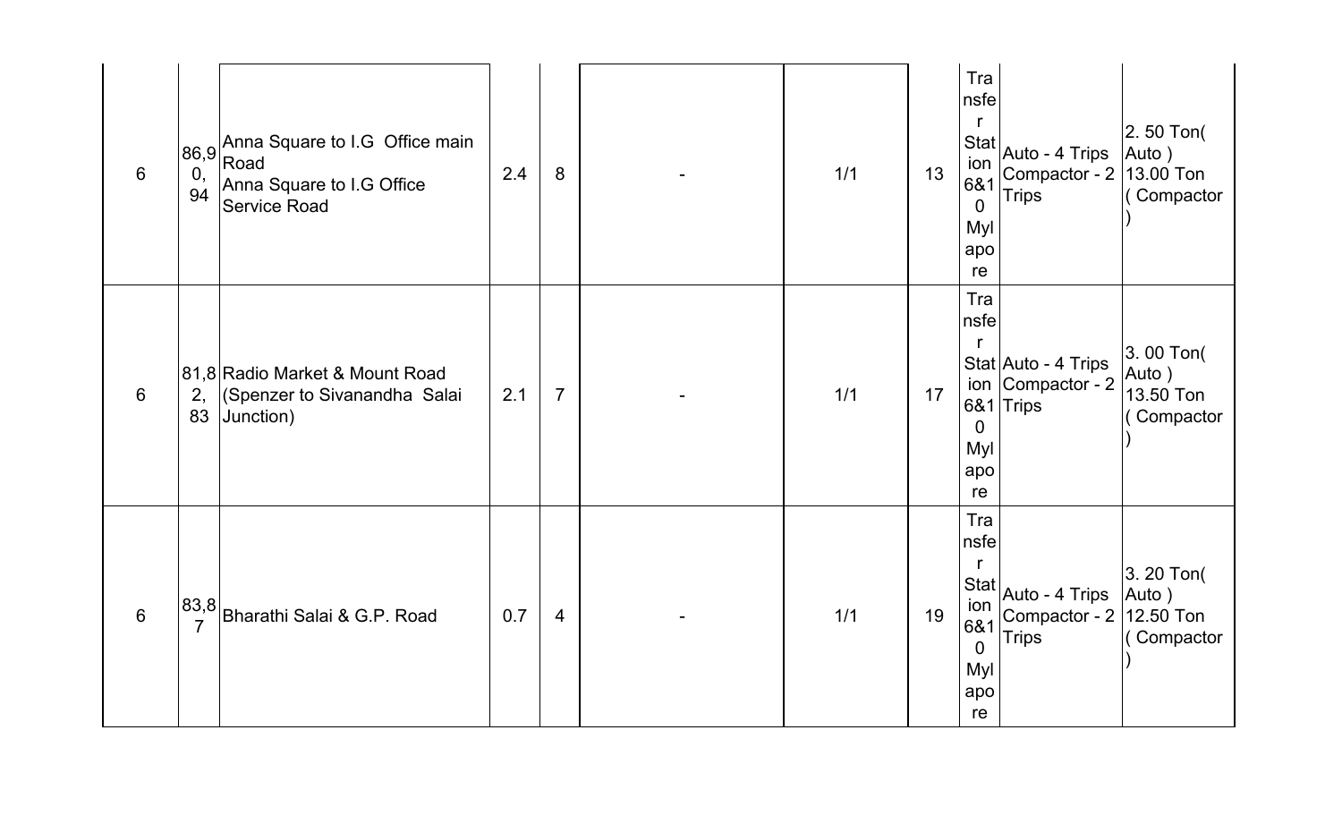| | | | | | | | | | | |
|---|---|---|---|---|---|---|---|---|---|---|
| 6 | 86,90, 94 | Anna Square to I.G Office main Road<br>Anna Square to I.G Office Service Road | 2.4 | 8 | - | 1/1 | 13 | Transfer Station 6&10 Mylapore | Auto - 4 Trips Compactor - 2 Trips | 2. 50 Ton( Auto )<br>13.00 Ton ( Compactor ) |
| 6 | 81,82, 83 | Radio Market & Mount Road (Spenzer to Sivanandha Salai Junction) | 2.1 | 7 | - | 1/1 | 17 | Transfer Station 6&10 Mylapore | Auto - 4 Trips Compactor - 2 Trips | 3. 00 Ton( Auto )<br>13.50 Ton ( Compactor ) |
| 6 | 83,87 | Bharathi Salai & G.P. Road | 0.7 | 4 | - | 1/1 | 19 | Transfer Station 6&10 Mylapore | Auto - 4 Trips Compactor - 2 Trips | 3. 20 Ton( Auto )<br>12.50 Ton ( Compactor ) |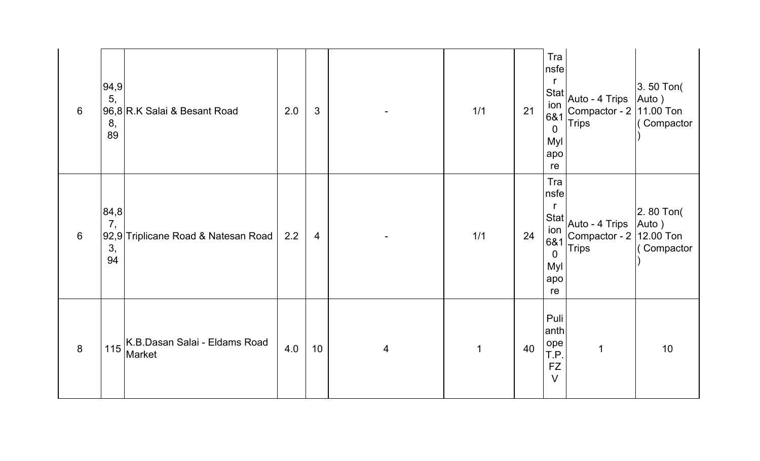| | | | | | | | | | | |
|---|---|---|---|---|---|---|---|---|---|---|
| 6 | 94,95, 96,88, 89 | R.K Salai & Besant Road | 2.0 | 3 | - | 1/1 | 21 | Transfer Station 6&10 Mylapore | Auto - 4 Trips Compactor - 2 Trips | 3. 50 Ton( Auto ) 11.00 Ton ( Compactor ) |
| 6 | 84,87, 92,93, 94 | Triplicane Road & Natesan Road | 2.2 | 4 | - | 1/1 | 24 | Transfer Station 6&10 Mylapore | Auto - 4 Trips Compactor - 2 Trips | 2. 80 Ton( Auto ) 12.00 Ton ( Compactor ) |
| 8 | 115 | K.B.Dasan Salai - Eldams Road Market | 4.0 | 10 | 4 | 1 | 40 | Pulianthope T.P. FZ V | 1 | 10 |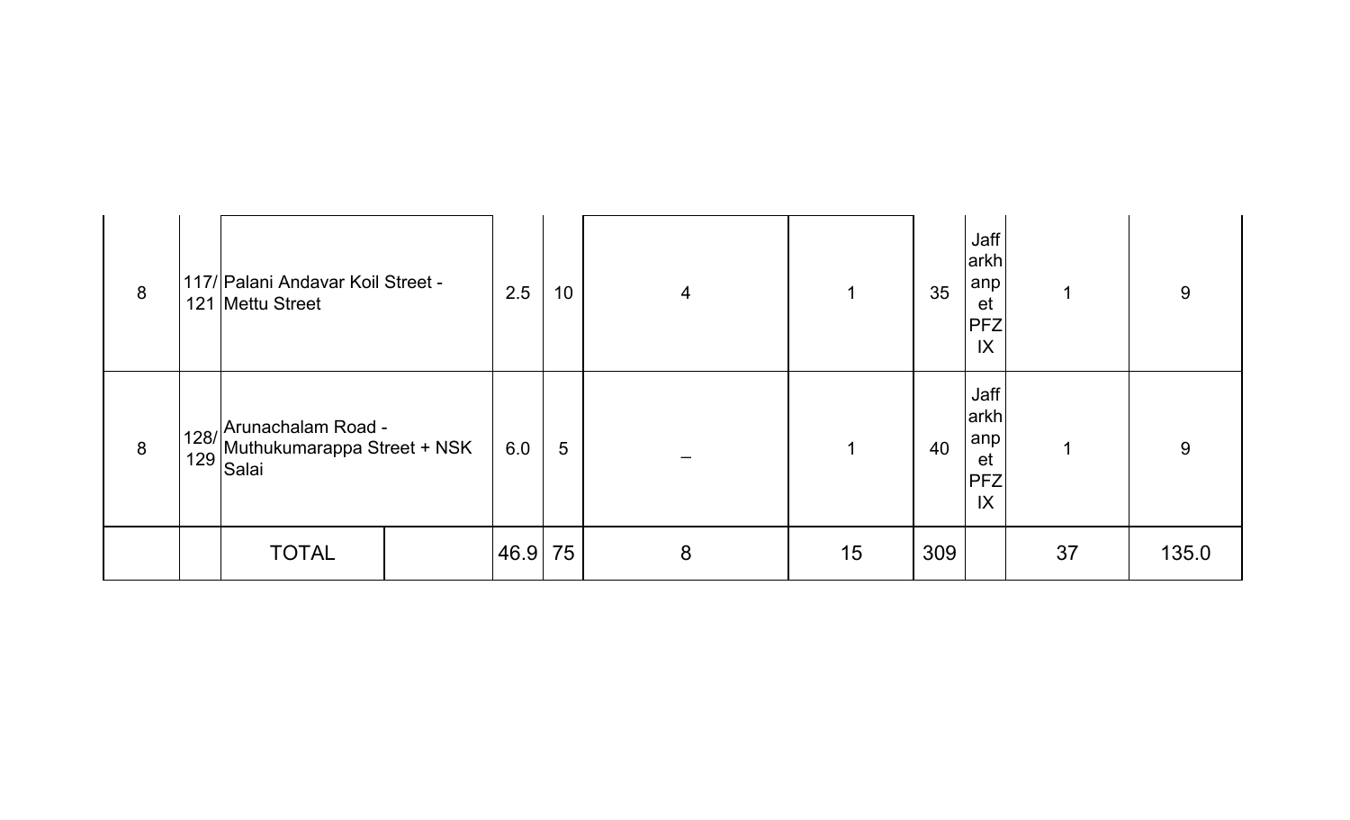| | | | | | | | | | | | |
|---|---|---|---|---|---|---|---|---|---|---|---|
| 8 | 117/ 121 | Palani Andavar Koil Street - Mettu Street | | 2.5 | 10 | 4 | 1 | 35 | Jaffarkhanpet PFZ IX | 1 | 9 |
| 8 | 128/ 129 | Arunachalam Road - Muthukumarappa Street + NSK Salai | | 6.0 | 5 | _ | 1 | 40 | Jaffarkhanpet PFZ IX | 1 | 9 |
| | | TOTAL | | 46.9 | 75 | 8 | 15 | 309 | | 37 | 135.0 |